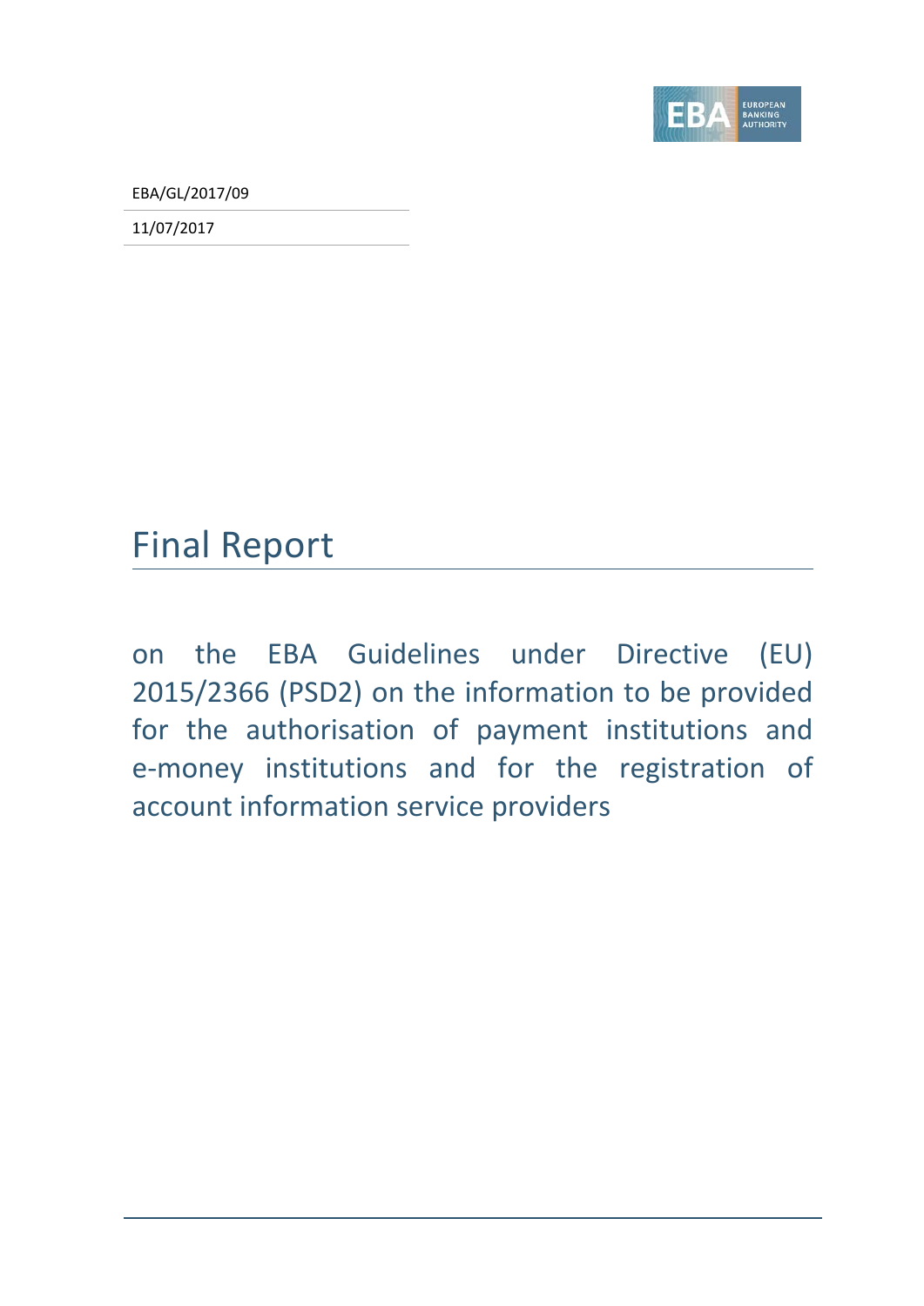EBA/GL/2017/09

11/07/2017

# Final Report

## on the EBA Guidelines under Directive (EU) 2015/2366 (PSD2) on the information to be provided for the authorisation of payment institutions and e-money institutions and for the registration of account information service providers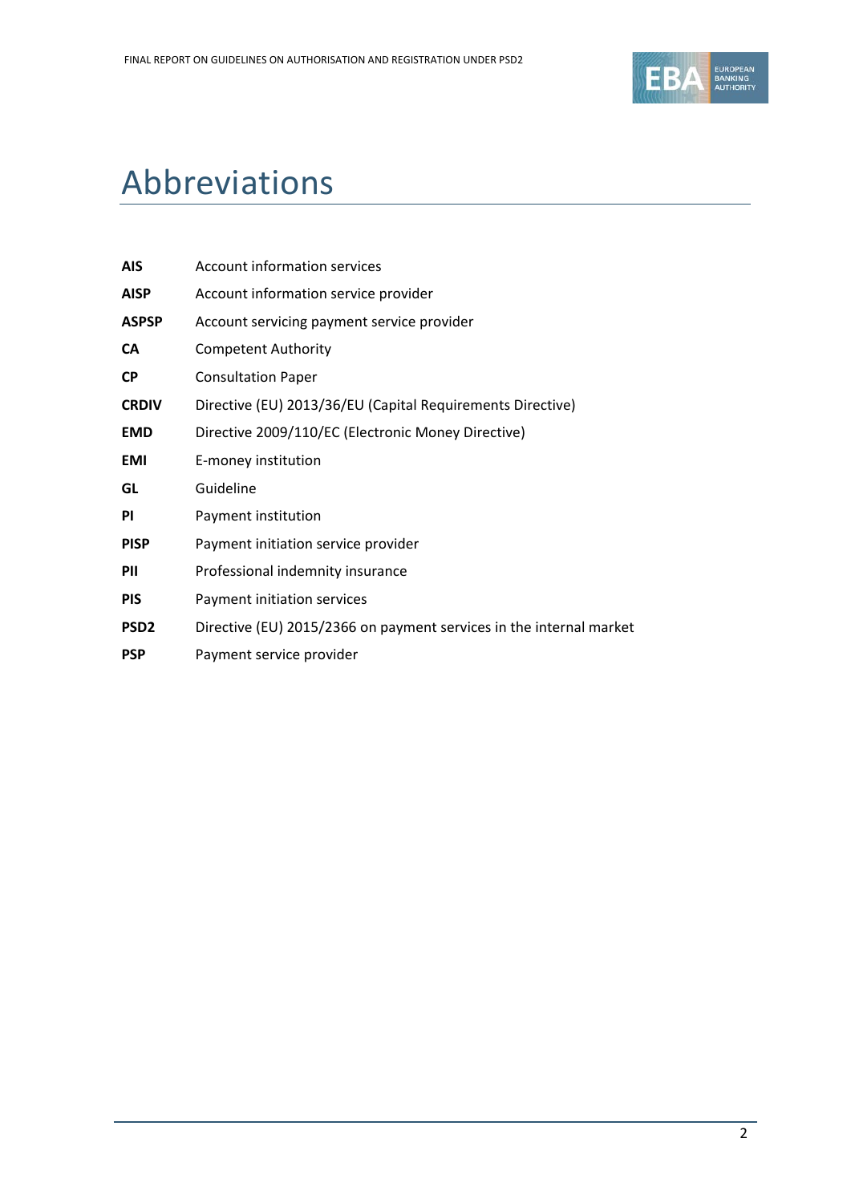# Abbreviations

| | |
|---|---|
| **AIS** | Account information services |
| **AISP** | Account information service provider |
| **ASPSP** | Account servicing payment service provider |
| **CA** | Competent Authority |
| **CP** | Consultation Paper |
| **CRDIV** | Directive (EU) 2013/36/EU (Capital Requirements Directive) |
| **EMD** | Directive 2009/110/EC (Electronic Money Directive) |
| **EMI** | E-money institution |
| **GL** | Guideline |
| **PI** | Payment institution |
| **PISP** | Payment initiation service provider |
| **PII** | Professional indemnity insurance |
| **PIS** | Payment initiation services |
| **PSD2** | Directive (EU) 2015/2366 on payment services in the internal market |
| **PSP** | Payment service provider |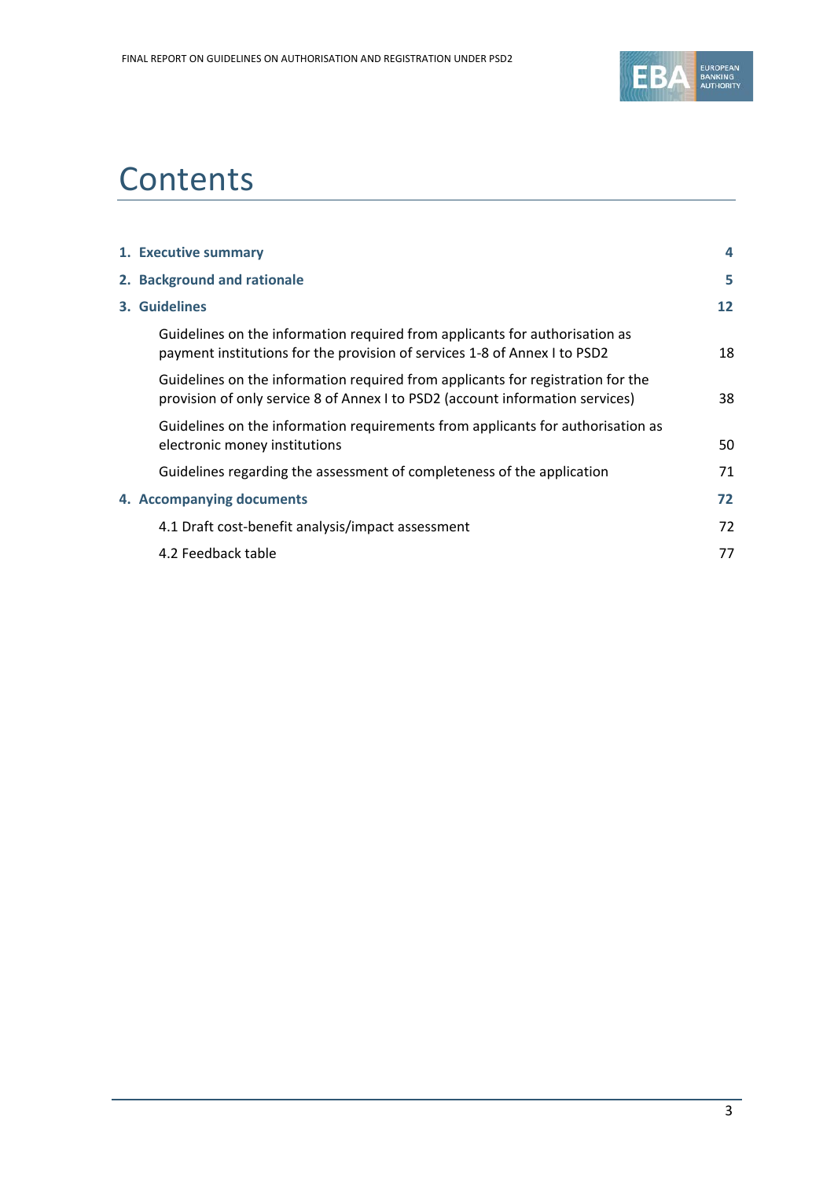# Contents

| | |
|---|---|
| **1. Executive summary** | **4** |
| **2. Background and rationale** | **5** |
| **3. Guidelines** | **12** |
| Guidelines on the information required from applicants for authorisation as payment institutions for the provision of services 1-8 of Annex I to PSD2 | 18 |
| Guidelines on the information required from applicants for registration for the provision of only service 8 of Annex I to PSD2 (account information services) | 38 |
| Guidelines on the information requirements from applicants for authorisation as electronic money institutions | 50 |
| Guidelines regarding the assessment of completeness of the application | 71 |
| **4. Accompanying documents** | **72** |
| 4.1 Draft cost-benefit analysis/impact assessment | 72 |
| 4.2 Feedback table | 77 |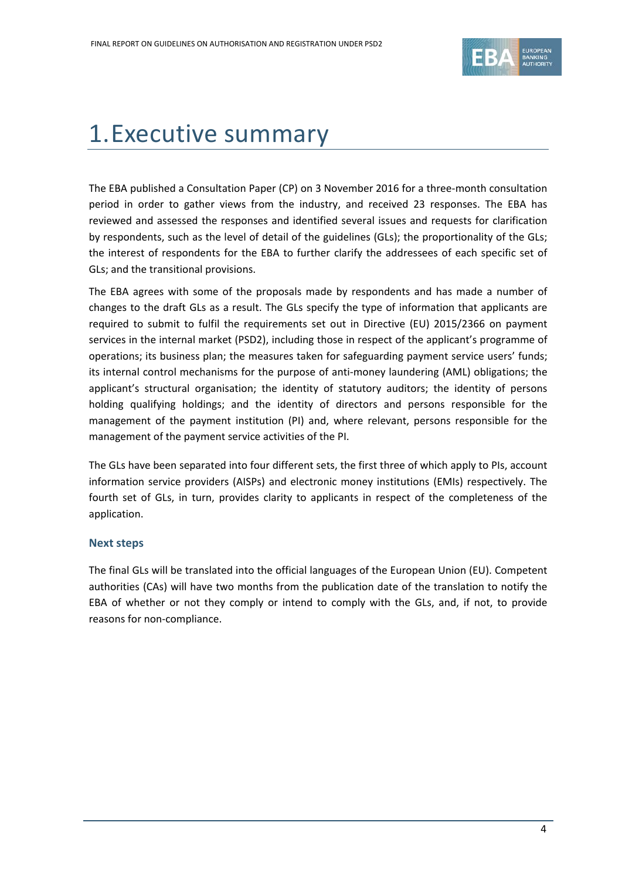# 1. Executive summary

The EBA published a Consultation Paper (CP) on 3 November 2016 for a three-month consultation period in order to gather views from the industry, and received 23 responses. The EBA has reviewed and assessed the responses and identified several issues and requests for clarification by respondents, such as the level of detail of the guidelines (GLs); the proportionality of the GLs; the interest of respondents for the EBA to further clarify the addressees of each specific set of GLs; and the transitional provisions.

The EBA agrees with some of the proposals made by respondents and has made a number of changes to the draft GLs as a result. The GLs specify the type of information that applicants are required to submit to fulfil the requirements set out in Directive (EU) 2015/2366 on payment services in the internal market (PSD2), including those in respect of the applicant's programme of operations; its business plan; the measures taken for safeguarding payment service users' funds; its internal control mechanisms for the purpose of anti-money laundering (AML) obligations; the applicant's structural organisation; the identity of statutory auditors; the identity of persons holding qualifying holdings; and the identity of directors and persons responsible for the management of the payment institution (PI) and, where relevant, persons responsible for the management of the payment service activities of the PI.

The GLs have been separated into four different sets, the first three of which apply to PIs, account information service providers (AISPs) and electronic money institutions (EMIs) respectively. The fourth set of GLs, in turn, provides clarity to applicants in respect of the completeness of the application.

### Next steps

The final GLs will be translated into the official languages of the European Union (EU). Competent authorities (CAs) will have two months from the publication date of the translation to notify the EBA of whether or not they comply or intend to comply with the GLs, and, if not, to provide reasons for non-compliance.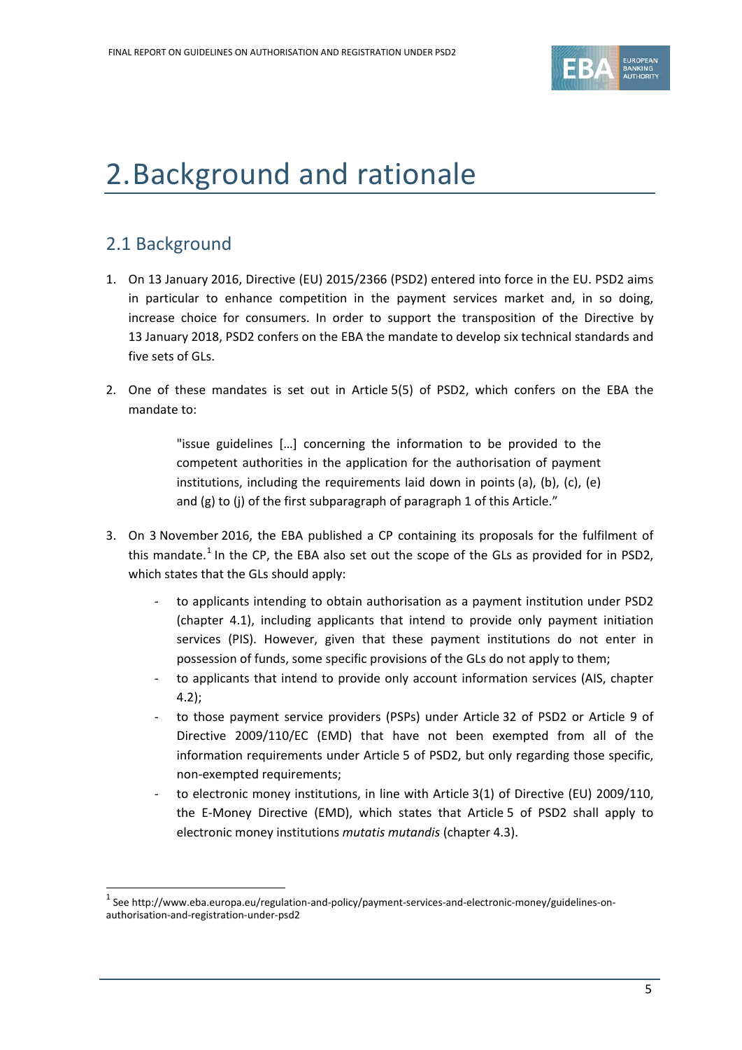# 2. Background and rationale

## 2.1 Background

1. On 13 January 2016, Directive (EU) 2015/2366 (PSD2) entered into force in the EU. PSD2 aims in particular to enhance competition in the payment services market and, in so doing, increase choice for consumers. In order to support the transposition of the Directive by 13 January 2018, PSD2 confers on the EBA the mandate to develop six technical standards and five sets of GLs.

2. One of these mandates is set out in Article 5(5) of PSD2, which confers on the EBA the mandate to:

   > "issue guidelines […] concerning the information to be provided to the competent authorities in the application for the authorisation of payment institutions, including the requirements laid down in points (a), (b), (c), (e) and (g) to (j) of the first subparagraph of paragraph 1 of this Article."

3. On 3 November 2016, the EBA published a CP containing its proposals for the fulfilment of this mandate.[1] In the CP, the EBA also set out the scope of the GLs as provided for in PSD2, which states that the GLs should apply:

   - to applicants intending to obtain authorisation as a payment institution under PSD2 (chapter 4.1), including applicants that intend to provide only payment initiation services (PIS). However, given that these payment institutions do not enter in possession of funds, some specific provisions of the GLs do not apply to them;
   - to applicants that intend to provide only account information services (AIS, chapter 4.2);
   - to those payment service providers (PSPs) under Article 32 of PSD2 or Article 9 of Directive 2009/110/EC (EMD) that have not been exempted from all of the information requirements under Article 5 of PSD2, but only regarding those specific, non-exempted requirements;
   - to electronic money institutions, in line with Article 3(1) of Directive (EU) 2009/110, the E-Money Directive (EMD), which states that Article 5 of PSD2 shall apply to electronic money institutions *mutatis mutandis* (chapter 4.3).

[1] See http://www.eba.europa.eu/regulation-and-policy/payment-services-and-electronic-money/guidelines-on-authorisation-and-registration-under-psd2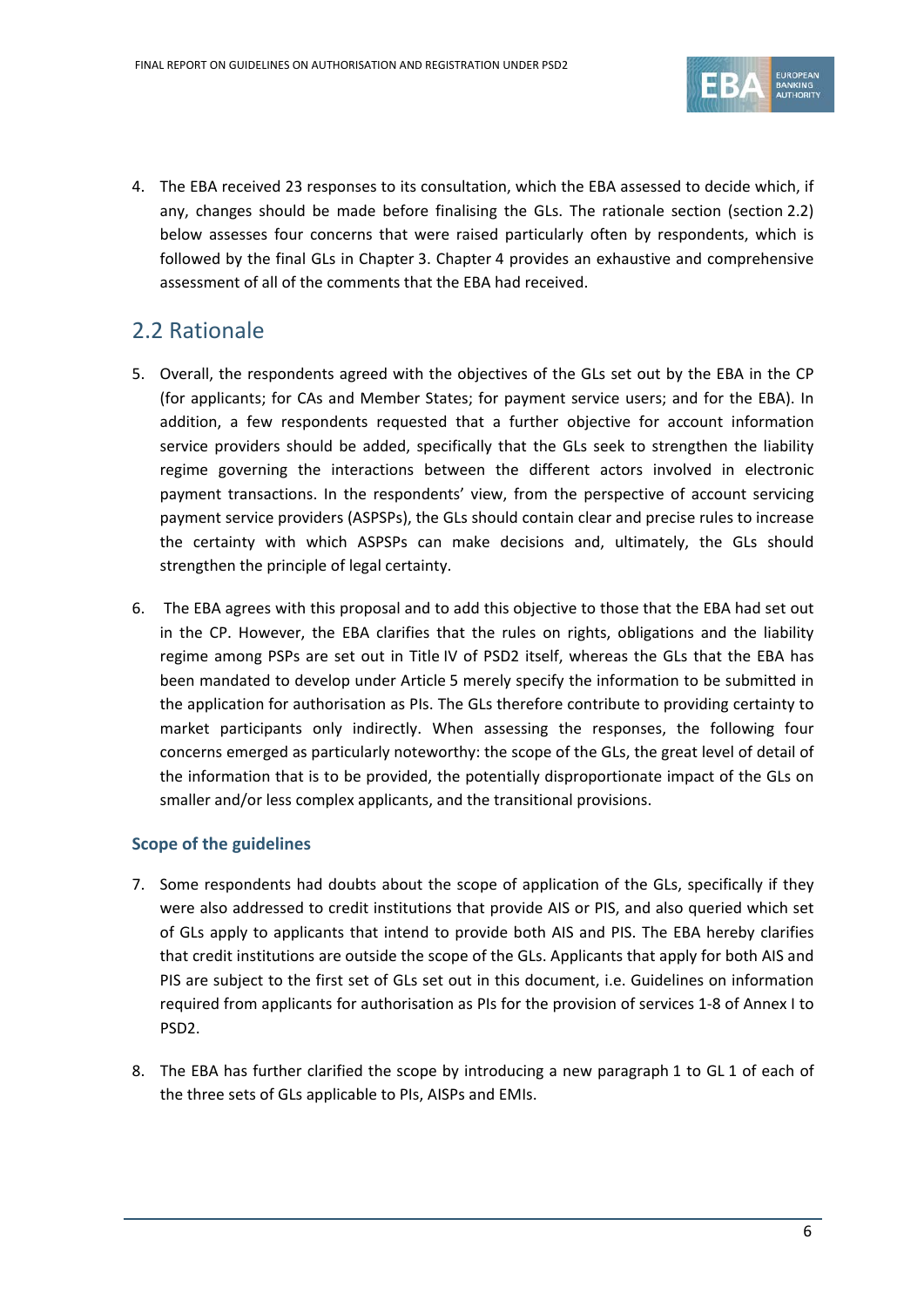4. The EBA received 23 responses to its consultation, which the EBA assessed to decide which, if any, changes should be made before finalising the GLs. The rationale section (section 2.2) below assesses four concerns that were raised particularly often by respondents, which is followed by the final GLs in Chapter 3. Chapter 4 provides an exhaustive and comprehensive assessment of all of the comments that the EBA had received.

## 2.2 Rationale

5. Overall, the respondents agreed with the objectives of the GLs set out by the EBA in the CP (for applicants; for CAs and Member States; for payment service users; and for the EBA). In addition, a few respondents requested that a further objective for account information service providers should be added, specifically that the GLs seek to strengthen the liability regime governing the interactions between the different actors involved in electronic payment transactions. In the respondents' view, from the perspective of account servicing payment service providers (ASPSPs), the GLs should contain clear and precise rules to increase the certainty with which ASPSPs can make decisions and, ultimately, the GLs should strengthen the principle of legal certainty.

6. The EBA agrees with this proposal and to add this objective to those that the EBA had set out in the CP. However, the EBA clarifies that the rules on rights, obligations and the liability regime among PSPs are set out in Title IV of PSD2 itself, whereas the GLs that the EBA has been mandated to develop under Article 5 merely specify the information to be submitted in the application for authorisation as PIs. The GLs therefore contribute to providing certainty to market participants only indirectly. When assessing the responses, the following four concerns emerged as particularly noteworthy: the scope of the GLs, the great level of detail of the information that is to be provided, the potentially disproportionate impact of the GLs on smaller and/or less complex applicants, and the transitional provisions.

### Scope of the guidelines

7. Some respondents had doubts about the scope of application of the GLs, specifically if they were also addressed to credit institutions that provide AIS or PIS, and also queried which set of GLs apply to applicants that intend to provide both AIS and PIS. The EBA hereby clarifies that credit institutions are outside the scope of the GLs. Applicants that apply for both AIS and PIS are subject to the first set of GLs set out in this document, i.e. Guidelines on information required from applicants for authorisation as PIs for the provision of services 1-8 of Annex I to PSD2.

8. The EBA has further clarified the scope by introducing a new paragraph 1 to GL 1 of each of the three sets of GLs applicable to PIs, AISPs and EMIs.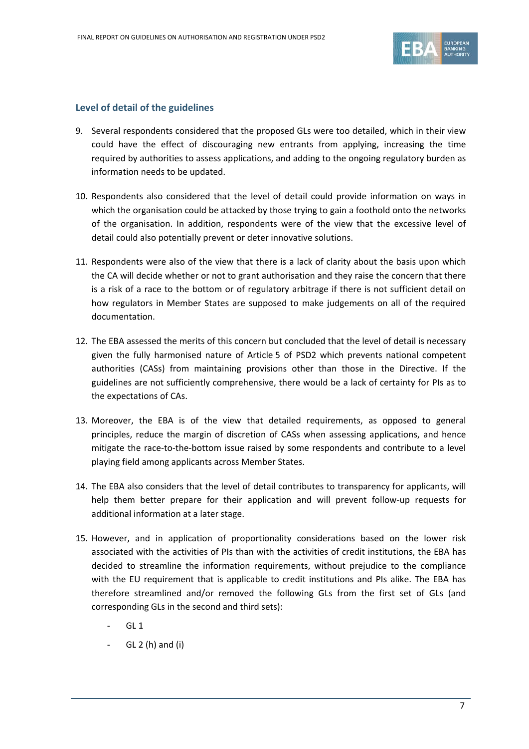### Level of detail of the guidelines

9. Several respondents considered that the proposed GLs were too detailed, which in their view could have the effect of discouraging new entrants from applying, increasing the time required by authorities to assess applications, and adding to the ongoing regulatory burden as information needs to be updated.

10. Respondents also considered that the level of detail could provide information on ways in which the organisation could be attacked by those trying to gain a foothold onto the networks of the organisation. In addition, respondents were of the view that the excessive level of detail could also potentially prevent or deter innovative solutions.

11. Respondents were also of the view that there is a lack of clarity about the basis upon which the CA will decide whether or not to grant authorisation and they raise the concern that there is a risk of a race to the bottom or of regulatory arbitrage if there is not sufficient detail on how regulators in Member States are supposed to make judgements on all of the required documentation.

12. The EBA assessed the merits of this concern but concluded that the level of detail is necessary given the fully harmonised nature of Article 5 of PSD2 which prevents national competent authorities (CASs) from maintaining provisions other than those in the Directive. If the guidelines are not sufficiently comprehensive, there would be a lack of certainty for PIs as to the expectations of CAs.

13. Moreover, the EBA is of the view that detailed requirements, as opposed to general principles, reduce the margin of discretion of CASs when assessing applications, and hence mitigate the race-to-the-bottom issue raised by some respondents and contribute to a level playing field among applicants across Member States.

14. The EBA also considers that the level of detail contributes to transparency for applicants, will help them better prepare for their application and will prevent follow-up requests for additional information at a later stage.

15. However, and in application of proportionality considerations based on the lower risk associated with the activities of PIs than with the activities of credit institutions, the EBA has decided to streamline the information requirements, without prejudice to the compliance with the EU requirement that is applicable to credit institutions and PIs alike. The EBA has therefore streamlined and/or removed the following GLs from the first set of GLs (and corresponding GLs in the second and third sets):

    - GL 1
    - GL 2 (h) and (i)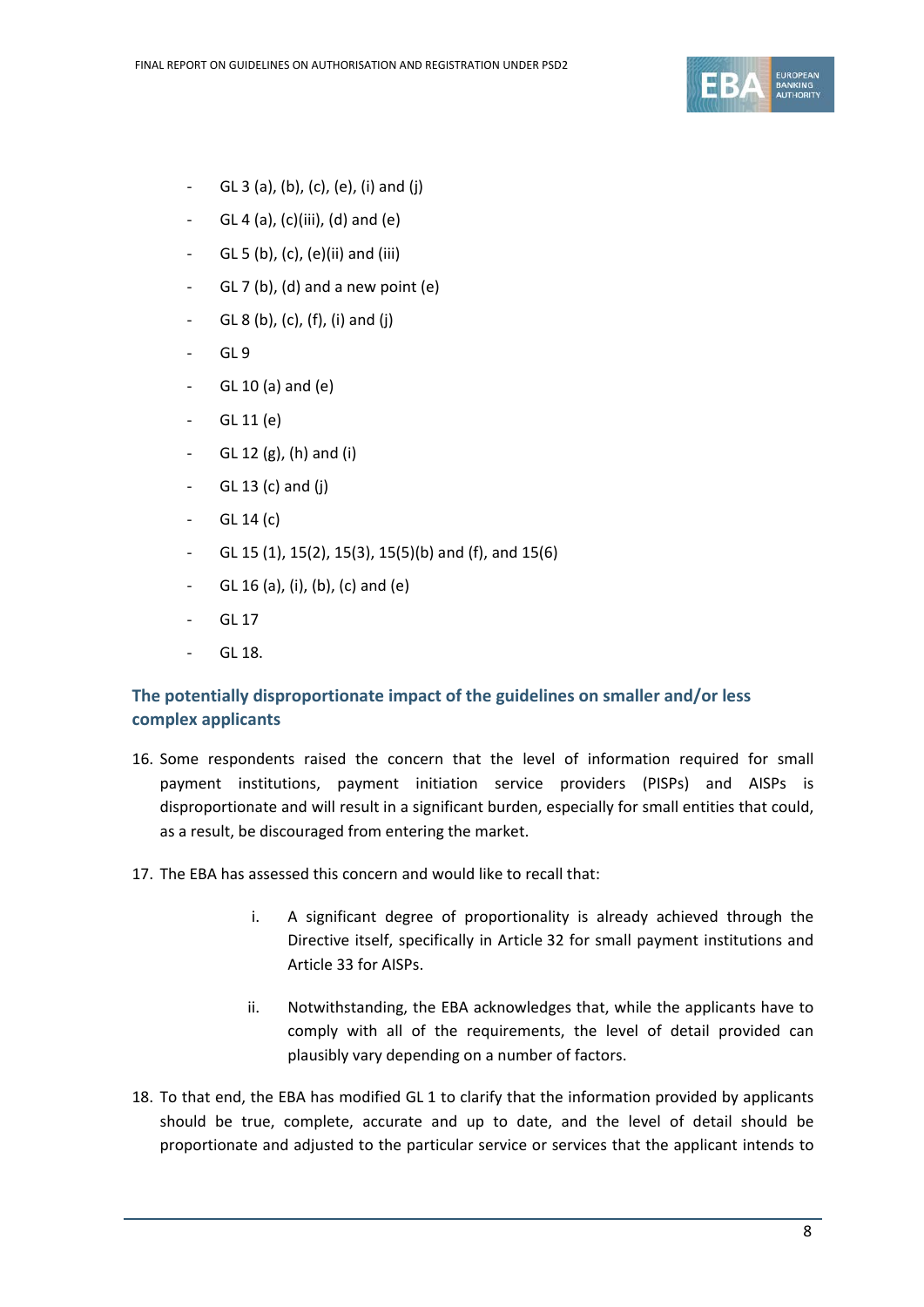- GL 3 (a), (b), (c), (e), (i) and (j)
- GL 4 (a), (c)(iii), (d) and (e)
- GL 5 (b), (c), (e)(ii) and (iii)
- GL 7 (b), (d) and a new point (e)
- GL 8 (b), (c), (f), (i) and (j)
- GL 9
- GL 10 (a) and (e)
- GL 11 (e)
- GL 12 (g), (h) and (i)
- GL 13 (c) and (j)
- GL 14 (c)
- GL 15 (1), 15(2), 15(3), 15(5)(b) and (f), and 15(6)
- GL 16 (a), (i), (b), (c) and (e)
- GL 17
- GL 18.

## The potentially disproportionate impact of the guidelines on smaller and/or less complex applicants

16. Some respondents raised the concern that the level of information required for small payment institutions, payment initiation service providers (PISPs) and AISPs is disproportionate and will result in a significant burden, especially for small entities that could, as a result, be discouraged from entering the market.

17. The EBA has assessed this concern and would like to recall that:

    i. A significant degree of proportionality is already achieved through the Directive itself, specifically in Article 32 for small payment institutions and Article 33 for AISPs.

    ii. Notwithstanding, the EBA acknowledges that, while the applicants have to comply with all of the requirements, the level of detail provided can plausibly vary depending on a number of factors.

18. To that end, the EBA has modified GL 1 to clarify that the information provided by applicants should be true, complete, accurate and up to date, and the level of detail should be proportionate and adjusted to the particular service or services that the applicant intends to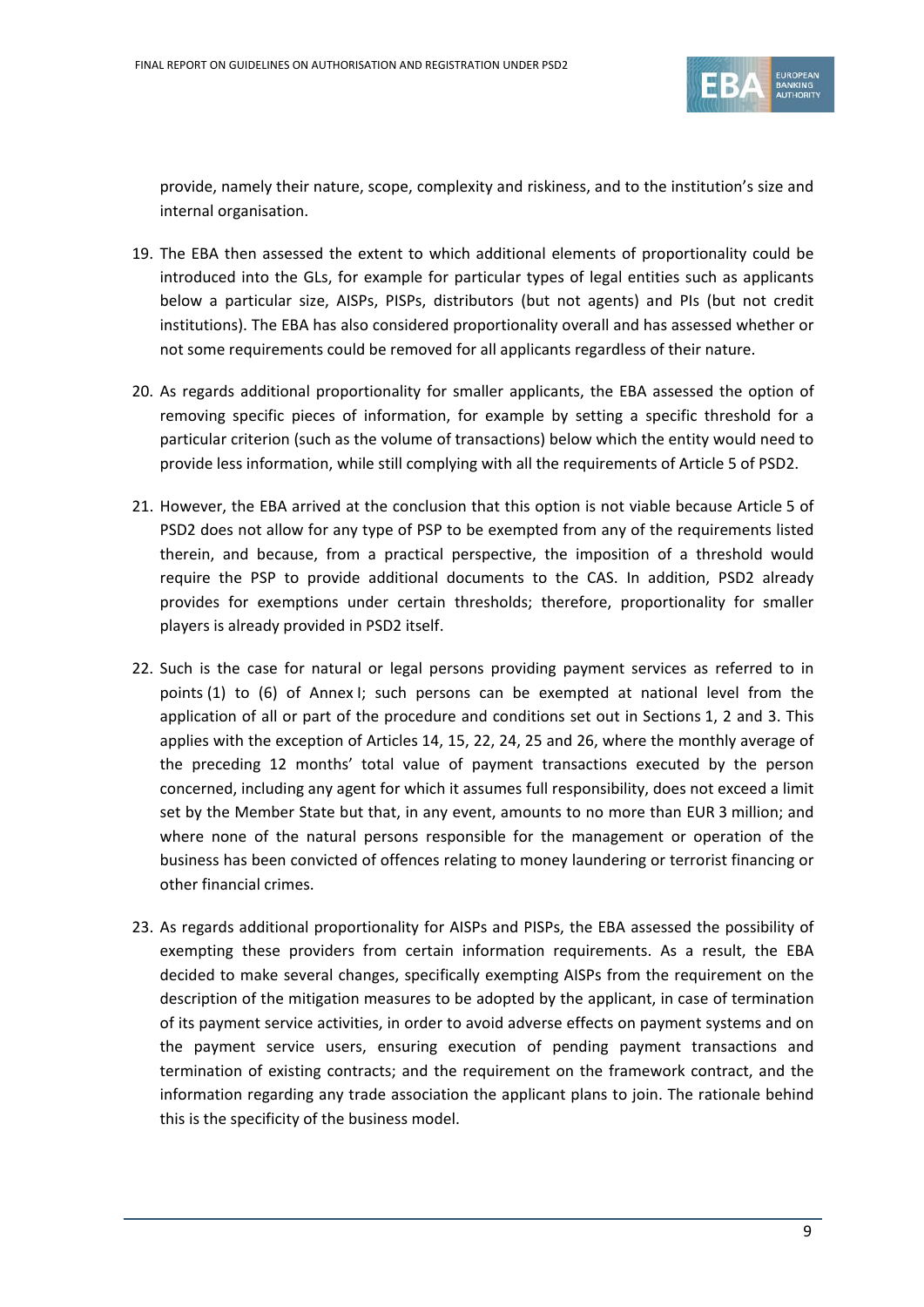provide, namely their nature, scope, complexity and riskiness, and to the institution's size and internal organisation.

19. The EBA then assessed the extent to which additional elements of proportionality could be introduced into the GLs, for example for particular types of legal entities such as applicants below a particular size, AISPs, PISPs, distributors (but not agents) and PIs (but not credit institutions). The EBA has also considered proportionality overall and has assessed whether or not some requirements could be removed for all applicants regardless of their nature.

20. As regards additional proportionality for smaller applicants, the EBA assessed the option of removing specific pieces of information, for example by setting a specific threshold for a particular criterion (such as the volume of transactions) below which the entity would need to provide less information, while still complying with all the requirements of Article 5 of PSD2.

21. However, the EBA arrived at the conclusion that this option is not viable because Article 5 of PSD2 does not allow for any type of PSP to be exempted from any of the requirements listed therein, and because, from a practical perspective, the imposition of a threshold would require the PSP to provide additional documents to the CAS. In addition, PSD2 already provides for exemptions under certain thresholds; therefore, proportionality for smaller players is already provided in PSD2 itself.

22. Such is the case for natural or legal persons providing payment services as referred to in points (1) to (6) of Annex I; such persons can be exempted at national level from the application of all or part of the procedure and conditions set out in Sections 1, 2 and 3. This applies with the exception of Articles 14, 15, 22, 24, 25 and 26, where the monthly average of the preceding 12 months' total value of payment transactions executed by the person concerned, including any agent for which it assumes full responsibility, does not exceed a limit set by the Member State but that, in any event, amounts to no more than EUR 3 million; and where none of the natural persons responsible for the management or operation of the business has been convicted of offences relating to money laundering or terrorist financing or other financial crimes.

23. As regards additional proportionality for AISPs and PISPs, the EBA assessed the possibility of exempting these providers from certain information requirements. As a result, the EBA decided to make several changes, specifically exempting AISPs from the requirement on the description of the mitigation measures to be adopted by the applicant, in case of termination of its payment service activities, in order to avoid adverse effects on payment systems and on the payment service users, ensuring execution of pending payment transactions and termination of existing contracts; and the requirement on the framework contract, and the information regarding any trade association the applicant plans to join. The rationale behind this is the specificity of the business model.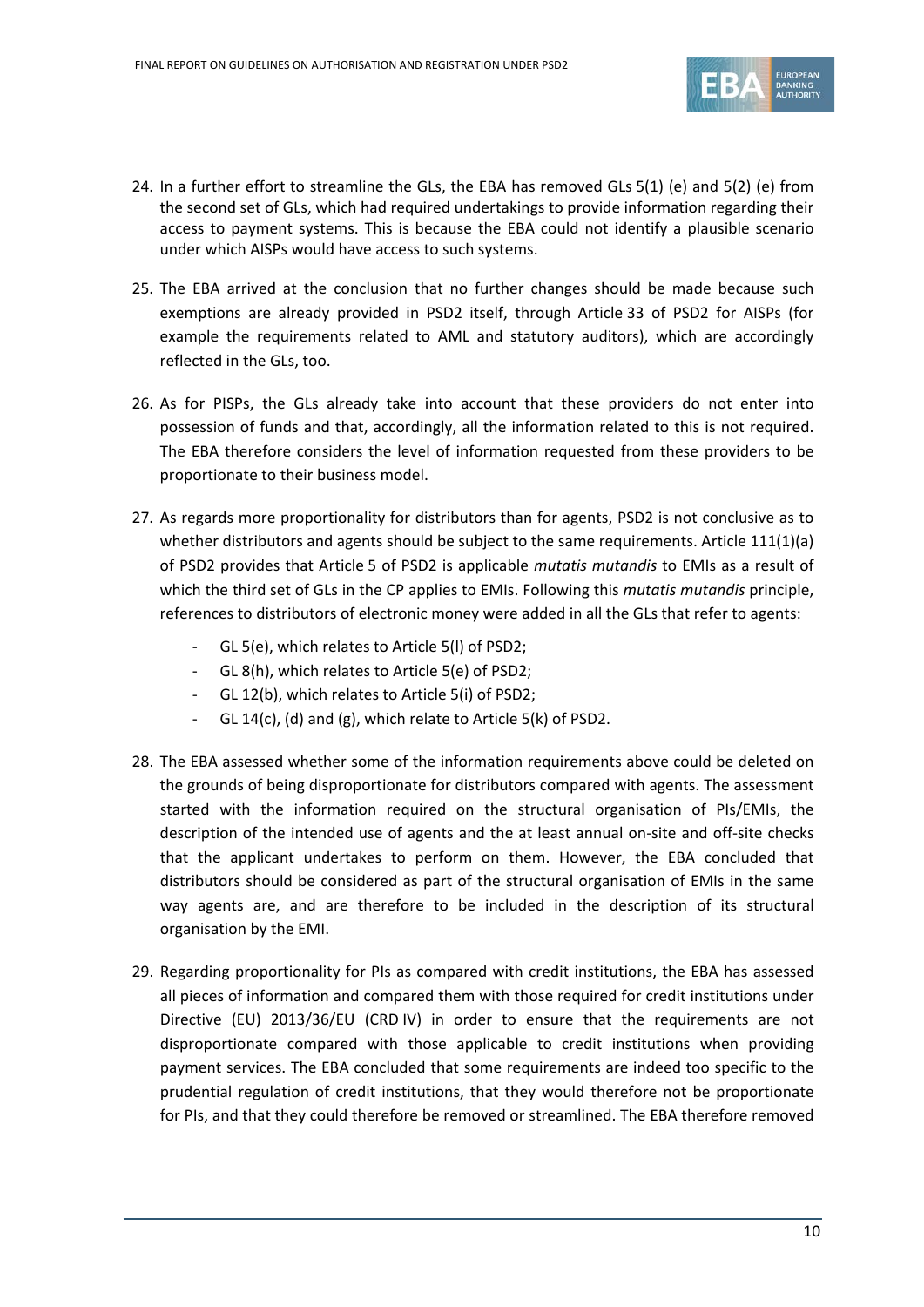24. In a further effort to streamline the GLs, the EBA has removed GLs 5(1) (e) and 5(2) (e) from the second set of GLs, which had required undertakings to provide information regarding their access to payment systems. This is because the EBA could not identify a plausible scenario under which AISPs would have access to such systems.

25. The EBA arrived at the conclusion that no further changes should be made because such exemptions are already provided in PSD2 itself, through Article 33 of PSD2 for AISPs (for example the requirements related to AML and statutory auditors), which are accordingly reflected in the GLs, too.

26. As for PISPs, the GLs already take into account that these providers do not enter into possession of funds and that, accordingly, all the information related to this is not required. The EBA therefore considers the level of information requested from these providers to be proportionate to their business model.

27. As regards more proportionality for distributors than for agents, PSD2 is not conclusive as to whether distributors and agents should be subject to the same requirements. Article 111(1)(a) of PSD2 provides that Article 5 of PSD2 is applicable *mutatis mutandis* to EMIs as a result of which the third set of GLs in the CP applies to EMIs. Following this *mutatis mutandis* principle, references to distributors of electronic money were added in all the GLs that refer to agents:

    - GL 5(e), which relates to Article 5(l) of PSD2;
    - GL 8(h), which relates to Article 5(e) of PSD2;
    - GL 12(b), which relates to Article 5(i) of PSD2;
    - GL 14(c), (d) and (g), which relate to Article 5(k) of PSD2.

28. The EBA assessed whether some of the information requirements above could be deleted on the grounds of being disproportionate for distributors compared with agents. The assessment started with the information required on the structural organisation of PIs/EMIs, the description of the intended use of agents and the at least annual on-site and off-site checks that the applicant undertakes to perform on them. However, the EBA concluded that distributors should be considered as part of the structural organisation of EMIs in the same way agents are, and are therefore to be included in the description of its structural organisation by the EMI.

29. Regarding proportionality for PIs as compared with credit institutions, the EBA has assessed all pieces of information and compared them with those required for credit institutions under Directive (EU) 2013/36/EU (CRD IV) in order to ensure that the requirements are not disproportionate compared with those applicable to credit institutions when providing payment services. The EBA concluded that some requirements are indeed too specific to the prudential regulation of credit institutions, that they would therefore not be proportionate for PIs, and that they could therefore be removed or streamlined. The EBA therefore removed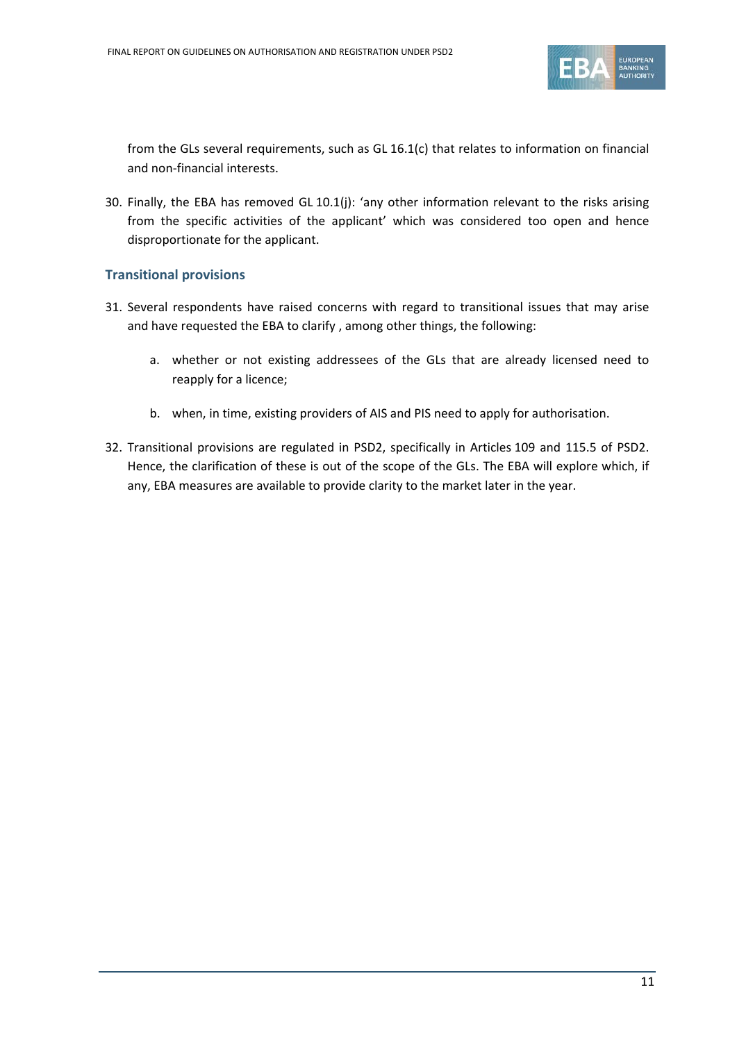from the GLs several requirements, such as GL 16.1(c) that relates to information on financial and non-financial interests.

30. Finally, the EBA has removed GL 10.1(j): 'any other information relevant to the risks arising from the specific activities of the applicant' which was considered too open and hence disproportionate for the applicant.

### Transitional provisions

31. Several respondents have raised concerns with regard to transitional issues that may arise and have requested the EBA to clarify , among other things, the following:

    a. whether or not existing addressees of the GLs that are already licensed need to reapply for a licence;

    b. when, in time, existing providers of AIS and PIS need to apply for authorisation.

32. Transitional provisions are regulated in PSD2, specifically in Articles 109 and 115.5 of PSD2. Hence, the clarification of these is out of the scope of the GLs. The EBA will explore which, if any, EBA measures are available to provide clarity to the market later in the year.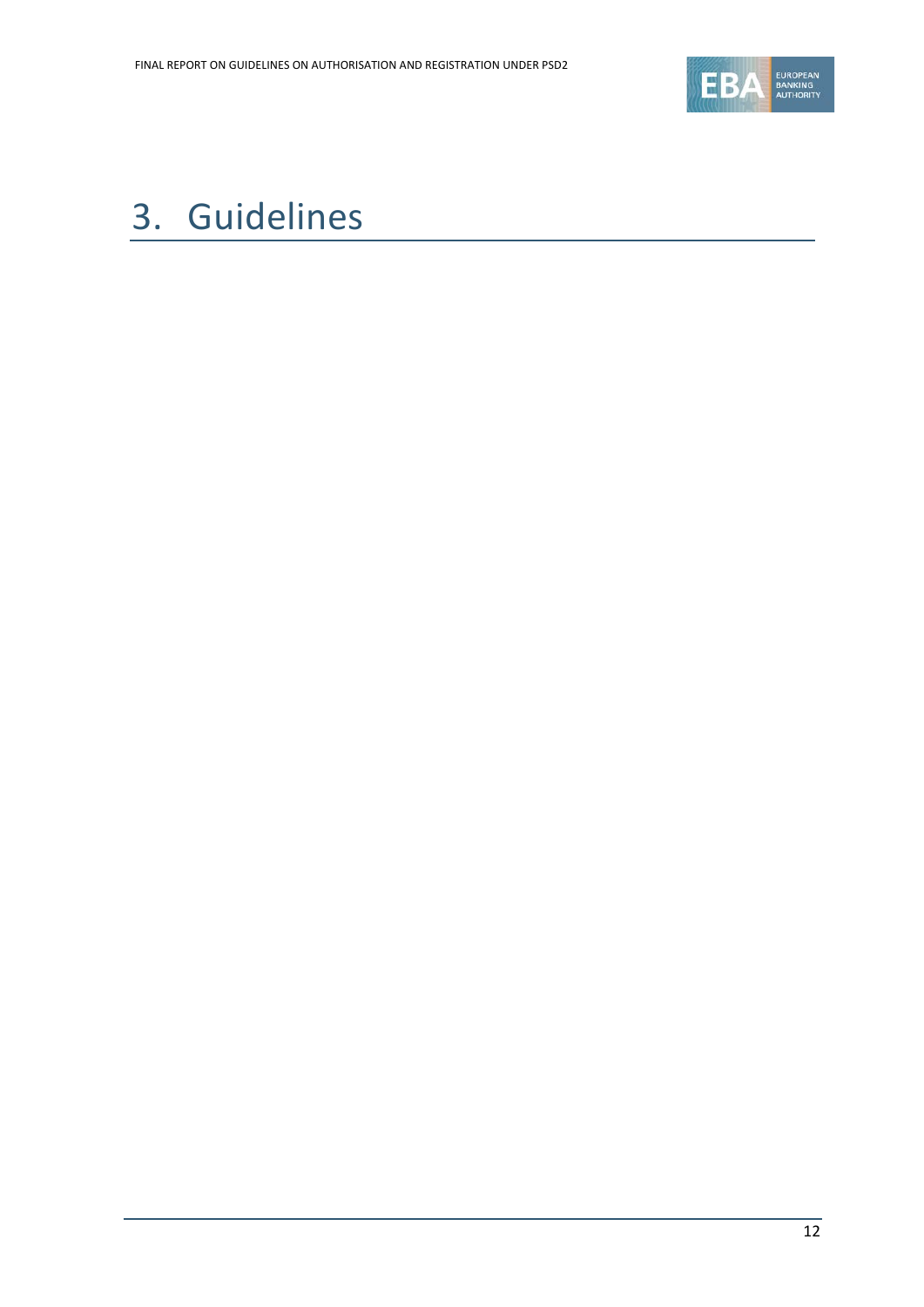# 3. Guidelines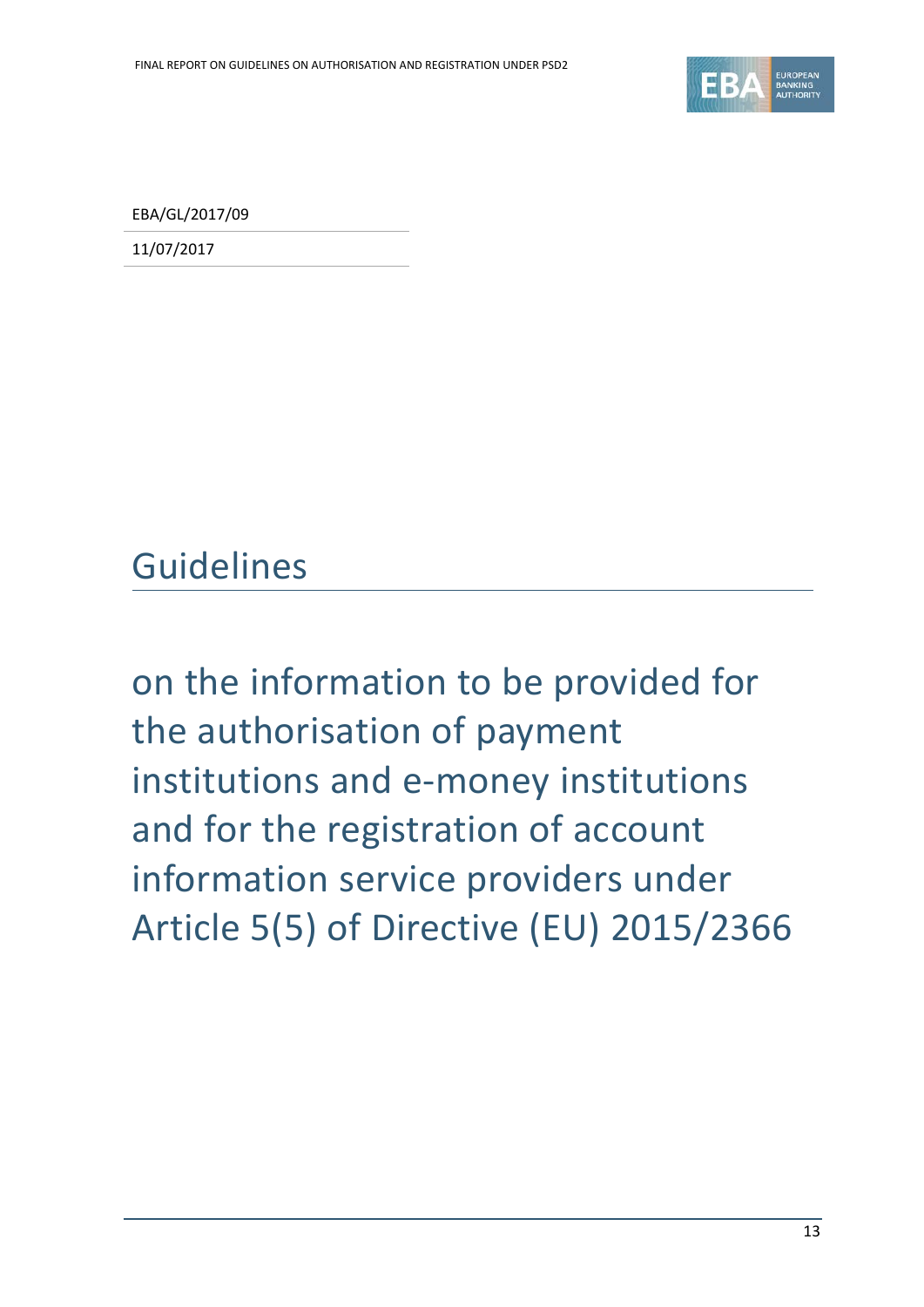EBA/GL/2017/09

11/07/2017

# Guidelines

## on the information to be provided for the authorisation of payment institutions and e-money institutions and for the registration of account information service providers under Article 5(5) of Directive (EU) 2015/2366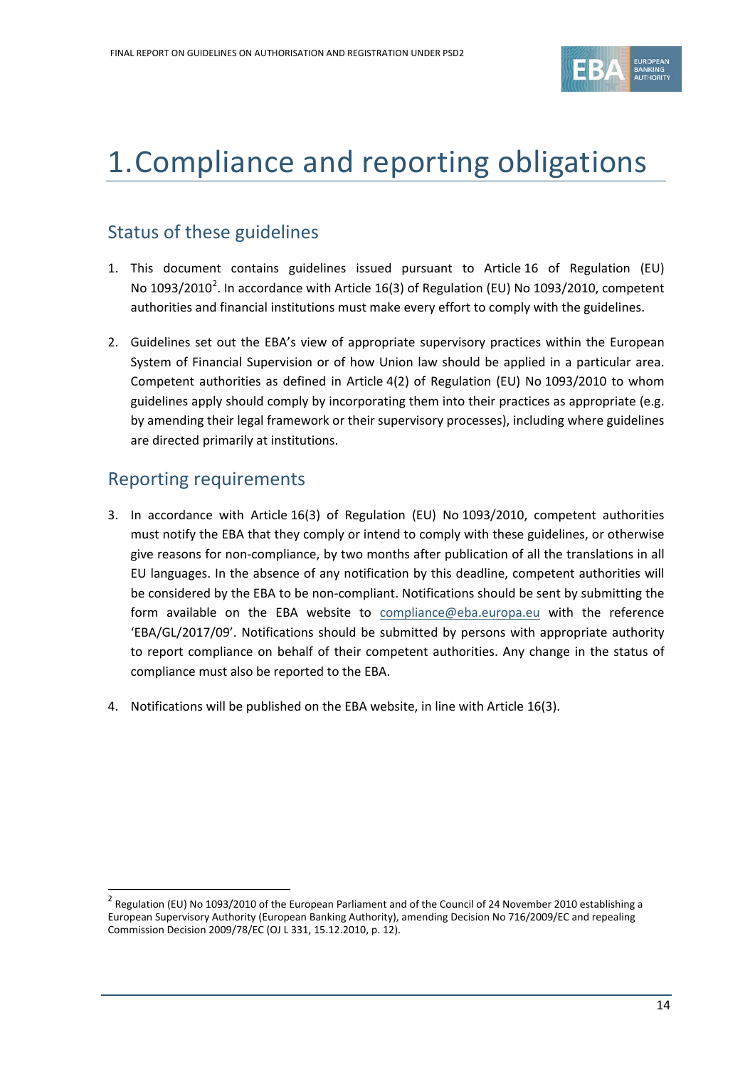# 1. Compliance and reporting obligations

## Status of these guidelines

1. This document contains guidelines issued pursuant to Article 16 of Regulation (EU) No 1093/2010[2]. In accordance with Article 16(3) of Regulation (EU) No 1093/2010, competent authorities and financial institutions must make every effort to comply with the guidelines.

2. Guidelines set out the EBA's view of appropriate supervisory practices within the European System of Financial Supervision or of how Union law should be applied in a particular area. Competent authorities as defined in Article 4(2) of Regulation (EU) No 1093/2010 to whom guidelines apply should comply by incorporating them into their practices as appropriate (e.g. by amending their legal framework or their supervisory processes), including where guidelines are directed primarily at institutions.

## Reporting requirements

3. In accordance with Article 16(3) of Regulation (EU) No 1093/2010, competent authorities must notify the EBA that they comply or intend to comply with these guidelines, or otherwise give reasons for non-compliance, by two months after publication of all the translations in all EU languages. In the absence of any notification by this deadline, competent authorities will be considered by the EBA to be non-compliant. Notifications should be sent by submitting the form available on the EBA website to compliance@eba.europa.eu with the reference 'EBA/GL/2017/09'. Notifications should be submitted by persons with appropriate authority to report compliance on behalf of their competent authorities. Any change in the status of compliance must also be reported to the EBA.

4. Notifications will be published on the EBA website, in line with Article 16(3).

---

[2] Regulation (EU) No 1093/2010 of the European Parliament and of the Council of 24 November 2010 establishing a European Supervisory Authority (European Banking Authority), amending Decision No 716/2009/EC and repealing Commission Decision 2009/78/EC (OJ L 331, 15.12.2010, p. 12).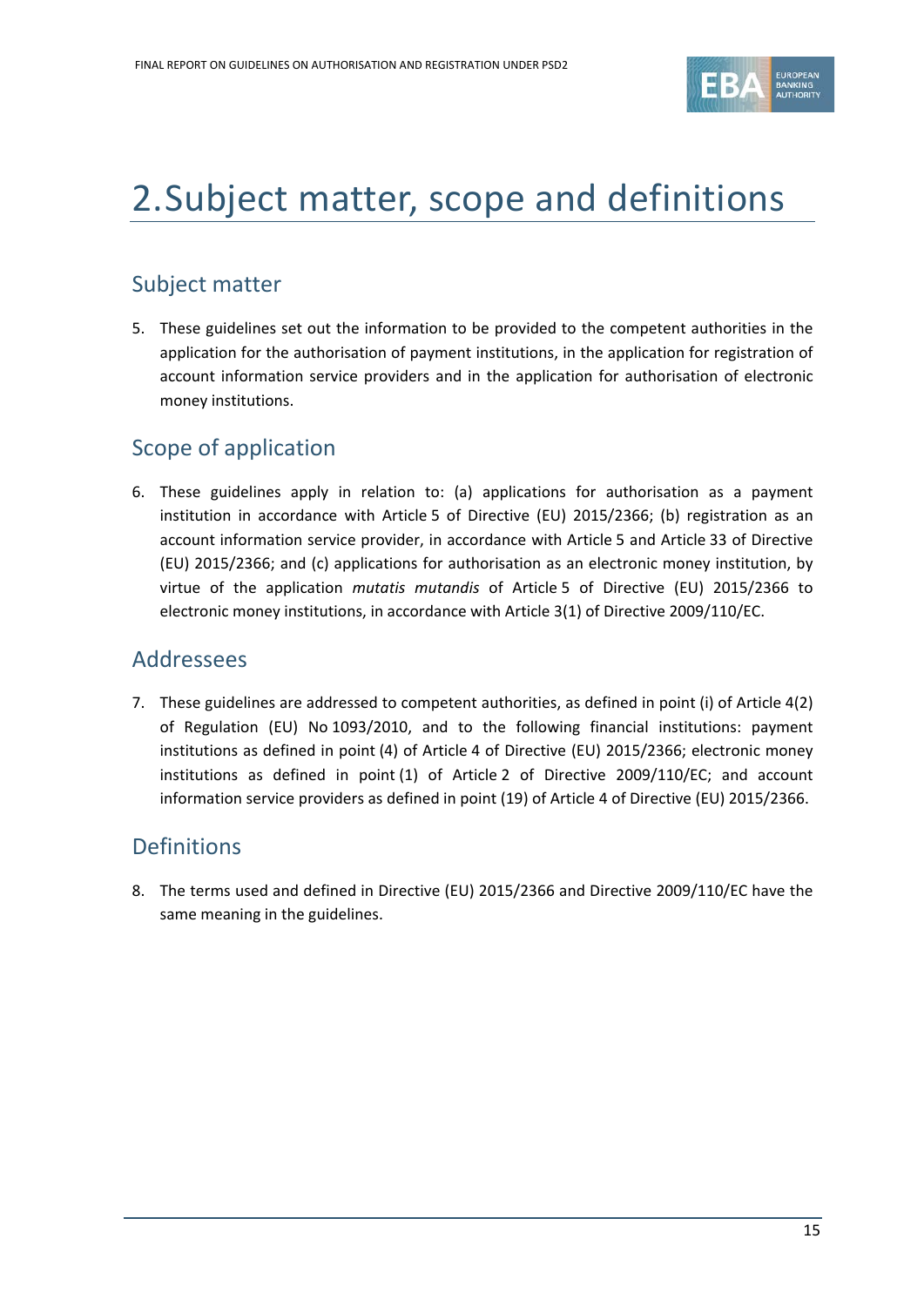# 2. Subject matter, scope and definitions

## Subject matter

5. These guidelines set out the information to be provided to the competent authorities in the application for the authorisation of payment institutions, in the application for registration of account information service providers and in the application for authorisation of electronic money institutions.

## Scope of application

6. These guidelines apply in relation to: (a) applications for authorisation as a payment institution in accordance with Article 5 of Directive (EU) 2015/2366; (b) registration as an account information service provider, in accordance with Article 5 and Article 33 of Directive (EU) 2015/2366; and (c) applications for authorisation as an electronic money institution, by virtue of the application *mutatis mutandis* of Article 5 of Directive (EU) 2015/2366 to electronic money institutions, in accordance with Article 3(1) of Directive 2009/110/EC.

## Addressees

7. These guidelines are addressed to competent authorities, as defined in point (i) of Article 4(2) of Regulation (EU) No 1093/2010, and to the following financial institutions: payment institutions as defined in point (4) of Article 4 of Directive (EU) 2015/2366; electronic money institutions as defined in point (1) of Article 2 of Directive 2009/110/EC; and account information service providers as defined in point (19) of Article 4 of Directive (EU) 2015/2366.

## Definitions

8. The terms used and defined in Directive (EU) 2015/2366 and Directive 2009/110/EC have the same meaning in the guidelines.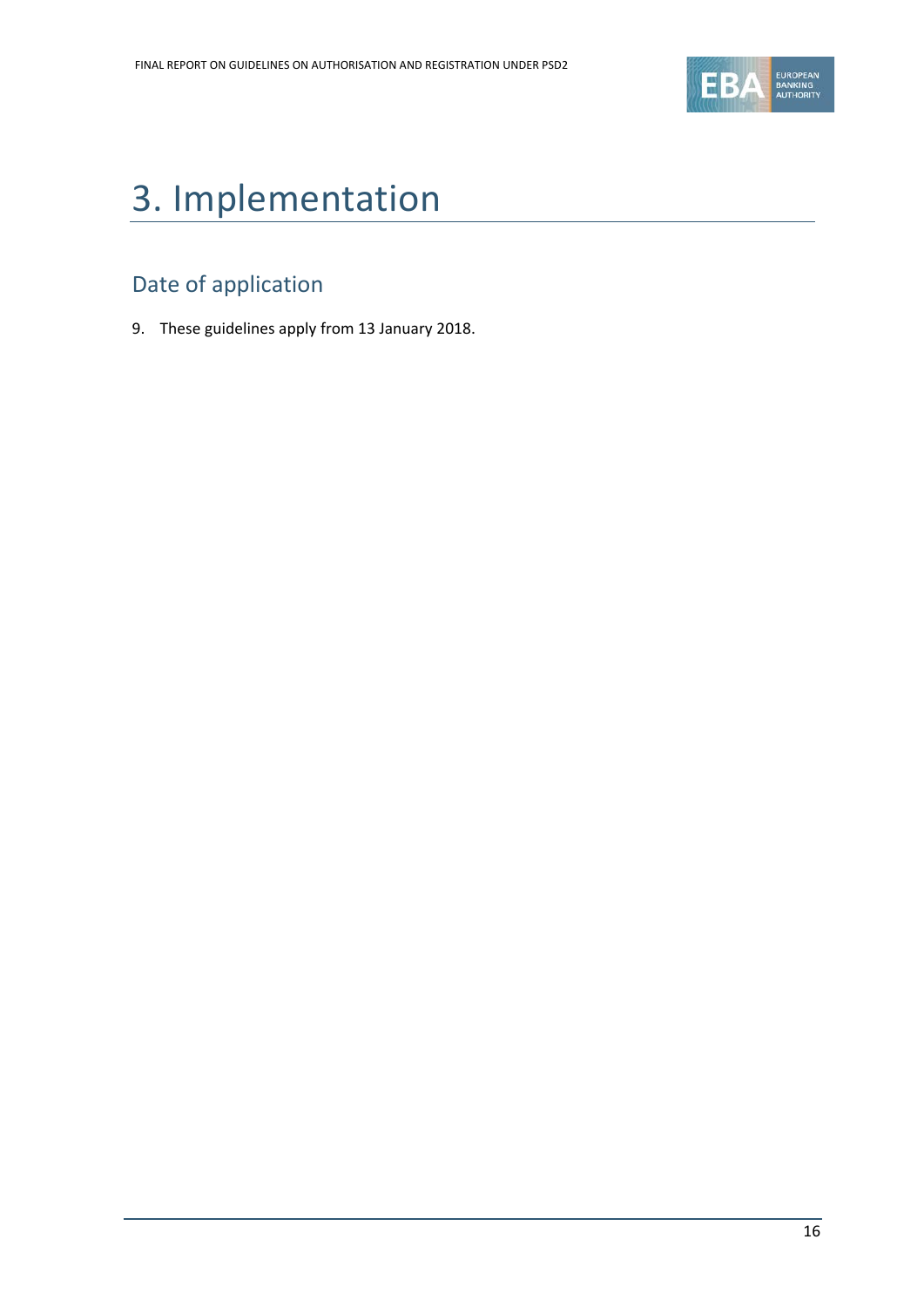# 3. Implementation

## Date of application

9. These guidelines apply from 13 January 2018.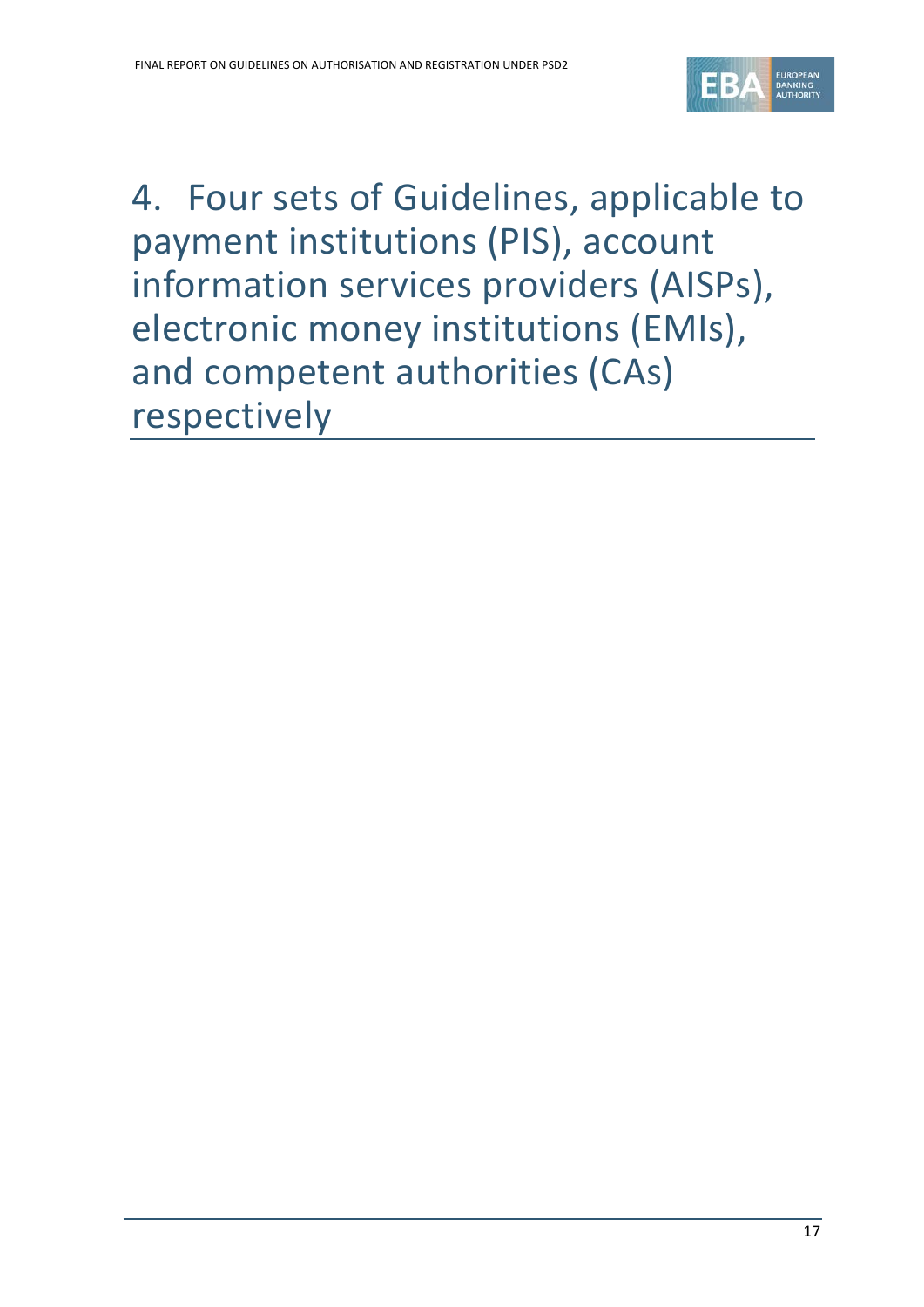# 4. Four sets of Guidelines, applicable to payment institutions (PIS), account information services providers (AISPs), electronic money institutions (EMIs), and competent authorities (CAs) respectively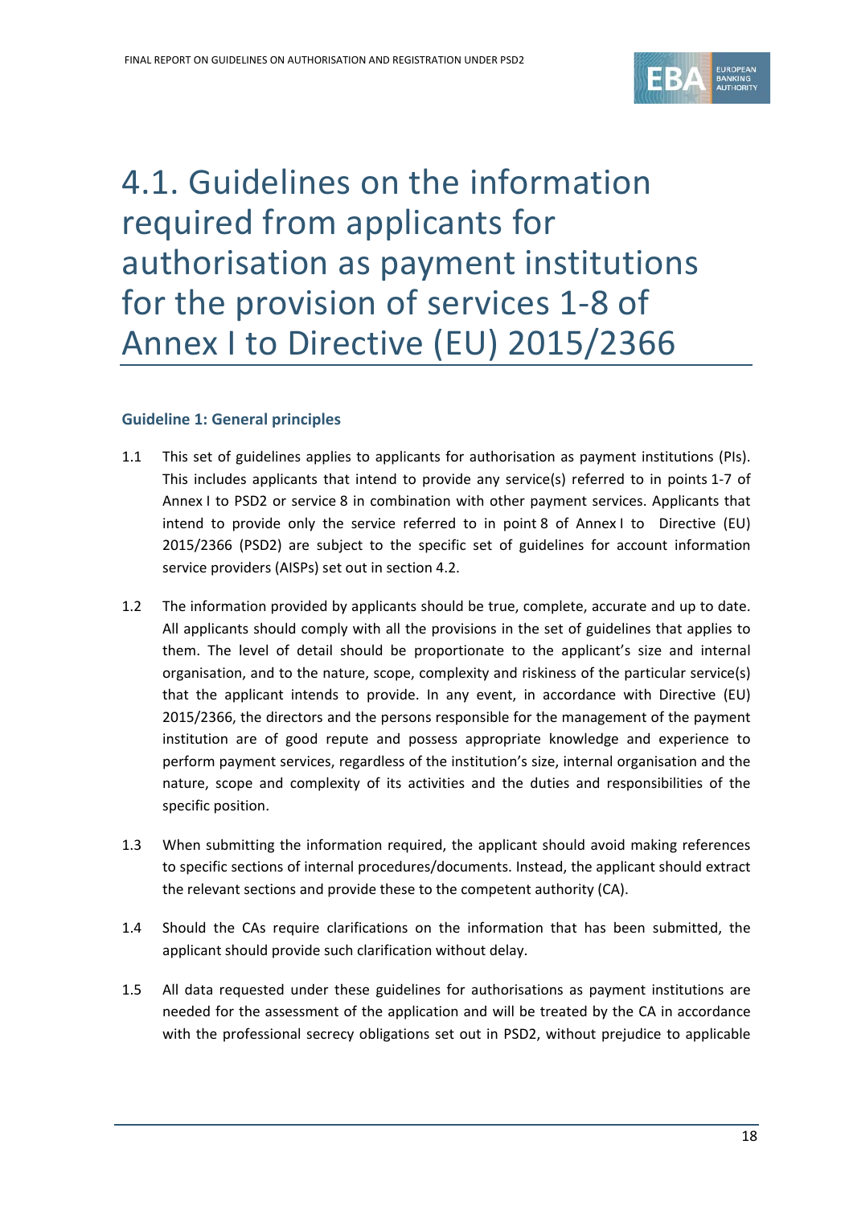# 4.1. Guidelines on the information required from applicants for authorisation as payment institutions for the provision of services 1-8 of Annex I to Directive (EU) 2015/2366

### Guideline 1: General principles

1.1 This set of guidelines applies to applicants for authorisation as payment institutions (PIs). This includes applicants that intend to provide any service(s) referred to in points 1-7 of Annex I to PSD2 or service 8 in combination with other payment services. Applicants that intend to provide only the service referred to in point 8 of Annex I to Directive (EU) 2015/2366 (PSD2) are subject to the specific set of guidelines for account information service providers (AISPs) set out in section 4.2.

1.2 The information provided by applicants should be true, complete, accurate and up to date. All applicants should comply with all the provisions in the set of guidelines that applies to them. The level of detail should be proportionate to the applicant's size and internal organisation, and to the nature, scope, complexity and riskiness of the particular service(s) that the applicant intends to provide. In any event, in accordance with Directive (EU) 2015/2366, the directors and the persons responsible for the management of the payment institution are of good repute and possess appropriate knowledge and experience to perform payment services, regardless of the institution's size, internal organisation and the nature, scope and complexity of its activities and the duties and responsibilities of the specific position.

1.3 When submitting the information required, the applicant should avoid making references to specific sections of internal procedures/documents. Instead, the applicant should extract the relevant sections and provide these to the competent authority (CA).

1.4 Should the CAs require clarifications on the information that has been submitted, the applicant should provide such clarification without delay.

1.5 All data requested under these guidelines for authorisations as payment institutions are needed for the assessment of the application and will be treated by the CA in accordance with the professional secrecy obligations set out in PSD2, without prejudice to applicable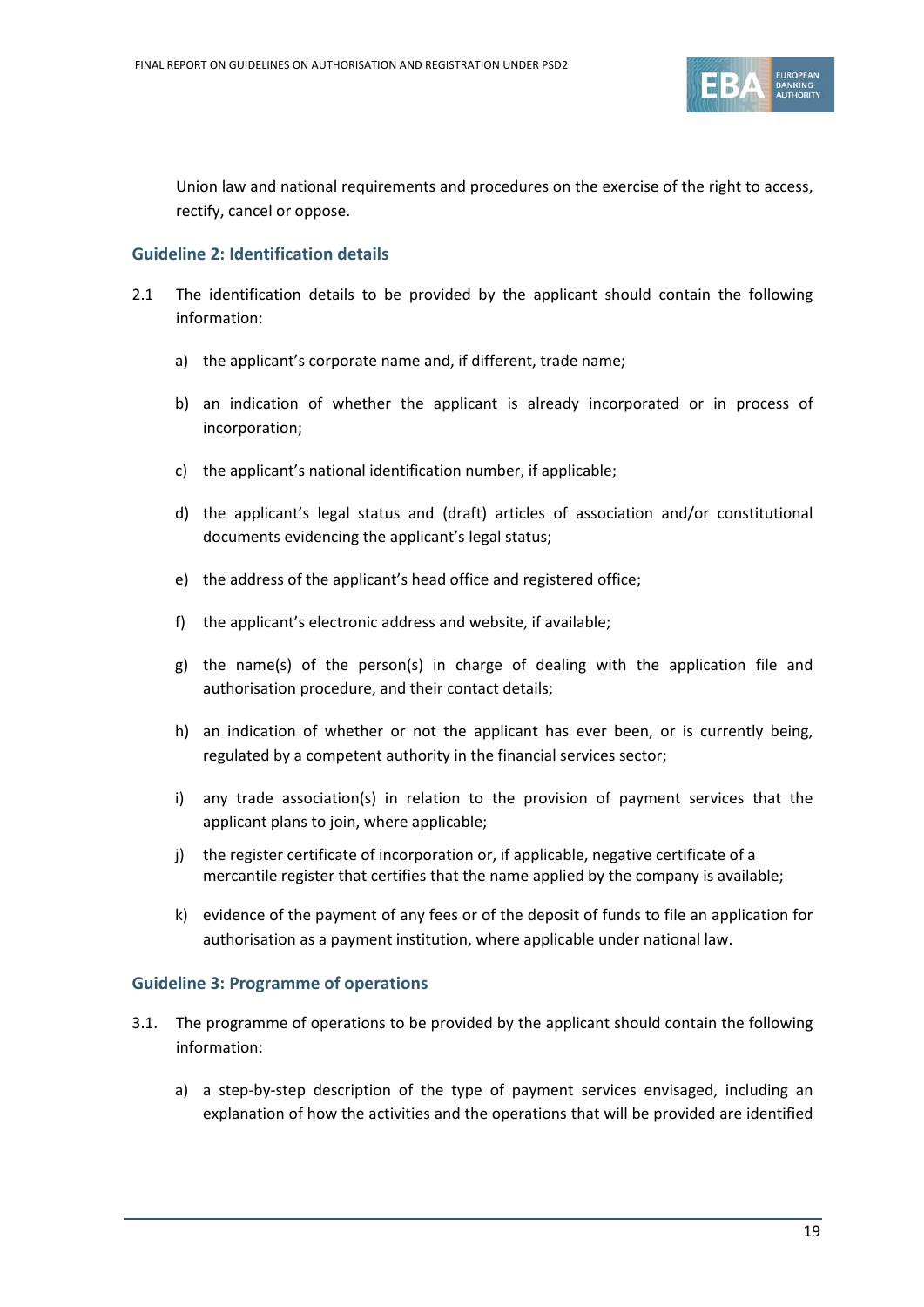Union law and national requirements and procedures on the exercise of the right to access, rectify, cancel or oppose.

### Guideline 2: Identification details

2.1 The identification details to be provided by the applicant should contain the following information:

a) the applicant's corporate name and, if different, trade name;

b) an indication of whether the applicant is already incorporated or in process of incorporation;

c) the applicant's national identification number, if applicable;

d) the applicant's legal status and (draft) articles of association and/or constitutional documents evidencing the applicant's legal status;

e) the address of the applicant's head office and registered office;

f) the applicant's electronic address and website, if available;

g) the name(s) of the person(s) in charge of dealing with the application file and authorisation procedure, and their contact details;

h) an indication of whether or not the applicant has ever been, or is currently being, regulated by a competent authority in the financial services sector;

i) any trade association(s) in relation to the provision of payment services that the applicant plans to join, where applicable;

j) the register certificate of incorporation or, if applicable, negative certificate of a mercantile register that certifies that the name applied by the company is available;

k) evidence of the payment of any fees or of the deposit of funds to file an application for authorisation as a payment institution, where applicable under national law.

### Guideline 3: Programme of operations

3.1. The programme of operations to be provided by the applicant should contain the following information:

a) a step-by-step description of the type of payment services envisaged, including an explanation of how the activities and the operations that will be provided are identified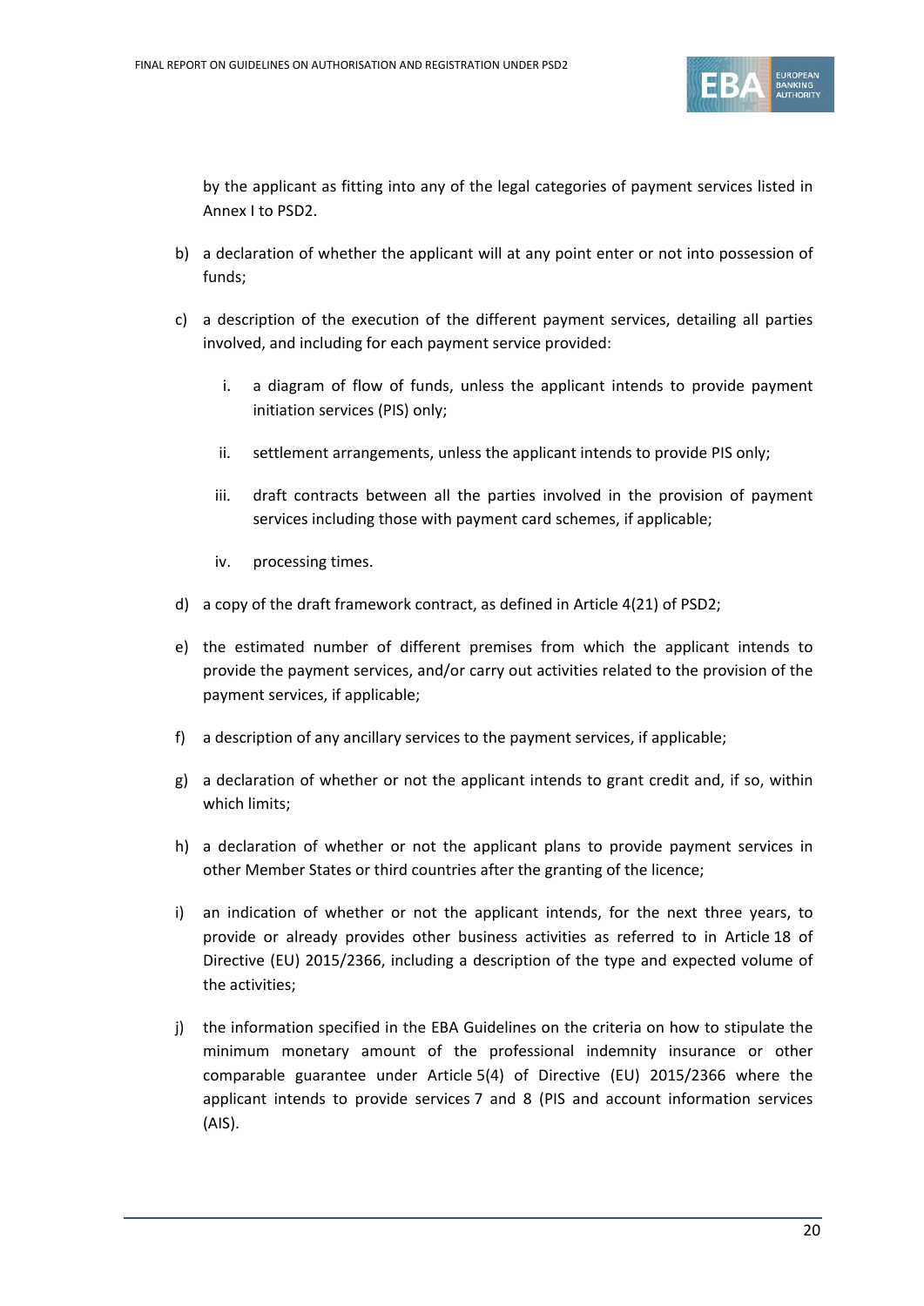by the applicant as fitting into any of the legal categories of payment services listed in Annex I to PSD2.

b) a declaration of whether the applicant will at any point enter or not into possession of funds;

c) a description of the execution of the different payment services, detailing all parties involved, and including for each payment service provided:

   i. a diagram of flow of funds, unless the applicant intends to provide payment initiation services (PIS) only;

   ii. settlement arrangements, unless the applicant intends to provide PIS only;

   iii. draft contracts between all the parties involved in the provision of payment services including those with payment card schemes, if applicable;

   iv. processing times.

d) a copy of the draft framework contract, as defined in Article 4(21) of PSD2;

e) the estimated number of different premises from which the applicant intends to provide the payment services, and/or carry out activities related to the provision of the payment services, if applicable;

f) a description of any ancillary services to the payment services, if applicable;

g) a declaration of whether or not the applicant intends to grant credit and, if so, within which limits;

h) a declaration of whether or not the applicant plans to provide payment services in other Member States or third countries after the granting of the licence;

i) an indication of whether or not the applicant intends, for the next three years, to provide or already provides other business activities as referred to in Article 18 of Directive (EU) 2015/2366, including a description of the type and expected volume of the activities;

j) the information specified in the EBA Guidelines on the criteria on how to stipulate the minimum monetary amount of the professional indemnity insurance or other comparable guarantee under Article 5(4) of Directive (EU) 2015/2366 where the applicant intends to provide services 7 and 8 (PIS and account information services (AIS).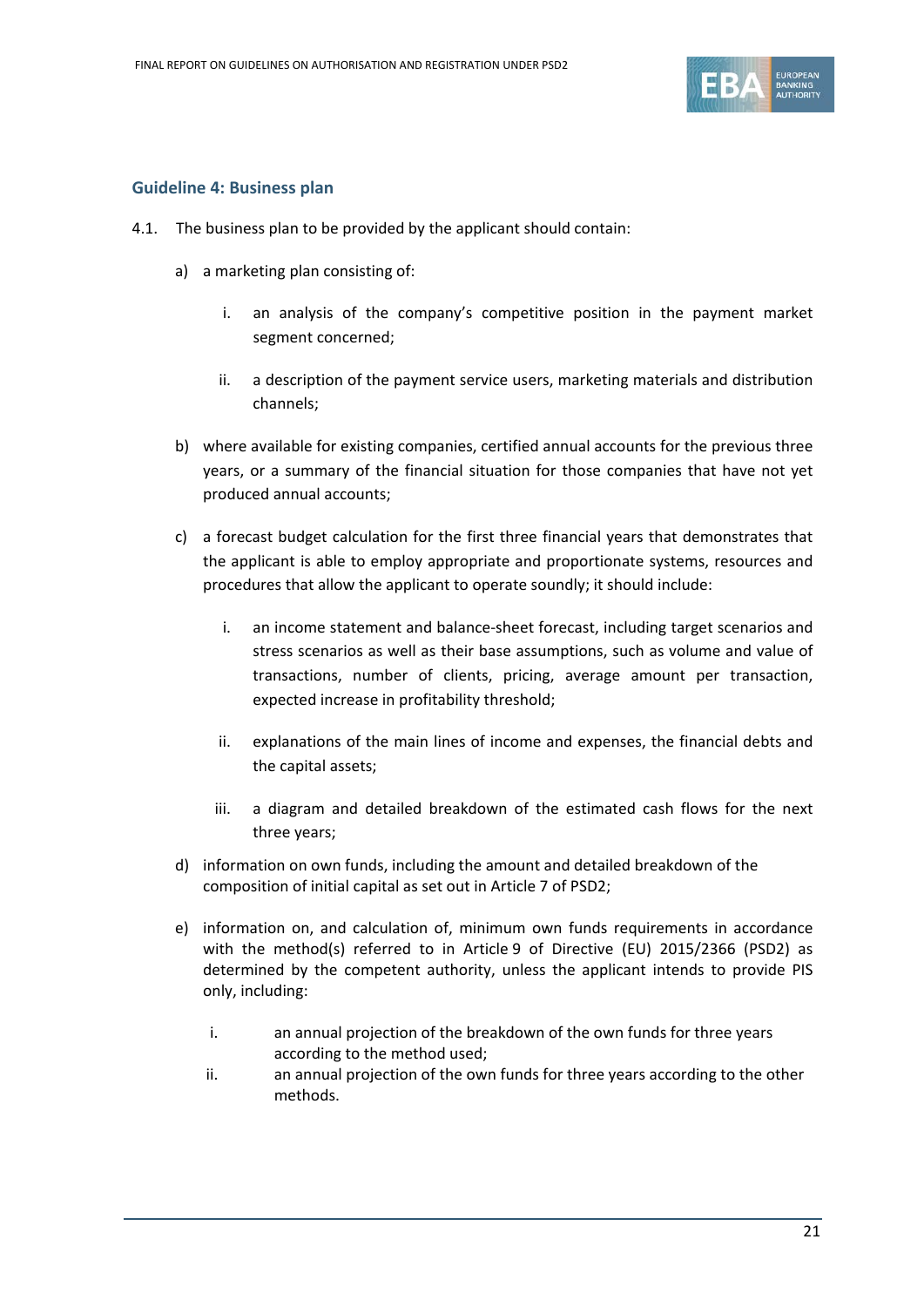### Guideline 4: Business plan

4.1. The business plan to be provided by the applicant should contain:

a) a marketing plan consisting of:

   i. an analysis of the company's competitive position in the payment market segment concerned;

   ii. a description of the payment service users, marketing materials and distribution channels;

b) where available for existing companies, certified annual accounts for the previous three years, or a summary of the financial situation for those companies that have not yet produced annual accounts;

c) a forecast budget calculation for the first three financial years that demonstrates that the applicant is able to employ appropriate and proportionate systems, resources and procedures that allow the applicant to operate soundly; it should include:

   i. an income statement and balance-sheet forecast, including target scenarios and stress scenarios as well as their base assumptions, such as volume and value of transactions, number of clients, pricing, average amount per transaction, expected increase in profitability threshold;

   ii. explanations of the main lines of income and expenses, the financial debts and the capital assets;

   iii. a diagram and detailed breakdown of the estimated cash flows for the next three years;

d) information on own funds, including the amount and detailed breakdown of the composition of initial capital as set out in Article 7 of PSD2;

e) information on, and calculation of, minimum own funds requirements in accordance with the method(s) referred to in Article 9 of Directive (EU) 2015/2366 (PSD2) as determined by the competent authority, unless the applicant intends to provide PIS only, including:

   i. an annual projection of the breakdown of the own funds for three years according to the method used;

   ii. an annual projection of the own funds for three years according to the other methods.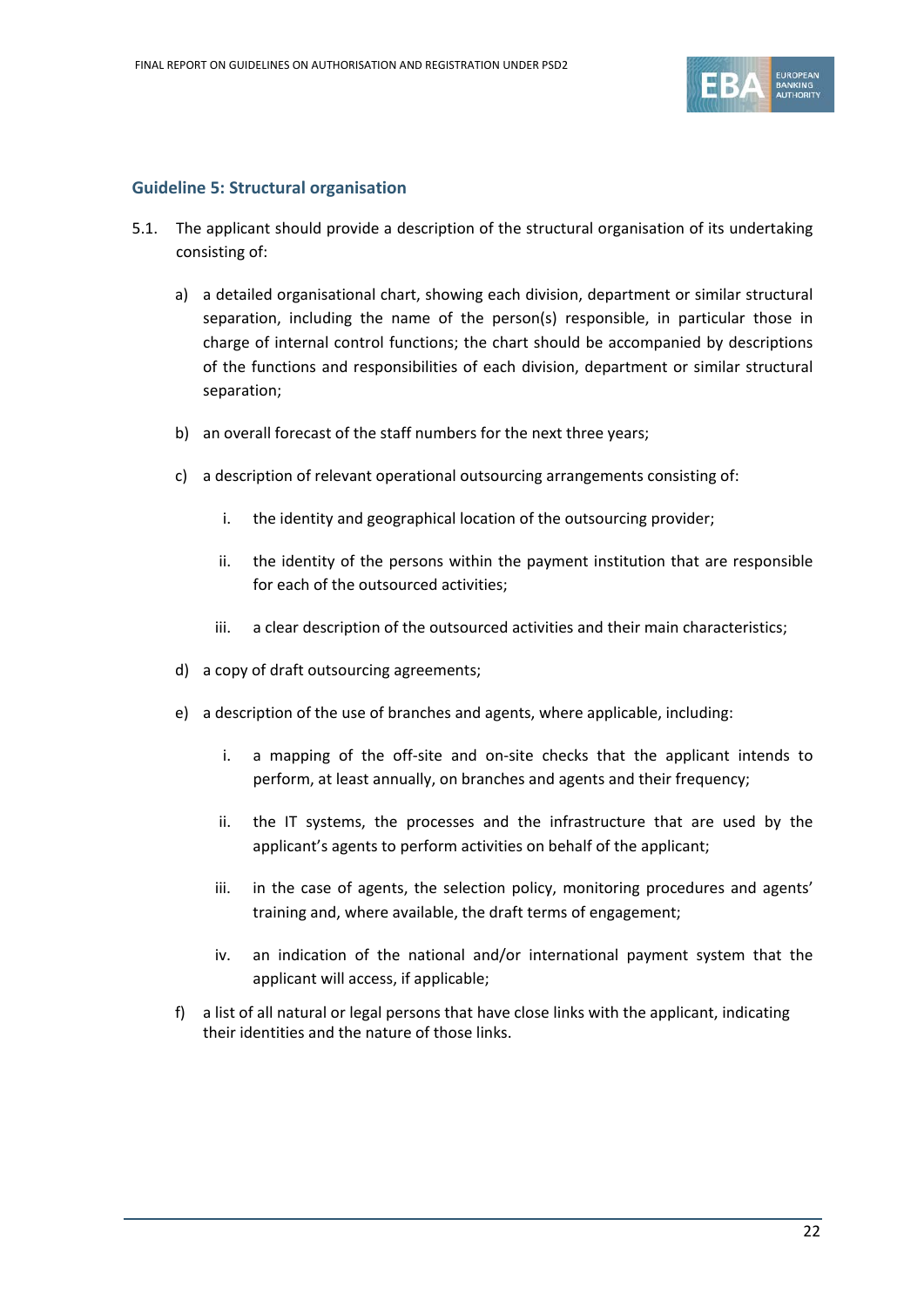### Guideline 5: Structural organisation

5.1. The applicant should provide a description of the structural organisation of its undertaking consisting of:

a) a detailed organisational chart, showing each division, department or similar structural separation, including the name of the person(s) responsible, in particular those in charge of internal control functions; the chart should be accompanied by descriptions of the functions and responsibilities of each division, department or similar structural separation;

b) an overall forecast of the staff numbers for the next three years;

c) a description of relevant operational outsourcing arrangements consisting of:

   i. the identity and geographical location of the outsourcing provider;

   ii. the identity of the persons within the payment institution that are responsible for each of the outsourced activities;

   iii. a clear description of the outsourced activities and their main characteristics;

d) a copy of draft outsourcing agreements;

e) a description of the use of branches and agents, where applicable, including:

   i. a mapping of the off-site and on-site checks that the applicant intends to perform, at least annually, on branches and agents and their frequency;

   ii. the IT systems, the processes and the infrastructure that are used by the applicant's agents to perform activities on behalf of the applicant;

   iii. in the case of agents, the selection policy, monitoring procedures and agents' training and, where available, the draft terms of engagement;

   iv. an indication of the national and/or international payment system that the applicant will access, if applicable;

f) a list of all natural or legal persons that have close links with the applicant, indicating their identities and the nature of those links.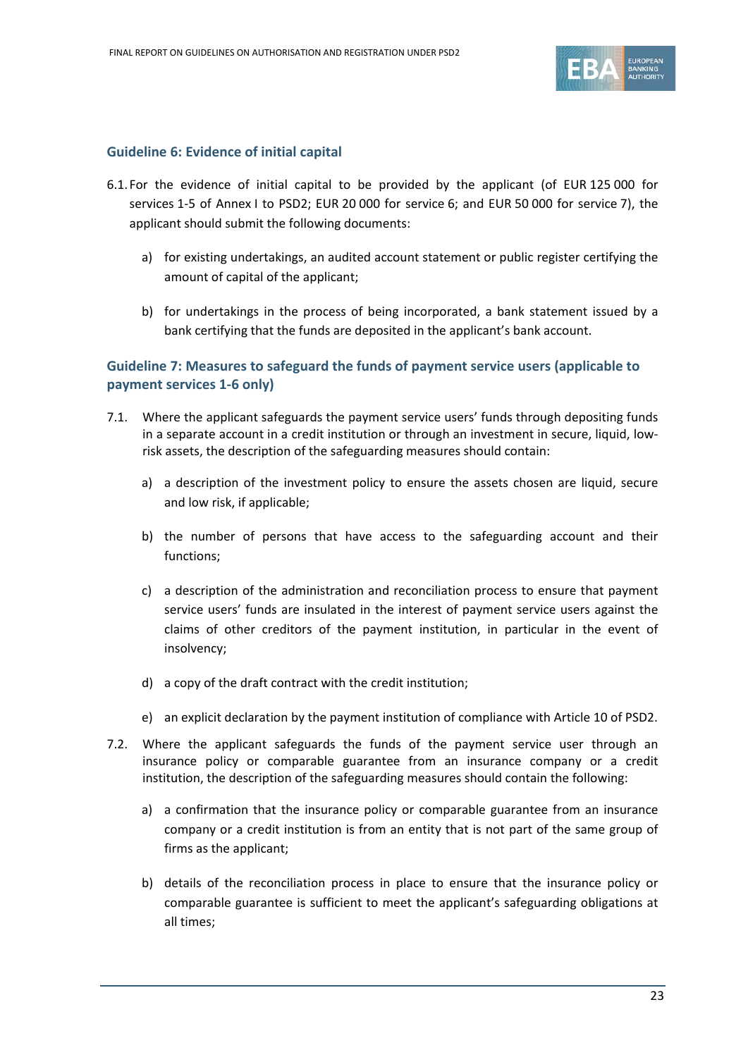### Guideline 6: Evidence of initial capital

6.1. For the evidence of initial capital to be provided by the applicant (of EUR 125 000 for services 1-5 of Annex I to PSD2; EUR 20 000 for service 6; and EUR 50 000 for service 7), the applicant should submit the following documents:

a) for existing undertakings, an audited account statement or public register certifying the amount of capital of the applicant;

b) for undertakings in the process of being incorporated, a bank statement issued by a bank certifying that the funds are deposited in the applicant's bank account.

### Guideline 7: Measures to safeguard the funds of payment service users (applicable to payment services 1-6 only)

7.1. Where the applicant safeguards the payment service users' funds through depositing funds in a separate account in a credit institution or through an investment in secure, liquid, low-risk assets, the description of the safeguarding measures should contain:

a) a description of the investment policy to ensure the assets chosen are liquid, secure and low risk, if applicable;

b) the number of persons that have access to the safeguarding account and their functions;

c) a description of the administration and reconciliation process to ensure that payment service users' funds are insulated in the interest of payment service users against the claims of other creditors of the payment institution, in particular in the event of insolvency;

d) a copy of the draft contract with the credit institution;

e) an explicit declaration by the payment institution of compliance with Article 10 of PSD2.

7.2. Where the applicant safeguards the funds of the payment service user through an insurance policy or comparable guarantee from an insurance company or a credit institution, the description of the safeguarding measures should contain the following:

a) a confirmation that the insurance policy or comparable guarantee from an insurance company or a credit institution is from an entity that is not part of the same group of firms as the applicant;

b) details of the reconciliation process in place to ensure that the insurance policy or comparable guarantee is sufficient to meet the applicant's safeguarding obligations at all times;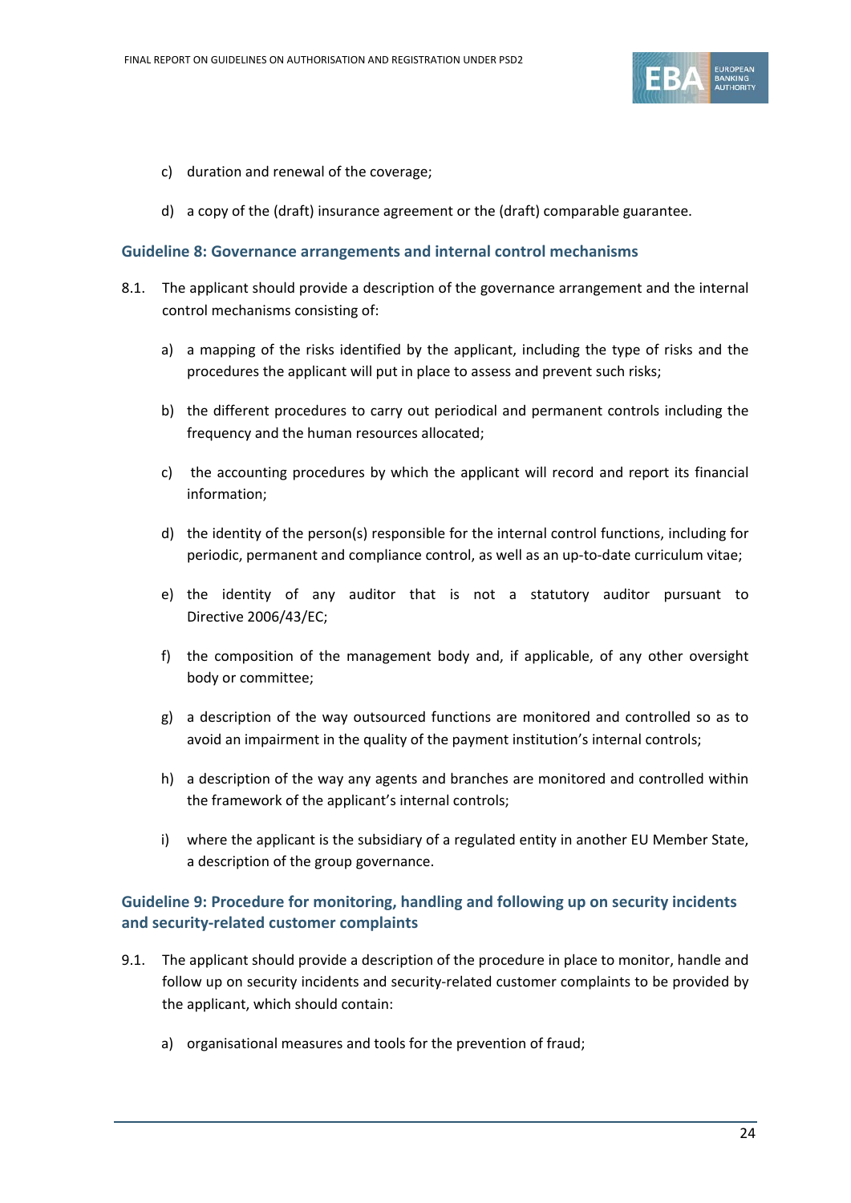c) duration and renewal of the coverage;

d) a copy of the (draft) insurance agreement or the (draft) comparable guarantee.

### Guideline 8: Governance arrangements and internal control mechanisms

8.1. The applicant should provide a description of the governance arrangement and the internal control mechanisms consisting of:

a) a mapping of the risks identified by the applicant, including the type of risks and the procedures the applicant will put in place to assess and prevent such risks;

b) the different procedures to carry out periodical and permanent controls including the frequency and the human resources allocated;

c) the accounting procedures by which the applicant will record and report its financial information;

d) the identity of the person(s) responsible for the internal control functions, including for periodic, permanent and compliance control, as well as an up-to-date curriculum vitae;

e) the identity of any auditor that is not a statutory auditor pursuant to Directive 2006/43/EC;

f) the composition of the management body and, if applicable, of any other oversight body or committee;

g) a description of the way outsourced functions are monitored and controlled so as to avoid an impairment in the quality of the payment institution's internal controls;

h) a description of the way any agents and branches are monitored and controlled within the framework of the applicant's internal controls;

i) where the applicant is the subsidiary of a regulated entity in another EU Member State, a description of the group governance.

### Guideline 9: Procedure for monitoring, handling and following up on security incidents and security-related customer complaints

9.1. The applicant should provide a description of the procedure in place to monitor, handle and follow up on security incidents and security-related customer complaints to be provided by the applicant, which should contain:

a) organisational measures and tools for the prevention of fraud;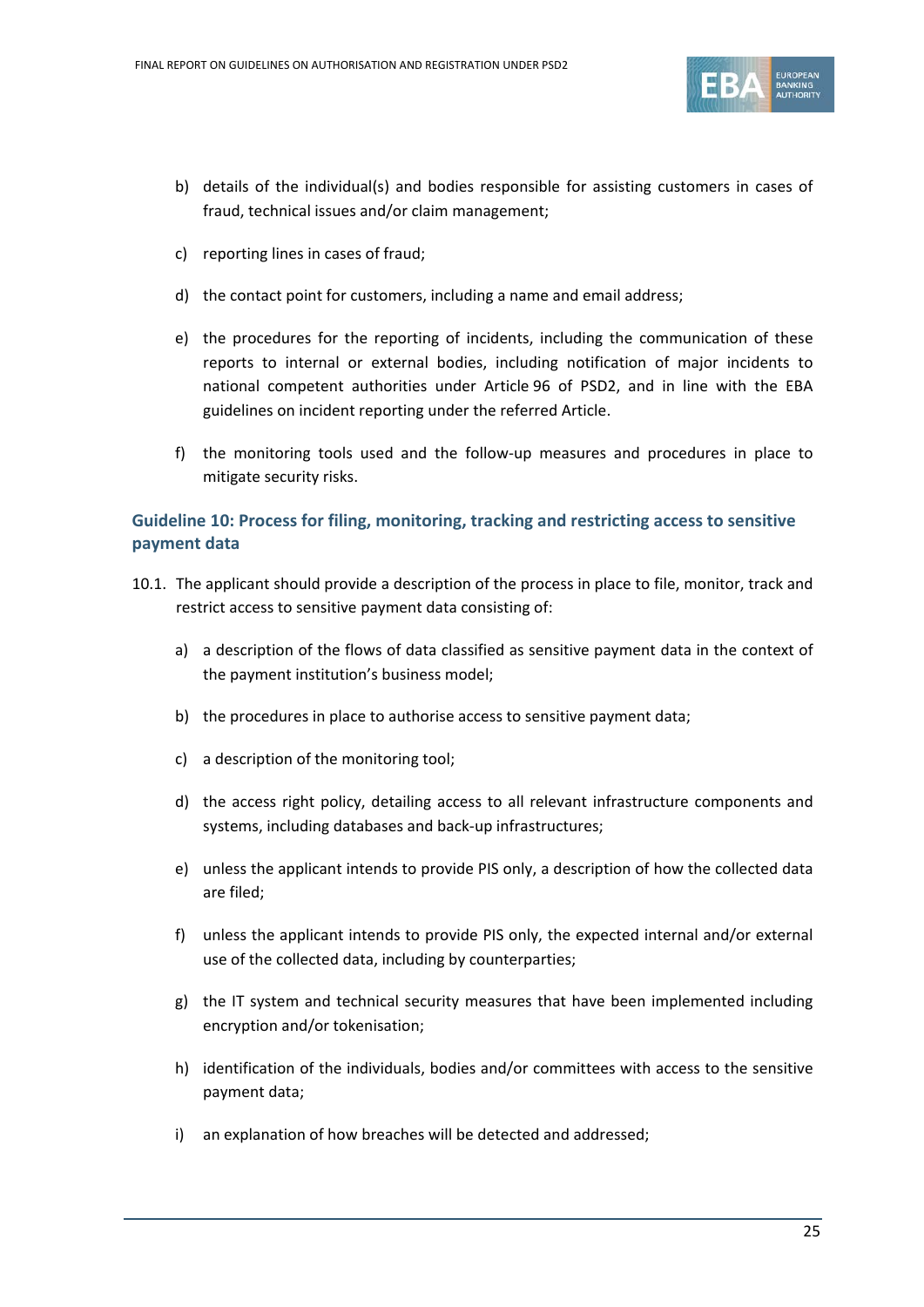b) details of the individual(s) and bodies responsible for assisting customers in cases of fraud, technical issues and/or claim management;

c) reporting lines in cases of fraud;

d) the contact point for customers, including a name and email address;

e) the procedures for the reporting of incidents, including the communication of these reports to internal or external bodies, including notification of major incidents to national competent authorities under Article 96 of PSD2, and in line with the EBA guidelines on incident reporting under the referred Article.

f) the monitoring tools used and the follow-up measures and procedures in place to mitigate security risks.

### Guideline 10: Process for filing, monitoring, tracking and restricting access to sensitive payment data

10.1. The applicant should provide a description of the process in place to file, monitor, track and restrict access to sensitive payment data consisting of:

a) a description of the flows of data classified as sensitive payment data in the context of the payment institution's business model;

b) the procedures in place to authorise access to sensitive payment data;

c) a description of the monitoring tool;

d) the access right policy, detailing access to all relevant infrastructure components and systems, including databases and back-up infrastructures;

e) unless the applicant intends to provide PIS only, a description of how the collected data are filed;

f) unless the applicant intends to provide PIS only, the expected internal and/or external use of the collected data, including by counterparties;

g) the IT system and technical security measures that have been implemented including encryption and/or tokenisation;

h) identification of the individuals, bodies and/or committees with access to the sensitive payment data;

i) an explanation of how breaches will be detected and addressed;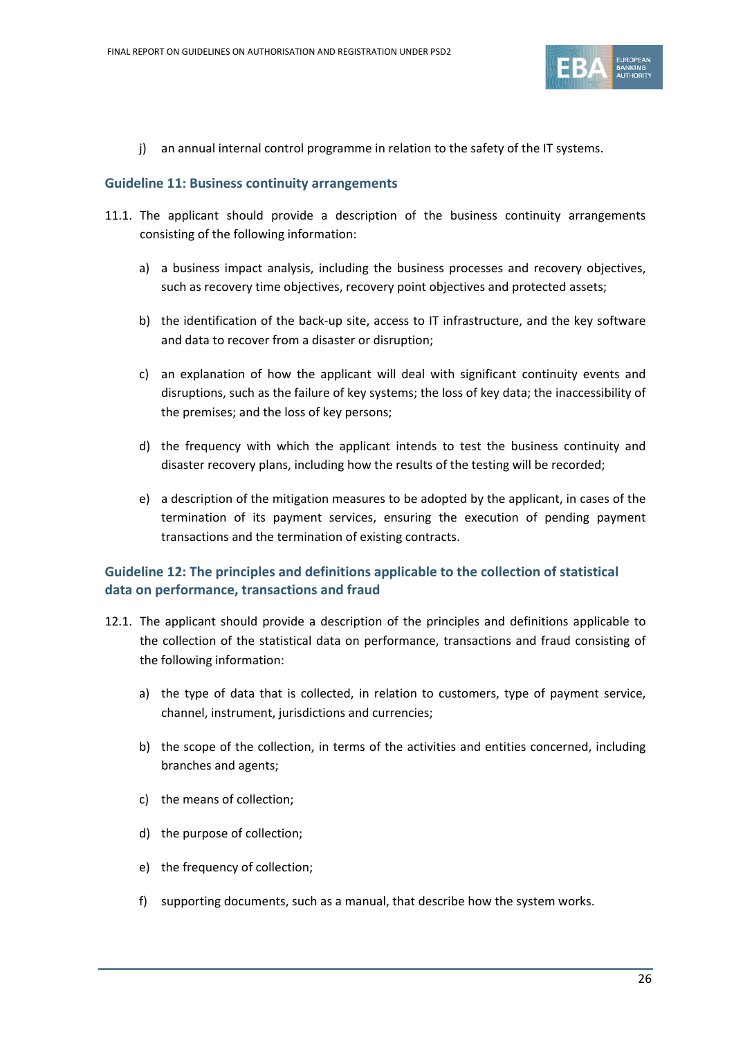j) an annual internal control programme in relation to the safety of the IT systems.

### Guideline 11: Business continuity arrangements

11.1. The applicant should provide a description of the business continuity arrangements consisting of the following information:

a) a business impact analysis, including the business processes and recovery objectives, such as recovery time objectives, recovery point objectives and protected assets;

b) the identification of the back-up site, access to IT infrastructure, and the key software and data to recover from a disaster or disruption;

c) an explanation of how the applicant will deal with significant continuity events and disruptions, such as the failure of key systems; the loss of key data; the inaccessibility of the premises; and the loss of key persons;

d) the frequency with which the applicant intends to test the business continuity and disaster recovery plans, including how the results of the testing will be recorded;

e) a description of the mitigation measures to be adopted by the applicant, in cases of the termination of its payment services, ensuring the execution of pending payment transactions and the termination of existing contracts.

### Guideline 12: The principles and definitions applicable to the collection of statistical data on performance, transactions and fraud

12.1. The applicant should provide a description of the principles and definitions applicable to the collection of the statistical data on performance, transactions and fraud consisting of the following information:

a) the type of data that is collected, in relation to customers, type of payment service, channel, instrument, jurisdictions and currencies;

b) the scope of the collection, in terms of the activities and entities concerned, including branches and agents;

c) the means of collection;

d) the purpose of collection;

e) the frequency of collection;

f) supporting documents, such as a manual, that describe how the system works.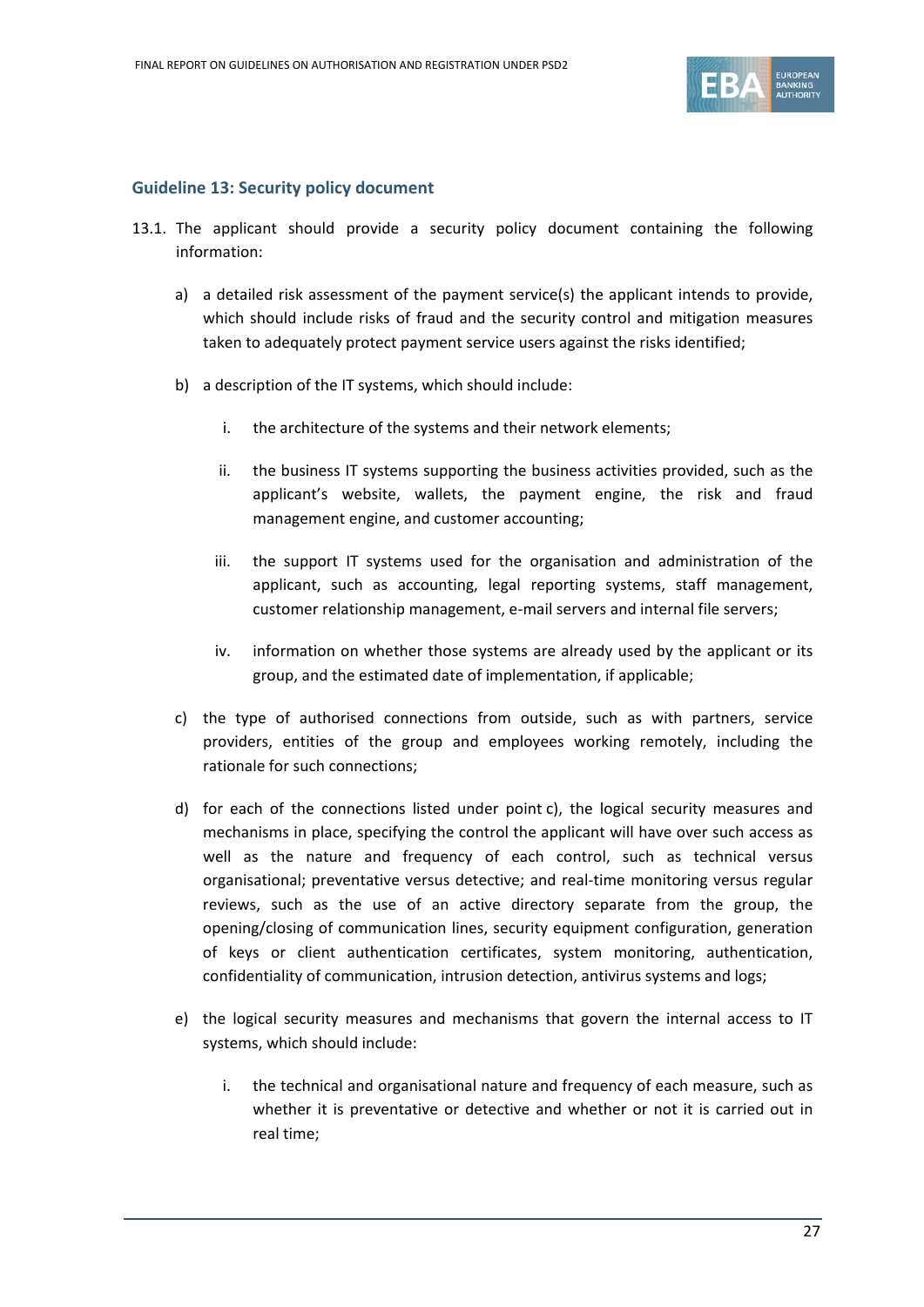### Guideline 13: Security policy document

13.1. The applicant should provide a security policy document containing the following information:

a) a detailed risk assessment of the payment service(s) the applicant intends to provide, which should include risks of fraud and the security control and mitigation measures taken to adequately protect payment service users against the risks identified;

b) a description of the IT systems, which should include:

   i. the architecture of the systems and their network elements;

   ii. the business IT systems supporting the business activities provided, such as the applicant's website, wallets, the payment engine, the risk and fraud management engine, and customer accounting;

   iii. the support IT systems used for the organisation and administration of the applicant, such as accounting, legal reporting systems, staff management, customer relationship management, e-mail servers and internal file servers;

   iv. information on whether those systems are already used by the applicant or its group, and the estimated date of implementation, if applicable;

c) the type of authorised connections from outside, such as with partners, service providers, entities of the group and employees working remotely, including the rationale for such connections;

d) for each of the connections listed under point c), the logical security measures and mechanisms in place, specifying the control the applicant will have over such access as well as the nature and frequency of each control, such as technical versus organisational; preventative versus detective; and real-time monitoring versus regular reviews, such as the use of an active directory separate from the group, the opening/closing of communication lines, security equipment configuration, generation of keys or client authentication certificates, system monitoring, authentication, confidentiality of communication, intrusion detection, antivirus systems and logs;

e) the logical security measures and mechanisms that govern the internal access to IT systems, which should include:

   i. the technical and organisational nature and frequency of each measure, such as whether it is preventative or detective and whether or not it is carried out in real time;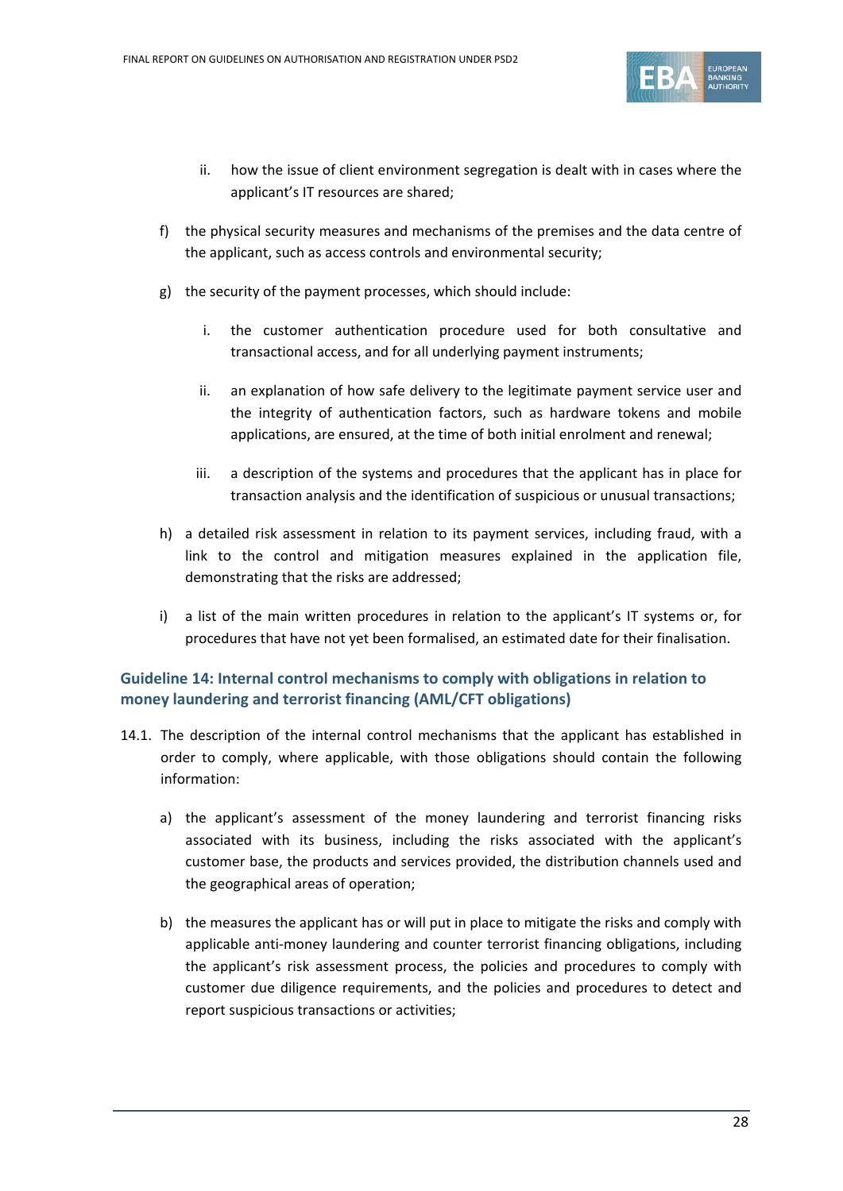ii. how the issue of client environment segregation is dealt with in cases where the applicant's IT resources are shared;

f) the physical security measures and mechanisms of the premises and the data centre of the applicant, such as access controls and environmental security;

g) the security of the payment processes, which should include:

   i. the customer authentication procedure used for both consultative and transactional access, and for all underlying payment instruments;

   ii. an explanation of how safe delivery to the legitimate payment service user and the integrity of authentication factors, such as hardware tokens and mobile applications, are ensured, at the time of both initial enrolment and renewal;

   iii. a description of the systems and procedures that the applicant has in place for transaction analysis and the identification of suspicious or unusual transactions;

h) a detailed risk assessment in relation to its payment services, including fraud, with a link to the control and mitigation measures explained in the application file, demonstrating that the risks are addressed;

i) a list of the main written procedures in relation to the applicant's IT systems or, for procedures that have not yet been formalised, an estimated date for their finalisation.

### Guideline 14: Internal control mechanisms to comply with obligations in relation to money laundering and terrorist financing (AML/CFT obligations)

14.1. The description of the internal control mechanisms that the applicant has established in order to comply, where applicable, with those obligations should contain the following information:

a) the applicant's assessment of the money laundering and terrorist financing risks associated with its business, including the risks associated with the applicant's customer base, the products and services provided, the distribution channels used and the geographical areas of operation;

b) the measures the applicant has or will put in place to mitigate the risks and comply with applicable anti-money laundering and counter terrorist financing obligations, including the applicant's risk assessment process, the policies and procedures to comply with customer due diligence requirements, and the policies and procedures to detect and report suspicious transactions or activities;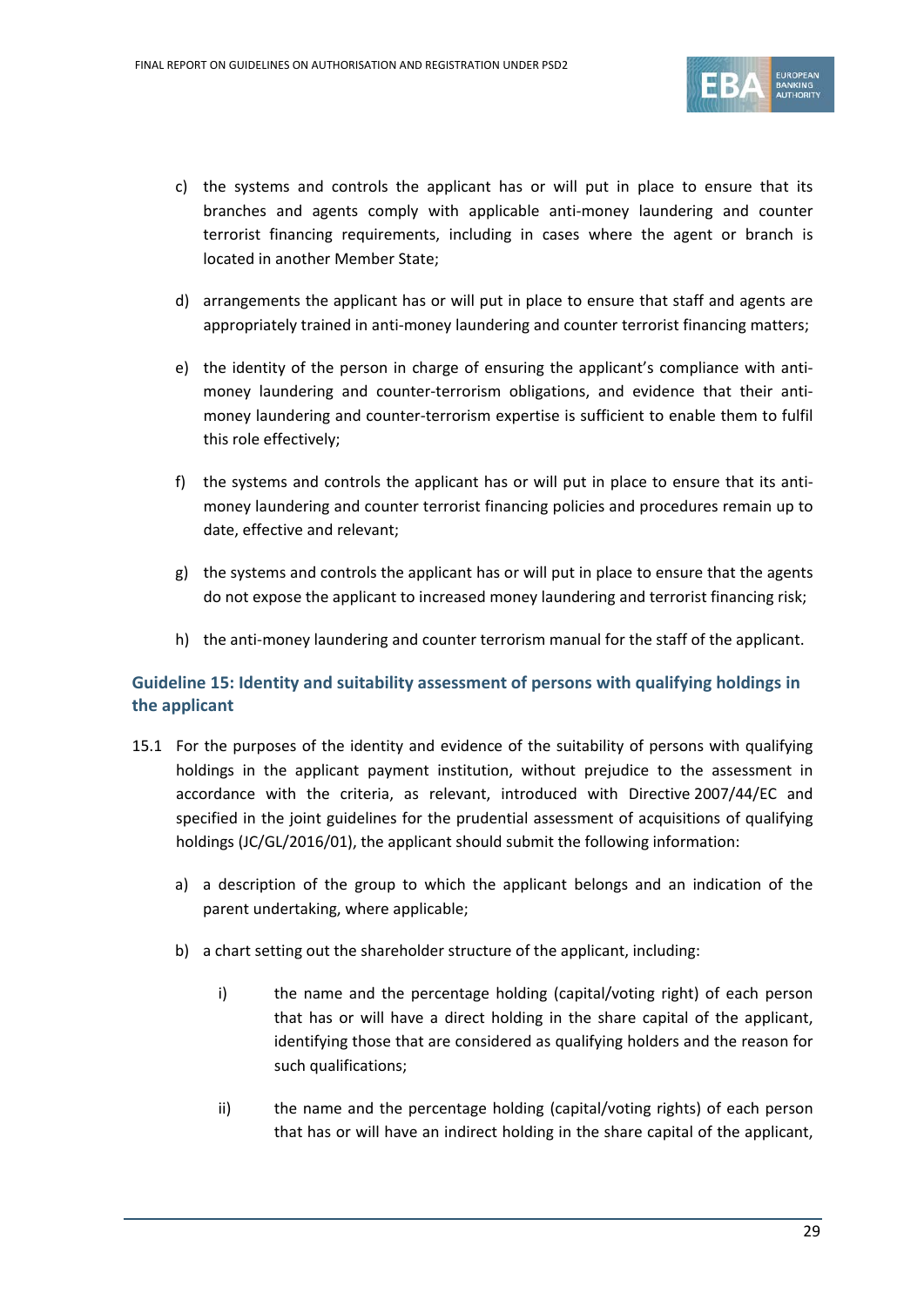c) the systems and controls the applicant has or will put in place to ensure that its branches and agents comply with applicable anti-money laundering and counter terrorist financing requirements, including in cases where the agent or branch is located in another Member State;

d) arrangements the applicant has or will put in place to ensure that staff and agents are appropriately trained in anti-money laundering and counter terrorist financing matters;

e) the identity of the person in charge of ensuring the applicant's compliance with anti-money laundering and counter-terrorism obligations, and evidence that their anti-money laundering and counter-terrorism expertise is sufficient to enable them to fulfil this role effectively;

f) the systems and controls the applicant has or will put in place to ensure that its anti-money laundering and counter terrorist financing policies and procedures remain up to date, effective and relevant;

g) the systems and controls the applicant has or will put in place to ensure that the agents do not expose the applicant to increased money laundering and terrorist financing risk;

h) the anti-money laundering and counter terrorism manual for the staff of the applicant.

### Guideline 15: Identity and suitability assessment of persons with qualifying holdings in the applicant

15.1 For the purposes of the identity and evidence of the suitability of persons with qualifying holdings in the applicant payment institution, without prejudice to the assessment in accordance with the criteria, as relevant, introduced with Directive 2007/44/EC and specified in the joint guidelines for the prudential assessment of acquisitions of qualifying holdings (JC/GL/2016/01), the applicant should submit the following information:

a) a description of the group to which the applicant belongs and an indication of the parent undertaking, where applicable;

b) a chart setting out the shareholder structure of the applicant, including:

   i) the name and the percentage holding (capital/voting right) of each person that has or will have a direct holding in the share capital of the applicant, identifying those that are considered as qualifying holders and the reason for such qualifications;

   ii) the name and the percentage holding (capital/voting rights) of each person that has or will have an indirect holding in the share capital of the applicant,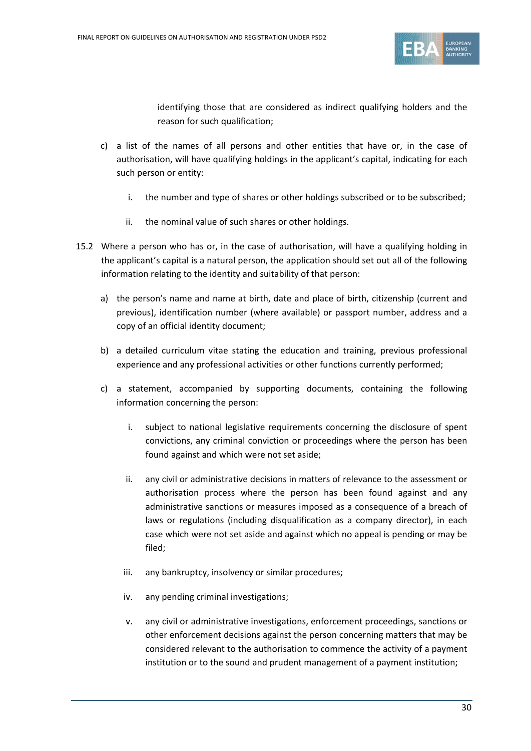identifying those that are considered as indirect qualifying holders and the reason for such qualification;

c) a list of the names of all persons and other entities that have or, in the case of authorisation, will have qualifying holdings in the applicant's capital, indicating for each such person or entity:

   i. the number and type of shares or other holdings subscribed or to be subscribed;

   ii. the nominal value of such shares or other holdings.

15.2 Where a person who has or, in the case of authorisation, will have a qualifying holding in the applicant's capital is a natural person, the application should set out all of the following information relating to the identity and suitability of that person:

a) the person's name and name at birth, date and place of birth, citizenship (current and previous), identification number (where available) or passport number, address and a copy of an official identity document;

b) a detailed curriculum vitae stating the education and training, previous professional experience and any professional activities or other functions currently performed;

c) a statement, accompanied by supporting documents, containing the following information concerning the person:

   i. subject to national legislative requirements concerning the disclosure of spent convictions, any criminal conviction or proceedings where the person has been found against and which were not set aside;

   ii. any civil or administrative decisions in matters of relevance to the assessment or authorisation process where the person has been found against and any administrative sanctions or measures imposed as a consequence of a breach of laws or regulations (including disqualification as a company director), in each case which were not set aside and against which no appeal is pending or may be filed;

   iii. any bankruptcy, insolvency or similar procedures;

   iv. any pending criminal investigations;

   v. any civil or administrative investigations, enforcement proceedings, sanctions or other enforcement decisions against the person concerning matters that may be considered relevant to the authorisation to commence the activity of a payment institution or to the sound and prudent management of a payment institution;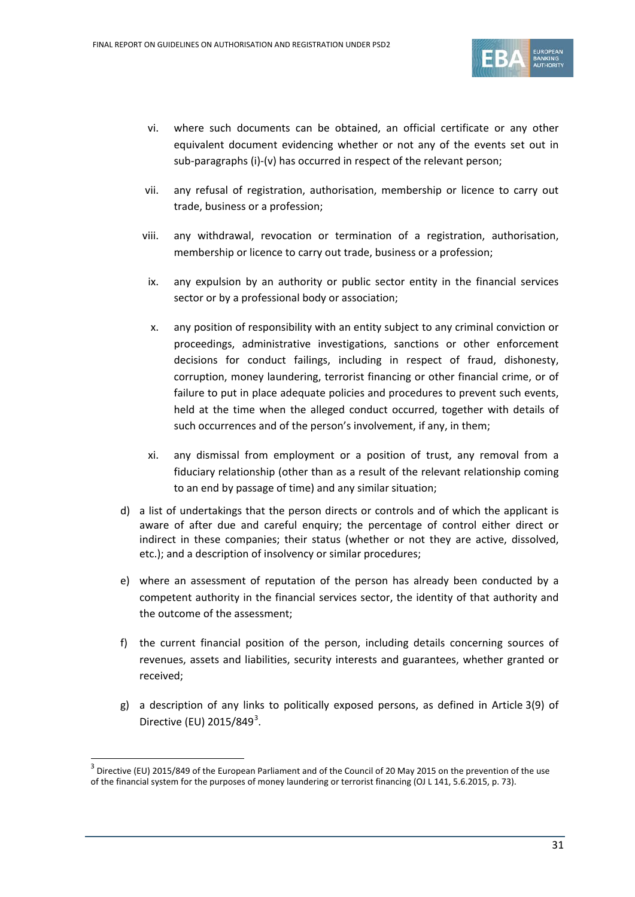vi. where such documents can be obtained, an official certificate or any other equivalent document evidencing whether or not any of the events set out in sub-paragraphs (i)-(v) has occurred in respect of the relevant person;

vii. any refusal of registration, authorisation, membership or licence to carry out trade, business or a profession;

viii. any withdrawal, revocation or termination of a registration, authorisation, membership or licence to carry out trade, business or a profession;

ix. any expulsion by an authority or public sector entity in the financial services sector or by a professional body or association;

x. any position of responsibility with an entity subject to any criminal conviction or proceedings, administrative investigations, sanctions or other enforcement decisions for conduct failings, including in respect of fraud, dishonesty, corruption, money laundering, terrorist financing or other financial crime, or of failure to put in place adequate policies and procedures to prevent such events, held at the time when the alleged conduct occurred, together with details of such occurrences and of the person's involvement, if any, in them;

xi. any dismissal from employment or a position of trust, any removal from a fiduciary relationship (other than as a result of the relevant relationship coming to an end by passage of time) and any similar situation;

d) a list of undertakings that the person directs or controls and of which the applicant is aware of after due and careful enquiry; the percentage of control either direct or indirect in these companies; their status (whether or not they are active, dissolved, etc.); and a description of insolvency or similar procedures;

e) where an assessment of reputation of the person has already been conducted by a competent authority in the financial services sector, the identity of that authority and the outcome of the assessment;

f) the current financial position of the person, including details concerning sources of revenues, assets and liabilities, security interests and guarantees, whether granted or received;

g) a description of any links to politically exposed persons, as defined in Article 3(9) of Directive (EU) 2015/849[3].

[3] Directive (EU) 2015/849 of the European Parliament and of the Council of 20 May 2015 on the prevention of the use of the financial system for the purposes of money laundering or terrorist financing (OJ L 141, 5.6.2015, p. 73).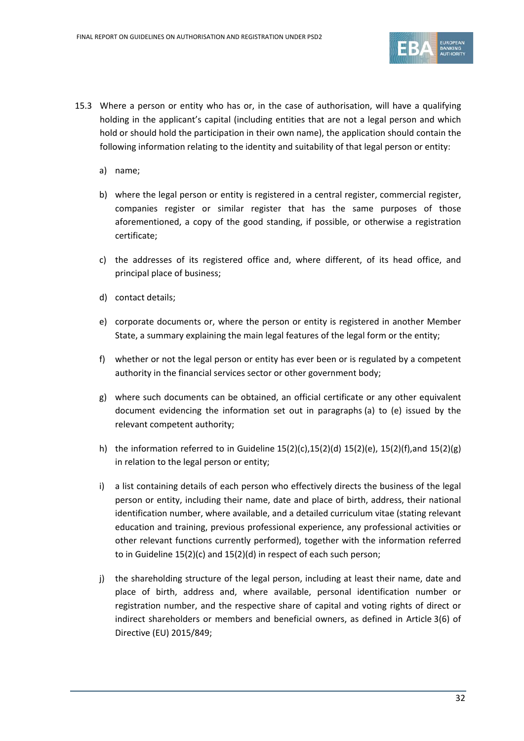15.3 Where a person or entity who has or, in the case of authorisation, will have a qualifying holding in the applicant's capital (including entities that are not a legal person and which hold or should hold the participation in their own name), the application should contain the following information relating to the identity and suitability of that legal person or entity:

a) name;

b) where the legal person or entity is registered in a central register, commercial register, companies register or similar register that has the same purposes of those aforementioned, a copy of the good standing, if possible, or otherwise a registration certificate;

c) the addresses of its registered office and, where different, of its head office, and principal place of business;

d) contact details;

e) corporate documents or, where the person or entity is registered in another Member State, a summary explaining the main legal features of the legal form or the entity;

f) whether or not the legal person or entity has ever been or is regulated by a competent authority in the financial services sector or other government body;

g) where such documents can be obtained, an official certificate or any other equivalent document evidencing the information set out in paragraphs (a) to (e) issued by the relevant competent authority;

h) the information referred to in Guideline 15(2)(c),15(2)(d) 15(2)(e), 15(2)(f),and 15(2)(g) in relation to the legal person or entity;

i) a list containing details of each person who effectively directs the business of the legal person or entity, including their name, date and place of birth, address, their national identification number, where available, and a detailed curriculum vitae (stating relevant education and training, previous professional experience, any professional activities or other relevant functions currently performed), together with the information referred to in Guideline 15(2)(c) and 15(2)(d) in respect of each such person;

j) the shareholding structure of the legal person, including at least their name, date and place of birth, address and, where available, personal identification number or registration number, and the respective share of capital and voting rights of direct or indirect shareholders or members and beneficial owners, as defined in Article 3(6) of Directive (EU) 2015/849;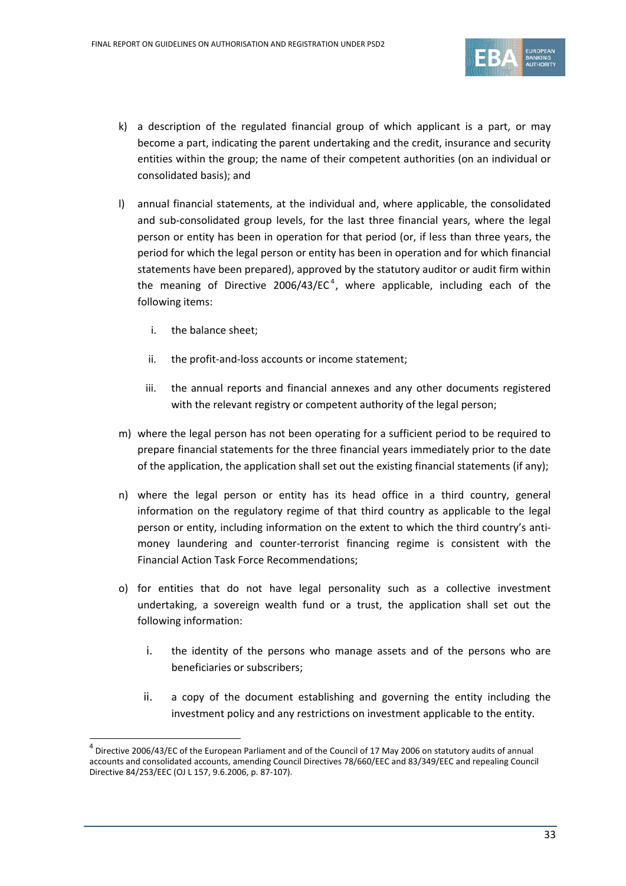k) a description of the regulated financial group of which applicant is a part, or may become a part, indicating the parent undertaking and the credit, insurance and security entities within the group; the name of their competent authorities (on an individual or consolidated basis); and

l) annual financial statements, at the individual and, where applicable, the consolidated and sub-consolidated group levels, for the last three financial years, where the legal person or entity has been in operation for that period (or, if less than three years, the period for which the legal person or entity has been in operation and for which financial statements have been prepared), approved by the statutory auditor or audit firm within the meaning of Directive 2006/43/EC[4], where applicable, including each of the following items:

   i. the balance sheet;

   ii. the profit-and-loss accounts or income statement;

   iii. the annual reports and financial annexes and any other documents registered with the relevant registry or competent authority of the legal person;

m) where the legal person has not been operating for a sufficient period to be required to prepare financial statements for the three financial years immediately prior to the date of the application, the application shall set out the existing financial statements (if any);

n) where the legal person or entity has its head office in a third country, general information on the regulatory regime of that third country as applicable to the legal person or entity, including information on the extent to which the third country's anti-money laundering and counter-terrorist financing regime is consistent with the Financial Action Task Force Recommendations;

o) for entities that do not have legal personality such as a collective investment undertaking, a sovereign wealth fund or a trust, the application shall set out the following information:

   i. the identity of the persons who manage assets and of the persons who are beneficiaries or subscribers;

   ii. a copy of the document establishing and governing the entity including the investment policy and any restrictions on investment applicable to the entity.

[4] Directive 2006/43/EC of the European Parliament and of the Council of 17 May 2006 on statutory audits of annual accounts and consolidated accounts, amending Council Directives 78/660/EEC and 83/349/EEC and repealing Council Directive 84/253/EEC (OJ L 157, 9.6.2006, p. 87-107).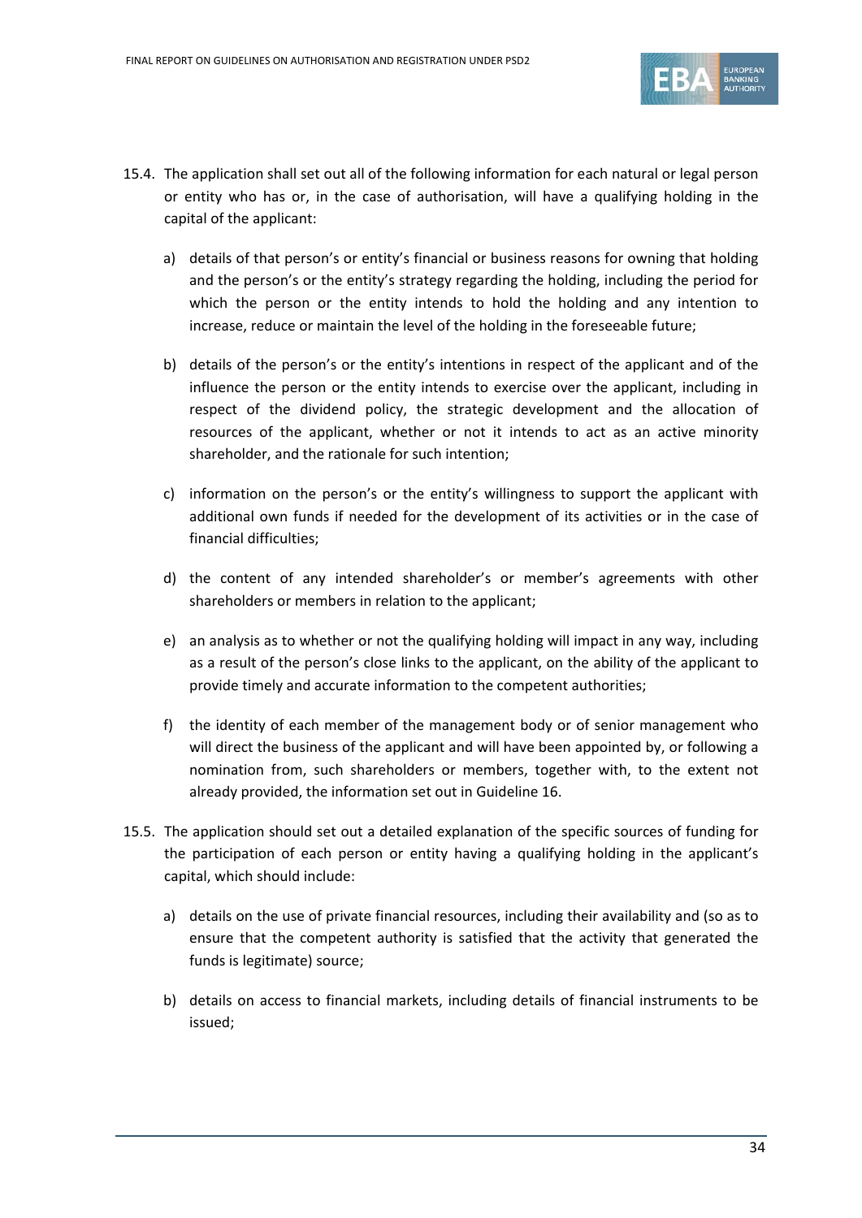15.4. The application shall set out all of the following information for each natural or legal person or entity who has or, in the case of authorisation, will have a qualifying holding in the capital of the applicant:

a) details of that person's or entity's financial or business reasons for owning that holding and the person's or the entity's strategy regarding the holding, including the period for which the person or the entity intends to hold the holding and any intention to increase, reduce or maintain the level of the holding in the foreseeable future;

b) details of the person's or the entity's intentions in respect of the applicant and of the influence the person or the entity intends to exercise over the applicant, including in respect of the dividend policy, the strategic development and the allocation of resources of the applicant, whether or not it intends to act as an active minority shareholder, and the rationale for such intention;

c) information on the person's or the entity's willingness to support the applicant with additional own funds if needed for the development of its activities or in the case of financial difficulties;

d) the content of any intended shareholder's or member's agreements with other shareholders or members in relation to the applicant;

e) an analysis as to whether or not the qualifying holding will impact in any way, including as a result of the person's close links to the applicant, on the ability of the applicant to provide timely and accurate information to the competent authorities;

f) the identity of each member of the management body or of senior management who will direct the business of the applicant and will have been appointed by, or following a nomination from, such shareholders or members, together with, to the extent not already provided, the information set out in Guideline 16.

15.5. The application should set out a detailed explanation of the specific sources of funding for the participation of each person or entity having a qualifying holding in the applicant's capital, which should include:

a) details on the use of private financial resources, including their availability and (so as to ensure that the competent authority is satisfied that the activity that generated the funds is legitimate) source;

b) details on access to financial markets, including details of financial instruments to be issued;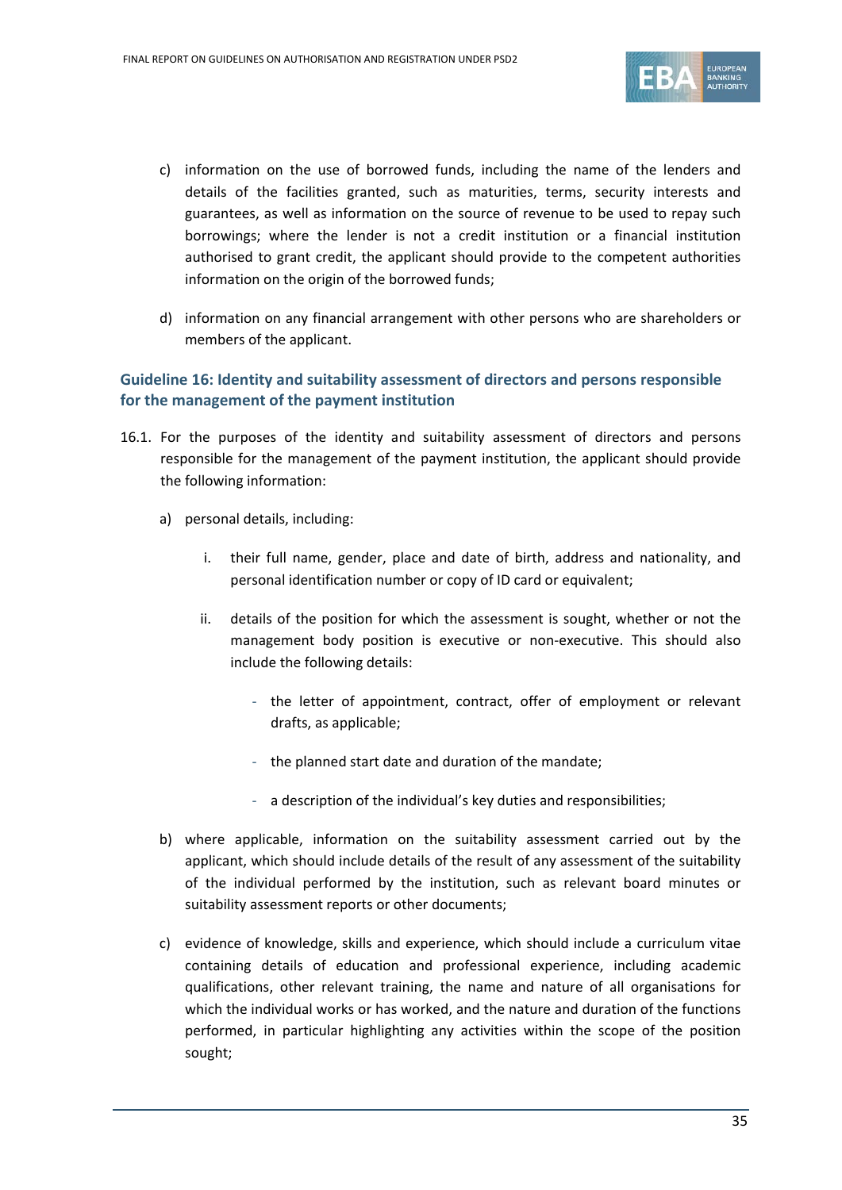c) information on the use of borrowed funds, including the name of the lenders and details of the facilities granted, such as maturities, terms, security interests and guarantees, as well as information on the source of revenue to be used to repay such borrowings; where the lender is not a credit institution or a financial institution authorised to grant credit, the applicant should provide to the competent authorities information on the origin of the borrowed funds;

d) information on any financial arrangement with other persons who are shareholders or members of the applicant.

### Guideline 16: Identity and suitability assessment of directors and persons responsible for the management of the payment institution

16.1. For the purposes of the identity and suitability assessment of directors and persons responsible for the management of the payment institution, the applicant should provide the following information:

a) personal details, including:

i. their full name, gender, place and date of birth, address and nationality, and personal identification number or copy of ID card or equivalent;

ii. details of the position for which the assessment is sought, whether or not the management body position is executive or non-executive. This should also include the following details:

- the letter of appointment, contract, offer of employment or relevant drafts, as applicable;
- the planned start date and duration of the mandate;
- a description of the individual's key duties and responsibilities;

b) where applicable, information on the suitability assessment carried out by the applicant, which should include details of the result of any assessment of the suitability of the individual performed by the institution, such as relevant board minutes or suitability assessment reports or other documents;

c) evidence of knowledge, skills and experience, which should include a curriculum vitae containing details of education and professional experience, including academic qualifications, other relevant training, the name and nature of all organisations for which the individual works or has worked, and the nature and duration of the functions performed, in particular highlighting any activities within the scope of the position sought;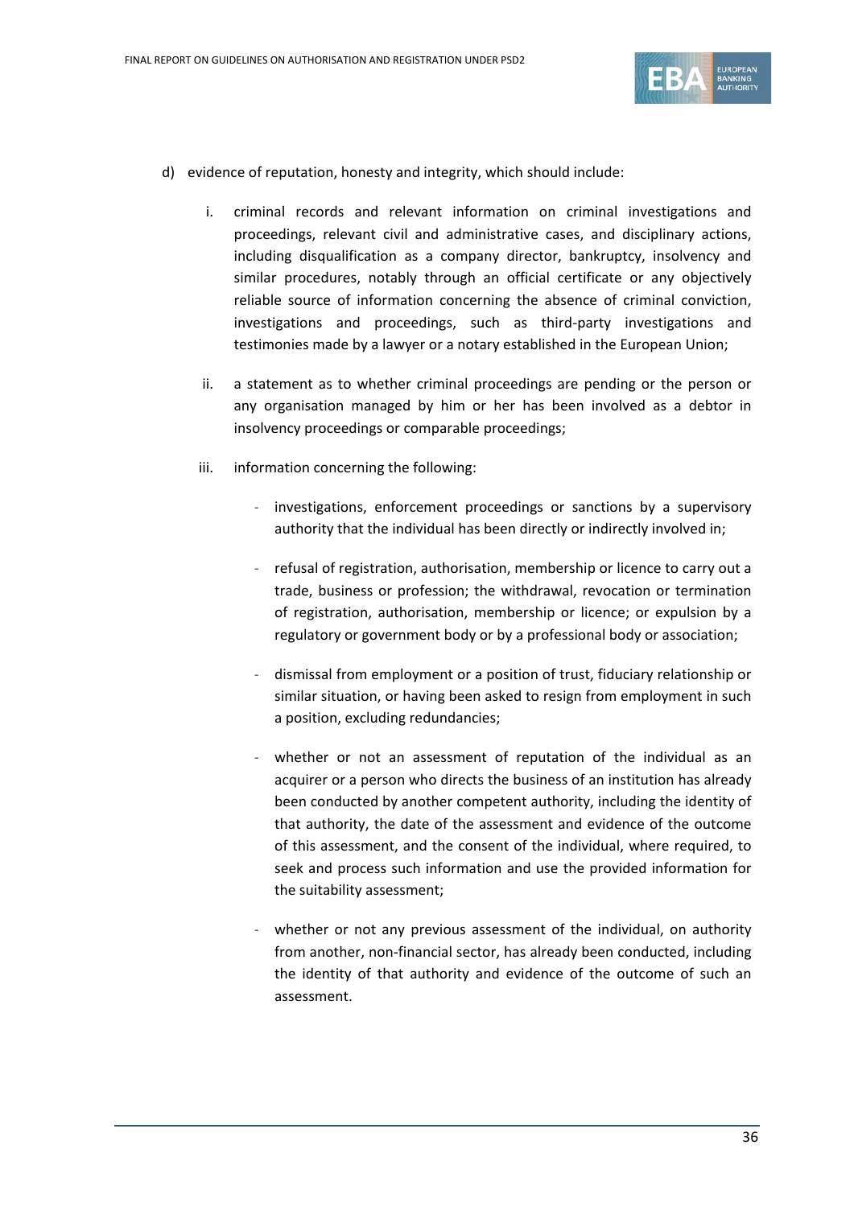d) evidence of reputation, honesty and integrity, which should include:

   i. criminal records and relevant information on criminal investigations and proceedings, relevant civil and administrative cases, and disciplinary actions, including disqualification as a company director, bankruptcy, insolvency and similar procedures, notably through an official certificate or any objectively reliable source of information concerning the absence of criminal conviction, investigations and proceedings, such as third-party investigations and testimonies made by a lawyer or a notary established in the European Union;

   ii. a statement as to whether criminal proceedings are pending or the person or any organisation managed by him or her has been involved as a debtor in insolvency proceedings or comparable proceedings;

   iii. information concerning the following:

      - investigations, enforcement proceedings or sanctions by a supervisory authority that the individual has been directly or indirectly involved in;

      - refusal of registration, authorisation, membership or licence to carry out a trade, business or profession; the withdrawal, revocation or termination of registration, authorisation, membership or licence; or expulsion by a regulatory or government body or by a professional body or association;

      - dismissal from employment or a position of trust, fiduciary relationship or similar situation, or having been asked to resign from employment in such a position, excluding redundancies;

      - whether or not an assessment of reputation of the individual as an acquirer or a person who directs the business of an institution has already been conducted by another competent authority, including the identity of that authority, the date of the assessment and evidence of the outcome of this assessment, and the consent of the individual, where required, to seek and process such information and use the provided information for the suitability assessment;

      - whether or not any previous assessment of the individual, on authority from another, non-financial sector, has already been conducted, including the identity of that authority and evidence of the outcome of such an assessment.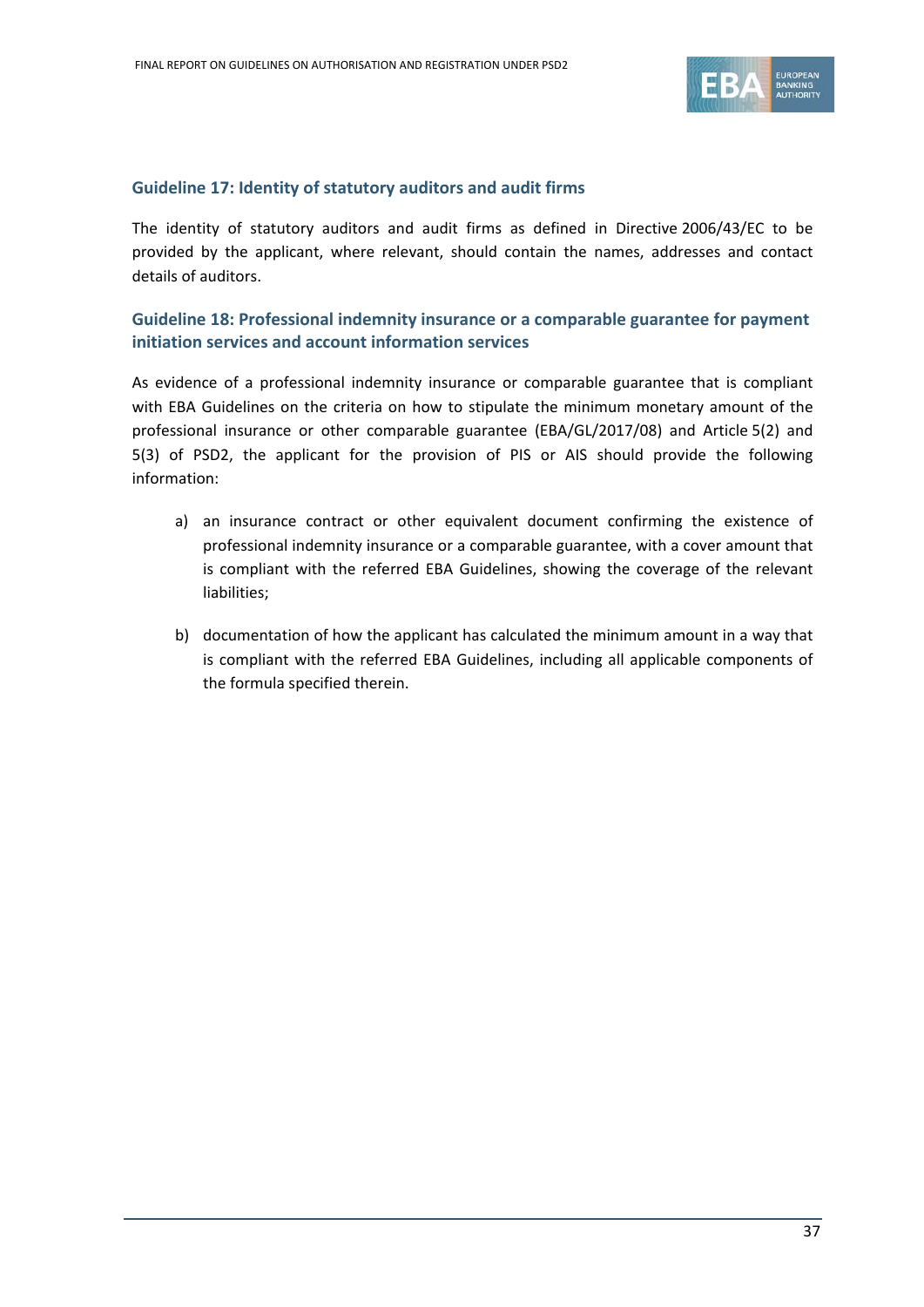### Guideline 17: Identity of statutory auditors and audit firms

The identity of statutory auditors and audit firms as defined in Directive 2006/43/EC to be provided by the applicant, where relevant, should contain the names, addresses and contact details of auditors.

### Guideline 18: Professional indemnity insurance or a comparable guarantee for payment initiation services and account information services

As evidence of a professional indemnity insurance or comparable guarantee that is compliant with EBA Guidelines on the criteria on how to stipulate the minimum monetary amount of the professional insurance or other comparable guarantee (EBA/GL/2017/08) and Article 5(2) and 5(3) of PSD2, the applicant for the provision of PIS or AIS should provide the following information:

a) an insurance contract or other equivalent document confirming the existence of professional indemnity insurance or a comparable guarantee, with a cover amount that is compliant with the referred EBA Guidelines, showing the coverage of the relevant liabilities;

b) documentation of how the applicant has calculated the minimum amount in a way that is compliant with the referred EBA Guidelines, including all applicable components of the formula specified therein.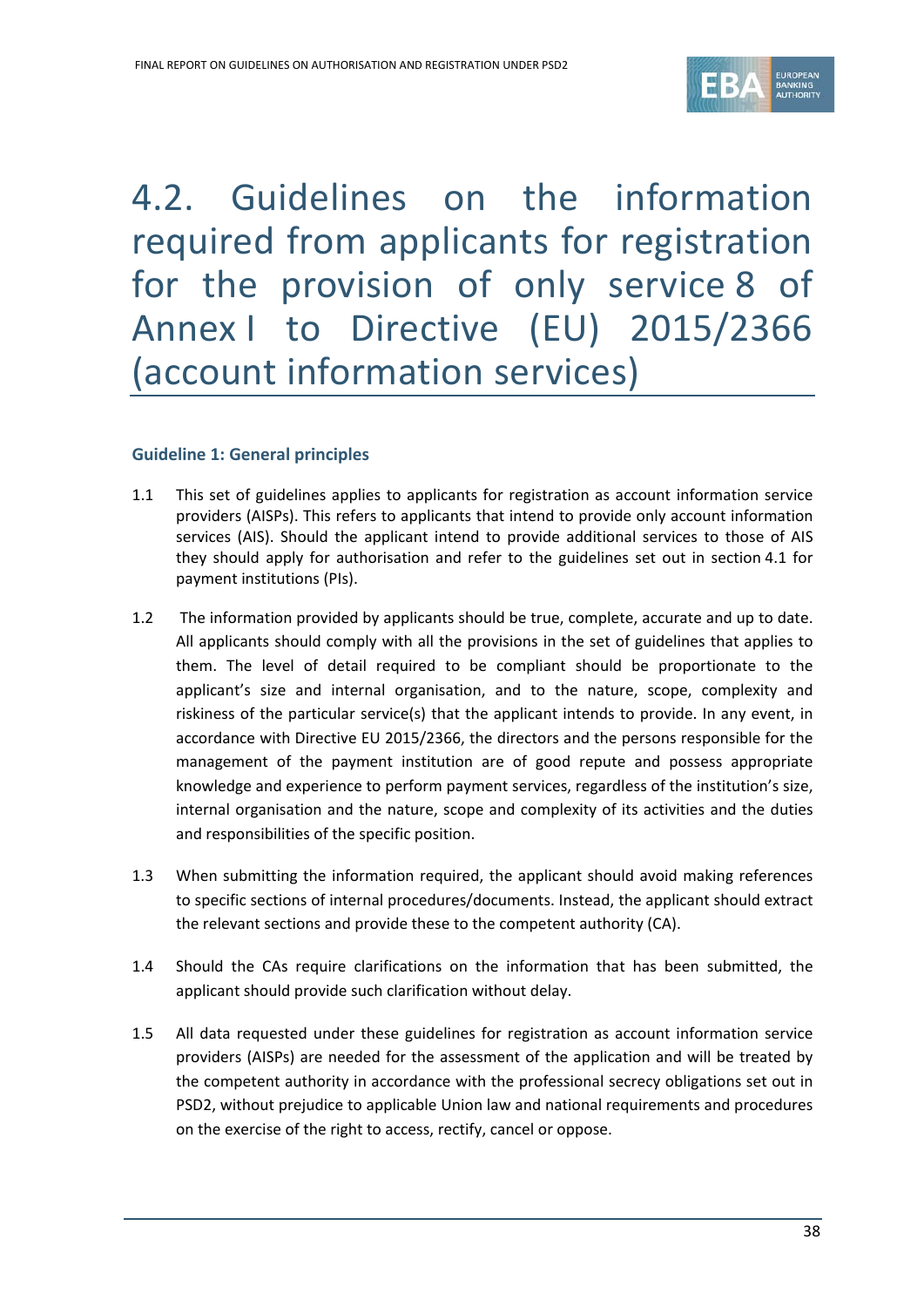# 4.2. Guidelines on the information required from applicants for registration for the provision of only service 8 of Annex I to Directive (EU) 2015/2366 (account information services)

### Guideline 1: General principles

1.1 This set of guidelines applies to applicants for registration as account information service providers (AISPs). This refers to applicants that intend to provide only account information services (AIS). Should the applicant intend to provide additional services to those of AIS they should apply for authorisation and refer to the guidelines set out in section 4.1 for payment institutions (PIs).

1.2 The information provided by applicants should be true, complete, accurate and up to date. All applicants should comply with all the provisions in the set of guidelines that applies to them. The level of detail required to be compliant should be proportionate to the applicant's size and internal organisation, and to the nature, scope, complexity and riskiness of the particular service(s) that the applicant intends to provide. In any event, in accordance with Directive EU 2015/2366, the directors and the persons responsible for the management of the payment institution are of good repute and possess appropriate knowledge and experience to perform payment services, regardless of the institution's size, internal organisation and the nature, scope and complexity of its activities and the duties and responsibilities of the specific position.

1.3 When submitting the information required, the applicant should avoid making references to specific sections of internal procedures/documents. Instead, the applicant should extract the relevant sections and provide these to the competent authority (CA).

1.4 Should the CAs require clarifications on the information that has been submitted, the applicant should provide such clarification without delay.

1.5 All data requested under these guidelines for registration as account information service providers (AISPs) are needed for the assessment of the application and will be treated by the competent authority in accordance with the professional secrecy obligations set out in PSD2, without prejudice to applicable Union law and national requirements and procedures on the exercise of the right to access, rectify, cancel or oppose.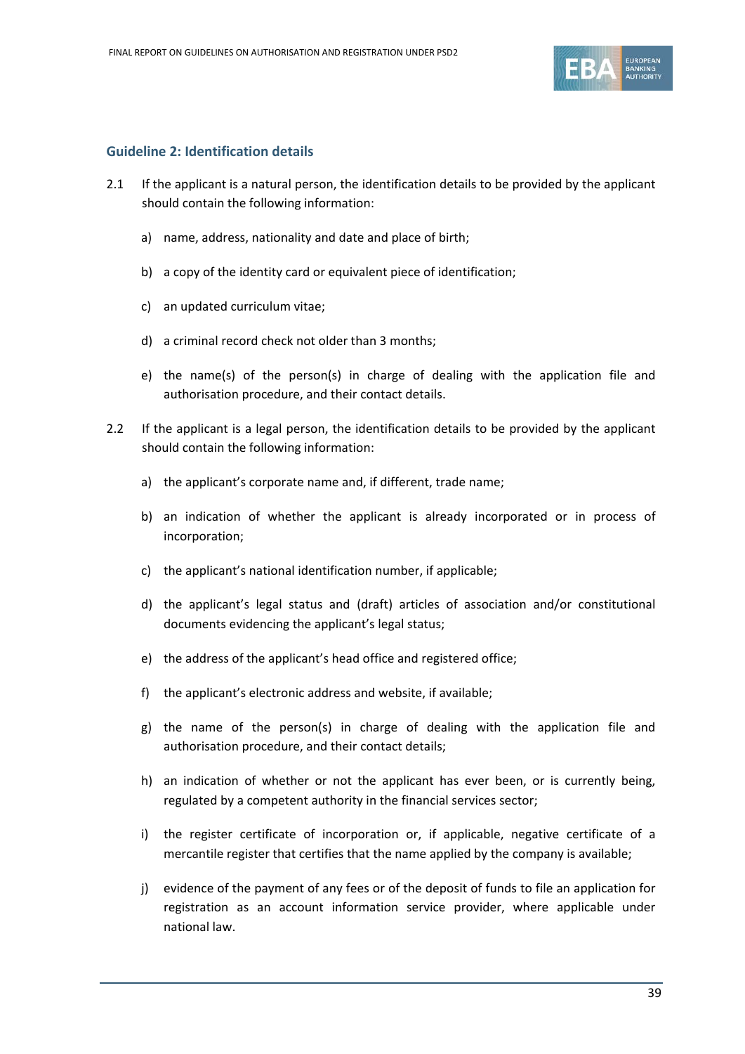### Guideline 2: Identification details

2.1 If the applicant is a natural person, the identification details to be provided by the applicant should contain the following information:

a) name, address, nationality and date and place of birth;

b) a copy of the identity card or equivalent piece of identification;

c) an updated curriculum vitae;

d) a criminal record check not older than 3 months;

e) the name(s) of the person(s) in charge of dealing with the application file and authorisation procedure, and their contact details.

2.2 If the applicant is a legal person, the identification details to be provided by the applicant should contain the following information:

a) the applicant's corporate name and, if different, trade name;

b) an indication of whether the applicant is already incorporated or in process of incorporation;

c) the applicant's national identification number, if applicable;

d) the applicant's legal status and (draft) articles of association and/or constitutional documents evidencing the applicant's legal status;

e) the address of the applicant's head office and registered office;

f) the applicant's electronic address and website, if available;

g) the name of the person(s) in charge of dealing with the application file and authorisation procedure, and their contact details;

h) an indication of whether or not the applicant has ever been, or is currently being, regulated by a competent authority in the financial services sector;

i) the register certificate of incorporation or, if applicable, negative certificate of a mercantile register that certifies that the name applied by the company is available;

j) evidence of the payment of any fees or of the deposit of funds to file an application for registration as an account information service provider, where applicable under national law.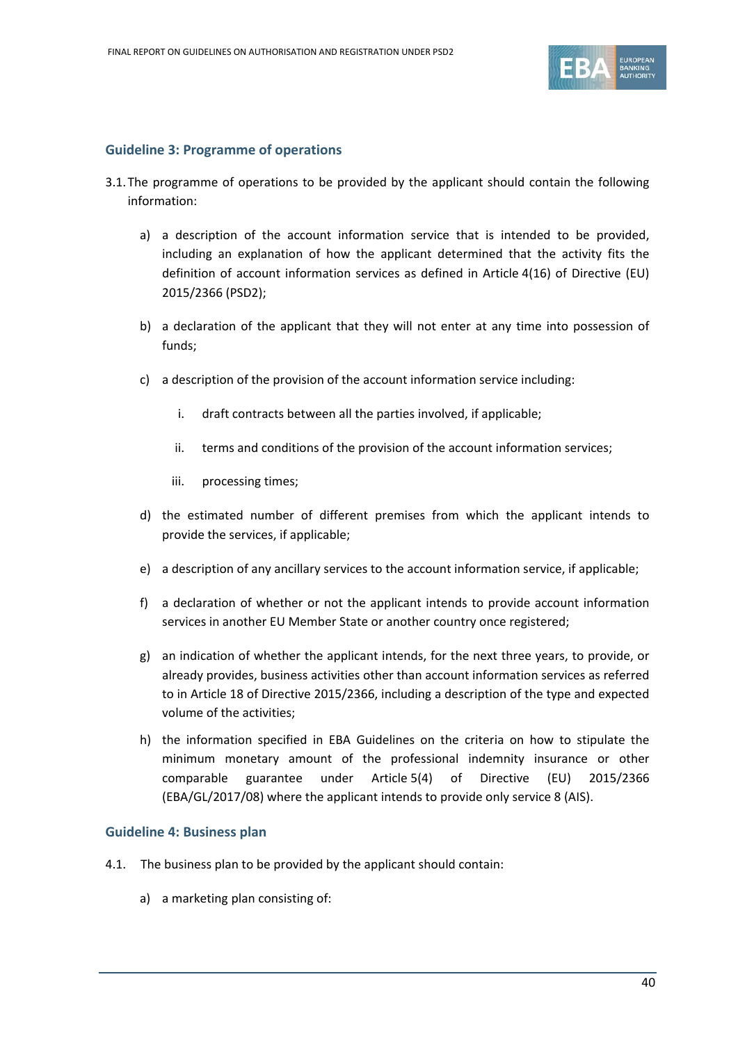### Guideline 3: Programme of operations

3.1. The programme of operations to be provided by the applicant should contain the following information:

a) a description of the account information service that is intended to be provided, including an explanation of how the applicant determined that the activity fits the definition of account information services as defined in Article 4(16) of Directive (EU) 2015/2366 (PSD2);

b) a declaration of the applicant that they will not enter at any time into possession of funds;

c) a description of the provision of the account information service including:

   i. draft contracts between all the parties involved, if applicable;

   ii. terms and conditions of the provision of the account information services;

   iii. processing times;

d) the estimated number of different premises from which the applicant intends to provide the services, if applicable;

e) a description of any ancillary services to the account information service, if applicable;

f) a declaration of whether or not the applicant intends to provide account information services in another EU Member State or another country once registered;

g) an indication of whether the applicant intends, for the next three years, to provide, or already provides, business activities other than account information services as referred to in Article 18 of Directive 2015/2366, including a description of the type and expected volume of the activities;

h) the information specified in EBA Guidelines on the criteria on how to stipulate the minimum monetary amount of the professional indemnity insurance or other comparable guarantee under Article 5(4) of Directive (EU) 2015/2366 (EBA/GL/2017/08) where the applicant intends to provide only service 8 (AIS).

### Guideline 4: Business plan

4.1. The business plan to be provided by the applicant should contain:

a) a marketing plan consisting of: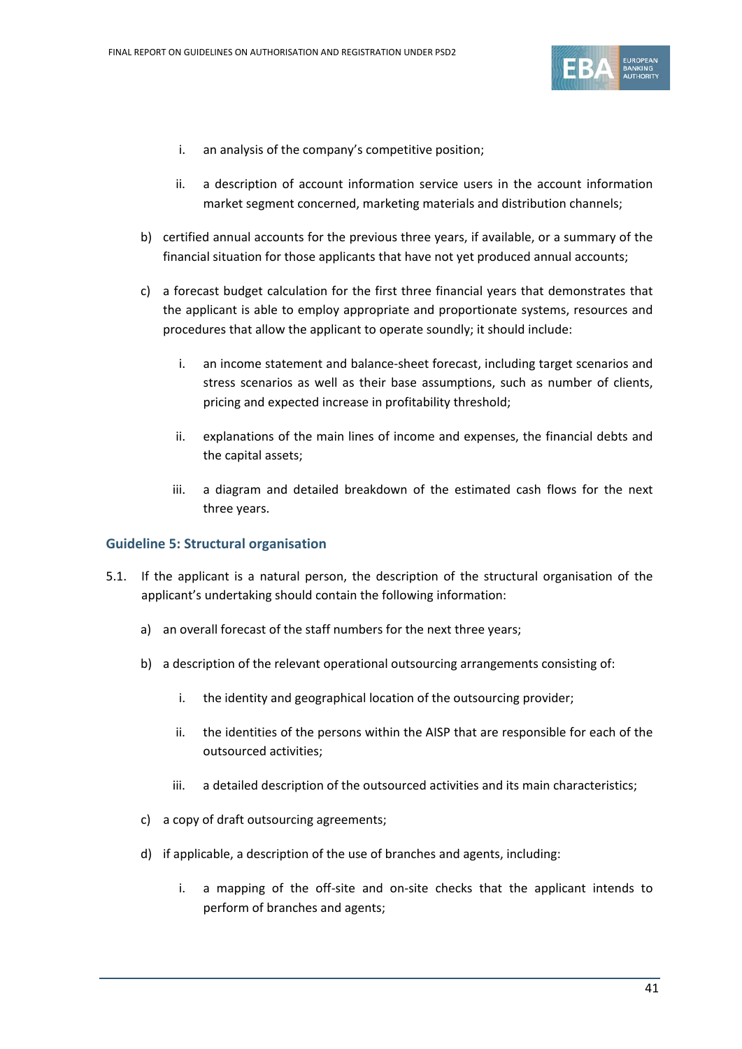i. an analysis of the company's competitive position;

   ii. a description of account information service users in the account information market segment concerned, marketing materials and distribution channels;

b) certified annual accounts for the previous three years, if available, or a summary of the financial situation for those applicants that have not yet produced annual accounts;

c) a forecast budget calculation for the first three financial years that demonstrates that the applicant is able to employ appropriate and proportionate systems, resources and procedures that allow the applicant to operate soundly; it should include:

   i. an income statement and balance-sheet forecast, including target scenarios and stress scenarios as well as their base assumptions, such as number of clients, pricing and expected increase in profitability threshold;

   ii. explanations of the main lines of income and expenses, the financial debts and the capital assets;

   iii. a diagram and detailed breakdown of the estimated cash flows for the next three years.

### Guideline 5: Structural organisation

5.1. If the applicant is a natural person, the description of the structural organisation of the applicant's undertaking should contain the following information:

a) an overall forecast of the staff numbers for the next three years;

b) a description of the relevant operational outsourcing arrangements consisting of:

   i. the identity and geographical location of the outsourcing provider;

   ii. the identities of the persons within the AISP that are responsible for each of the outsourced activities;

   iii. a detailed description of the outsourced activities and its main characteristics;

c) a copy of draft outsourcing agreements;

d) if applicable, a description of the use of branches and agents, including:

   i. a mapping of the off-site and on-site checks that the applicant intends to perform of branches and agents;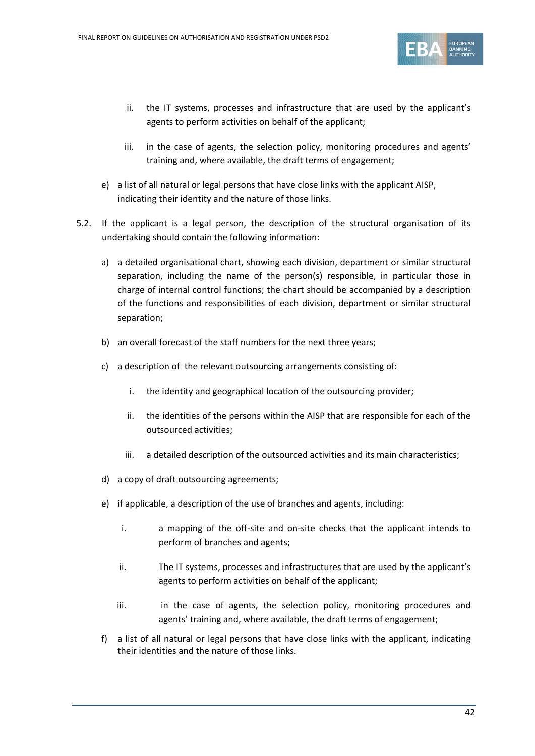ii. the IT systems, processes and infrastructure that are used by the applicant's agents to perform activities on behalf of the applicant;

   iii. in the case of agents, the selection policy, monitoring procedures and agents' training and, where available, the draft terms of engagement;

e) a list of all natural or legal persons that have close links with the applicant AISP, indicating their identity and the nature of those links.

5.2. If the applicant is a legal person, the description of the structural organisation of its undertaking should contain the following information:

a) a detailed organisational chart, showing each division, department or similar structural separation, including the name of the person(s) responsible, in particular those in charge of internal control functions; the chart should be accompanied by a description of the functions and responsibilities of each division, department or similar structural separation;

b) an overall forecast of the staff numbers for the next three years;

c) a description of the relevant outsourcing arrangements consisting of:

   i. the identity and geographical location of the outsourcing provider;

   ii. the identities of the persons within the AISP that are responsible for each of the outsourced activities;

   iii. a detailed description of the outsourced activities and its main characteristics;

d) a copy of draft outsourcing agreements;

e) if applicable, a description of the use of branches and agents, including:

   i. a mapping of the off-site and on-site checks that the applicant intends to perform of branches and agents;

   ii. The IT systems, processes and infrastructures that are used by the applicant's agents to perform activities on behalf of the applicant;

   iii. in the case of agents, the selection policy, monitoring procedures and agents' training and, where available, the draft terms of engagement;

f) a list of all natural or legal persons that have close links with the applicant, indicating their identities and the nature of those links.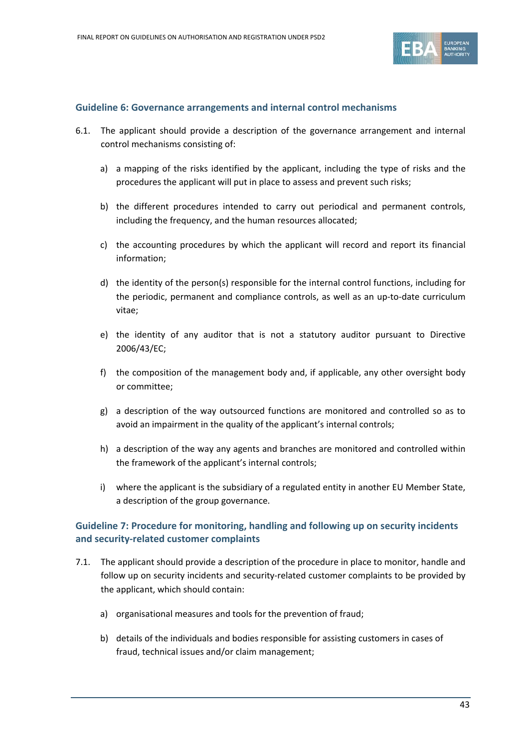### Guideline 6: Governance arrangements and internal control mechanisms

6.1. The applicant should provide a description of the governance arrangement and internal control mechanisms consisting of:

a) a mapping of the risks identified by the applicant, including the type of risks and the procedures the applicant will put in place to assess and prevent such risks;

b) the different procedures intended to carry out periodical and permanent controls, including the frequency, and the human resources allocated;

c) the accounting procedures by which the applicant will record and report its financial information;

d) the identity of the person(s) responsible for the internal control functions, including for the periodic, permanent and compliance controls, as well as an up-to-date curriculum vitae;

e) the identity of any auditor that is not a statutory auditor pursuant to Directive 2006/43/EC;

f) the composition of the management body and, if applicable, any other oversight body or committee;

g) a description of the way outsourced functions are monitored and controlled so as to avoid an impairment in the quality of the applicant's internal controls;

h) a description of the way any agents and branches are monitored and controlled within the framework of the applicant's internal controls;

i) where the applicant is the subsidiary of a regulated entity in another EU Member State, a description of the group governance.

### Guideline 7: Procedure for monitoring, handling and following up on security incidents and security-related customer complaints

7.1. The applicant should provide a description of the procedure in place to monitor, handle and follow up on security incidents and security-related customer complaints to be provided by the applicant, which should contain:

a) organisational measures and tools for the prevention of fraud;

b) details of the individuals and bodies responsible for assisting customers in cases of fraud, technical issues and/or claim management;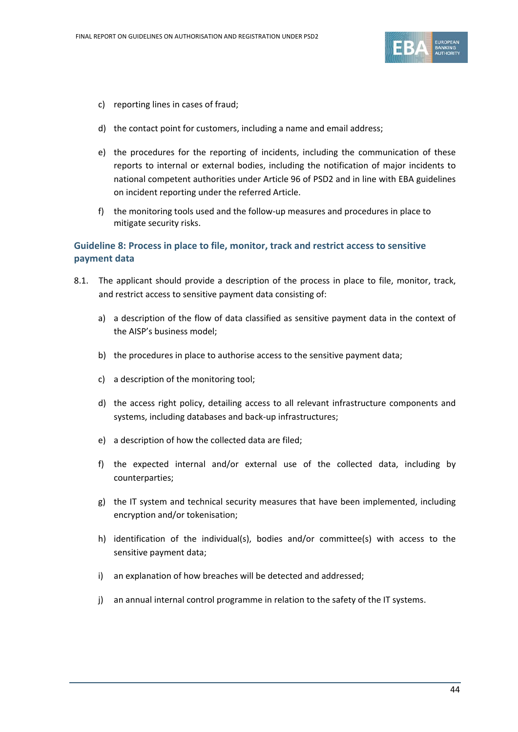c) reporting lines in cases of fraud;

d) the contact point for customers, including a name and email address;

e) the procedures for the reporting of incidents, including the communication of these reports to internal or external bodies, including the notification of major incidents to national competent authorities under Article 96 of PSD2 and in line with EBA guidelines on incident reporting under the referred Article.

f) the monitoring tools used and the follow-up measures and procedures in place to mitigate security risks.

### Guideline 8: Process in place to file, monitor, track and restrict access to sensitive payment data

8.1. The applicant should provide a description of the process in place to file, monitor, track, and restrict access to sensitive payment data consisting of:

a) a description of the flow of data classified as sensitive payment data in the context of the AISP's business model;

b) the procedures in place to authorise access to the sensitive payment data;

c) a description of the monitoring tool;

d) the access right policy, detailing access to all relevant infrastructure components and systems, including databases and back-up infrastructures;

e) a description of how the collected data are filed;

f) the expected internal and/or external use of the collected data, including by counterparties;

g) the IT system and technical security measures that have been implemented, including encryption and/or tokenisation;

h) identification of the individual(s), bodies and/or committee(s) with access to the sensitive payment data;

i) an explanation of how breaches will be detected and addressed;

j) an annual internal control programme in relation to the safety of the IT systems.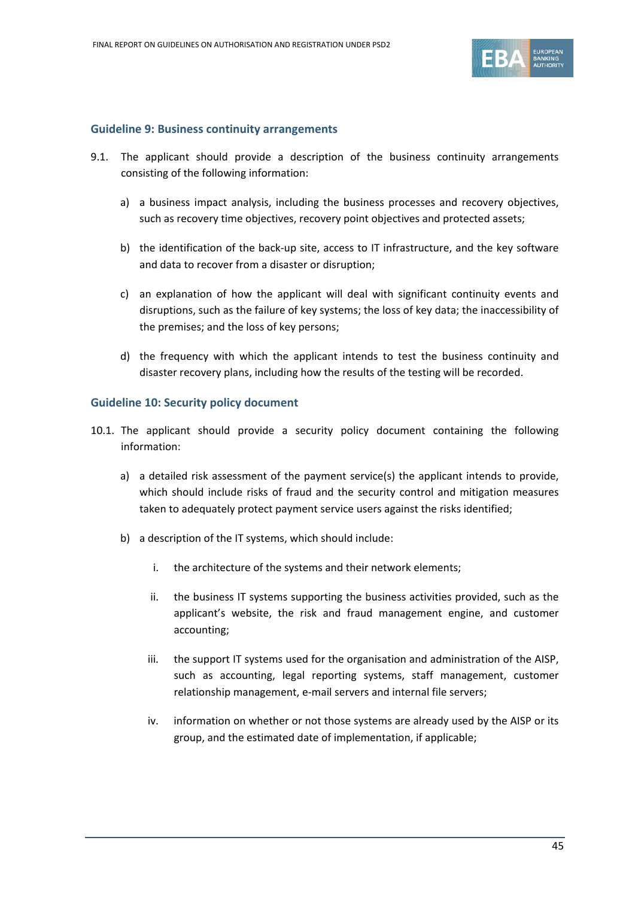### Guideline 9: Business continuity arrangements

9.1. The applicant should provide a description of the business continuity arrangements consisting of the following information:

a) a business impact analysis, including the business processes and recovery objectives, such as recovery time objectives, recovery point objectives and protected assets;

b) the identification of the back-up site, access to IT infrastructure, and the key software and data to recover from a disaster or disruption;

c) an explanation of how the applicant will deal with significant continuity events and disruptions, such as the failure of key systems; the loss of key data; the inaccessibility of the premises; and the loss of key persons;

d) the frequency with which the applicant intends to test the business continuity and disaster recovery plans, including how the results of the testing will be recorded.

### Guideline 10: Security policy document

10.1. The applicant should provide a security policy document containing the following information:

a) a detailed risk assessment of the payment service(s) the applicant intends to provide, which should include risks of fraud and the security control and mitigation measures taken to adequately protect payment service users against the risks identified;

b) a description of the IT systems, which should include:

i. the architecture of the systems and their network elements;

ii. the business IT systems supporting the business activities provided, such as the applicant's website, the risk and fraud management engine, and customer accounting;

iii. the support IT systems used for the organisation and administration of the AISP, such as accounting, legal reporting systems, staff management, customer relationship management, e-mail servers and internal file servers;

iv. information on whether or not those systems are already used by the AISP or its group, and the estimated date of implementation, if applicable;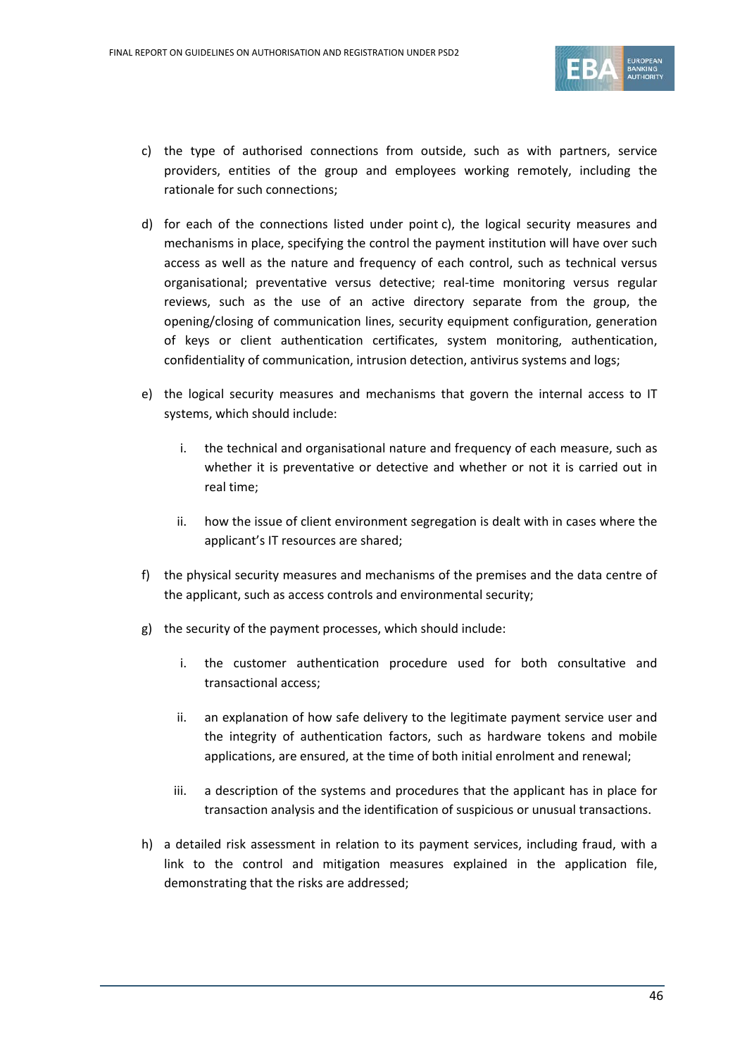c) the type of authorised connections from outside, such as with partners, service providers, entities of the group and employees working remotely, including the rationale for such connections;

d) for each of the connections listed under point c), the logical security measures and mechanisms in place, specifying the control the payment institution will have over such access as well as the nature and frequency of each control, such as technical versus organisational; preventative versus detective; real-time monitoring versus regular reviews, such as the use of an active directory separate from the group, the opening/closing of communication lines, security equipment configuration, generation of keys or client authentication certificates, system monitoring, authentication, confidentiality of communication, intrusion detection, antivirus systems and logs;

e) the logical security measures and mechanisms that govern the internal access to IT systems, which should include:

   i. the technical and organisational nature and frequency of each measure, such as whether it is preventative or detective and whether or not it is carried out in real time;

   ii. how the issue of client environment segregation is dealt with in cases where the applicant's IT resources are shared;

f) the physical security measures and mechanisms of the premises and the data centre of the applicant, such as access controls and environmental security;

g) the security of the payment processes, which should include:

   i. the customer authentication procedure used for both consultative and transactional access;

   ii. an explanation of how safe delivery to the legitimate payment service user and the integrity of authentication factors, such as hardware tokens and mobile applications, are ensured, at the time of both initial enrolment and renewal;

   iii. a description of the systems and procedures that the applicant has in place for transaction analysis and the identification of suspicious or unusual transactions.

h) a detailed risk assessment in relation to its payment services, including fraud, with a link to the control and mitigation measures explained in the application file, demonstrating that the risks are addressed;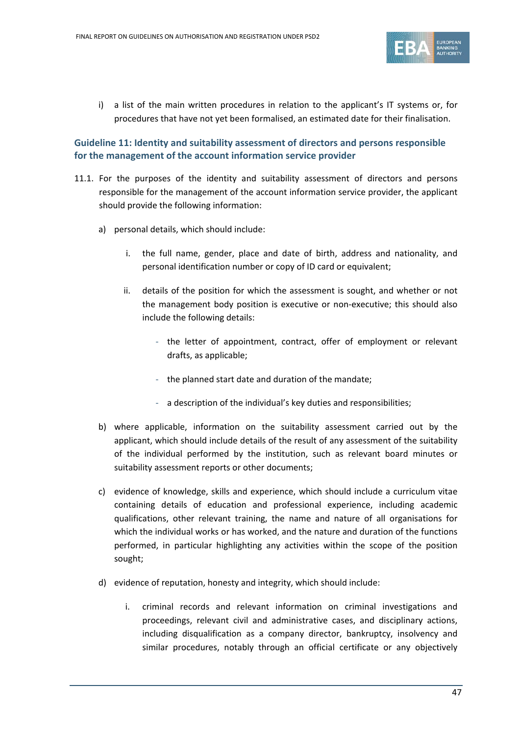i) a list of the main written procedures in relation to the applicant's IT systems or, for procedures that have not yet been formalised, an estimated date for their finalisation.

### Guideline 11: Identity and suitability assessment of directors and persons responsible for the management of the account information service provider

11.1. For the purposes of the identity and suitability assessment of directors and persons responsible for the management of the account information service provider, the applicant should provide the following information:

a) personal details, which should include:

   i. the full name, gender, place and date of birth, address and nationality, and personal identification number or copy of ID card or equivalent;

   ii. details of the position for which the assessment is sought, and whether or not the management body position is executive or non-executive; this should also include the following details:

      - the letter of appointment, contract, offer of employment or relevant drafts, as applicable;

      - the planned start date and duration of the mandate;

      - a description of the individual's key duties and responsibilities;

b) where applicable, information on the suitability assessment carried out by the applicant, which should include details of the result of any assessment of the suitability of the individual performed by the institution, such as relevant board minutes or suitability assessment reports or other documents;

c) evidence of knowledge, skills and experience, which should include a curriculum vitae containing details of education and professional experience, including academic qualifications, other relevant training, the name and nature of all organisations for which the individual works or has worked, and the nature and duration of the functions performed, in particular highlighting any activities within the scope of the position sought;

d) evidence of reputation, honesty and integrity, which should include:

   i. criminal records and relevant information on criminal investigations and proceedings, relevant civil and administrative cases, and disciplinary actions, including disqualification as a company director, bankruptcy, insolvency and similar procedures, notably through an official certificate or any objectively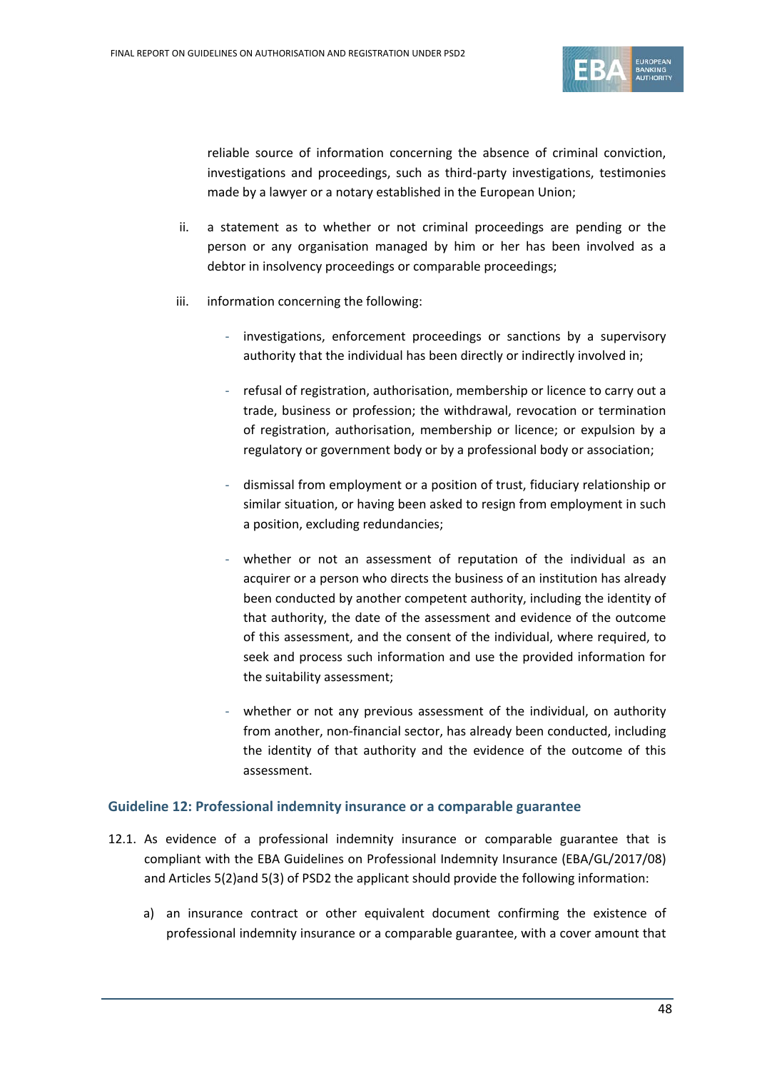reliable source of information concerning the absence of criminal conviction, investigations and proceedings, such as third-party investigations, testimonies made by a lawyer or a notary established in the European Union;

ii. a statement as to whether or not criminal proceedings are pending or the person or any organisation managed by him or her has been involved as a debtor in insolvency proceedings or comparable proceedings;

iii. information concerning the following:

- investigations, enforcement proceedings or sanctions by a supervisory authority that the individual has been directly or indirectly involved in;
- refusal of registration, authorisation, membership or licence to carry out a trade, business or profession; the withdrawal, revocation or termination of registration, authorisation, membership or licence; or expulsion by a regulatory or government body or by a professional body or association;
- dismissal from employment or a position of trust, fiduciary relationship or similar situation, or having been asked to resign from employment in such a position, excluding redundancies;
- whether or not an assessment of reputation of the individual as an acquirer or a person who directs the business of an institution has already been conducted by another competent authority, including the identity of that authority, the date of the assessment and evidence of the outcome of this assessment, and the consent of the individual, where required, to seek and process such information and use the provided information for the suitability assessment;
- whether or not any previous assessment of the individual, on authority from another, non-financial sector, has already been conducted, including the identity of that authority and the evidence of the outcome of this assessment.

### Guideline 12: Professional indemnity insurance or a comparable guarantee

12.1. As evidence of a professional indemnity insurance or comparable guarantee that is compliant with the EBA Guidelines on Professional Indemnity Insurance (EBA/GL/2017/08) and Articles 5(2)and 5(3) of PSD2 the applicant should provide the following information:

a) an insurance contract or other equivalent document confirming the existence of professional indemnity insurance or a comparable guarantee, with a cover amount that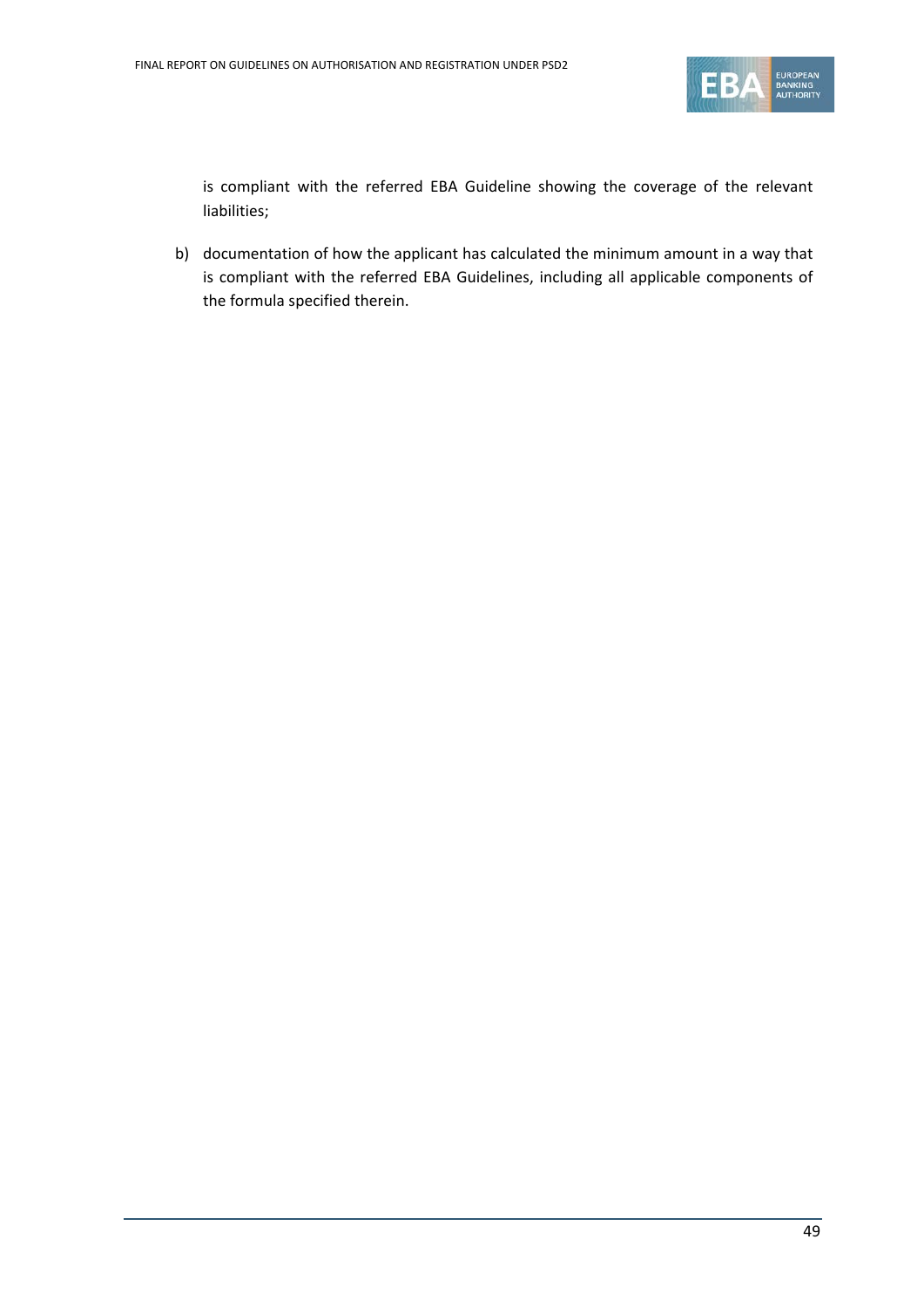is compliant with the referred EBA Guideline showing the coverage of the relevant liabilities;

b) documentation of how the applicant has calculated the minimum amount in a way that is compliant with the referred EBA Guidelines, including all applicable components of the formula specified therein.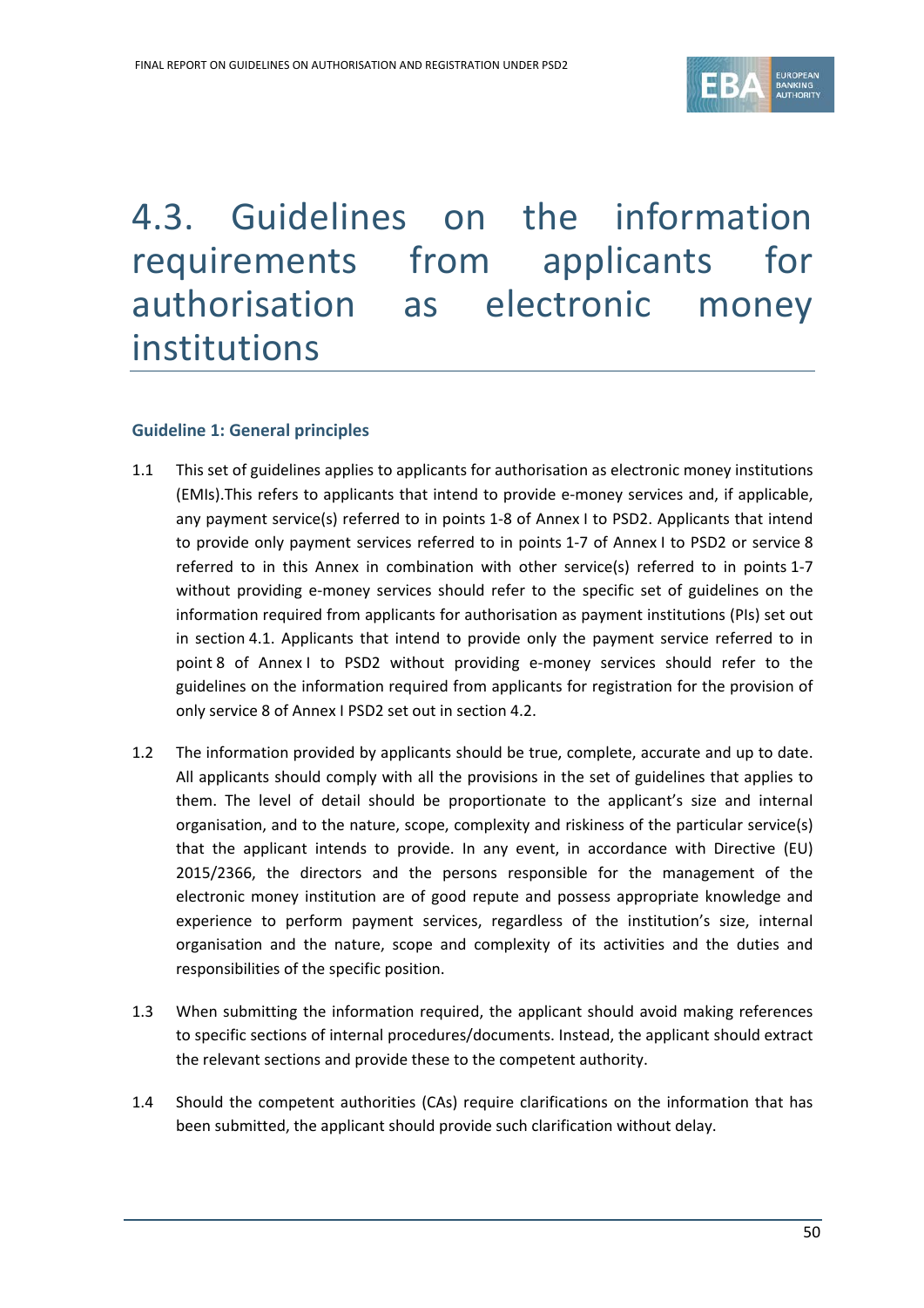# 4.3. Guidelines on the information requirements from applicants for authorisation as electronic money institutions

### Guideline 1: General principles

1.1 This set of guidelines applies to applicants for authorisation as electronic money institutions (EMIs).This refers to applicants that intend to provide e-money services and, if applicable, any payment service(s) referred to in points 1-8 of Annex I to PSD2. Applicants that intend to provide only payment services referred to in points 1-7 of Annex I to PSD2 or service 8 referred to in this Annex in combination with other service(s) referred to in points 1-7 without providing e-money services should refer to the specific set of guidelines on the information required from applicants for authorisation as payment institutions (PIs) set out in section 4.1. Applicants that intend to provide only the payment service referred to in point 8 of Annex I to PSD2 without providing e-money services should refer to the guidelines on the information required from applicants for registration for the provision of only service 8 of Annex I PSD2 set out in section 4.2.

1.2 The information provided by applicants should be true, complete, accurate and up to date. All applicants should comply with all the provisions in the set of guidelines that applies to them. The level of detail should be proportionate to the applicant's size and internal organisation, and to the nature, scope, complexity and riskiness of the particular service(s) that the applicant intends to provide. In any event, in accordance with Directive (EU) 2015/2366, the directors and the persons responsible for the management of the electronic money institution are of good repute and possess appropriate knowledge and experience to perform payment services, regardless of the institution's size, internal organisation and the nature, scope and complexity of its activities and the duties and responsibilities of the specific position.

1.3 When submitting the information required, the applicant should avoid making references to specific sections of internal procedures/documents. Instead, the applicant should extract the relevant sections and provide these to the competent authority.

1.4 Should the competent authorities (CAs) require clarifications on the information that has been submitted, the applicant should provide such clarification without delay.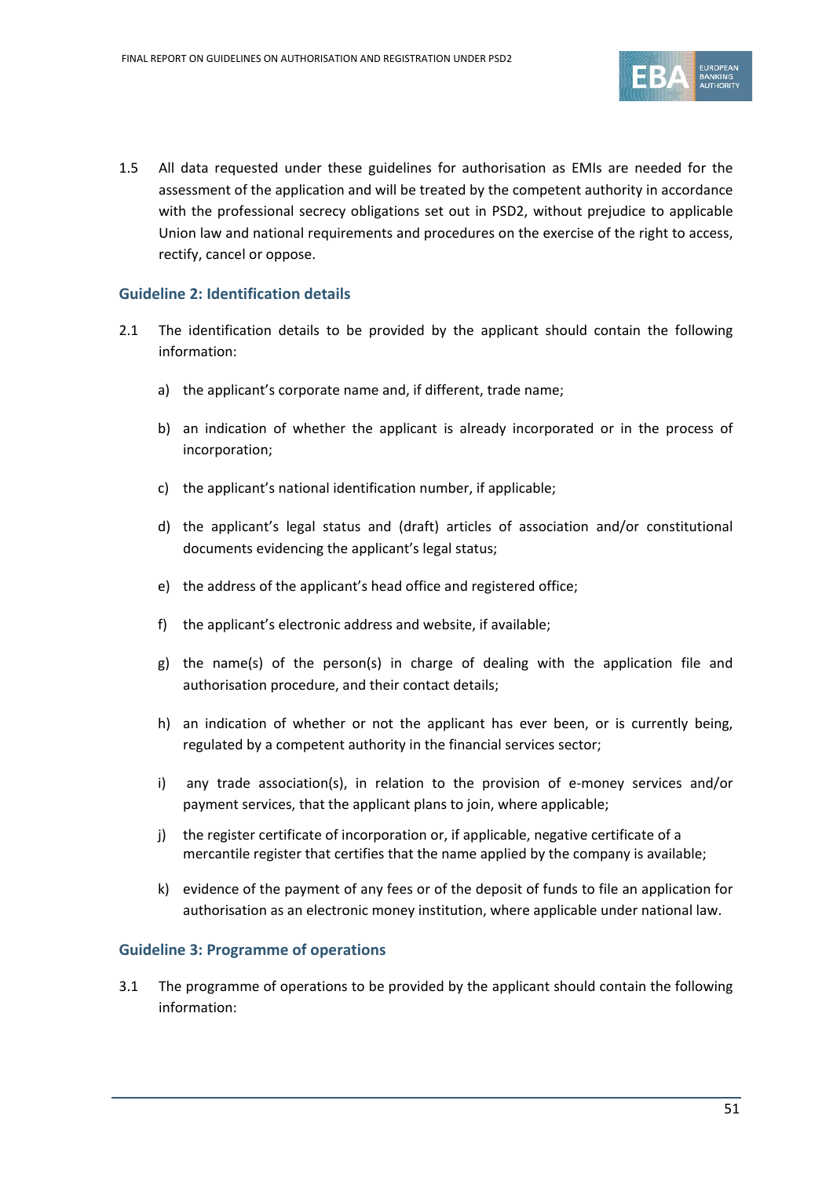1.5 All data requested under these guidelines for authorisation as EMIs are needed for the assessment of the application and will be treated by the competent authority in accordance with the professional secrecy obligations set out in PSD2, without prejudice to applicable Union law and national requirements and procedures on the exercise of the right to access, rectify, cancel or oppose.

### Guideline 2: Identification details

2.1 The identification details to be provided by the applicant should contain the following information:

a) the applicant's corporate name and, if different, trade name;

b) an indication of whether the applicant is already incorporated or in the process of incorporation;

c) the applicant's national identification number, if applicable;

d) the applicant's legal status and (draft) articles of association and/or constitutional documents evidencing the applicant's legal status;

e) the address of the applicant's head office and registered office;

f) the applicant's electronic address and website, if available;

g) the name(s) of the person(s) in charge of dealing with the application file and authorisation procedure, and their contact details;

h) an indication of whether or not the applicant has ever been, or is currently being, regulated by a competent authority in the financial services sector;

i) any trade association(s), in relation to the provision of e-money services and/or payment services, that the applicant plans to join, where applicable;

j) the register certificate of incorporation or, if applicable, negative certificate of a mercantile register that certifies that the name applied by the company is available;

k) evidence of the payment of any fees or of the deposit of funds to file an application for authorisation as an electronic money institution, where applicable under national law.

### Guideline 3: Programme of operations

3.1 The programme of operations to be provided by the applicant should contain the following information: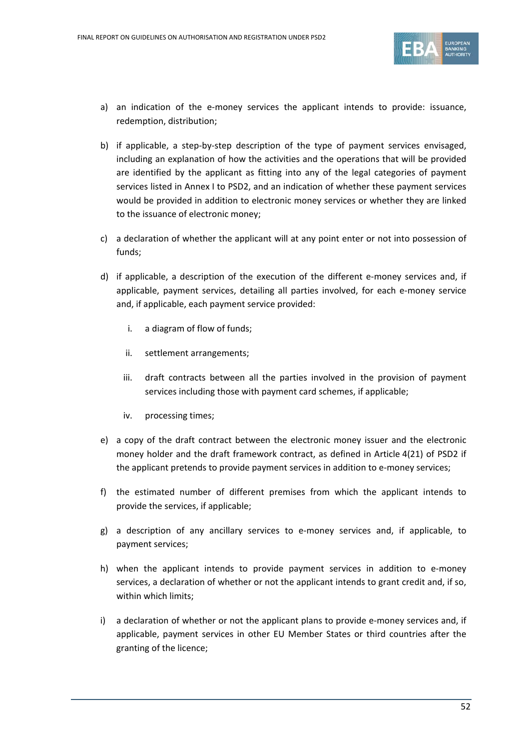a) an indication of the e-money services the applicant intends to provide: issuance, redemption, distribution;

b) if applicable, a step-by-step description of the type of payment services envisaged, including an explanation of how the activities and the operations that will be provided are identified by the applicant as fitting into any of the legal categories of payment services listed in Annex I to PSD2, and an indication of whether these payment services would be provided in addition to electronic money services or whether they are linked to the issuance of electronic money;

c) a declaration of whether the applicant will at any point enter or not into possession of funds;

d) if applicable, a description of the execution of the different e-money services and, if applicable, payment services, detailing all parties involved, for each e-money service and, if applicable, each payment service provided:

   i. a diagram of flow of funds;

   ii. settlement arrangements;

   iii. draft contracts between all the parties involved in the provision of payment services including those with payment card schemes, if applicable;

   iv. processing times;

e) a copy of the draft contract between the electronic money issuer and the electronic money holder and the draft framework contract, as defined in Article 4(21) of PSD2 if the applicant pretends to provide payment services in addition to e-money services;

f) the estimated number of different premises from which the applicant intends to provide the services, if applicable;

g) a description of any ancillary services to e-money services and, if applicable, to payment services;

h) when the applicant intends to provide payment services in addition to e-money services, a declaration of whether or not the applicant intends to grant credit and, if so, within which limits;

i) a declaration of whether or not the applicant plans to provide e-money services and, if applicable, payment services in other EU Member States or third countries after the granting of the licence;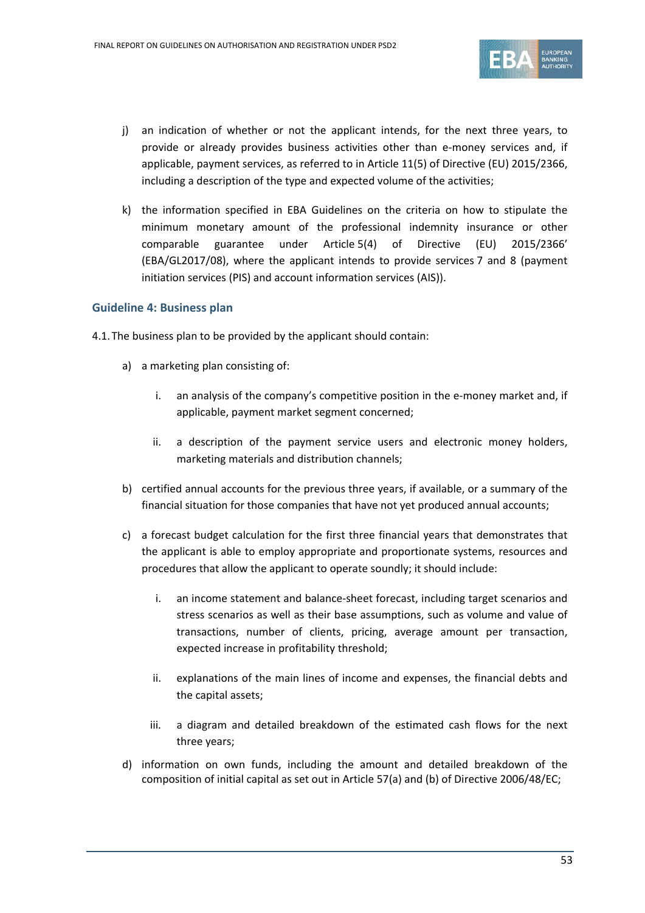j) an indication of whether or not the applicant intends, for the next three years, to provide or already provides business activities other than e-money services and, if applicable, payment services, as referred to in Article 11(5) of Directive (EU) 2015/2366, including a description of the type and expected volume of the activities;

k) the information specified in EBA Guidelines on the criteria on how to stipulate the minimum monetary amount of the professional indemnity insurance or other comparable guarantee under Article 5(4) of Directive (EU) 2015/2366' (EBA/GL2017/08), where the applicant intends to provide services 7 and 8 (payment initiation services (PIS) and account information services (AIS)).

### Guideline 4: Business plan

4.1. The business plan to be provided by the applicant should contain:

a) a marketing plan consisting of:

   i. an analysis of the company's competitive position in the e-money market and, if applicable, payment market segment concerned;

   ii. a description of the payment service users and electronic money holders, marketing materials and distribution channels;

b) certified annual accounts for the previous three years, if available, or a summary of the financial situation for those companies that have not yet produced annual accounts;

c) a forecast budget calculation for the first three financial years that demonstrates that the applicant is able to employ appropriate and proportionate systems, resources and procedures that allow the applicant to operate soundly; it should include:

   i. an income statement and balance-sheet forecast, including target scenarios and stress scenarios as well as their base assumptions, such as volume and value of transactions, number of clients, pricing, average amount per transaction, expected increase in profitability threshold;

   ii. explanations of the main lines of income and expenses, the financial debts and the capital assets;

   iii. a diagram and detailed breakdown of the estimated cash flows for the next three years;

d) information on own funds, including the amount and detailed breakdown of the composition of initial capital as set out in Article 57(a) and (b) of Directive 2006/48/EC;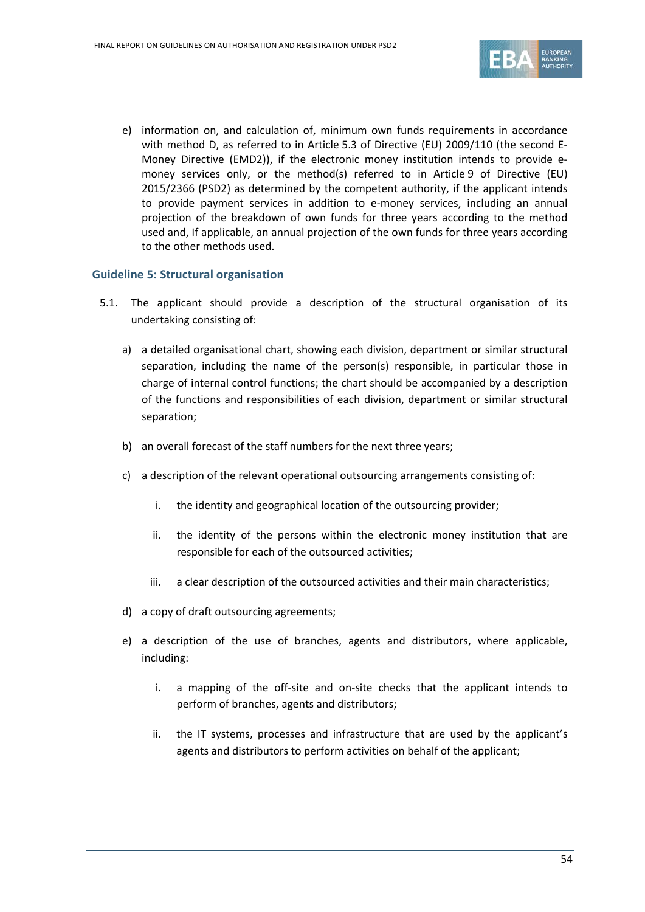e) information on, and calculation of, minimum own funds requirements in accordance with method D, as referred to in Article 5.3 of Directive (EU) 2009/110 (the second E-Money Directive (EMD2)), if the electronic money institution intends to provide e-money services only, or the method(s) referred to in Article 9 of Directive (EU) 2015/2366 (PSD2) as determined by the competent authority, if the applicant intends to provide payment services in addition to e-money services, including an annual projection of the breakdown of own funds for three years according to the method used and, If applicable, an annual projection of the own funds for three years according to the other methods used.

### Guideline 5: Structural organisation

5.1. The applicant should provide a description of the structural organisation of its undertaking consisting of:

a) a detailed organisational chart, showing each division, department or similar structural separation, including the name of the person(s) responsible, in particular those in charge of internal control functions; the chart should be accompanied by a description of the functions and responsibilities of each division, department or similar structural separation;

b) an overall forecast of the staff numbers for the next three years;

c) a description of the relevant operational outsourcing arrangements consisting of:

   i. the identity and geographical location of the outsourcing provider;

   ii. the identity of the persons within the electronic money institution that are responsible for each of the outsourced activities;

   iii. a clear description of the outsourced activities and their main characteristics;

d) a copy of draft outsourcing agreements;

e) a description of the use of branches, agents and distributors, where applicable, including:

   i. a mapping of the off-site and on-site checks that the applicant intends to perform of branches, agents and distributors;

   ii. the IT systems, processes and infrastructure that are used by the applicant's agents and distributors to perform activities on behalf of the applicant;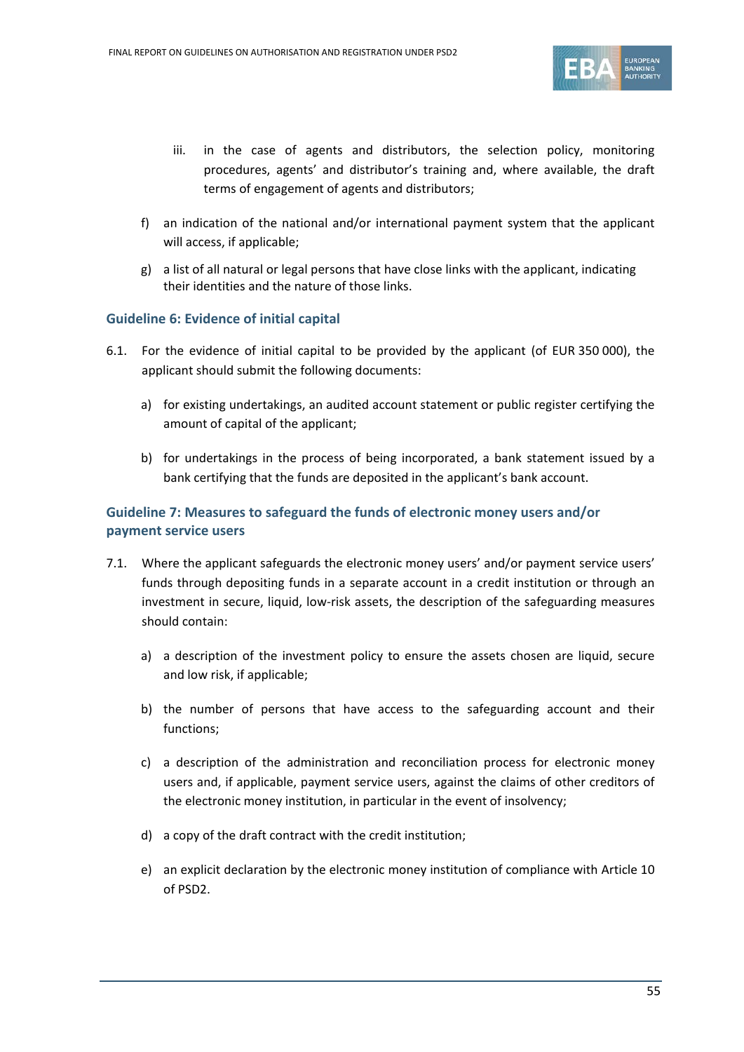iii. in the case of agents and distributors, the selection policy, monitoring procedures, agents' and distributor's training and, where available, the draft terms of engagement of agents and distributors;

f) an indication of the national and/or international payment system that the applicant will access, if applicable;

g) a list of all natural or legal persons that have close links with the applicant, indicating their identities and the nature of those links.

### Guideline 6: Evidence of initial capital

6.1. For the evidence of initial capital to be provided by the applicant (of EUR 350 000), the applicant should submit the following documents:

a) for existing undertakings, an audited account statement or public register certifying the amount of capital of the applicant;

b) for undertakings in the process of being incorporated, a bank statement issued by a bank certifying that the funds are deposited in the applicant's bank account.

### Guideline 7: Measures to safeguard the funds of electronic money users and/or payment service users

7.1. Where the applicant safeguards the electronic money users' and/or payment service users' funds through depositing funds in a separate account in a credit institution or through an investment in secure, liquid, low-risk assets, the description of the safeguarding measures should contain:

a) a description of the investment policy to ensure the assets chosen are liquid, secure and low risk, if applicable;

b) the number of persons that have access to the safeguarding account and their functions;

c) a description of the administration and reconciliation process for electronic money users and, if applicable, payment service users, against the claims of other creditors of the electronic money institution, in particular in the event of insolvency;

d) a copy of the draft contract with the credit institution;

e) an explicit declaration by the electronic money institution of compliance with Article 10 of PSD2.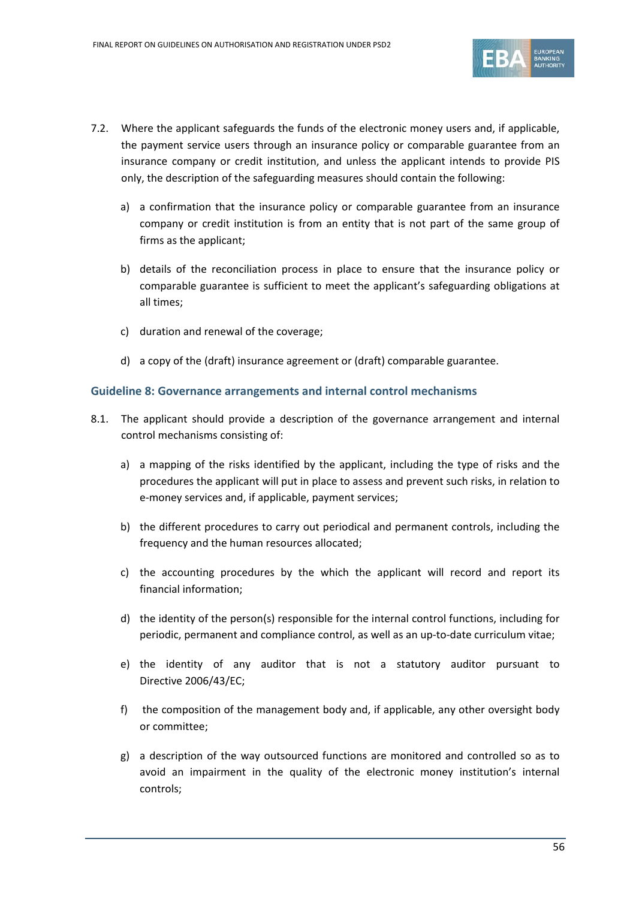7.2. Where the applicant safeguards the funds of the electronic money users and, if applicable, the payment service users through an insurance policy or comparable guarantee from an insurance company or credit institution, and unless the applicant intends to provide PIS only, the description of the safeguarding measures should contain the following:

a) a confirmation that the insurance policy or comparable guarantee from an insurance company or credit institution is from an entity that is not part of the same group of firms as the applicant;

b) details of the reconciliation process in place to ensure that the insurance policy or comparable guarantee is sufficient to meet the applicant's safeguarding obligations at all times;

c) duration and renewal of the coverage;

d) a copy of the (draft) insurance agreement or (draft) comparable guarantee.

### Guideline 8: Governance arrangements and internal control mechanisms

8.1. The applicant should provide a description of the governance arrangement and internal control mechanisms consisting of:

a) a mapping of the risks identified by the applicant, including the type of risks and the procedures the applicant will put in place to assess and prevent such risks, in relation to e-money services and, if applicable, payment services;

b) the different procedures to carry out periodical and permanent controls, including the frequency and the human resources allocated;

c) the accounting procedures by the which the applicant will record and report its financial information;

d) the identity of the person(s) responsible for the internal control functions, including for periodic, permanent and compliance control, as well as an up-to-date curriculum vitae;

e) the identity of any auditor that is not a statutory auditor pursuant to Directive 2006/43/EC;

f) the composition of the management body and, if applicable, any other oversight body or committee;

g) a description of the way outsourced functions are monitored and controlled so as to avoid an impairment in the quality of the electronic money institution's internal controls;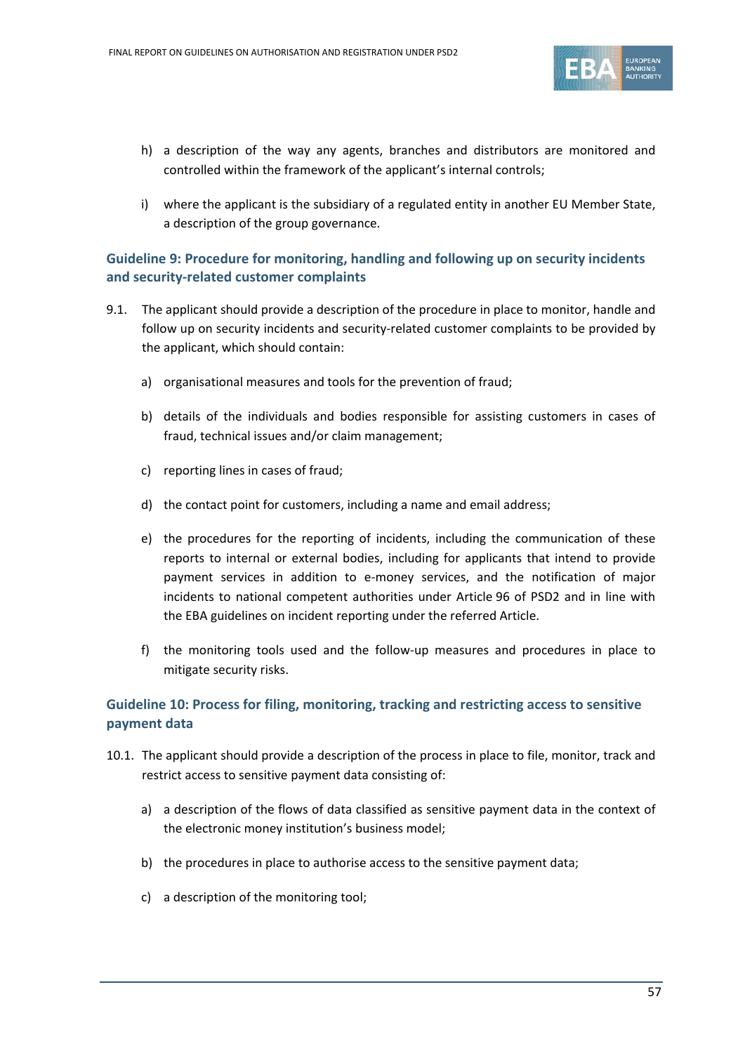h) a description of the way any agents, branches and distributors are monitored and controlled within the framework of the applicant's internal controls;

i) where the applicant is the subsidiary of a regulated entity in another EU Member State, a description of the group governance.

### Guideline 9: Procedure for monitoring, handling and following up on security incidents and security-related customer complaints

9.1. The applicant should provide a description of the procedure in place to monitor, handle and follow up on security incidents and security-related customer complaints to be provided by the applicant, which should contain:

a) organisational measures and tools for the prevention of fraud;

b) details of the individuals and bodies responsible for assisting customers in cases of fraud, technical issues and/or claim management;

c) reporting lines in cases of fraud;

d) the contact point for customers, including a name and email address;

e) the procedures for the reporting of incidents, including the communication of these reports to internal or external bodies, including for applicants that intend to provide payment services in addition to e-money services, and the notification of major incidents to national competent authorities under Article 96 of PSD2 and in line with the EBA guidelines on incident reporting under the referred Article.

f) the monitoring tools used and the follow-up measures and procedures in place to mitigate security risks.

### Guideline 10: Process for filing, monitoring, tracking and restricting access to sensitive payment data

10.1. The applicant should provide a description of the process in place to file, monitor, track and restrict access to sensitive payment data consisting of:

a) a description of the flows of data classified as sensitive payment data in the context of the electronic money institution's business model;

b) the procedures in place to authorise access to the sensitive payment data;

c) a description of the monitoring tool;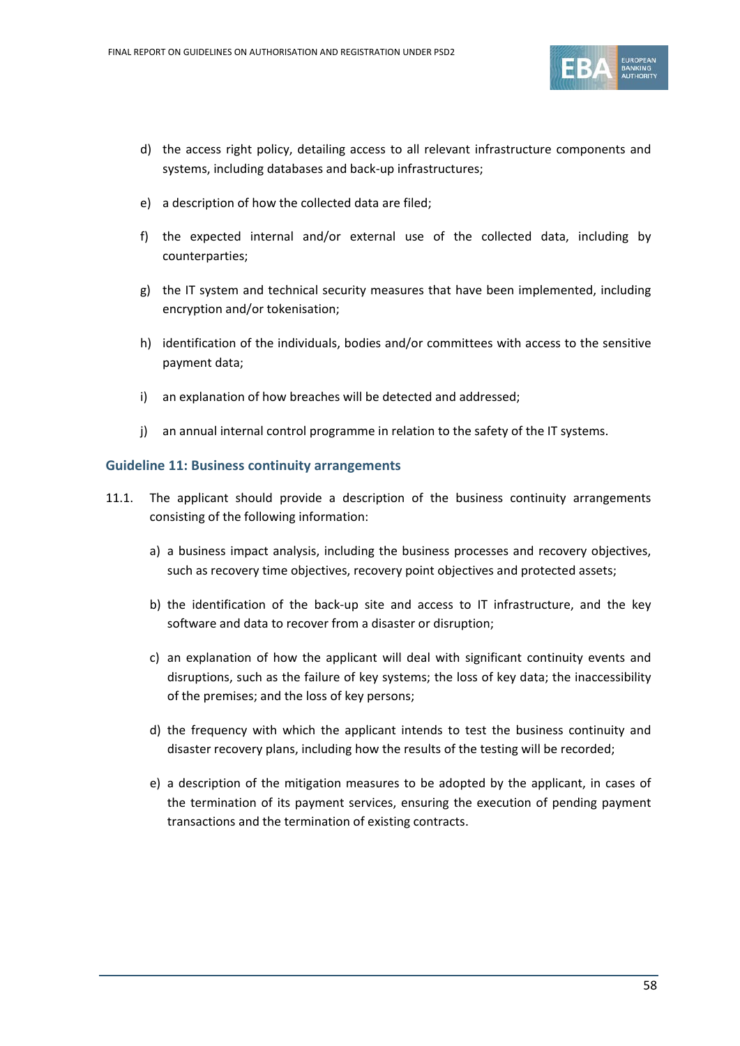d) the access right policy, detailing access to all relevant infrastructure components and systems, including databases and back-up infrastructures;

e) a description of how the collected data are filed;

f) the expected internal and/or external use of the collected data, including by counterparties;

g) the IT system and technical security measures that have been implemented, including encryption and/or tokenisation;

h) identification of the individuals, bodies and/or committees with access to the sensitive payment data;

i) an explanation of how breaches will be detected and addressed;

j) an annual internal control programme in relation to the safety of the IT systems.

### Guideline 11: Business continuity arrangements

11.1. The applicant should provide a description of the business continuity arrangements consisting of the following information:

a) a business impact analysis, including the business processes and recovery objectives, such as recovery time objectives, recovery point objectives and protected assets;

b) the identification of the back-up site and access to IT infrastructure, and the key software and data to recover from a disaster or disruption;

c) an explanation of how the applicant will deal with significant continuity events and disruptions, such as the failure of key systems; the loss of key data; the inaccessibility of the premises; and the loss of key persons;

d) the frequency with which the applicant intends to test the business continuity and disaster recovery plans, including how the results of the testing will be recorded;

e) a description of the mitigation measures to be adopted by the applicant, in cases of the termination of its payment services, ensuring the execution of pending payment transactions and the termination of existing contracts.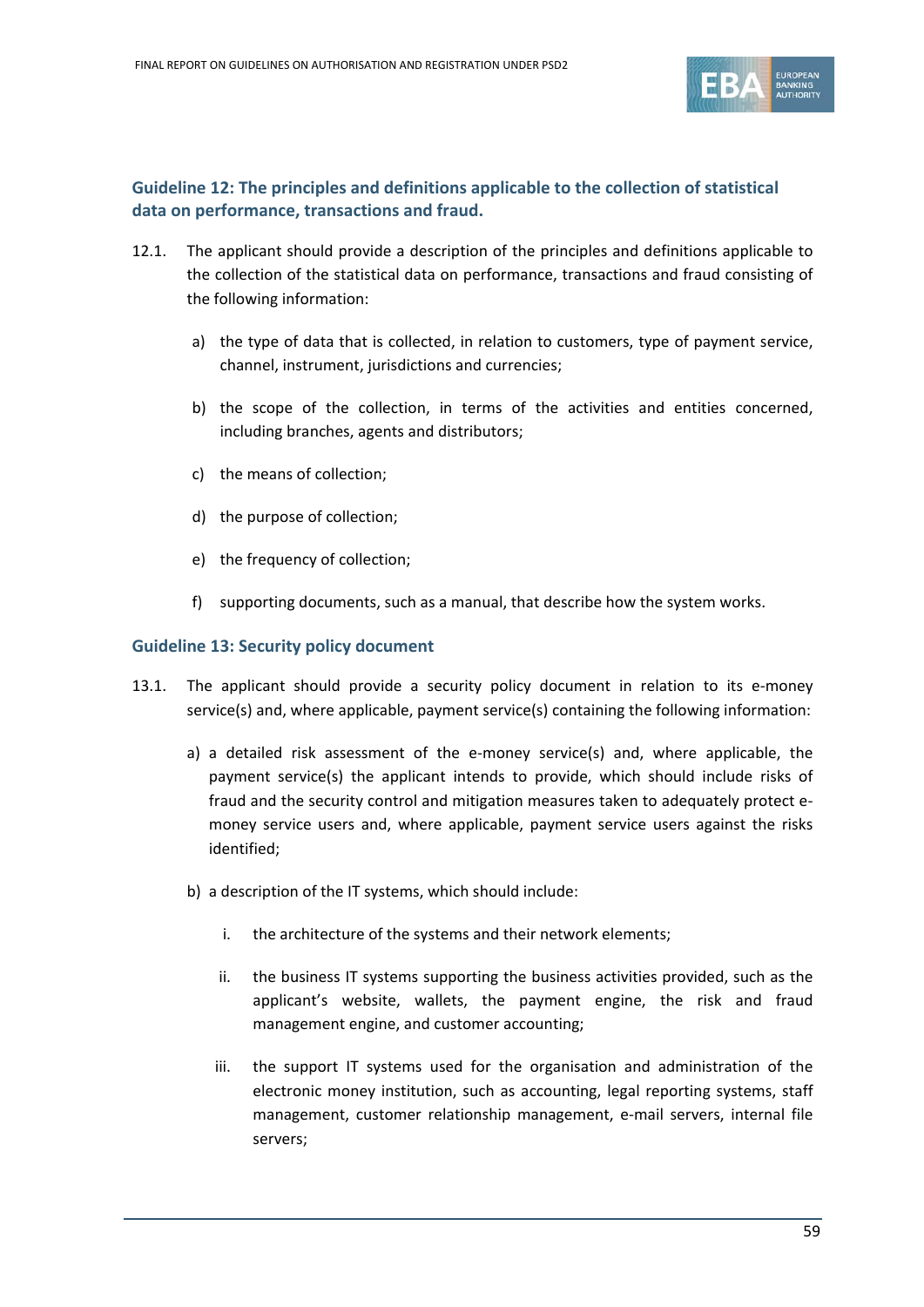### Guideline 12: The principles and definitions applicable to the collection of statistical data on performance, transactions and fraud.

12.1. The applicant should provide a description of the principles and definitions applicable to the collection of the statistical data on performance, transactions and fraud consisting of the following information:

a) the type of data that is collected, in relation to customers, type of payment service, channel, instrument, jurisdictions and currencies;

b) the scope of the collection, in terms of the activities and entities concerned, including branches, agents and distributors;

c) the means of collection;

d) the purpose of collection;

e) the frequency of collection;

f) supporting documents, such as a manual, that describe how the system works.

### Guideline 13: Security policy document

13.1. The applicant should provide a security policy document in relation to its e-money service(s) and, where applicable, payment service(s) containing the following information:

a) a detailed risk assessment of the e-money service(s) and, where applicable, the payment service(s) the applicant intends to provide, which should include risks of fraud and the security control and mitigation measures taken to adequately protect e-money service users and, where applicable, payment service users against the risks identified;

b) a description of the IT systems, which should include:

i. the architecture of the systems and their network elements;

ii. the business IT systems supporting the business activities provided, such as the applicant's website, wallets, the payment engine, the risk and fraud management engine, and customer accounting;

iii. the support IT systems used for the organisation and administration of the electronic money institution, such as accounting, legal reporting systems, staff management, customer relationship management, e-mail servers, internal file servers;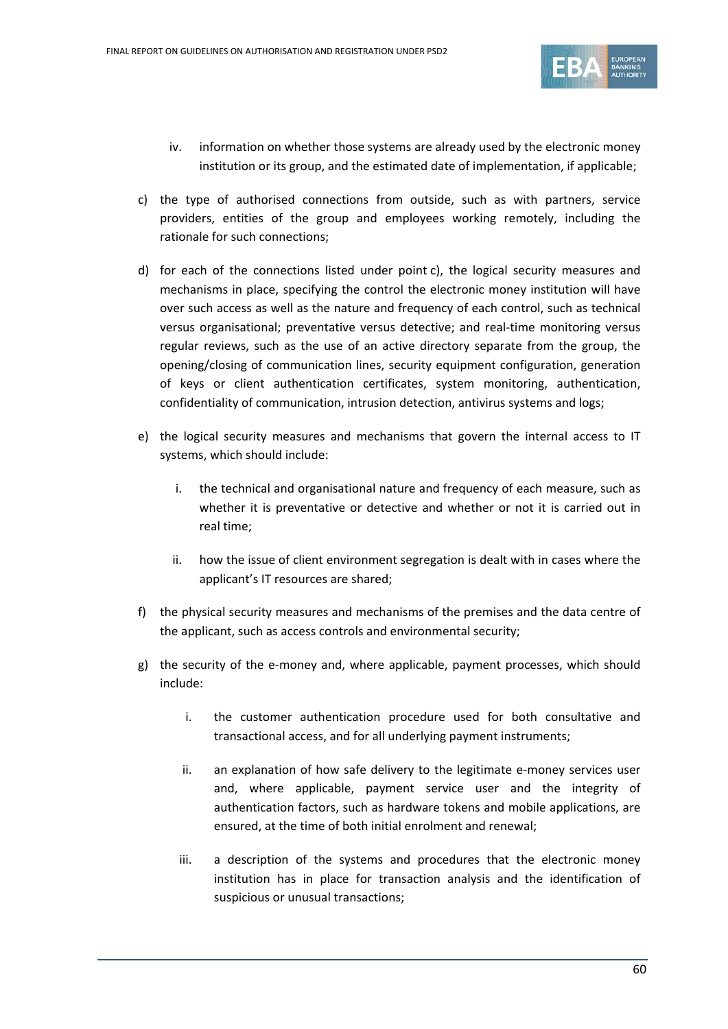iv. information on whether those systems are already used by the electronic money institution or its group, and the estimated date of implementation, if applicable;

c) the type of authorised connections from outside, such as with partners, service providers, entities of the group and employees working remotely, including the rationale for such connections;

d) for each of the connections listed under point c), the logical security measures and mechanisms in place, specifying the control the electronic money institution will have over such access as well as the nature and frequency of each control, such as technical versus organisational; preventative versus detective; and real-time monitoring versus regular reviews, such as the use of an active directory separate from the group, the opening/closing of communication lines, security equipment configuration, generation of keys or client authentication certificates, system monitoring, authentication, confidentiality of communication, intrusion detection, antivirus systems and logs;

e) the logical security measures and mechanisms that govern the internal access to IT systems, which should include:

   i. the technical and organisational nature and frequency of each measure, such as whether it is preventative or detective and whether or not it is carried out in real time;

   ii. how the issue of client environment segregation is dealt with in cases where the applicant's IT resources are shared;

f) the physical security measures and mechanisms of the premises and the data centre of the applicant, such as access controls and environmental security;

g) the security of the e-money and, where applicable, payment processes, which should include:

   i. the customer authentication procedure used for both consultative and transactional access, and for all underlying payment instruments;

   ii. an explanation of how safe delivery to the legitimate e-money services user and, where applicable, payment service user and the integrity of authentication factors, such as hardware tokens and mobile applications, are ensured, at the time of both initial enrolment and renewal;

   iii. a description of the systems and procedures that the electronic money institution has in place for transaction analysis and the identification of suspicious or unusual transactions;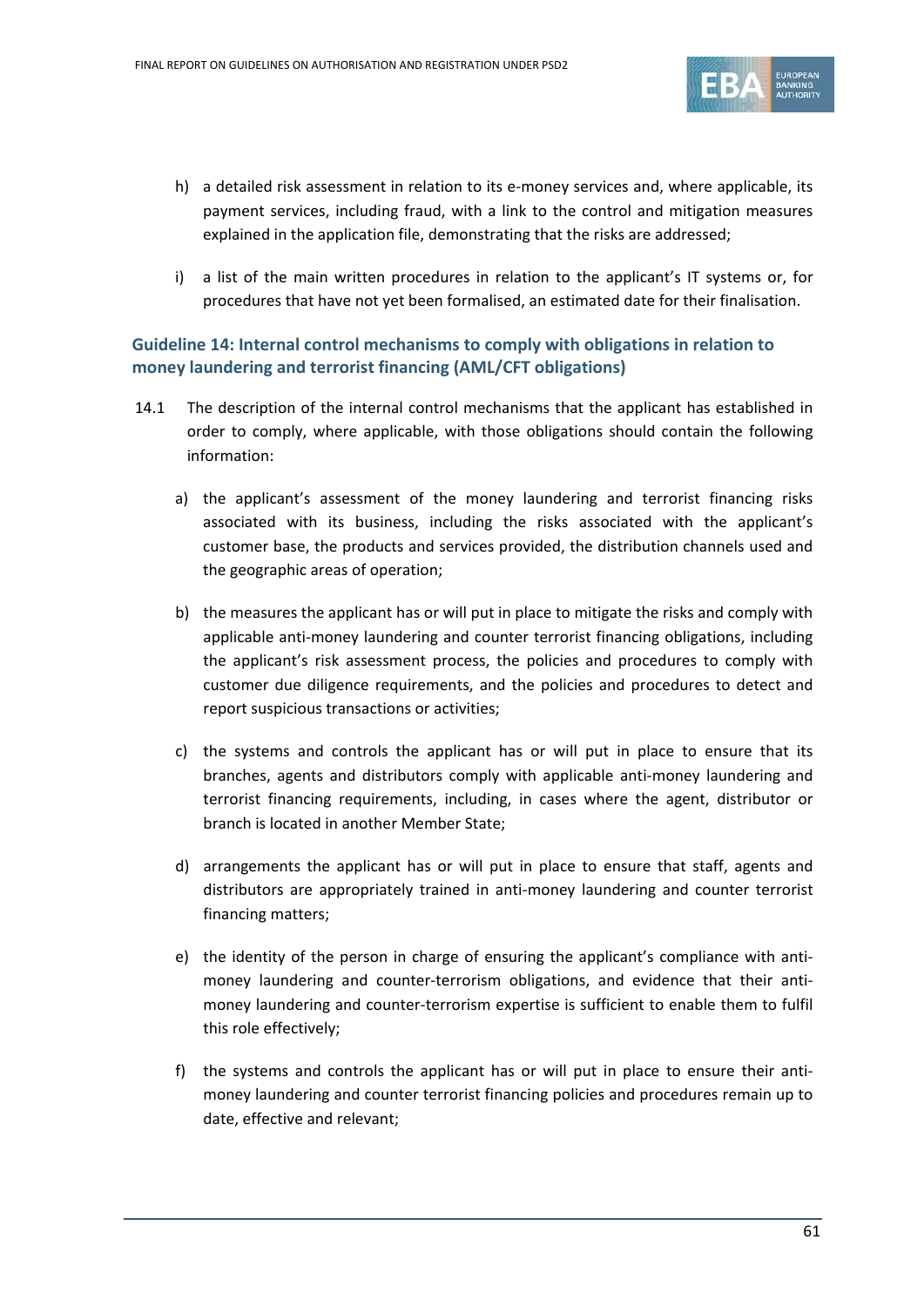h) a detailed risk assessment in relation to its e-money services and, where applicable, its payment services, including fraud, with a link to the control and mitigation measures explained in the application file, demonstrating that the risks are addressed;

i) a list of the main written procedures in relation to the applicant's IT systems or, for procedures that have not yet been formalised, an estimated date for their finalisation.

### Guideline 14: Internal control mechanisms to comply with obligations in relation to money laundering and terrorist financing (AML/CFT obligations)

14.1 The description of the internal control mechanisms that the applicant has established in order to comply, where applicable, with those obligations should contain the following information:

a) the applicant's assessment of the money laundering and terrorist financing risks associated with its business, including the risks associated with the applicant's customer base, the products and services provided, the distribution channels used and the geographic areas of operation;

b) the measures the applicant has or will put in place to mitigate the risks and comply with applicable anti-money laundering and counter terrorist financing obligations, including the applicant's risk assessment process, the policies and procedures to comply with customer due diligence requirements, and the policies and procedures to detect and report suspicious transactions or activities;

c) the systems and controls the applicant has or will put in place to ensure that its branches, agents and distributors comply with applicable anti-money laundering and terrorist financing requirements, including, in cases where the agent, distributor or branch is located in another Member State;

d) arrangements the applicant has or will put in place to ensure that staff, agents and distributors are appropriately trained in anti-money laundering and counter terrorist financing matters;

e) the identity of the person in charge of ensuring the applicant's compliance with anti-money laundering and counter-terrorism obligations, and evidence that their anti-money laundering and counter-terrorism expertise is sufficient to enable them to fulfil this role effectively;

f) the systems and controls the applicant has or will put in place to ensure their anti-money laundering and counter terrorist financing policies and procedures remain up to date, effective and relevant;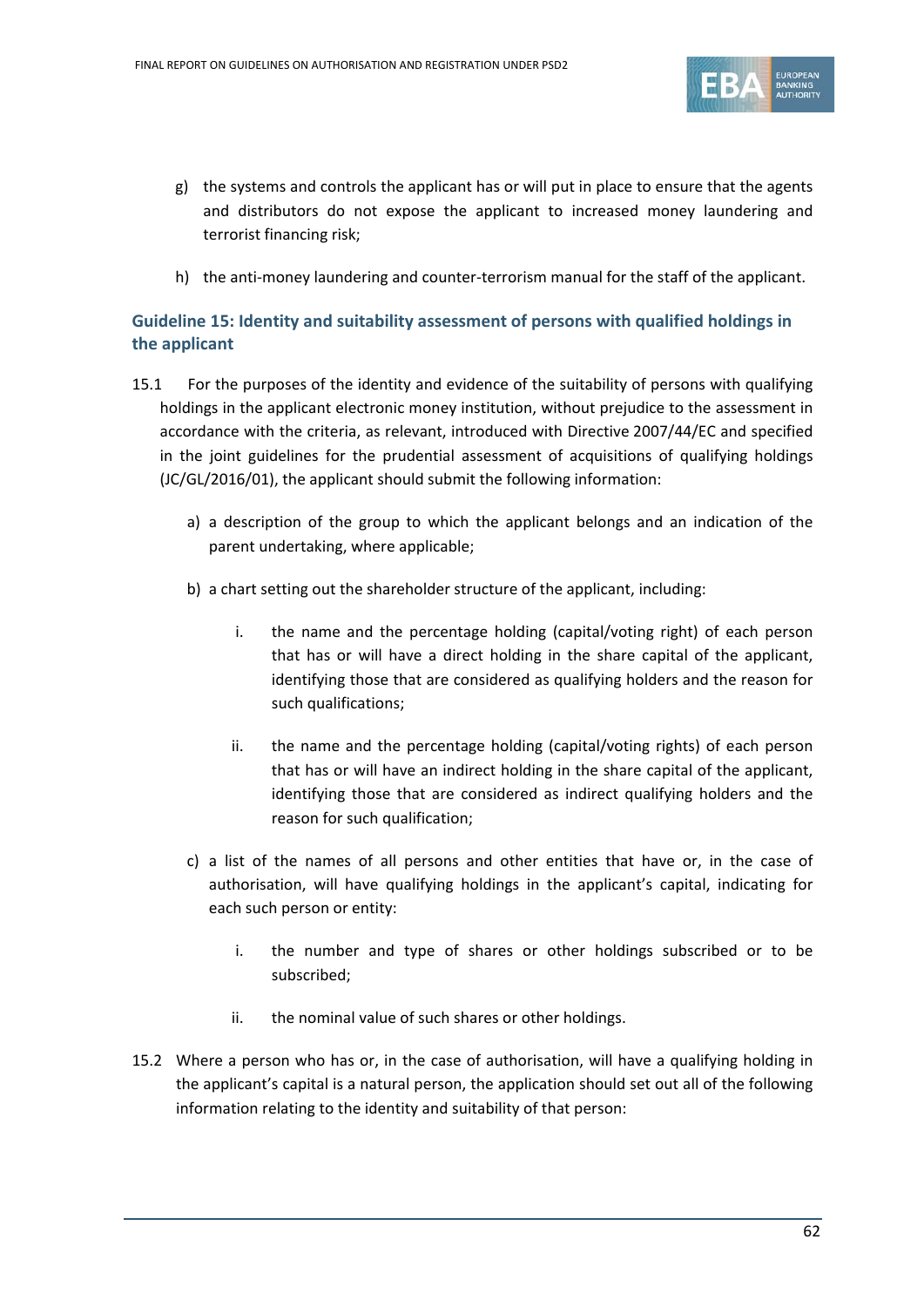g) the systems and controls the applicant has or will put in place to ensure that the agents and distributors do not expose the applicant to increased money laundering and terrorist financing risk;

h) the anti-money laundering and counter-terrorism manual for the staff of the applicant.

### Guideline 15: Identity and suitability assessment of persons with qualified holdings in the applicant

15.1 For the purposes of the identity and evidence of the suitability of persons with qualifying holdings in the applicant electronic money institution, without prejudice to the assessment in accordance with the criteria, as relevant, introduced with Directive 2007/44/EC and specified in the joint guidelines for the prudential assessment of acquisitions of qualifying holdings (JC/GL/2016/01), the applicant should submit the following information:

a) a description of the group to which the applicant belongs and an indication of the parent undertaking, where applicable;

b) a chart setting out the shareholder structure of the applicant, including:

   i. the name and the percentage holding (capital/voting right) of each person that has or will have a direct holding in the share capital of the applicant, identifying those that are considered as qualifying holders and the reason for such qualifications;

   ii. the name and the percentage holding (capital/voting rights) of each person that has or will have an indirect holding in the share capital of the applicant, identifying those that are considered as indirect qualifying holders and the reason for such qualification;

c) a list of the names of all persons and other entities that have or, in the case of authorisation, will have qualifying holdings in the applicant's capital, indicating for each such person or entity:

   i. the number and type of shares or other holdings subscribed or to be subscribed;

   ii. the nominal value of such shares or other holdings.

15.2 Where a person who has or, in the case of authorisation, will have a qualifying holding in the applicant's capital is a natural person, the application should set out all of the following information relating to the identity and suitability of that person: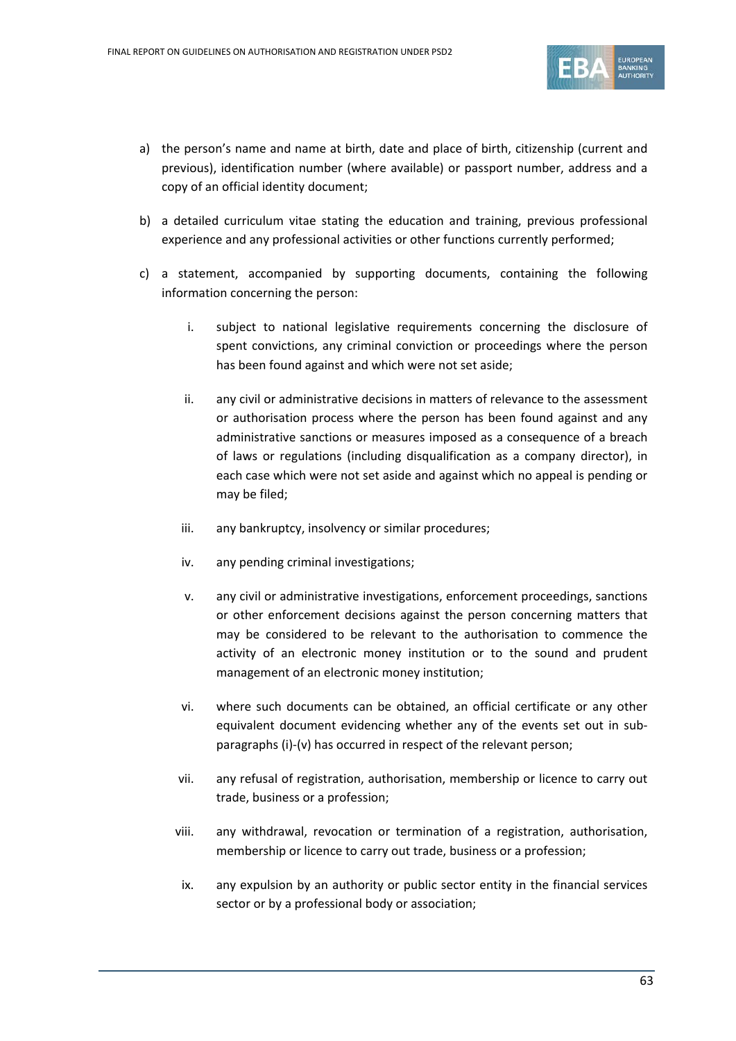a) the person's name and name at birth, date and place of birth, citizenship (current and previous), identification number (where available) or passport number, address and a copy of an official identity document;

b) a detailed curriculum vitae stating the education and training, previous professional experience and any professional activities or other functions currently performed;

c) a statement, accompanied by supporting documents, containing the following information concerning the person:

   i. subject to national legislative requirements concerning the disclosure of spent convictions, any criminal conviction or proceedings where the person has been found against and which were not set aside;

   ii. any civil or administrative decisions in matters of relevance to the assessment or authorisation process where the person has been found against and any administrative sanctions or measures imposed as a consequence of a breach of laws or regulations (including disqualification as a company director), in each case which were not set aside and against which no appeal is pending or may be filed;

   iii. any bankruptcy, insolvency or similar procedures;

   iv. any pending criminal investigations;

   v. any civil or administrative investigations, enforcement proceedings, sanctions or other enforcement decisions against the person concerning matters that may be considered to be relevant to the authorisation to commence the activity of an electronic money institution or to the sound and prudent management of an electronic money institution;

   vi. where such documents can be obtained, an official certificate or any other equivalent document evidencing whether any of the events set out in sub-paragraphs (i)-(v) has occurred in respect of the relevant person;

   vii. any refusal of registration, authorisation, membership or licence to carry out trade, business or a profession;

   viii. any withdrawal, revocation or termination of a registration, authorisation, membership or licence to carry out trade, business or a profession;

   ix. any expulsion by an authority or public sector entity in the financial services sector or by a professional body or association;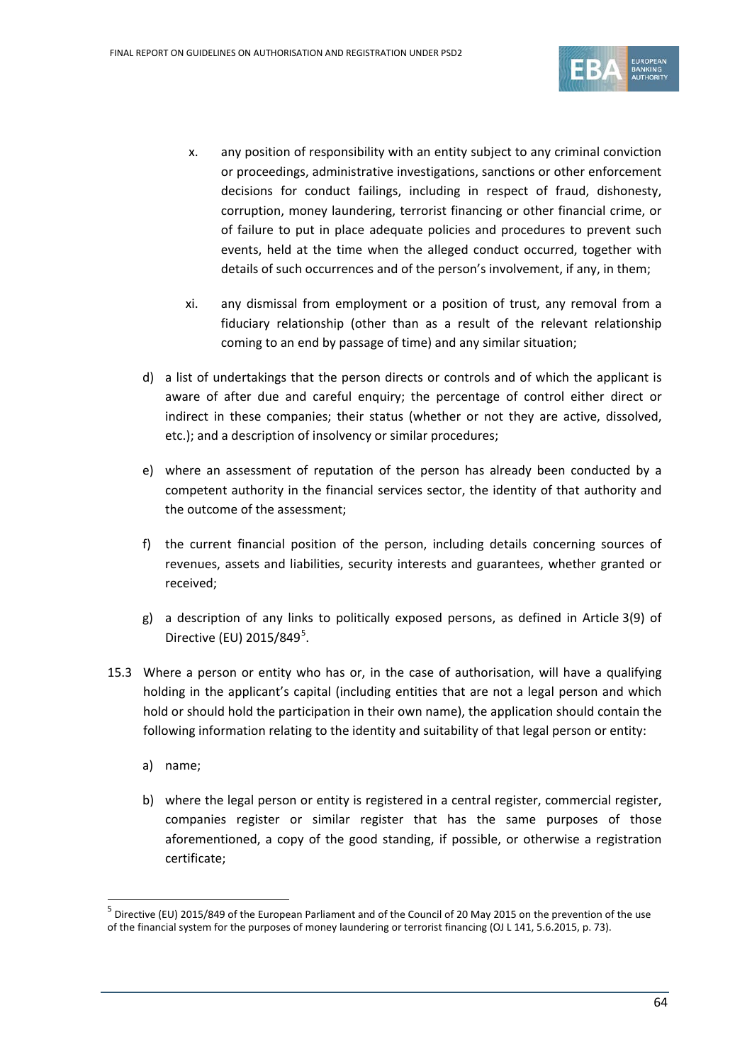x. any position of responsibility with an entity subject to any criminal conviction or proceedings, administrative investigations, sanctions or other enforcement decisions for conduct failings, including in respect of fraud, dishonesty, corruption, money laundering, terrorist financing or other financial crime, or of failure to put in place adequate policies and procedures to prevent such events, held at the time when the alleged conduct occurred, together with details of such occurrences and of the person's involvement, if any, in them;

xi. any dismissal from employment or a position of trust, any removal from a fiduciary relationship (other than as a result of the relevant relationship coming to an end by passage of time) and any similar situation;

d) a list of undertakings that the person directs or controls and of which the applicant is aware of after due and careful enquiry; the percentage of control either direct or indirect in these companies; their status (whether or not they are active, dissolved, etc.); and a description of insolvency or similar procedures;

e) where an assessment of reputation of the person has already been conducted by a competent authority in the financial services sector, the identity of that authority and the outcome of the assessment;

f) the current financial position of the person, including details concerning sources of revenues, assets and liabilities, security interests and guarantees, whether granted or received;

g) a description of any links to politically exposed persons, as defined in Article 3(9) of Directive (EU) 2015/849[5].

15.3 Where a person or entity who has or, in the case of authorisation, will have a qualifying holding in the applicant's capital (including entities that are not a legal person and which hold or should hold the participation in their own name), the application should contain the following information relating to the identity and suitability of that legal person or entity:

a) name;

b) where the legal person or entity is registered in a central register, commercial register, companies register or similar register that has the same purposes of those aforementioned, a copy of the good standing, if possible, or otherwise a registration certificate;

[5] Directive (EU) 2015/849 of the European Parliament and of the Council of 20 May 2015 on the prevention of the use of the financial system for the purposes of money laundering or terrorist financing (OJ L 141, 5.6.2015, p. 73).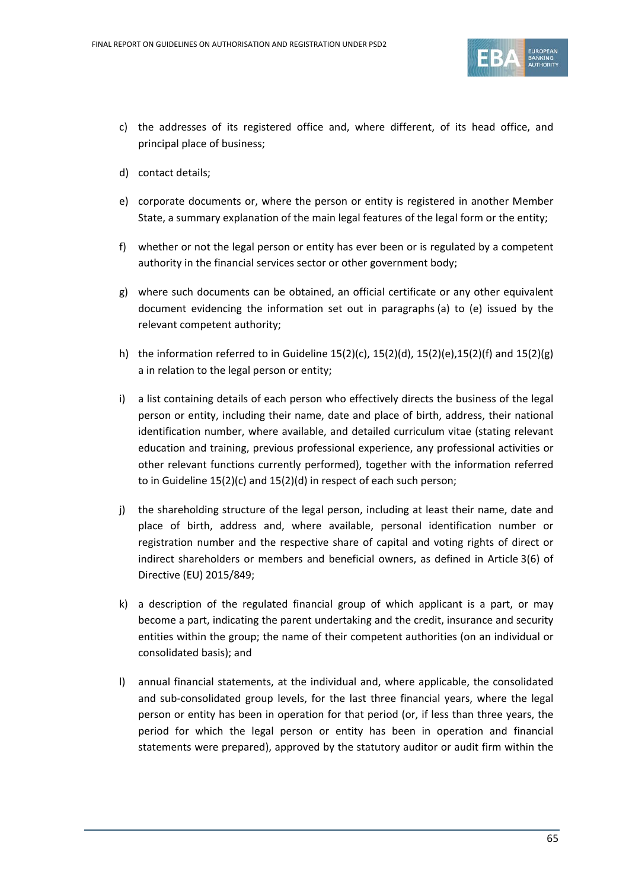c) the addresses of its registered office and, where different, of its head office, and principal place of business;

d) contact details;

e) corporate documents or, where the person or entity is registered in another Member State, a summary explanation of the main legal features of the legal form or the entity;

f) whether or not the legal person or entity has ever been or is regulated by a competent authority in the financial services sector or other government body;

g) where such documents can be obtained, an official certificate or any other equivalent document evidencing the information set out in paragraphs (a) to (e) issued by the relevant competent authority;

h) the information referred to in Guideline 15(2)(c), 15(2)(d), 15(2)(e),15(2)(f) and 15(2)(g) a in relation to the legal person or entity;

i) a list containing details of each person who effectively directs the business of the legal person or entity, including their name, date and place of birth, address, their national identification number, where available, and detailed curriculum vitae (stating relevant education and training, previous professional experience, any professional activities or other relevant functions currently performed), together with the information referred to in Guideline 15(2)(c) and 15(2)(d) in respect of each such person;

j) the shareholding structure of the legal person, including at least their name, date and place of birth, address and, where available, personal identification number or registration number and the respective share of capital and voting rights of direct or indirect shareholders or members and beneficial owners, as defined in Article 3(6) of Directive (EU) 2015/849;

k) a description of the regulated financial group of which applicant is a part, or may become a part, indicating the parent undertaking and the credit, insurance and security entities within the group; the name of their competent authorities (on an individual or consolidated basis); and

l) annual financial statements, at the individual and, where applicable, the consolidated and sub-consolidated group levels, for the last three financial years, where the legal person or entity has been in operation for that period (or, if less than three years, the period for which the legal person or entity has been in operation and financial statements were prepared), approved by the statutory auditor or audit firm within the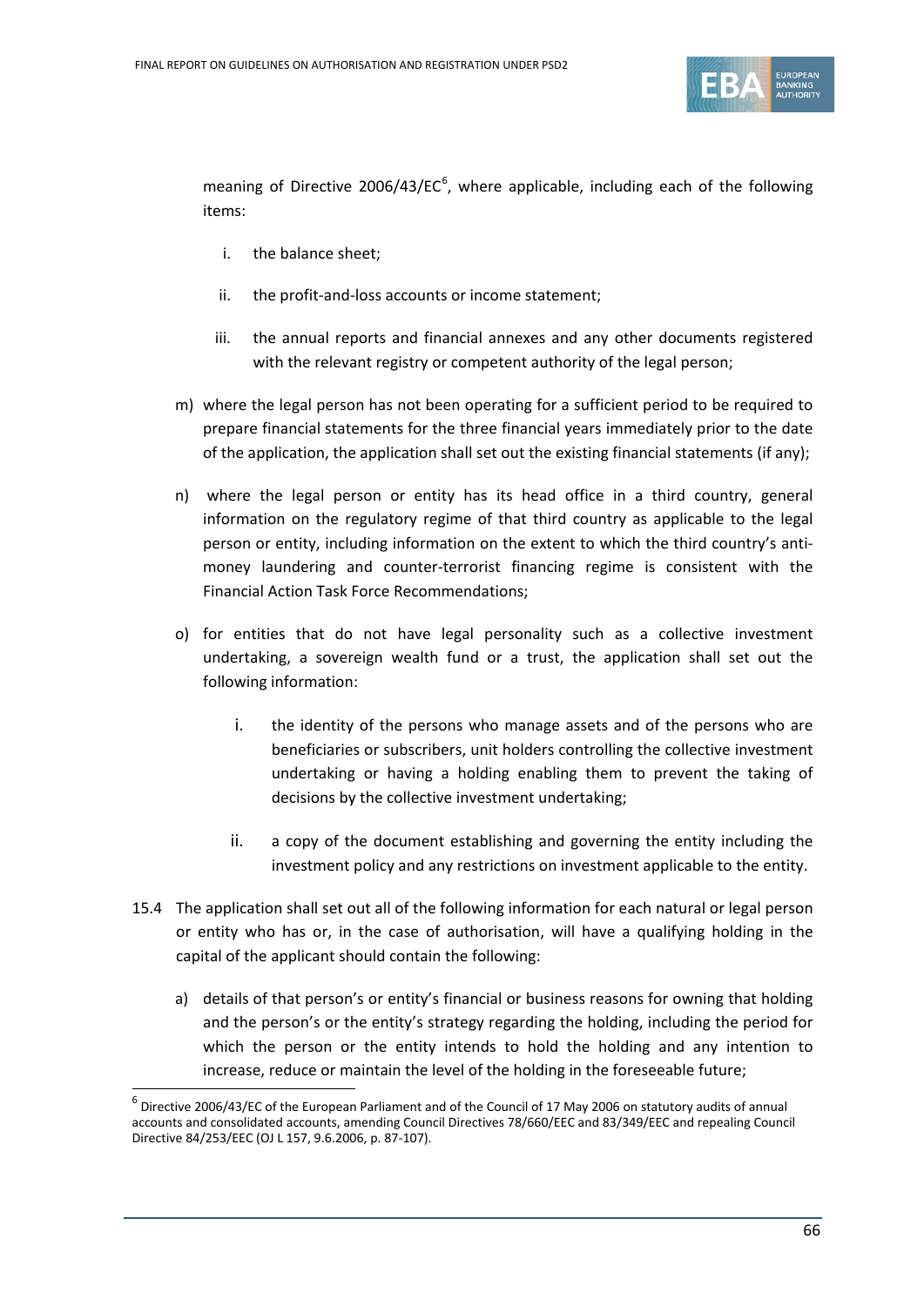meaning of Directive 2006/43/EC[6], where applicable, including each of the following items:

i. the balance sheet;

ii. the profit-and-loss accounts or income statement;

iii. the annual reports and financial annexes and any other documents registered with the relevant registry or competent authority of the legal person;

m) where the legal person has not been operating for a sufficient period to be required to prepare financial statements for the three financial years immediately prior to the date of the application, the application shall set out the existing financial statements (if any);

n) where the legal person or entity has its head office in a third country, general information on the regulatory regime of that third country as applicable to the legal person or entity, including information on the extent to which the third country's anti-money laundering and counter-terrorist financing regime is consistent with the Financial Action Task Force Recommendations;

o) for entities that do not have legal personality such as a collective investment undertaking, a sovereign wealth fund or a trust, the application shall set out the following information:

i. the identity of the persons who manage assets and of the persons who are beneficiaries or subscribers, unit holders controlling the collective investment undertaking or having a holding enabling them to prevent the taking of decisions by the collective investment undertaking;

ii. a copy of the document establishing and governing the entity including the investment policy and any restrictions on investment applicable to the entity.

15.4 The application shall set out all of the following information for each natural or legal person or entity who has or, in the case of authorisation, will have a qualifying holding in the capital of the applicant should contain the following:

a) details of that person's or entity's financial or business reasons for owning that holding and the person's or the entity's strategy regarding the holding, including the period for which the person or the entity intends to hold the holding and any intention to increase, reduce or maintain the level of the holding in the foreseeable future;

[6] Directive 2006/43/EC of the European Parliament and of the Council of 17 May 2006 on statutory audits of annual accounts and consolidated accounts, amending Council Directives 78/660/EEC and 83/349/EEC and repealing Council Directive 84/253/EEC (OJ L 157, 9.6.2006, p. 87-107).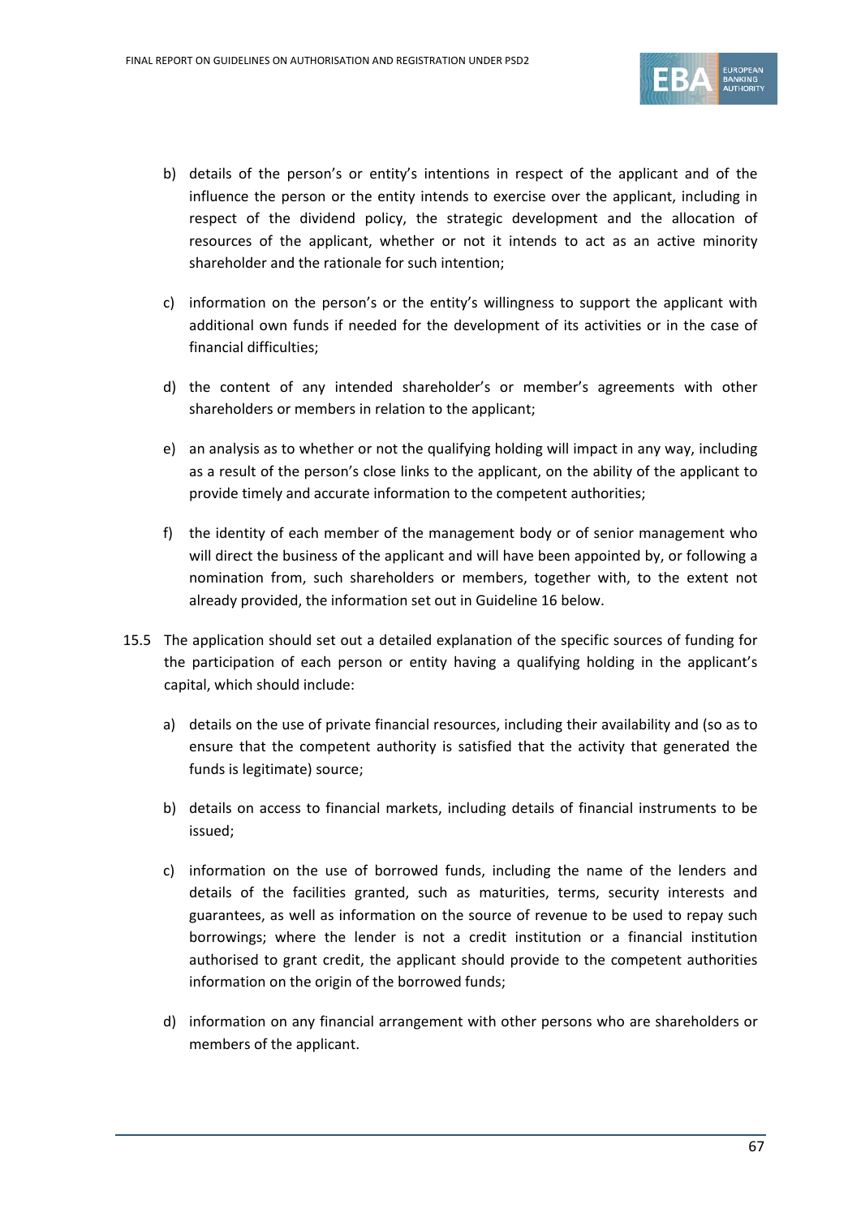b) details of the person's or entity's intentions in respect of the applicant and of the influence the person or the entity intends to exercise over the applicant, including in respect of the dividend policy, the strategic development and the allocation of resources of the applicant, whether or not it intends to act as an active minority shareholder and the rationale for such intention;

c) information on the person's or the entity's willingness to support the applicant with additional own funds if needed for the development of its activities or in the case of financial difficulties;

d) the content of any intended shareholder's or member's agreements with other shareholders or members in relation to the applicant;

e) an analysis as to whether or not the qualifying holding will impact in any way, including as a result of the person's close links to the applicant, on the ability of the applicant to provide timely and accurate information to the competent authorities;

f) the identity of each member of the management body or of senior management who will direct the business of the applicant and will have been appointed by, or following a nomination from, such shareholders or members, together with, to the extent not already provided, the information set out in Guideline 16 below.

15.5 The application should set out a detailed explanation of the specific sources of funding for the participation of each person or entity having a qualifying holding in the applicant's capital, which should include:

a) details on the use of private financial resources, including their availability and (so as to ensure that the competent authority is satisfied that the activity that generated the funds is legitimate) source;

b) details on access to financial markets, including details of financial instruments to be issued;

c) information on the use of borrowed funds, including the name of the lenders and details of the facilities granted, such as maturities, terms, security interests and guarantees, as well as information on the source of revenue to be used to repay such borrowings; where the lender is not a credit institution or a financial institution authorised to grant credit, the applicant should provide to the competent authorities information on the origin of the borrowed funds;

d) information on any financial arrangement with other persons who are shareholders or members of the applicant.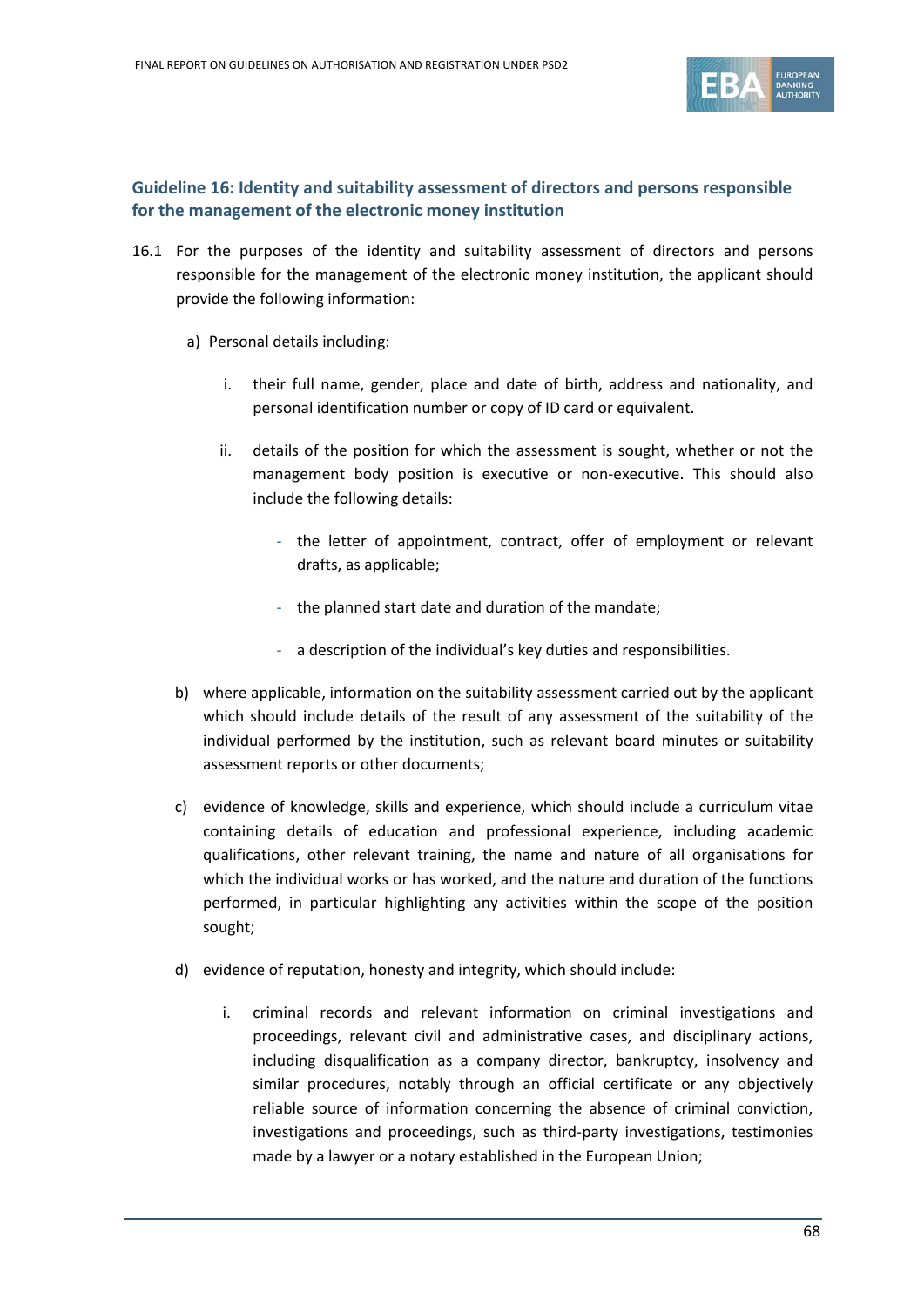### Guideline 16: Identity and suitability assessment of directors and persons responsible for the management of the electronic money institution

16.1 For the purposes of the identity and suitability assessment of directors and persons responsible for the management of the electronic money institution, the applicant should provide the following information:

a) Personal details including:

   i. their full name, gender, place and date of birth, address and nationality, and personal identification number or copy of ID card or equivalent.

   ii. details of the position for which the assessment is sought, whether or not the management body position is executive or non-executive. This should also include the following details:

      - the letter of appointment, contract, offer of employment or relevant drafts, as applicable;
      - the planned start date and duration of the mandate;
      - a description of the individual's key duties and responsibilities.

b) where applicable, information on the suitability assessment carried out by the applicant which should include details of the result of any assessment of the suitability of the individual performed by the institution, such as relevant board minutes or suitability assessment reports or other documents;

c) evidence of knowledge, skills and experience, which should include a curriculum vitae containing details of education and professional experience, including academic qualifications, other relevant training, the name and nature of all organisations for which the individual works or has worked, and the nature and duration of the functions performed, in particular highlighting any activities within the scope of the position sought;

d) evidence of reputation, honesty and integrity, which should include:

   i. criminal records and relevant information on criminal investigations and proceedings, relevant civil and administrative cases, and disciplinary actions, including disqualification as a company director, bankruptcy, insolvency and similar procedures, notably through an official certificate or any objectively reliable source of information concerning the absence of criminal conviction, investigations and proceedings, such as third-party investigations, testimonies made by a lawyer or a notary established in the European Union;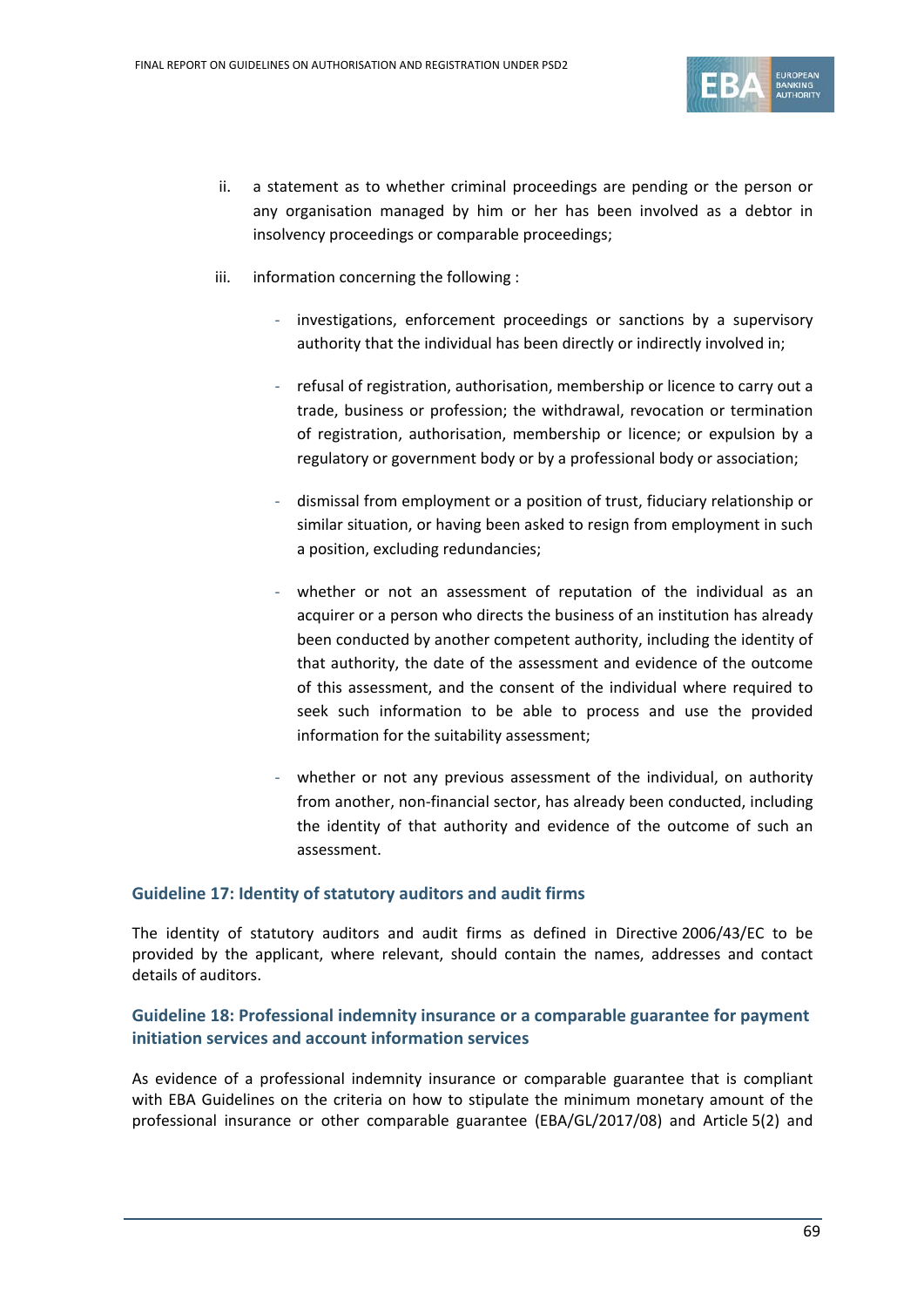ii. a statement as to whether criminal proceedings are pending or the person or any organisation managed by him or her has been involved as a debtor in insolvency proceedings or comparable proceedings;

iii. information concerning the following :

- investigations, enforcement proceedings or sanctions by a supervisory authority that the individual has been directly or indirectly involved in;
- refusal of registration, authorisation, membership or licence to carry out a trade, business or profession; the withdrawal, revocation or termination of registration, authorisation, membership or licence; or expulsion by a regulatory or government body or by a professional body or association;
- dismissal from employment or a position of trust, fiduciary relationship or similar situation, or having been asked to resign from employment in such a position, excluding redundancies;
- whether or not an assessment of reputation of the individual as an acquirer or a person who directs the business of an institution has already been conducted by another competent authority, including the identity of that authority, the date of the assessment and evidence of the outcome of this assessment, and the consent of the individual where required to seek such information to be able to process and use the provided information for the suitability assessment;
- whether or not any previous assessment of the individual, on authority from another, non-financial sector, has already been conducted, including the identity of that authority and evidence of the outcome of such an assessment.

### Guideline 17: Identity of statutory auditors and audit firms

The identity of statutory auditors and audit firms as defined in Directive 2006/43/EC to be provided by the applicant, where relevant, should contain the names, addresses and contact details of auditors.

### Guideline 18: Professional indemnity insurance or a comparable guarantee for payment initiation services and account information services

As evidence of a professional indemnity insurance or comparable guarantee that is compliant with EBA Guidelines on the criteria on how to stipulate the minimum monetary amount of the professional insurance or other comparable guarantee (EBA/GL/2017/08) and Article 5(2) and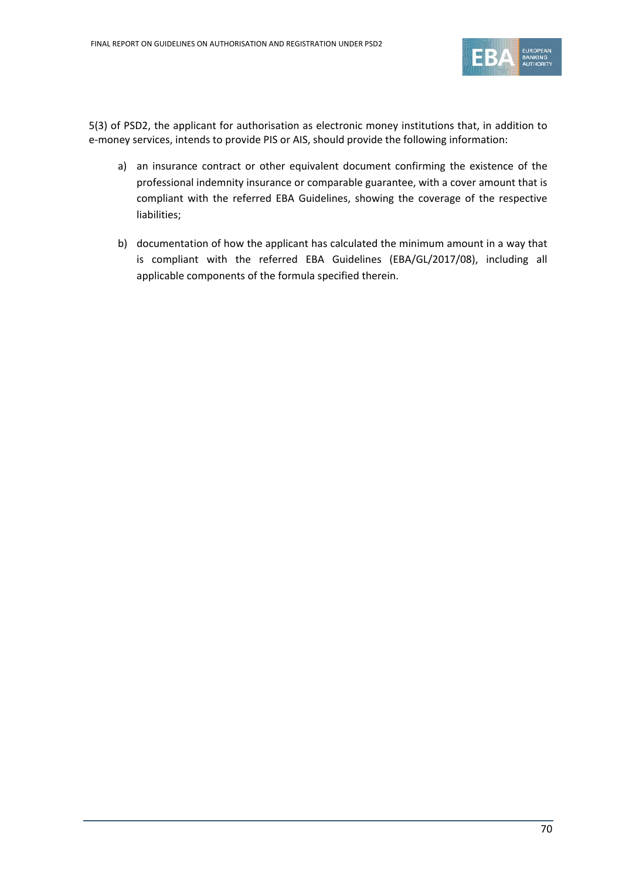5(3) of PSD2, the applicant for authorisation as electronic money institutions that, in addition to e-money services, intends to provide PIS or AIS, should provide the following information:

a) an insurance contract or other equivalent document confirming the existence of the professional indemnity insurance or comparable guarantee, with a cover amount that is compliant with the referred EBA Guidelines, showing the coverage of the respective liabilities;

b) documentation of how the applicant has calculated the minimum amount in a way that is compliant with the referred EBA Guidelines (EBA/GL/2017/08), including all applicable components of the formula specified therein.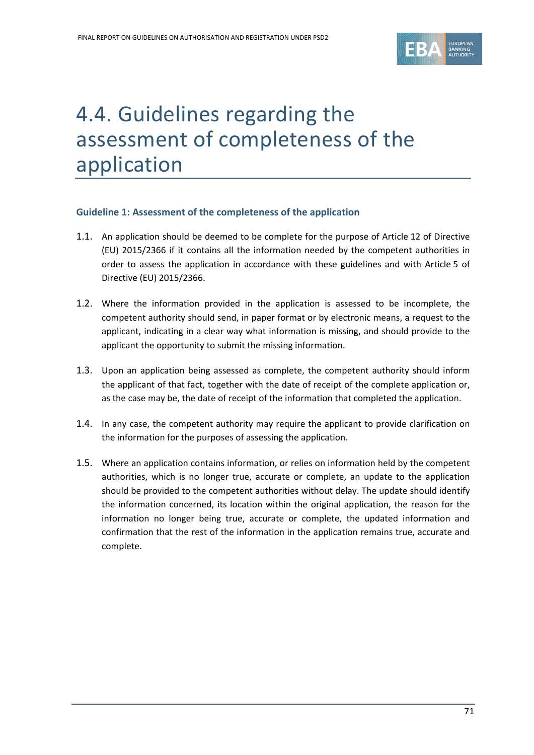# 4.4. Guidelines regarding the assessment of completeness of the application

### Guideline 1: Assessment of the completeness of the application

1.1. An application should be deemed to be complete for the purpose of Article 12 of Directive (EU) 2015/2366 if it contains all the information needed by the competent authorities in order to assess the application in accordance with these guidelines and with Article 5 of Directive (EU) 2015/2366.

1.2. Where the information provided in the application is assessed to be incomplete, the competent authority should send, in paper format or by electronic means, a request to the applicant, indicating in a clear way what information is missing, and should provide to the applicant the opportunity to submit the missing information.

1.3. Upon an application being assessed as complete, the competent authority should inform the applicant of that fact, together with the date of receipt of the complete application or, as the case may be, the date of receipt of the information that completed the application.

1.4. In any case, the competent authority may require the applicant to provide clarification on the information for the purposes of assessing the application.

1.5. Where an application contains information, or relies on information held by the competent authorities, which is no longer true, accurate or complete, an update to the application should be provided to the competent authorities without delay. The update should identify the information concerned, its location within the original application, the reason for the information no longer being true, accurate or complete, the updated information and confirmation that the rest of the information in the application remains true, accurate and complete.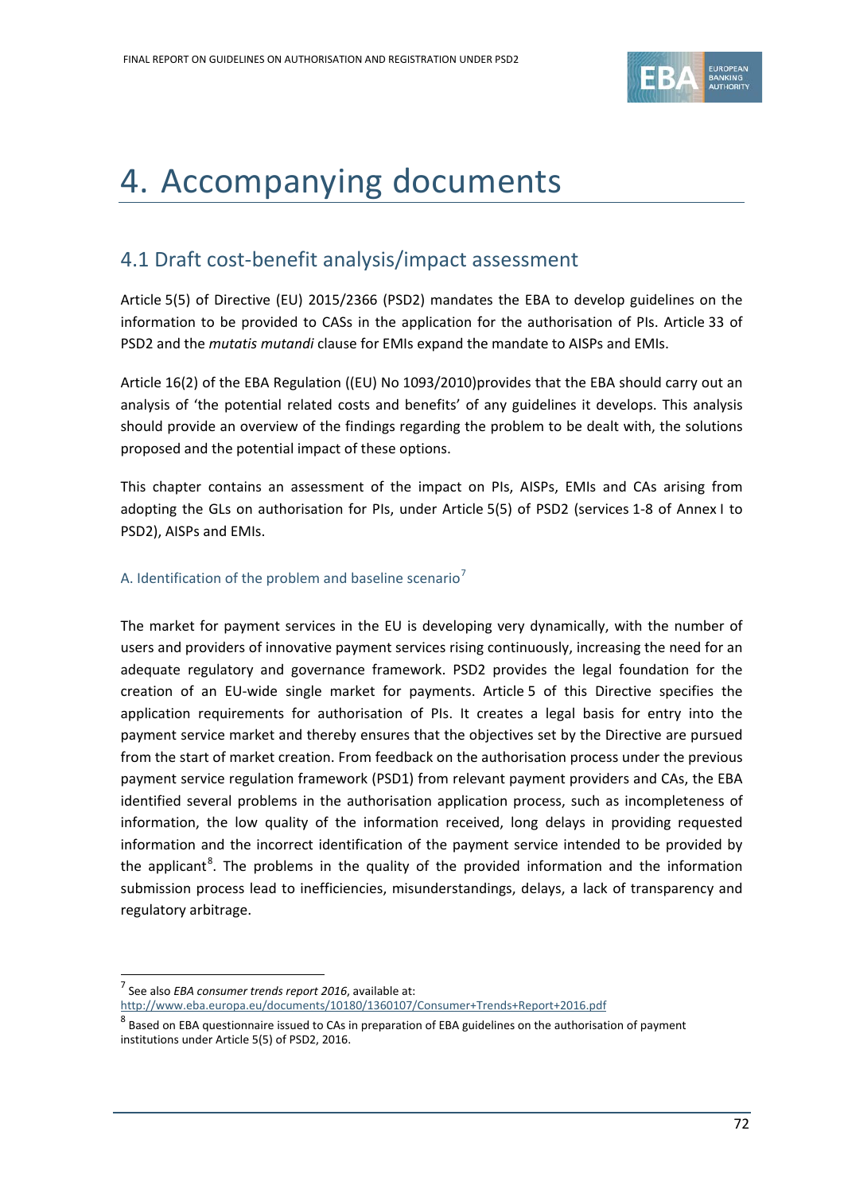# 4. Accompanying documents

## 4.1 Draft cost-benefit analysis/impact assessment

Article 5(5) of Directive (EU) 2015/2366 (PSD2) mandates the EBA to develop guidelines on the information to be provided to CASs in the application for the authorisation of PIs. Article 33 of PSD2 and the *mutatis mutandi* clause for EMIs expand the mandate to AISPs and EMIs.

Article 16(2) of the EBA Regulation ((EU) No 1093/2010)provides that the EBA should carry out an analysis of 'the potential related costs and benefits' of any guidelines it develops. This analysis should provide an overview of the findings regarding the problem to be dealt with, the solutions proposed and the potential impact of these options.

This chapter contains an assessment of the impact on PIs, AISPs, EMIs and CAs arising from adopting the GLs on authorisation for PIs, under Article 5(5) of PSD2 (services 1-8 of Annex I to PSD2), AISPs and EMIs.

### A. Identification of the problem and baseline scenario[7]

The market for payment services in the EU is developing very dynamically, with the number of users and providers of innovative payment services rising continuously, increasing the need for an adequate regulatory and governance framework. PSD2 provides the legal foundation for the creation of an EU-wide single market for payments. Article 5 of this Directive specifies the application requirements for authorisation of PIs. It creates a legal basis for entry into the payment service market and thereby ensures that the objectives set by the Directive are pursued from the start of market creation. From feedback on the authorisation process under the previous payment service regulation framework (PSD1) from relevant payment providers and CAs, the EBA identified several problems in the authorisation application process, such as incompleteness of information, the low quality of the information received, long delays in providing requested information and the incorrect identification of the payment service intended to be provided by the applicant[8]. The problems in the quality of the provided information and the information submission process lead to inefficiencies, misunderstandings, delays, a lack of transparency and regulatory arbitrage.

---

[7] See also *EBA consumer trends report 2016*, available at: http://www.eba.europa.eu/documents/10180/1360107/Consumer+Trends+Report+2016.pdf

[8] Based on EBA questionnaire issued to CAs in preparation of EBA guidelines on the authorisation of payment institutions under Article 5(5) of PSD2, 2016.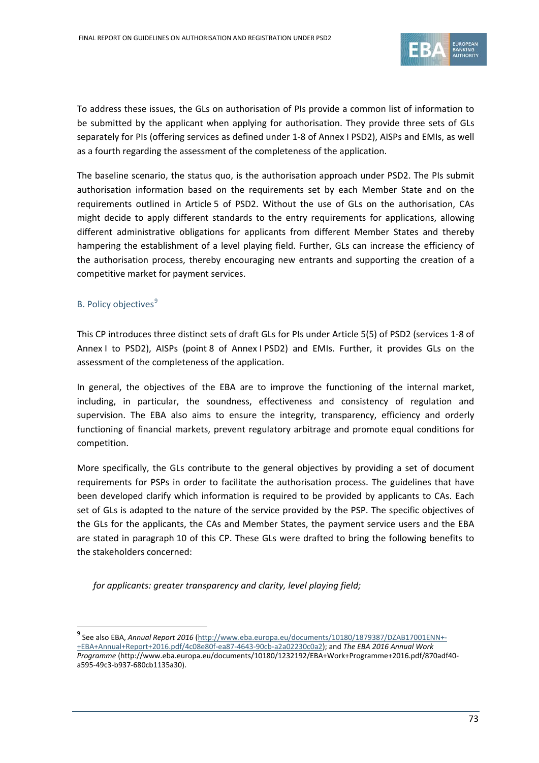To address these issues, the GLs on authorisation of PIs provide a common list of information to be submitted by the applicant when applying for authorisation. They provide three sets of GLs separately for PIs (offering services as defined under 1-8 of Annex I PSD2), AISPs and EMIs, as well as a fourth regarding the assessment of the completeness of the application.

The baseline scenario, the status quo, is the authorisation approach under PSD2. The PIs submit authorisation information based on the requirements set by each Member State and on the requirements outlined in Article 5 of PSD2. Without the use of GLs on the authorisation, CAs might decide to apply different standards to the entry requirements for applications, allowing different administrative obligations for applicants from different Member States and thereby hampering the establishment of a level playing field. Further, GLs can increase the efficiency of the authorisation process, thereby encouraging new entrants and supporting the creation of a competitive market for payment services.

### B. Policy objectives[9]

This CP introduces three distinct sets of draft GLs for PIs under Article 5(5) of PSD2 (services 1-8 of Annex I to PSD2), AISPs (point 8 of Annex I PSD2) and EMIs. Further, it provides GLs on the assessment of the completeness of the application.

In general, the objectives of the EBA are to improve the functioning of the internal market, including, in particular, the soundness, effectiveness and consistency of regulation and supervision. The EBA also aims to ensure the integrity, transparency, efficiency and orderly functioning of financial markets, prevent regulatory arbitrage and promote equal conditions for competition.

More specifically, the GLs contribute to the general objectives by providing a set of document requirements for PSPs in order to facilitate the authorisation process. The guidelines that have been developed clarify which information is required to be provided by applicants to CAs. Each set of GLs is adapted to the nature of the service provided by the PSP. The specific objectives of the GLs for the applicants, the CAs and Member States, the payment service users and the EBA are stated in paragraph 10 of this CP. These GLs were drafted to bring the following benefits to the stakeholders concerned:

*for applicants: greater transparency and clarity, level playing field;*

---

[9] See also EBA, *Annual Report 2016* (http://www.eba.europa.eu/documents/10180/1879387/DZAB17001ENN+-+EBA+Annual+Report+2016.pdf/4c08e80f-ea87-4643-90cb-a2a02230c0a2); and *The EBA 2016 Annual Work Programme* (http://www.eba.europa.eu/documents/10180/1232192/EBA+Work+Programme+2016.pdf/870adf40-a595-49c3-b937-680cb1135a30).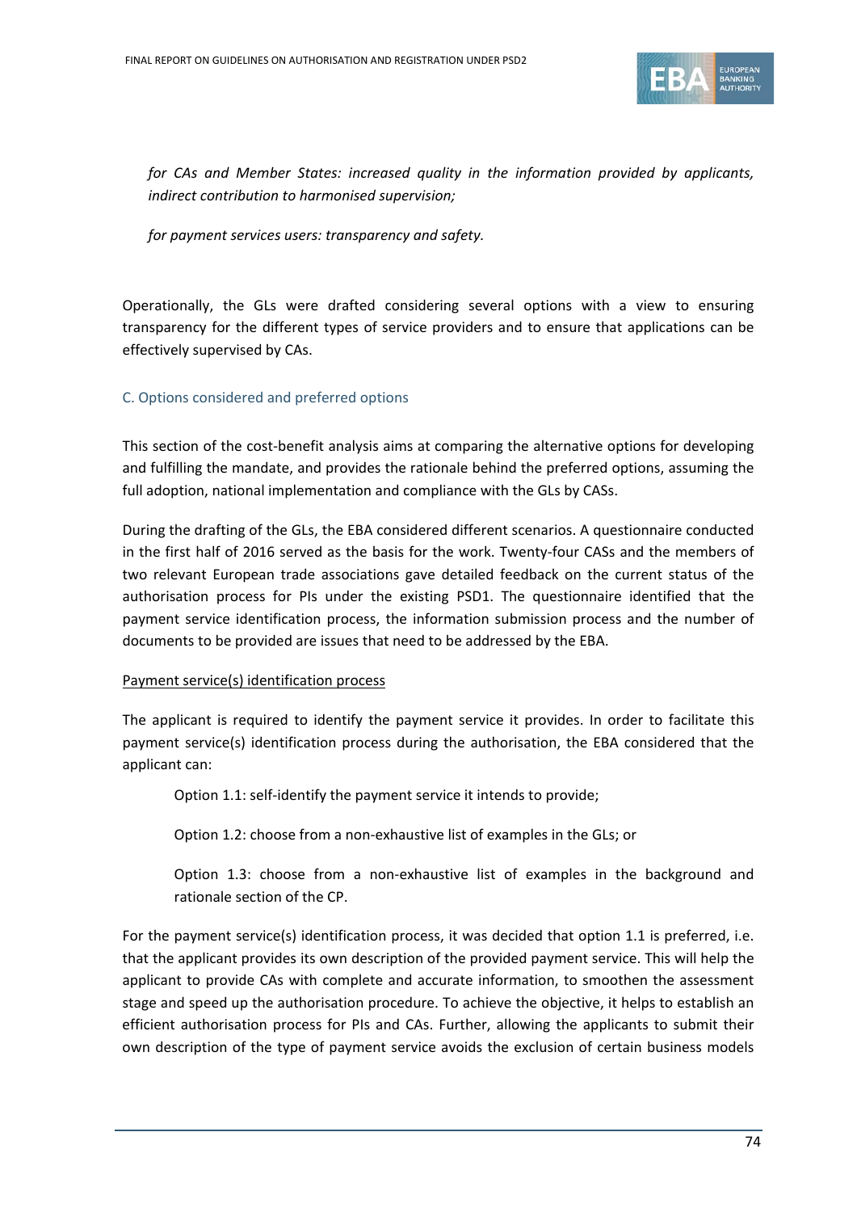*for CAs and Member States: increased quality in the information provided by applicants, indirect contribution to harmonised supervision;*

*for payment services users: transparency and safety.*

Operationally, the GLs were drafted considering several options with a view to ensuring transparency for the different types of service providers and to ensure that applications can be effectively supervised by CAs.

### C. Options considered and preferred options

This section of the cost-benefit analysis aims at comparing the alternative options for developing and fulfilling the mandate, and provides the rationale behind the preferred options, assuming the full adoption, national implementation and compliance with the GLs by CASs.

During the drafting of the GLs, the EBA considered different scenarios. A questionnaire conducted in the first half of 2016 served as the basis for the work. Twenty-four CASs and the members of two relevant European trade associations gave detailed feedback on the current status of the authorisation process for PIs under the existing PSD1. The questionnaire identified that the payment service identification process, the information submission process and the number of documents to be provided are issues that need to be addressed by the EBA.

Payment service(s) identification process

The applicant is required to identify the payment service it provides. In order to facilitate this payment service(s) identification process during the authorisation, the EBA considered that the applicant can:

Option 1.1: self-identify the payment service it intends to provide;

Option 1.2: choose from a non-exhaustive list of examples in the GLs; or

Option 1.3: choose from a non-exhaustive list of examples in the background and rationale section of the CP.

For the payment service(s) identification process, it was decided that option 1.1 is preferred, i.e. that the applicant provides its own description of the provided payment service. This will help the applicant to provide CAs with complete and accurate information, to smoothen the assessment stage and speed up the authorisation procedure. To achieve the objective, it helps to establish an efficient authorisation process for PIs and CAs. Further, allowing the applicants to submit their own description of the type of payment service avoids the exclusion of certain business models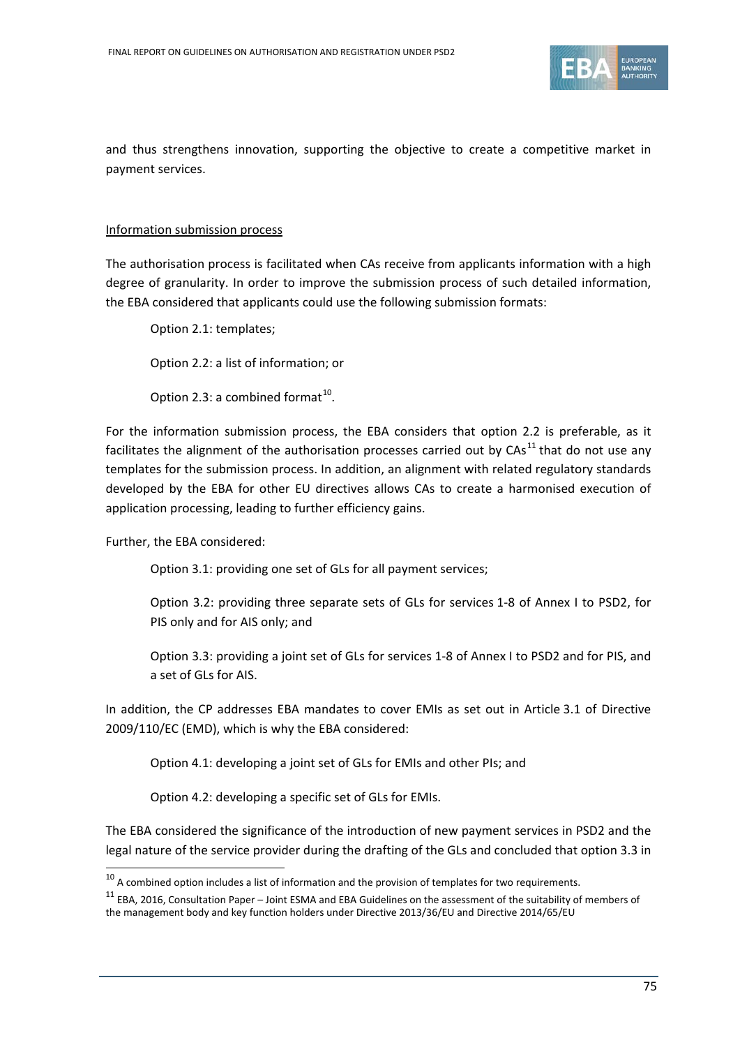and thus strengthens innovation, supporting the objective to create a competitive market in payment services.

Information submission process

The authorisation process is facilitated when CAs receive from applicants information with a high degree of granularity. In order to improve the submission process of such detailed information, the EBA considered that applicants could use the following submission formats:

Option 2.1: templates;

Option 2.2: a list of information; or

Option 2.3: a combined format[10].

For the information submission process, the EBA considers that option 2.2 is preferable, as it facilitates the alignment of the authorisation processes carried out by CAs[11] that do not use any templates for the submission process. In addition, an alignment with related regulatory standards developed by the EBA for other EU directives allows CAs to create a harmonised execution of application processing, leading to further efficiency gains.

Further, the EBA considered:

Option 3.1: providing one set of GLs for all payment services;

Option 3.2: providing three separate sets of GLs for services 1-8 of Annex I to PSD2, for PIS only and for AIS only; and

Option 3.3: providing a joint set of GLs for services 1-8 of Annex I to PSD2 and for PIS, and a set of GLs for AIS.

In addition, the CP addresses EBA mandates to cover EMIs as set out in Article 3.1 of Directive 2009/110/EC (EMD), which is why the EBA considered:

Option 4.1: developing a joint set of GLs for EMIs and other PIs; and

Option 4.2: developing a specific set of GLs for EMIs.

The EBA considered the significance of the introduction of new payment services in PSD2 and the legal nature of the service provider during the drafting of the GLs and concluded that option 3.3 in

[10] A combined option includes a list of information and the provision of templates for two requirements.

[11] EBA, 2016, Consultation Paper – Joint ESMA and EBA Guidelines on the assessment of the suitability of members of the management body and key function holders under Directive 2013/36/EU and Directive 2014/65/EU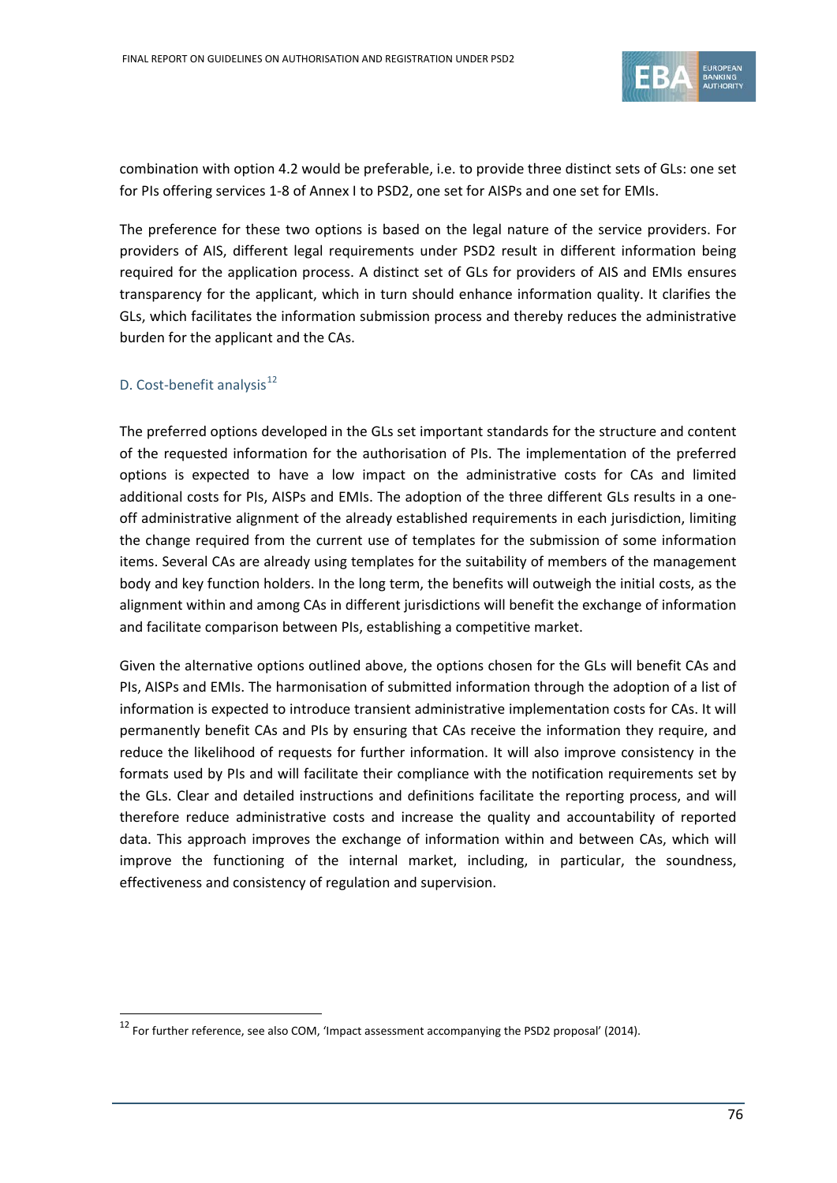combination with option 4.2 would be preferable, i.e. to provide three distinct sets of GLs: one set for PIs offering services 1-8 of Annex I to PSD2, one set for AISPs and one set for EMIs.

The preference for these two options is based on the legal nature of the service providers. For providers of AIS, different legal requirements under PSD2 result in different information being required for the application process. A distinct set of GLs for providers of AIS and EMIs ensures transparency for the applicant, which in turn should enhance information quality. It clarifies the GLs, which facilitates the information submission process and thereby reduces the administrative burden for the applicant and the CAs.

### D. Cost-benefit analysis[12]

The preferred options developed in the GLs set important standards for the structure and content of the requested information for the authorisation of PIs. The implementation of the preferred options is expected to have a low impact on the administrative costs for CAs and limited additional costs for PIs, AISPs and EMIs. The adoption of the three different GLs results in a one-off administrative alignment of the already established requirements in each jurisdiction, limiting the change required from the current use of templates for the submission of some information items. Several CAs are already using templates for the suitability of members of the management body and key function holders. In the long term, the benefits will outweigh the initial costs, as the alignment within and among CAs in different jurisdictions will benefit the exchange of information and facilitate comparison between PIs, establishing a competitive market.

Given the alternative options outlined above, the options chosen for the GLs will benefit CAs and PIs, AISPs and EMIs. The harmonisation of submitted information through the adoption of a list of information is expected to introduce transient administrative implementation costs for CAs. It will permanently benefit CAs and PIs by ensuring that CAs receive the information they require, and reduce the likelihood of requests for further information. It will also improve consistency in the formats used by PIs and will facilitate their compliance with the notification requirements set by the GLs. Clear and detailed instructions and definitions facilitate the reporting process, and will therefore reduce administrative costs and increase the quality and accountability of reported data. This approach improves the exchange of information within and between CAs, which will improve the functioning of the internal market, including, in particular, the soundness, effectiveness and consistency of regulation and supervision.

---

[12] For further reference, see also COM, 'Impact assessment accompanying the PSD2 proposal' (2014).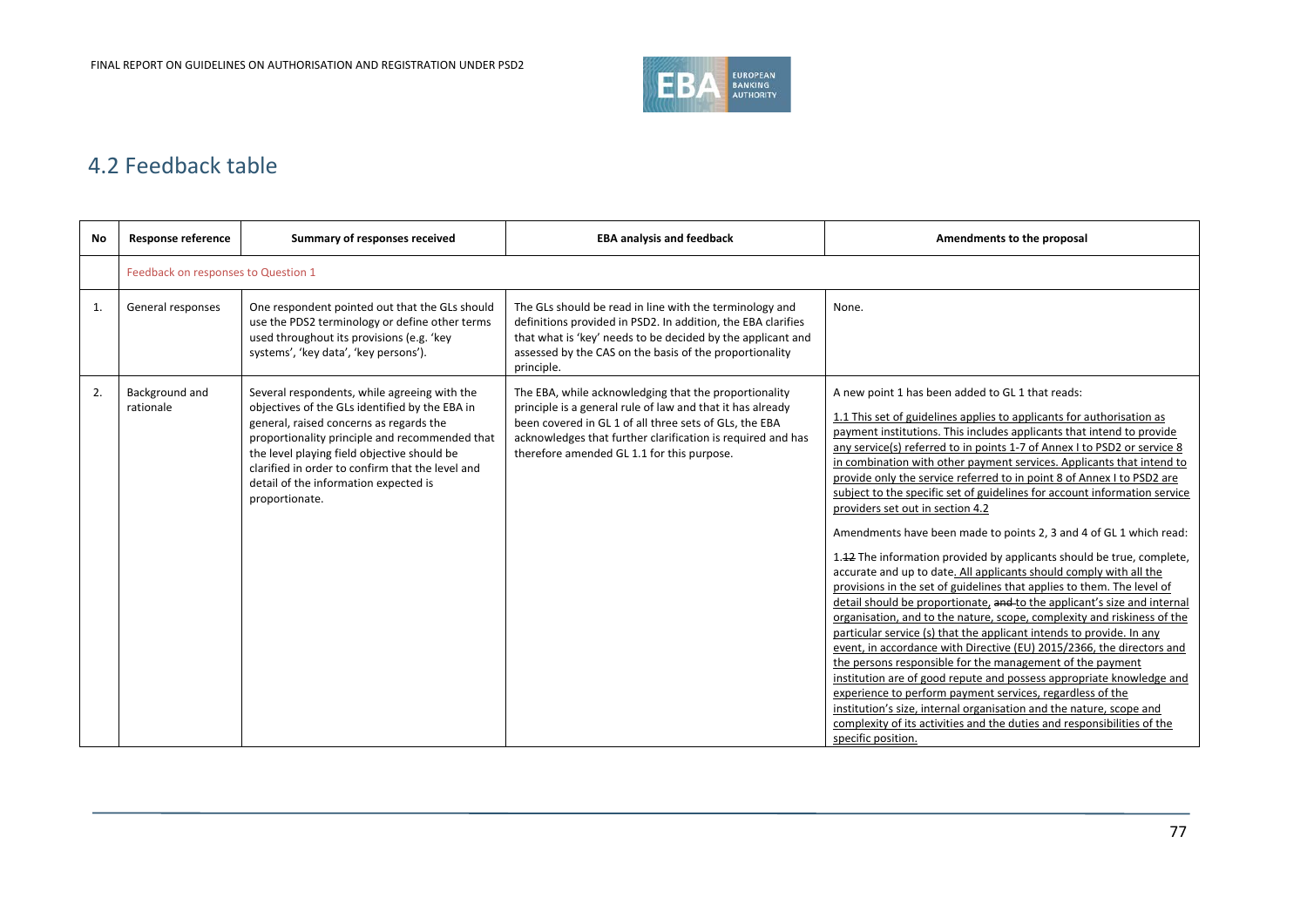## 4.2 Feedback table

| No | Response reference | Summary of responses received | EBA analysis and feedback | Amendments to the proposal |
|---|---|---|---|---|
| | Feedback on responses to Question 1 | | | |
| 1. | General responses | One respondent pointed out that the GLs should use the PDS2 terminology or define other terms used throughout its provisions (e.g. 'key systems', 'key data', 'key persons'). | The GLs should be read in line with the terminology and definitions provided in PSD2. In addition, the EBA clarifies that what is 'key' needs to be decided by the applicant and assessed by the CAS on the basis of the proportionality principle. | None. |
| 2. | Background and rationale | Several respondents, while agreeing with the objectives of the GLs identified by the EBA in general, raised concerns as regards the proportionality principle and recommended that the level playing field objective should be clarified in order to confirm that the level and detail of the information expected is proportionate. | The EBA, while acknowledging that the proportionality principle is a general rule of law and that it has already been covered in GL 1 of all three sets of GLs, the EBA acknowledges that further clarification is required and has therefore amended GL 1.1 for this purpose. | A new point 1 has been added to GL 1 that reads:<br><br><u>1.1 This set of guidelines applies to applicants for authorisation as payment institutions. This includes applicants that intend to provide any service(s) referred to in points 1-7 of Annex I to PSD2 or service 8 in combination with other payment services. Applicants that intend to provide only the service referred to in point 8 of Annex I to PSD2 are subject to the specific set of guidelines for account information service providers set out in section 4.2</u><br><br>Amendments have been made to points 2, 3 and 4 of GL 1 which read:<br><br>1.~~1~~2 The information provided by applicants should be true, complete, accurate and up to date<u>. All applicants should comply with all the provisions in the set of guidelines that applies to them. The level of detail should be proportionate,</u> ~~and~~ to the applicant's size and internal organisation, and to the nature, scope, complexity and riskiness of the particular service (s) that the applicant intends to provide. <u>In any event, in accordance with Directive (EU) 2015/2366, the directors and the persons responsible for the management of the payment institution are of good repute and possess appropriate knowledge and experience to perform payment services, regardless of the institution's size, internal organisation and the nature, scope and complexity of its activities and the duties and responsibilities of the specific position.</u> |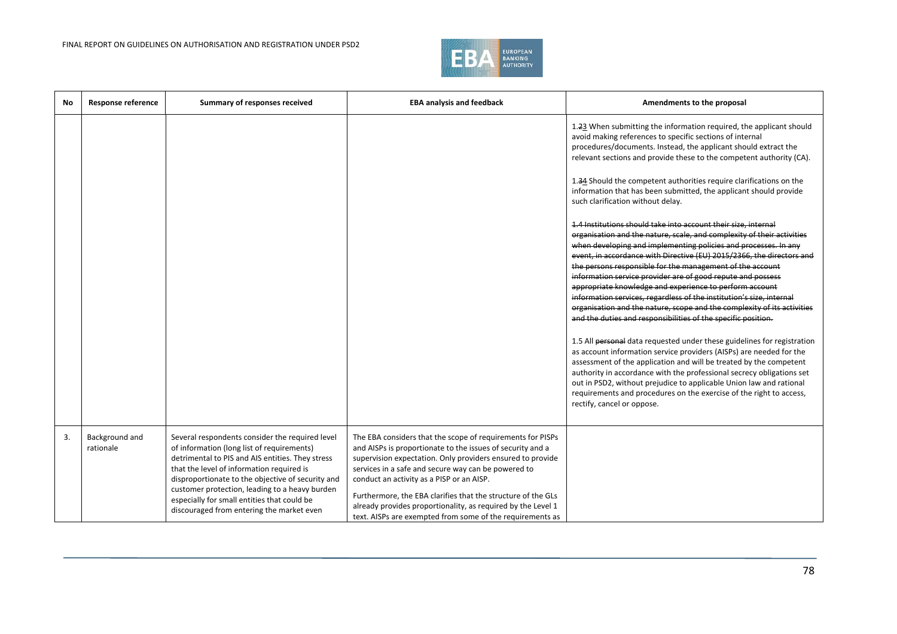| No | Response reference | Summary of responses received | EBA analysis and feedback | Amendments to the proposal |
|---|---|---|---|---|
| | | | | 1.~~2~~3 When submitting the information required, the applicant should avoid making references to specific sections of internal procedures/documents. Instead, the applicant should extract the relevant sections and provide these to the competent authority (CA).<br><br>1.~~3~~4 Should the competent authorities require clarifications on the information that has been submitted, the applicant should provide such clarification without delay.<br><br>~~1.4 Institutions should take into account their size, internal organisation and the nature, scale, and complexity of their activities when developing and implementing policies and processes. In any event, in accordance with Directive (EU) 2015/2366, the directors and the persons responsible for the management of the account information service provider are of good repute and possess appropriate knowledge and experience to perform account information services, regardless of the institution's size, internal organisation and the nature, scope and the complexity of its activities and the duties and responsibilities of the specific position.~~<br><br>1.5 All ~~personal~~ data requested under these guidelines for registration as account information service providers (AISPs) are needed for the assessment of the application and will be treated by the competent authority in accordance with the professional secrecy obligations set out in PSD2, without prejudice to applicable Union law and rational requirements and procedures on the exercise of the right to access, rectify, cancel or oppose. |
| 3. | Background and rationale | Several respondents consider the required level of information (long list of requirements) detrimental to PIS and AIS entities. They stress that the level of information required is disproportionate to the objective of security and customer protection, leading to a heavy burden especially for small entities that could be discouraged from entering the market even | The EBA considers that the scope of requirements for PISPs and AISPs is proportionate to the issues of security and a supervision expectation. Only providers ensured to provide services in a safe and secure way can be powered to conduct an activity as a PISP or an AISP.<br><br>Furthermore, the EBA clarifies that the structure of the GLs already provides proportionality, as required by the Level 1 text. AISPs are exempted from some of the requirements as | |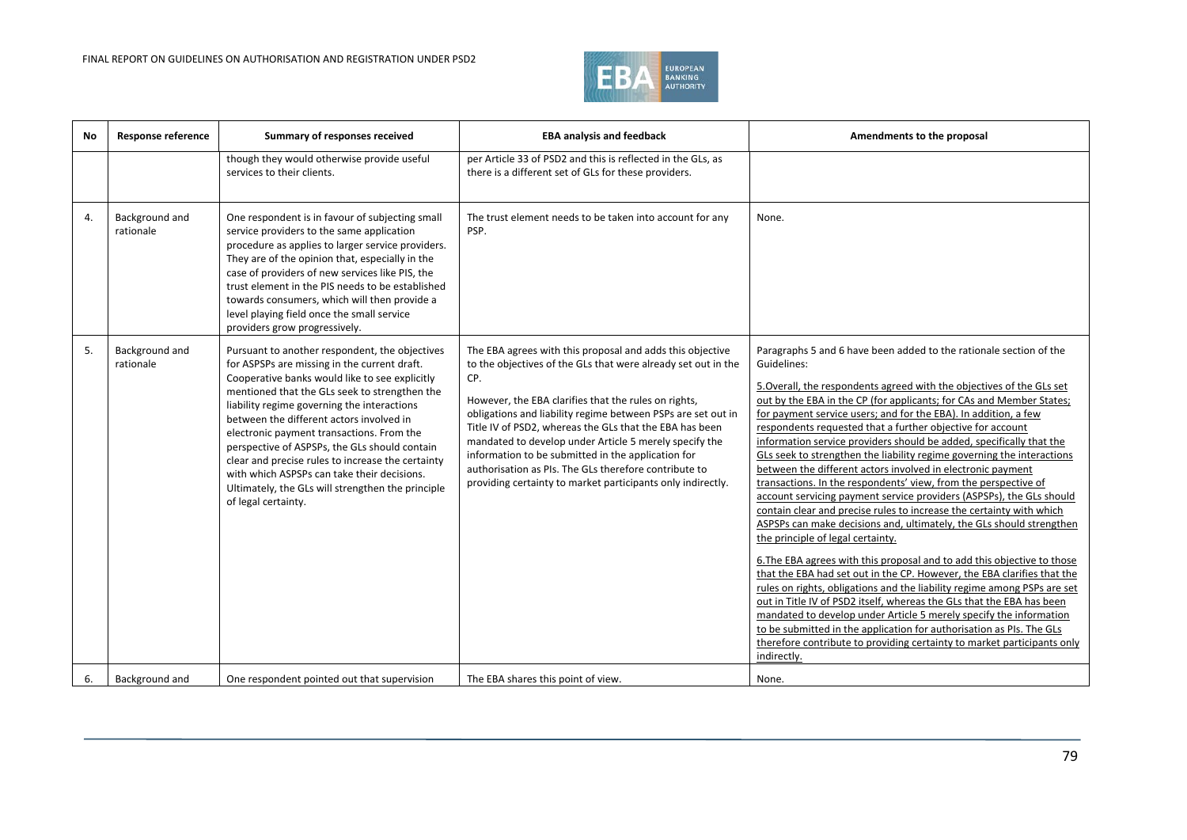| No | Response reference | Summary of responses received | EBA analysis and feedback | Amendments to the proposal |
|---|---|---|---|---|
| | | though they would otherwise provide useful services to their clients. | per Article 33 of PSD2 and this is reflected in the GLs, as there is a different set of GLs for these providers. | |
| 4. | Background and rationale | One respondent is in favour of subjecting small service providers to the same application procedure as applies to larger service providers. They are of the opinion that, especially in the case of providers of new services like PIS, the trust element in the PIS needs to be established towards consumers, which will then provide a level playing field once the small service providers grow progressively. | The trust element needs to be taken into account for any PSP. | None. |
| 5. | Background and rationale | Pursuant to another respondent, the objectives for ASPSPs are missing in the current draft. Cooperative banks would like to see explicitly mentioned that the GLs seek to strengthen the liability regime governing the interactions between the different actors involved in electronic payment transactions. From the perspective of ASPSPs, the GLs should contain clear and precise rules to increase the certainty with which ASPSPs can take their decisions. Ultimately, the GLs will strengthen the principle of legal certainty. | The EBA agrees with this proposal and adds this objective to the objectives of the GLs that were already set out in the CP.<br><br>However, the EBA clarifies that the rules on rights, obligations and liability regime between PSPs are set out in Title IV of PSD2, whereas the GLs that the EBA has been mandated to develop under Article 5 merely specify the information to be submitted in the application for authorisation as PIs. The GLs therefore contribute to providing certainty to market participants only indirectly. | Paragraphs 5 and 6 have been added to the rationale section of the Guidelines:<br><br><u>5.Overall, the respondents agreed with the objectives of the GLs set out by the EBA in the CP (for applicants; for CAs and Member States; for payment service users; and for the EBA). In addition, a few respondents requested that a further objective for account information service providers should be added, specifically that the GLs seek to strengthen the liability regime governing the interactions between the different actors involved in electronic payment transactions. In the respondents' view, from the perspective of account servicing payment service providers (ASPSPs), the GLs should contain clear and precise rules to increase the certainty with which ASPSPs can make decisions and, ultimately, the GLs should strengthen the principle of legal certainty.</u><br><br><u>6.The EBA agrees with this proposal and to add this objective to those that the EBA had set out in the CP. However, the EBA clarifies that the rules on rights, obligations and the liability regime among PSPs are set out in Title IV of PSD2 itself, whereas the GLs that the EBA has been mandated to develop under Article 5 merely specify the information to be submitted in the application for authorisation as PIs. The GLs therefore contribute to providing certainty to market participants only indirectly.</u> |
| 6. | Background and | One respondent pointed out that supervision | The EBA shares this point of view. | None. |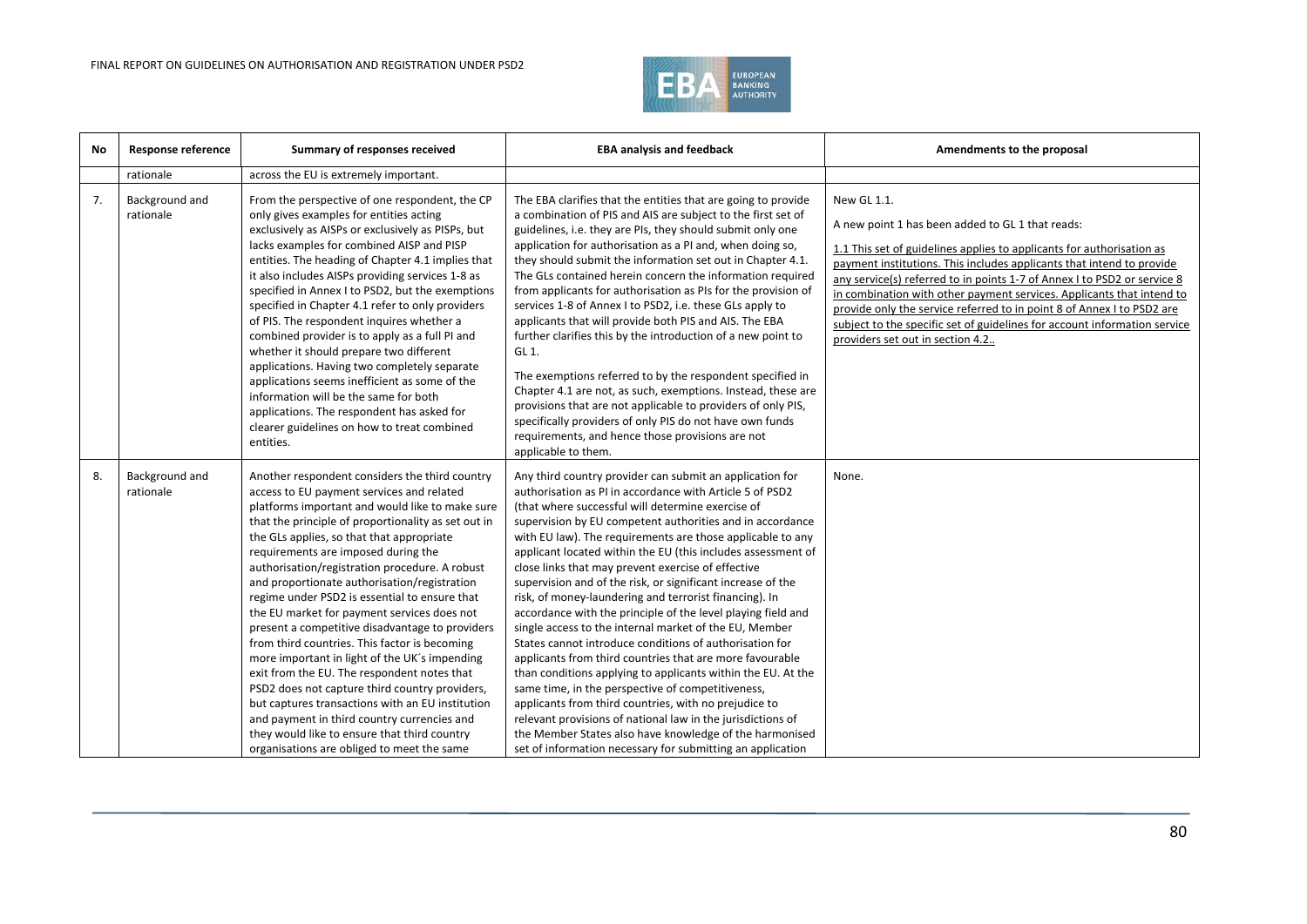| No | Response reference | Summary of responses received | EBA analysis and feedback | Amendments to the proposal |
|---|---|---|---|---|
| | rationale | across the EU is extremely important. | | |
| 7. | Background and rationale | From the perspective of one respondent, the CP only gives examples for entities acting exclusively as AISPs or exclusively as PISPs, but lacks examples for combined AISP and PISP entities. The heading of Chapter 4.1 implies that it also includes AISPs providing services 1-8 as specified in Annex I to PSD2, but the exemptions specified in Chapter 4.1 refer to only providers of PIS. The respondent inquires whether a combined provider is to apply as a full PI and whether it should prepare two different applications. Having two completely separate applications seems inefficient as some of the information will be the same for both applications. The respondent has asked for clearer guidelines on how to treat combined entities. | The EBA clarifies that the entities that are going to provide a combination of PIS and AIS are subject to the first set of guidelines, i.e. they are PIs, they should submit only one application for authorisation as a PI and, when doing so, they should submit the information set out in Chapter 4.1. The GLs contained herein concern the information required from applicants for authorisation as PIs for the provision of services 1-8 of Annex I to PSD2, i.e. these GLs apply to applicants that will provide both PIS and AIS. The EBA further clarifies this by the introduction of a new point to GL 1.<br><br>The exemptions referred to by the respondent specified in Chapter 4.1 are not, as such, exemptions. Instead, these are provisions that are not applicable to providers of only PIS, specifically providers of only PIS do not have own funds requirements, and hence those provisions are not applicable to them. | New GL 1.1.<br><br>A new point 1 has been added to GL 1 that reads:<br><br>1.1 This set of guidelines applies to applicants for authorisation as payment institutions. This includes applicants that intend to provide any service(s) referred to in points 1-7 of Annex I to PSD2 or service 8 in combination with other payment services. Applicants that intend to provide only the service referred to in point 8 of Annex I to PSD2 are subject to the specific set of guidelines for account information service providers set out in section 4.2.. |
| 8. | Background and rationale | Another respondent considers the third country access to EU payment services and related platforms important and would like to make sure that the principle of proportionality as set out in the GLs applies, so that that appropriate requirements are imposed during the authorisation/registration procedure. A robust and proportionate authorisation/registration regime under PSD2 is essential to ensure that the EU market for payment services does not present a competitive disadvantage to providers from third countries. This factor is becoming more important in light of the UK´s impending exit from the EU. The respondent notes that PSD2 does not capture third country providers, but captures transactions with an EU institution and payment in third country currencies and they would like to ensure that third country organisations are obliged to meet the same | Any third country provider can submit an application for authorisation as PI in accordance with Article 5 of PSD2 (that where successful will determine exercise of supervision by EU competent authorities and in accordance with EU law). The requirements are those applicable to any applicant located within the EU (this includes assessment of close links that may prevent exercise of effective supervision and of the risk, or significant increase of the risk, of money-laundering and terrorist financing). In accordance with the principle of the level playing field and single access to the internal market of the EU, Member States cannot introduce conditions of authorisation for applicants from third countries that are more favourable than conditions applying to applicants within the EU. At the same time, in the perspective of competitiveness, applicants from third countries, with no prejudice to relevant provisions of national law in the jurisdictions of the Member States also have knowledge of the harmonised set of information necessary for submitting an application | None. |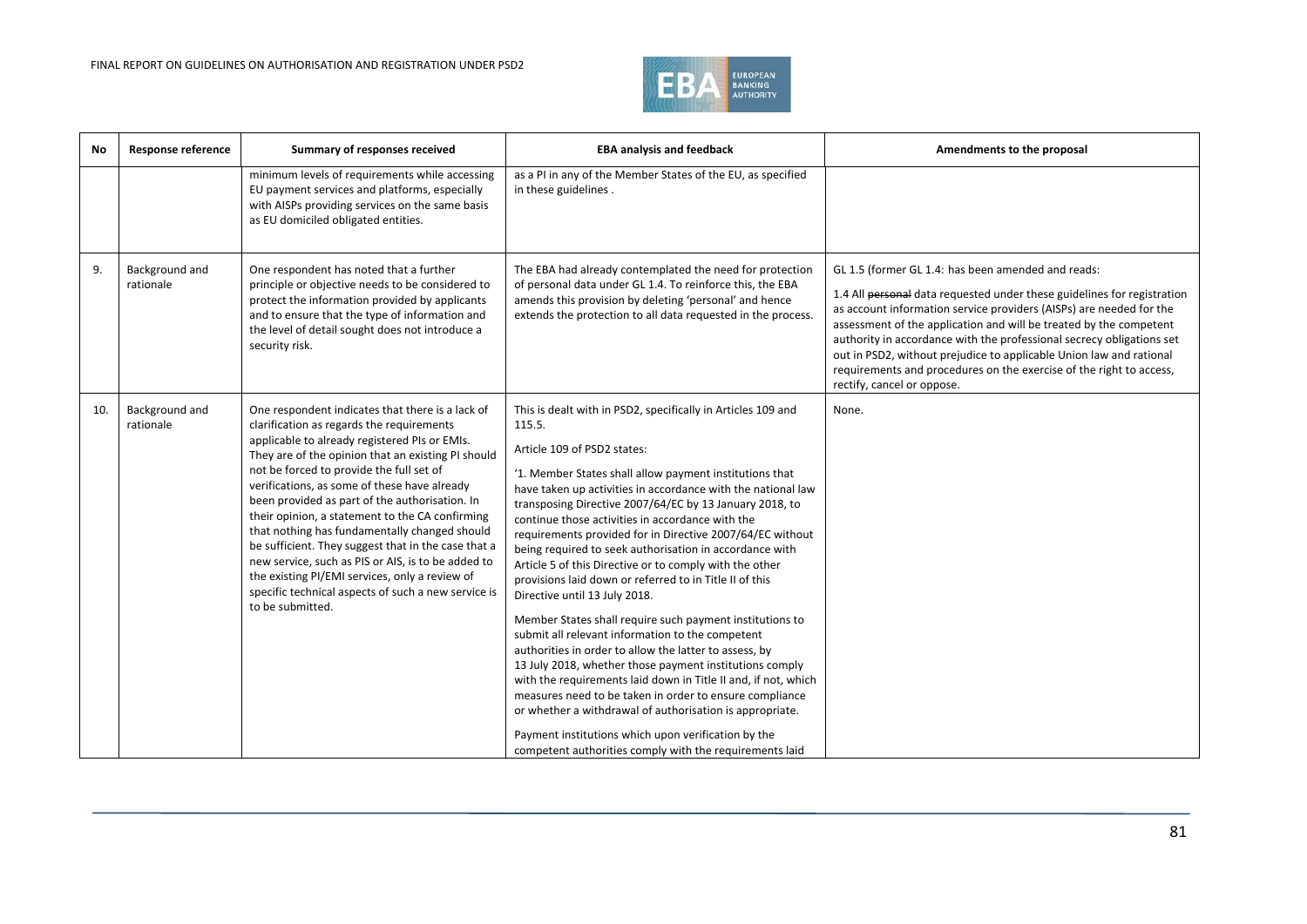| No | Response reference | Summary of responses received | EBA analysis and feedback | Amendments to the proposal |
|---|---|---|---|---|
| | | minimum levels of requirements while accessing EU payment services and platforms, especially with AISPs providing services on the same basis as EU domiciled obligated entities. | as a PI in any of the Member States of the EU, as specified in these guidelines . | |
| 9. | Background and rationale | One respondent has noted that a further principle or objective needs to be considered to protect the information provided by applicants and to ensure that the type of information and the level of detail sought does not introduce a security risk. | The EBA had already contemplated the need for protection of personal data under GL 1.4. To reinforce this, the EBA amends this provision by deleting 'personal' and hence extends the protection to all data requested in the process. | GL 1.5 (former GL 1.4: has been amended and reads:<br><br>1.4 All ~~personal~~ data requested under these guidelines for registration as account information service providers (AISPs) are needed for the assessment of the application and will be treated by the competent authority in accordance with the professional secrecy obligations set out in PSD2, without prejudice to applicable Union law and rational requirements and procedures on the exercise of the right to access, rectify, cancel or oppose. |
| 10. | Background and rationale | One respondent indicates that there is a lack of clarification as regards the requirements applicable to already registered PIs or EMIs. They are of the opinion that an existing PI should not be forced to provide the full set of verifications, as some of these have already been provided as part of the authorisation. In their opinion, a statement to the CA confirming that nothing has fundamentally changed should be sufficient. They suggest that in the case that a new service, such as PIS or AIS, is to be added to the existing PI/EMI services, only a review of specific technical aspects of such a new service is to be submitted. | This is dealt with in PSD2, specifically in Articles 109 and 115.5.<br><br>Article 109 of PSD2 states:<br><br>'1. Member States shall allow payment institutions that have taken up activities in accordance with the national law transposing Directive 2007/64/EC by 13 January 2018, to continue those activities in accordance with the requirements provided for in Directive 2007/64/EC without being required to seek authorisation in accordance with Article 5 of this Directive or to comply with the other provisions laid down or referred to in Title II of this Directive until 13 July 2018.<br><br>Member States shall require such payment institutions to submit all relevant information to the competent authorities in order to allow the latter to assess, by 13 July 2018, whether those payment institutions comply with the requirements laid down in Title II and, if not, which measures need to be taken in order to ensure compliance or whether a withdrawal of authorisation is appropriate.<br><br>Payment institutions which upon verification by the competent authorities comply with the requirements laid | None. |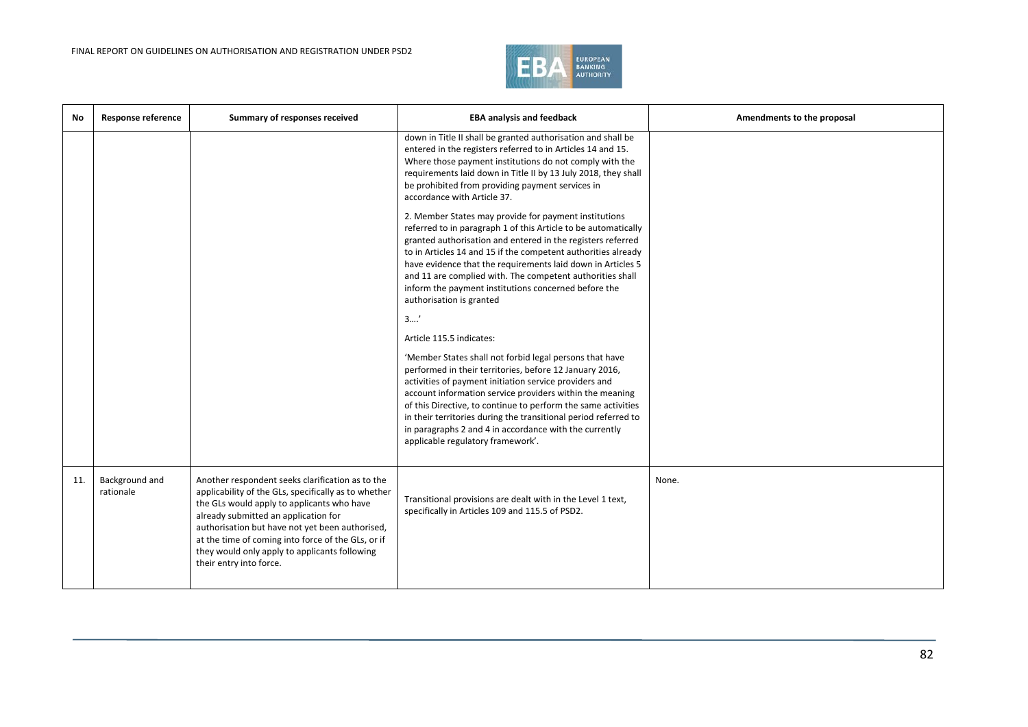| No | Response reference | Summary of responses received | EBA analysis and feedback | Amendments to the proposal |
|---|---|---|---|---|
| | | | down in Title II shall be granted authorisation and shall be entered in the registers referred to in Articles 14 and 15. Where those payment institutions do not comply with the requirements laid down in Title II by 13 July 2018, they shall be prohibited from providing payment services in accordance with Article 37.<br><br>2. Member States may provide for payment institutions referred to in paragraph 1 of this Article to be automatically granted authorisation and entered in the registers referred to in Articles 14 and 15 if the competent authorities already have evidence that the requirements laid down in Articles 5 and 11 are complied with. The competent authorities shall inform the payment institutions concerned before the authorisation is granted<br><br>3….'<br><br>Article 115.5 indicates:<br><br>'Member States shall not forbid legal persons that have performed in their territories, before 12 January 2016, activities of payment initiation service providers and account information service providers within the meaning of this Directive, to continue to perform the same activities in their territories during the transitional period referred to in paragraphs 2 and 4 in accordance with the currently applicable regulatory framework'. | |
| 11. | Background and rationale | Another respondent seeks clarification as to the applicability of the GLs, specifically as to whether the GLs would apply to applicants who have already submitted an application for authorisation but have not yet been authorised, at the time of coming into force of the GLs, or if they would only apply to applicants following their entry into force. | Transitional provisions are dealt with in the Level 1 text, specifically in Articles 109 and 115.5 of PSD2. | None. |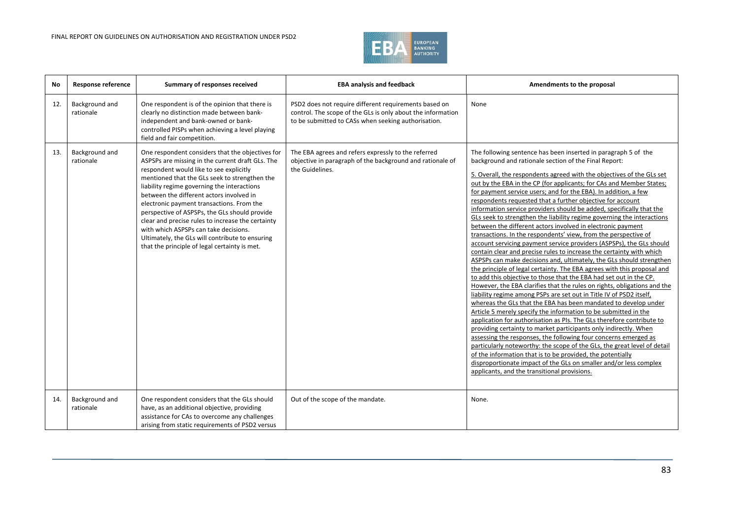| No | Response reference | Summary of responses received | EBA analysis and feedback | Amendments to the proposal |
|---|---|---|---|---|
| 12. | Background and rationale | One respondent is of the opinion that there is clearly no distinction made between bank-independent and bank-owned or bank-controlled PISPs when achieving a level playing field and fair competition. | PSD2 does not require different requirements based on control. The scope of the GLs is only about the information to be submitted to CASs when seeking authorisation. | None |
| 13. | Background and rationale | One respondent considers that the objectives for ASPSPs are missing in the current draft GLs. The respondent would like to see explicitly mentioned that the GLs seek to strengthen the liability regime governing the interactions between the different actors involved in electronic payment transactions. From the perspective of ASPSPs, the GLs should provide clear and precise rules to increase the certainty with which ASPSPs can take decisions. Ultimately, the GLs will contribute to ensuring that the principle of legal certainty is met. | The EBA agrees and refers expressly to the referred objective in paragraph of the background and rationale of the Guidelines. | The following sentence has been inserted in paragraph 5 of the background and rationale section of the Final Report:<br><br>5. Overall, the respondents agreed with the objectives of the GLs set out by the EBA in the CP (for applicants; for CAs and Member States; for payment service users; and for the EBA). In addition, a few respondents requested that a further objective for account information service providers should be added, specifically that the GLs seek to strengthen the liability regime governing the interactions between the different actors involved in electronic payment transactions. In the respondents' view, from the perspective of account servicing payment service providers (ASPSPs), the GLs should contain clear and precise rules to increase the certainty with which ASPSPs can make decisions and, ultimately, the GLs should strengthen the principle of legal certainty. The EBA agrees with this proposal and to add this objective to those that the EBA had set out in the CP. However, the EBA clarifies that the rules on rights, obligations and the liability regime among PSPs are set out in Title IV of PSD2 itself, whereas the GLs that the EBA has been mandated to develop under Article 5 merely specify the information to be submitted in the application for authorisation as PIs. The GLs therefore contribute to providing certainty to market participants only indirectly. When assessing the responses, the following four concerns emerged as particularly noteworthy: the scope of the GLs, the great level of detail of the information that is to be provided, the potentially disproportionate impact of the GLs on smaller and/or less complex applicants, and the transitional provisions. |
| 14. | Background and rationale | One respondent considers that the GLs should have, as an additional objective, providing assistance for CAs to overcome any challenges arising from static requirements of PSD2 versus | Out of the scope of the mandate. | None. |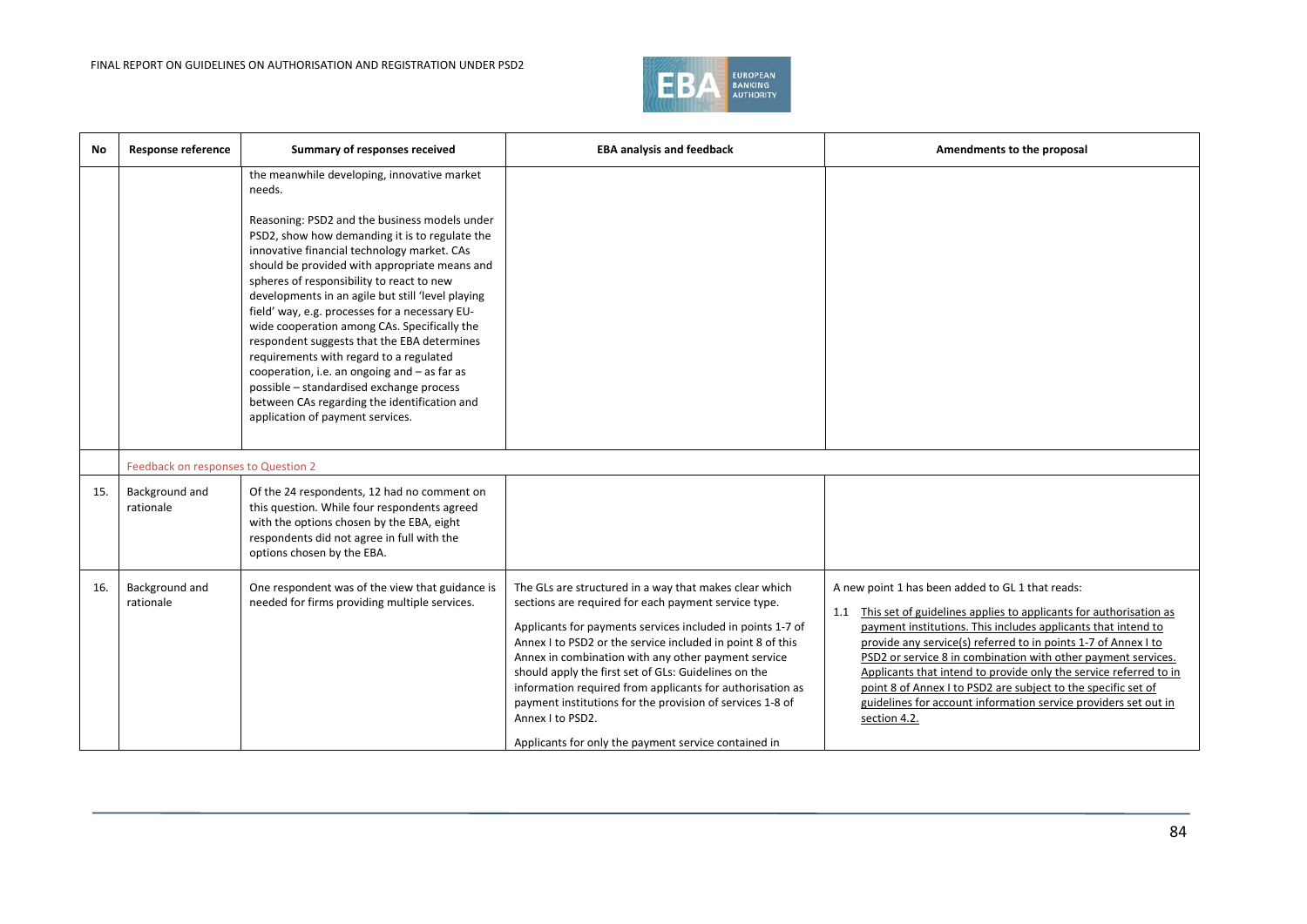| No | Response reference | Summary of responses received | EBA analysis and feedback | Amendments to the proposal |
|---|---|---|---|---|
| | | the meanwhile developing, innovative market needs.<br><br>Reasoning: PSD2 and the business models under PSD2, show how demanding it is to regulate the innovative financial technology market. CAs should be provided with appropriate means and spheres of responsibility to react to new developments in an agile but still 'level playing field' way, e.g. processes for a necessary EU-wide cooperation among CAs. Specifically the respondent suggests that the EBA determines requirements with regard to a regulated cooperation, i.e. an ongoing and – as far as possible – standardised exchange process between CAs regarding the identification and application of payment services. | | |
| | Feedback on responses to Question 2 | | | |
| 15. | Background and rationale | Of the 24 respondents, 12 had no comment on this question. While four respondents agreed with the options chosen by the EBA, eight respondents did not agree in full with the options chosen by the EBA. | | |
| 16. | Background and rationale | One respondent was of the view that guidance is needed for firms providing multiple services. | The GLs are structured in a way that makes clear which sections are required for each payment service type.<br><br>Applicants for payments services included in points 1-7 of Annex I to PSD2 or the service included in point 8 of this Annex in combination with any other payment service should apply the first set of GLs: Guidelines on the information required from applicants for authorisation as payment institutions for the provision of services 1-8 of Annex I to PSD2.<br><br>Applicants for only the payment service contained in | A new point 1 has been added to GL 1 that reads:<br><br>1.1 <u>This set of guidelines applies to applicants for authorisation as payment institutions. This includes applicants that intend to provide any service(s) referred to in points 1-7 of Annex I to PSD2 or service 8 in combination with other payment services. Applicants that intend to provide only the service referred to in point 8 of Annex I to PSD2 are subject to the specific set of guidelines for account information service providers set out in section 4.2.</u> |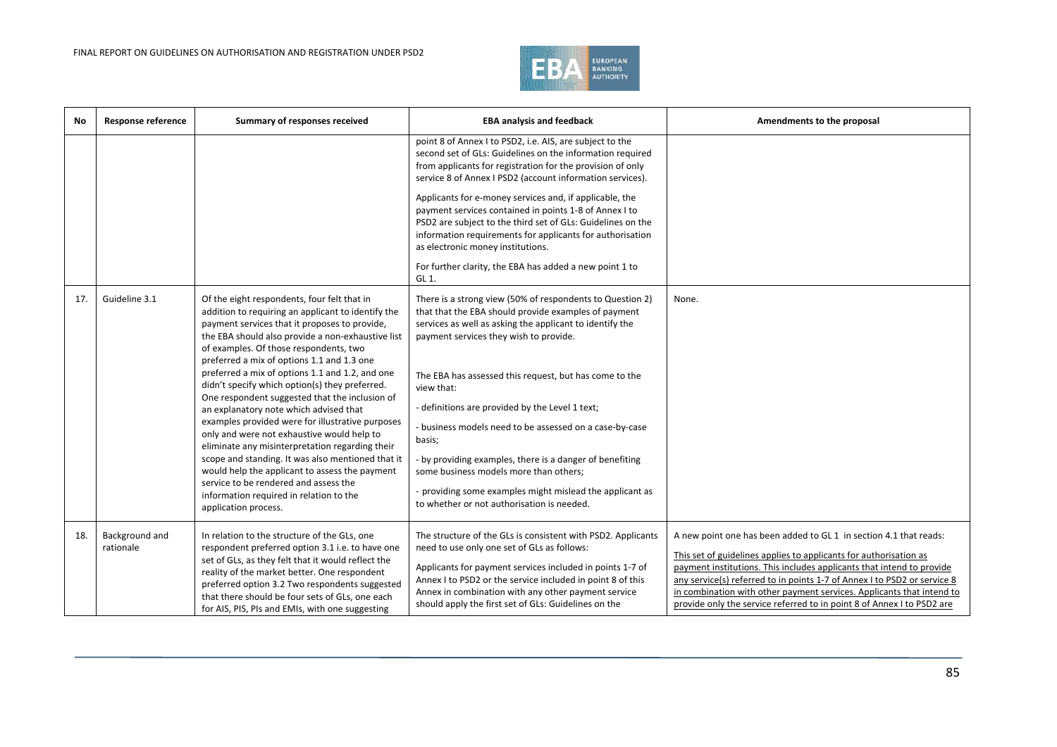| No | Response reference | Summary of responses received | EBA analysis and feedback | Amendments to the proposal |
|---|---|---|---|---|
| | | | point 8 of Annex I to PSD2, i.e. AIS, are subject to the second set of GLs: Guidelines on the information required from applicants for registration for the provision of only service 8 of Annex I PSD2 (account information services).<br><br>Applicants for e-money services and, if applicable, the payment services contained in points 1-8 of Annex I to PSD2 are subject to the third set of GLs: Guidelines on the information requirements for applicants for authorisation as electronic money institutions.<br><br>For further clarity, the EBA has added a new point 1 to GL 1. | |
| 17. | Guideline 3.1 | Of the eight respondents, four felt that in addition to requiring an applicant to identify the payment services that it proposes to provide, the EBA should also provide a non-exhaustive list of examples. Of those respondents, two preferred a mix of options 1.1 and 1.3 one preferred a mix of options 1.1 and 1.2, and one didn't specify which option(s) they preferred. One respondent suggested that the inclusion of an explanatory note which advised that examples provided were for illustrative purposes only and were not exhaustive would help to eliminate any misinterpretation regarding their scope and standing. It was also mentioned that it would help the applicant to assess the payment service to be rendered and assess the information required in relation to the application process. | There is a strong view (50% of respondents to Question 2) that that the EBA should provide examples of payment services as well as asking the applicant to identify the payment services they wish to provide.<br><br>The EBA has assessed this request, but has come to the view that:<br><br>- definitions are provided by the Level 1 text;<br><br>- business models need to be assessed on a case-by-case basis;<br><br>- by providing examples, there is a danger of benefiting some business models more than others;<br><br>- providing some examples might mislead the applicant as to whether or not authorisation is needed. | None. |
| 18. | Background and rationale | In relation to the structure of the GLs, one respondent preferred option 3.1 i.e. to have one set of GLs, as they felt that it would reflect the reality of the market better. One respondent preferred option 3.2 Two respondents suggested that there should be four sets of GLs, one each for AIS, PIS, PIs and EMIs, with one suggesting | The structure of the GLs is consistent with PSD2. Applicants need to use only one set of GLs as follows:<br><br>Applicants for payment services included in points 1-7 of Annex I to PSD2 or the service included in point 8 of this Annex in combination with any other payment service should apply the first set of GLs: Guidelines on the | A new point one has been added to GL 1 in section 4.1 that reads:<br><br>This set of guidelines applies to applicants for authorisation as payment institutions. This includes applicants that intend to provide any service(s) referred to in points 1-7 of Annex I to PSD2 or service 8 in combination with other payment services. Applicants that intend to provide only the service referred to in point 8 of Annex I to PSD2 are |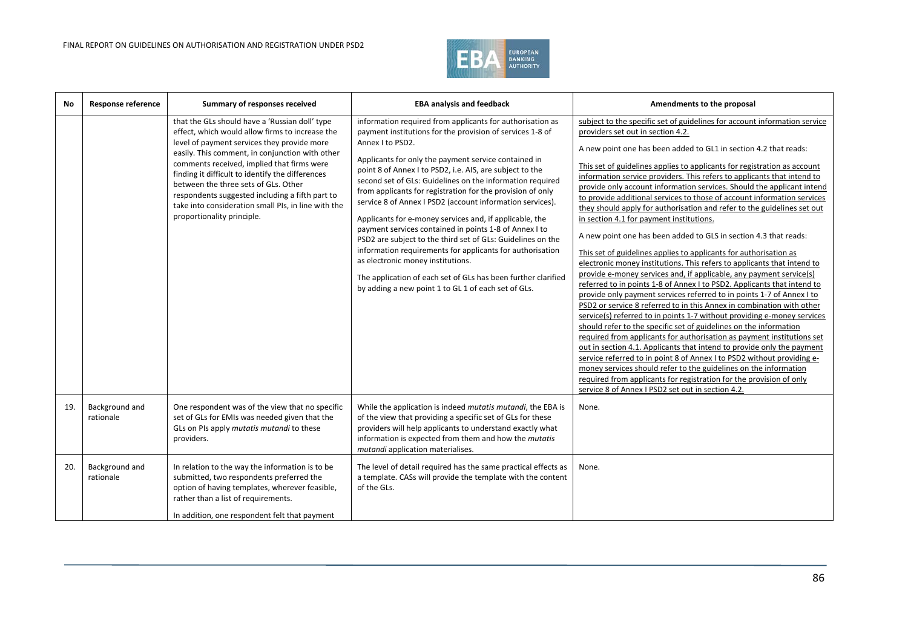| No | Response reference | Summary of responses received | EBA analysis and feedback | Amendments to the proposal |
|---|---|---|---|---|
| | | that the GLs should have a 'Russian doll' type effect, which would allow firms to increase the level of payment services they provide more easily. This comment, in conjunction with other comments received, implied that firms were finding it difficult to identify the differences between the three sets of GLs. Other respondents suggested including a fifth part to take into consideration small PIs, in line with the proportionality principle. | information required from applicants for authorisation as payment institutions for the provision of services 1-8 of Annex I to PSD2.<br><br>Applicants for only the payment service contained in point 8 of Annex I to PSD2, i.e. AIS, are subject to the second set of GLs: Guidelines on the information required from applicants for registration for the provision of only service 8 of Annex I PSD2 (account information services).<br><br>Applicants for e-money services and, if applicable, the payment services contained in points 1-8 of Annex I to PSD2 are subject to the third set of GLs: Guidelines on the information requirements for applicants for authorisation as electronic money institutions.<br><br>The application of each set of GLs has been further clarified by adding a new point 1 to GL 1 of each set of GLs. | <u>subject to the specific set of guidelines for account information service providers set out in section 4.2.</u><br><br>A new point one has been added to GL1 in section 4.2 that reads:<br><br><u>This set of guidelines applies to applicants for registration as account information service providers. This refers to applicants that intend to provide only account information services. Should the applicant intend to provide additional services to those of account information services they should apply for authorisation and refer to the guidelines set out in section 4.1 for payment institutions.</u><br><br>A new point one has been added to GLS in section 4.3 that reads:<br><br><u>This set of guidelines applies to applicants for authorisation as electronic money institutions. This refers to applicants that intend to provide e-money services and, if applicable, any payment service(s) referred to in points 1-8 of Annex I to PSD2. Applicants that intend to provide only payment services referred to in points 1-7 of Annex I to PSD2 or service 8 referred to in this Annex in combination with other service(s) referred to in points 1-7 without providing e-money services should refer to the specific set of guidelines on the information required from applicants for authorisation as payment institutions set out in section 4.1. Applicants that intend to provide only the payment service referred to in point 8 of Annex I to PSD2 without providing e-money services should refer to the guidelines on the information required from applicants for registration for the provision of only service 8 of Annex I PSD2 set out in section 4.2.</u> |
| 19. | Background and rationale | One respondent was of the view that no specific set of GLs for EMIs was needed given that the GLs on PIs apply *mutatis mutandi* to these providers. | While the application is indeed *mutatis mutandi*, the EBA is of the view that providing a specific set of GLs for these providers will help applicants to understand exactly what information is expected from them and how the *mutatis mutandi* application materialises. | None. |
| 20. | Background and rationale | In relation to the way the information is to be submitted, two respondents preferred the option of having templates, wherever feasible, rather than a list of requirements.<br><br>In addition, one respondent felt that payment | The level of detail required has the same practical effects as a template. CASs will provide the template with the content of the GLs. | None. |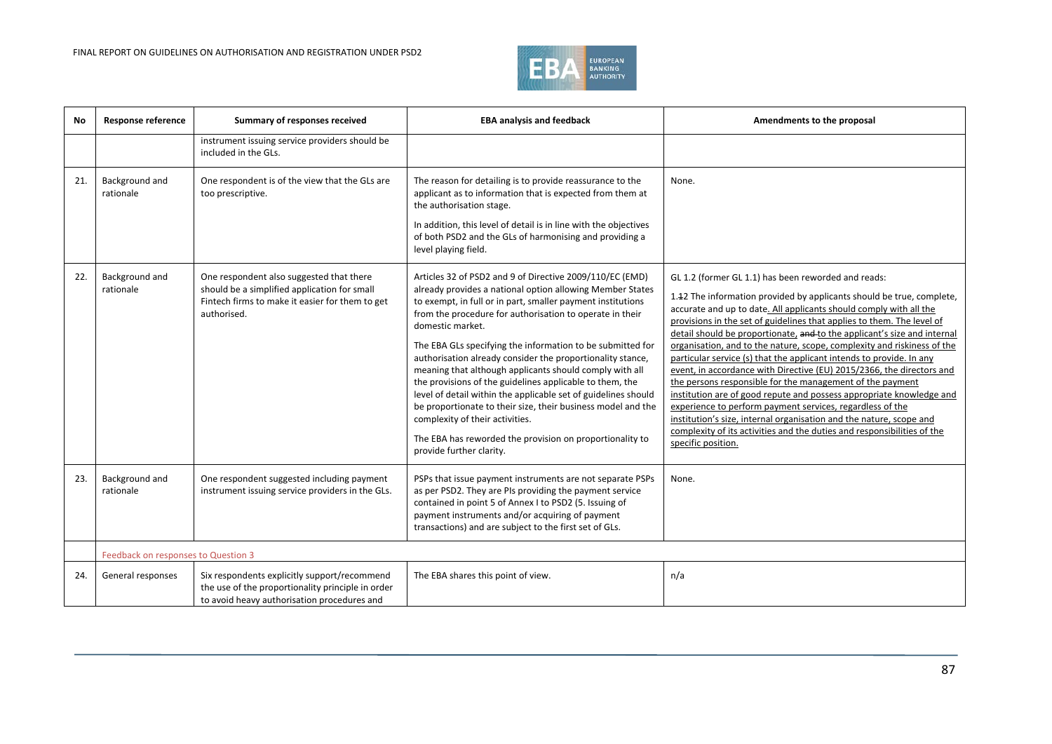| No | Response reference | Summary of responses received | EBA analysis and feedback | Amendments to the proposal |
|---|---|---|---|---|
| | | instrument issuing service providers should be included in the GLs. | | |
| 21. | Background and rationale | One respondent is of the view that the GLs are too prescriptive. | The reason for detailing is to provide reassurance to the applicant as to information that is expected from them at the authorisation stage.<br><br>In addition, this level of detail is in line with the objectives of both PSD2 and the GLs of harmonising and providing a level playing field. | None. |
| 22. | Background and rationale | One respondent also suggested that there should be a simplified application for small Fintech firms to make it easier for them to get authorised. | Articles 32 of PSD2 and 9 of Directive 2009/110/EC (EMD) already provides a national option allowing Member States to exempt, in full or in part, smaller payment institutions from the procedure for authorisation to operate in their domestic market.<br><br>The EBA GLs specifying the information to be submitted for authorisation already consider the proportionality stance, meaning that although applicants should comply with all the provisions of the guidelines applicable to them, the level of detail within the applicable set of guidelines should be proportionate to their size, their business model and the complexity of their activities.<br><br>The EBA has reworded the provision on proportionality to provide further clarity. | GL 1.2 (former GL 1.1) has been reworded and reads:<br><br>1.~~1~~2 The information provided by applicants should be true, complete, accurate and up to date. All applicants should comply with all the provisions in the set of guidelines that applies to them. The level of detail should be proportionate, ~~and~~ to the applicant's size and internal organisation, and to the nature, scope, complexity and riskiness of the particular service (s) that the applicant intends to provide. In any event, in accordance with Directive (EU) 2015/2366, the directors and the persons responsible for the management of the payment institution are of good repute and possess appropriate knowledge and experience to perform payment services, regardless of the institution's size, internal organisation and the nature, scope and complexity of its activities and the duties and responsibilities of the specific position. |
| 23. | Background and rationale | One respondent suggested including payment instrument issuing service providers in the GLs. | PSPs that issue payment instruments are not separate PSPs as per PSD2. They are PIs providing the payment service contained in point 5 of Annex I to PSD2 (5. Issuing of payment instruments and/or acquiring of payment transactions) and are subject to the first set of GLs. | None. |
| | Feedback on responses to Question 3 | | | |
| 24. | General responses | Six respondents explicitly support/recommend the use of the proportionality principle in order to avoid heavy authorisation procedures and | The EBA shares this point of view. | n/a |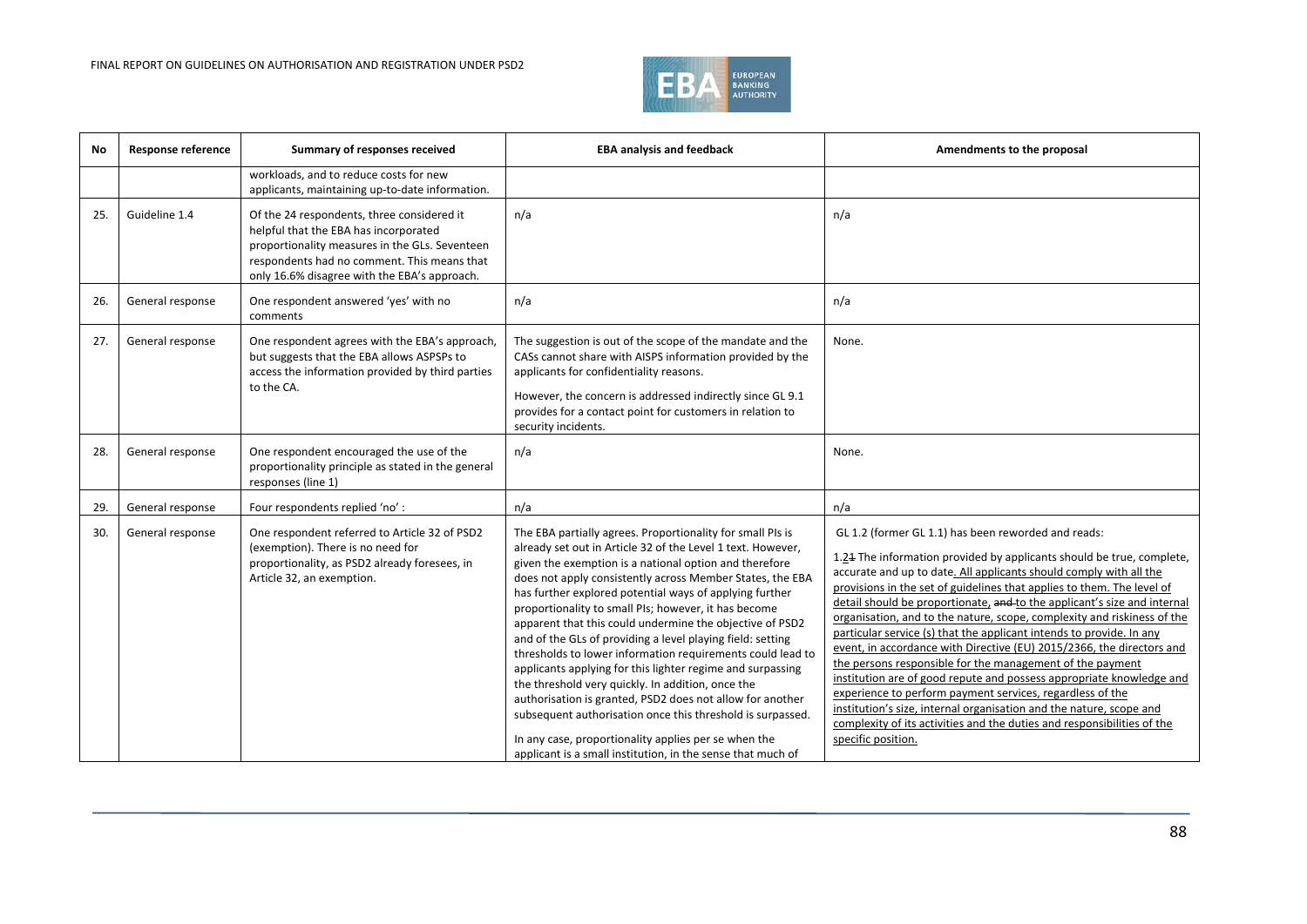| No | Response reference | Summary of responses received | EBA analysis and feedback | Amendments to the proposal |
|---|---|---|---|---|
| | | workloads, and to reduce costs for new applicants, maintaining up-to-date information. | | |
| 25. | Guideline 1.4 | Of the 24 respondents, three considered it helpful that the EBA has incorporated proportionality measures in the GLs. Seventeen respondents had no comment. This means that only 16.6% disagree with the EBA's approach. | n/a | n/a |
| 26. | General response | One respondent answered 'yes' with no comments | n/a | n/a |
| 27. | General response | One respondent agrees with the EBA's approach, but suggests that the EBA allows ASPSPs to access the information provided by third parties to the CA. | The suggestion is out of the scope of the mandate and the CASs cannot share with AISPS information provided by the applicants for confidentiality reasons.<br><br>However, the concern is addressed indirectly since GL 9.1 provides for a contact point for customers in relation to security incidents. | None. |
| 28. | General response | One respondent encouraged the use of the proportionality principle as stated in the general responses (line 1) | n/a | None. |
| 29. | General response | Four respondents replied 'no' : | n/a | n/a |
| 30. | General response | One respondent referred to Article 32 of PSD2 (exemption). There is no need for proportionality, as PSD2 already foresees, in Article 32, an exemption. | The EBA partially agrees. Proportionality for small PIs is already set out in Article 32 of the Level 1 text. However, given the exemption is a national option and therefore does not apply consistently across Member States, the EBA has further explored potential ways of applying further proportionality to small PIs; however, it has become apparent that this could undermine the objective of PSD2 and of the GLs of providing a level playing field: setting thresholds to lower information requirements could lead to applicants applying for this lighter regime and surpassing the threshold very quickly. In addition, once the authorisation is granted, PSD2 does not allow for another subsequent authorisation once this threshold is surpassed.<br><br>In any case, proportionality applies per se when the applicant is a small institution, in the sense that much of | GL 1.2 (former GL 1.1) has been reworded and reads:<br><br>1.2~~1~~ The information provided by applicants should be true, complete, accurate and up to date. All applicants should comply with all the provisions in the set of guidelines that applies to them. The level of detail should be proportionate, ~~and~~ to the applicant's size and internal organisation, and to the nature, scope, complexity and riskiness of the particular service (s) that the applicant intends to provide. In any event, in accordance with Directive (EU) 2015/2366, the directors and the persons responsible for the management of the payment institution are of good repute and possess appropriate knowledge and experience to perform payment services, regardless of the institution's size, internal organisation and the nature, scope and complexity of its activities and the duties and responsibilities of the specific position. |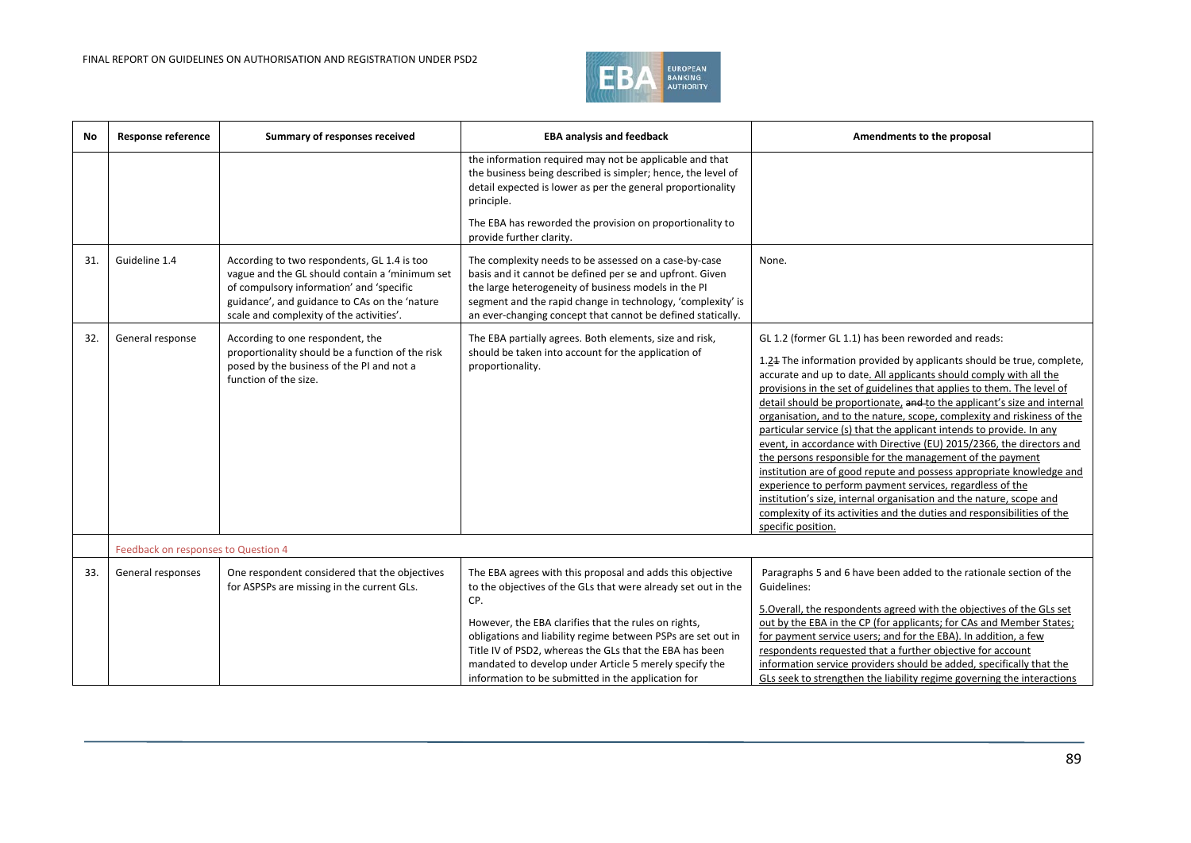| No | Response reference | Summary of responses received | EBA analysis and feedback | Amendments to the proposal |
|---|---|---|---|---|
| | | | the information required may not be applicable and that the business being described is simpler; hence, the level of detail expected is lower as per the general proportionality principle.<br><br>The EBA has reworded the provision on proportionality to provide further clarity. | |
| 31. | Guideline 1.4 | According to two respondents, GL 1.4 is too vague and the GL should contain a 'minimum set of compulsory information' and 'specific guidance', and guidance to CAs on the 'nature scale and complexity of the activities'. | The complexity needs to be assessed on a case-by-case basis and it cannot be defined per se and upfront. Given the large heterogeneity of business models in the PI segment and the rapid change in technology, 'complexity' is an ever-changing concept that cannot be defined statically. | None. |
| 32. | General response | According to one respondent, the proportionality should be a function of the risk posed by the business of the PI and not a function of the size. | The EBA partially agrees. Both elements, size and risk, should be taken into account for the application of proportionality. | GL 1.2 (former GL 1.1) has been reworded and reads:<br><br>1.~~1~~2 The information provided by applicants should be true, complete, accurate and up to date. All applicants should comply with all the provisions in the set of guidelines that applies to them. The level of detail should be proportionate, ~~and~~ to the applicant's size and internal organisation, and to the nature, scope, complexity and riskiness of the particular service (s) that the applicant intends to provide. In any event, in accordance with Directive (EU) 2015/2366, the directors and the persons responsible for the management of the payment institution are of good repute and possess appropriate knowledge and experience to perform payment services, regardless of the institution's size, internal organisation and the nature, scope and complexity of its activities and the duties and responsibilities of the specific position. |
| | Feedback on responses to Question 4 | | | |
| 33. | General responses | One respondent considered that the objectives for ASPSPs are missing in the current GLs. | The EBA agrees with this proposal and adds this objective to the objectives of the GLs that were already set out in the CP.<br><br>However, the EBA clarifies that the rules on rights, obligations and liability regime between PSPs are set out in Title IV of PSD2, whereas the GLs that the EBA has been mandated to develop under Article 5 merely specify the information to be submitted in the application for | Paragraphs 5 and 6 have been added to the rationale section of the Guidelines:<br><br>5.Overall, the respondents agreed with the objectives of the GLs set out by the EBA in the CP (for applicants; for CAs and Member States; for payment service users; and for the EBA). In addition, a few respondents requested that a further objective for account information service providers should be added, specifically that the GLs seek to strengthen the liability regime governing the interactions |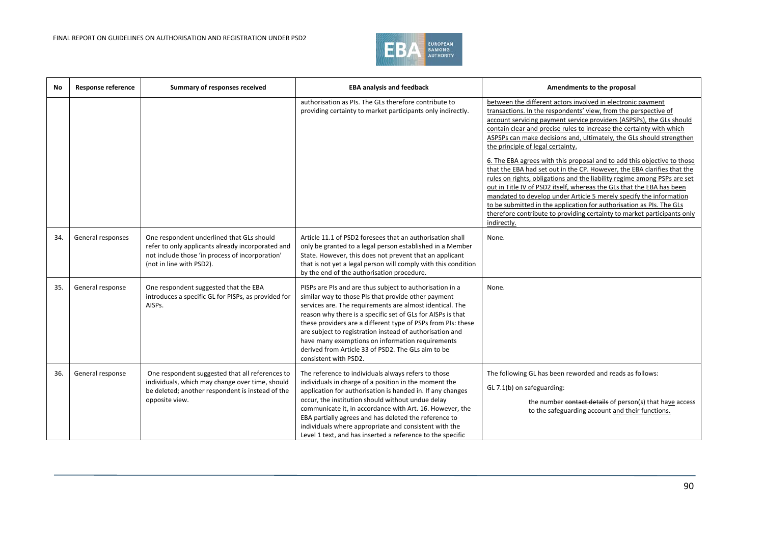| No | Response reference | Summary of responses received | EBA analysis and feedback | Amendments to the proposal |
|---|---|---|---|---|
| | | | authorisation as PIs. The GLs therefore contribute to providing certainty to market participants only indirectly. | between the different actors involved in electronic payment transactions. In the respondents' view, from the perspective of account servicing payment service providers (ASPSPs), the GLs should contain clear and precise rules to increase the certainty with which ASPSPs can make decisions and, ultimately, the GLs should strengthen the principle of legal certainty.<br><br>6. The EBA agrees with this proposal and to add this objective to those that the EBA had set out in the CP. However, the EBA clarifies that the rules on rights, obligations and the liability regime among PSPs are set out in Title IV of PSD2 itself, whereas the GLs that the EBA has been mandated to develop under Article 5 merely specify the information to be submitted in the application for authorisation as PIs. The GLs therefore contribute to providing certainty to market participants only indirectly. |
| 34. | General responses | One respondent underlined that GLs should refer to only applicants already incorporated and not include those 'in process of incorporation' (not in line with PSD2). | Article 11.1 of PSD2 foresees that an authorisation shall only be granted to a legal person established in a Member State. However, this does not prevent that an applicant that is not yet a legal person will comply with this condition by the end of the authorisation procedure. | None. |
| 35. | General response | One respondent suggested that the EBA introduces a specific GL for PISPs, as provided for AISPs. | PISPs are PIs and are thus subject to authorisation in a similar way to those PIs that provide other payment services are. The requirements are almost identical. The reason why there is a specific set of GLs for AISPs is that these providers are a different type of PSPs from PIs: these are subject to registration instead of authorisation and have many exemptions on information requirements derived from Article 33 of PSD2. The GLs aim to be consistent with PSD2. | None. |
| 36. | General response | One respondent suggested that all references to individuals, which may change over time, should be deleted; another respondent is instead of the opposite view. | The reference to individuals always refers to those individuals in charge of a position in the moment the application for authorisation is handed in. If any changes occur, the institution should without undue delay communicate it, in accordance with Art. 16. However, the EBA partially agrees and has deleted the reference to individuals where appropriate and consistent with the Level 1 text, and has inserted a reference to the specific | The following GL has been reworded and reads as follows:<br><br>GL 7.1(b) on safeguarding:<br><br>the number ~~contact details~~ of person(s) that have access to the safeguarding account and their functions. |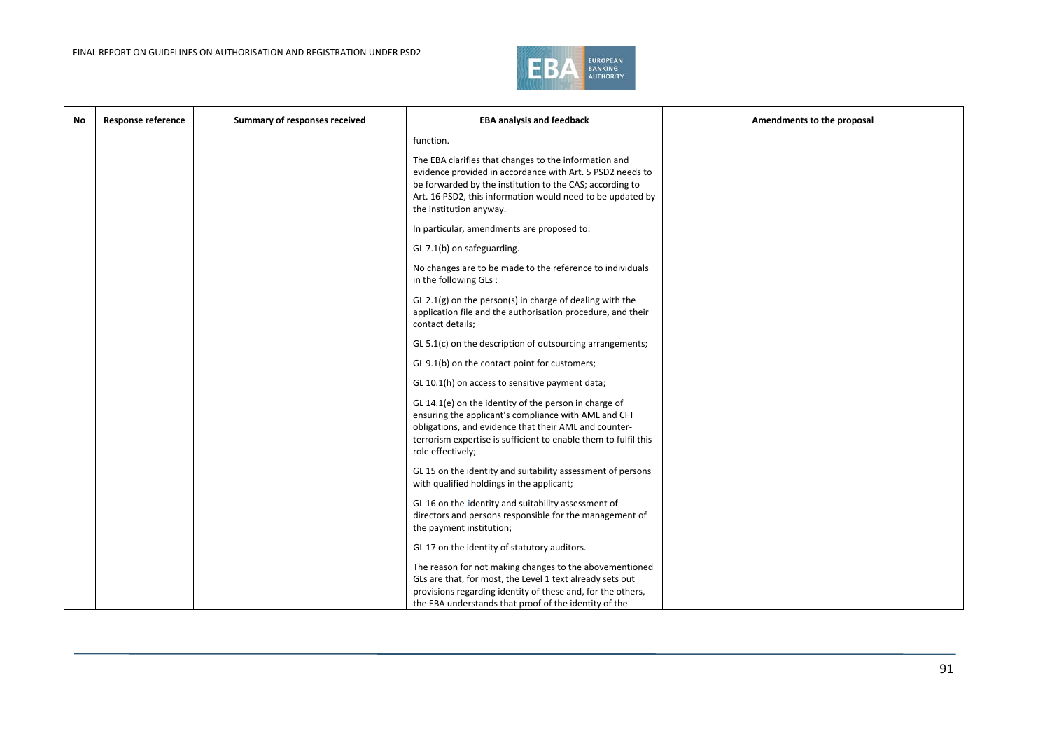| No | Response reference | Summary of responses received | EBA analysis and feedback | Amendments to the proposal |
|---|---|---|---|---|
| | | | function.<br><br>The EBA clarifies that changes to the information and evidence provided in accordance with Art. 5 PSD2 needs to be forwarded by the institution to the CAS; according to Art. 16 PSD2, this information would need to be updated by the institution anyway.<br><br>In particular, amendments are proposed to:<br><br>GL 7.1(b) on safeguarding.<br><br>No changes are to be made to the reference to individuals in the following GLs :<br><br>GL 2.1(g) on the person(s) in charge of dealing with the application file and the authorisation procedure, and their contact details;<br><br>GL 5.1(c) on the description of outsourcing arrangements;<br><br>GL 9.1(b) on the contact point for customers;<br><br>GL 10.1(h) on access to sensitive payment data;<br><br>GL 14.1(e) on the identity of the person in charge of ensuring the applicant's compliance with AML and CFT obligations, and evidence that their AML and counter-terrorism expertise is sufficient to enable them to fulfil this role effectively;<br><br>GL 15 on the identity and suitability assessment of persons with qualified holdings in the applicant;<br><br>GL 16 on the identity and suitability assessment of directors and persons responsible for the management of the payment institution;<br><br>GL 17 on the identity of statutory auditors.<br><br>The reason for not making changes to the abovementioned GLs are that, for most, the Level 1 text already sets out provisions regarding identity of these and, for the others, the EBA understands that proof of the identity of the | |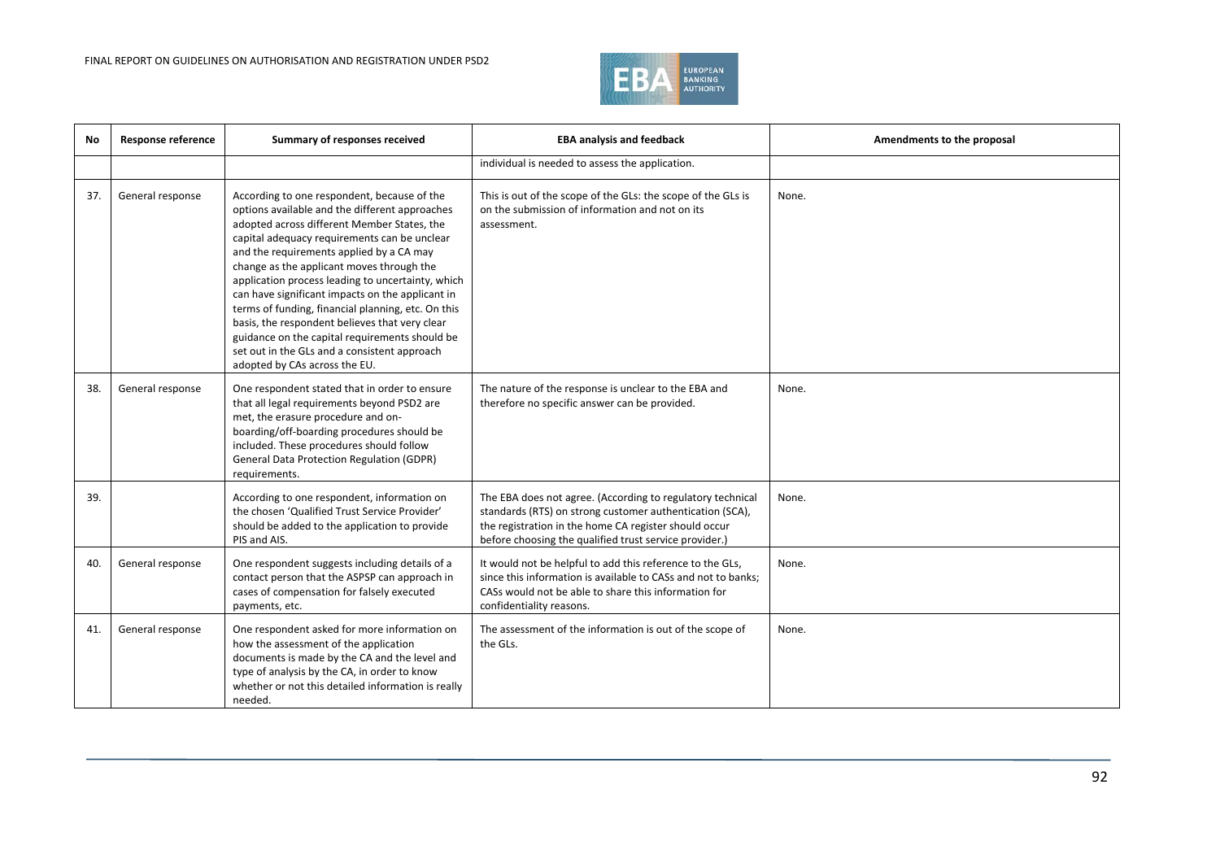| No | Response reference | Summary of responses received | EBA analysis and feedback | Amendments to the proposal |
|---|---|---|---|---|
| | | | individual is needed to assess the application. | |
| 37. | General response | According to one respondent, because of the options available and the different approaches adopted across different Member States, the capital adequacy requirements can be unclear and the requirements applied by a CA may change as the applicant moves through the application process leading to uncertainty, which can have significant impacts on the applicant in terms of funding, financial planning, etc. On this basis, the respondent believes that very clear guidance on the capital requirements should be set out in the GLs and a consistent approach adopted by CAs across the EU. | This is out of the scope of the GLs: the scope of the GLs is on the submission of information and not on its assessment. | None. |
| 38. | General response | One respondent stated that in order to ensure that all legal requirements beyond PSD2 are met, the erasure procedure and on-boarding/off-boarding procedures should be included. These procedures should follow General Data Protection Regulation (GDPR) requirements. | The nature of the response is unclear to the EBA and therefore no specific answer can be provided. | None. |
| 39. | | According to one respondent, information on the chosen 'Qualified Trust Service Provider' should be added to the application to provide PIS and AIS. | The EBA does not agree. (According to regulatory technical standards (RTS) on strong customer authentication (SCA), the registration in the home CA register should occur before choosing the qualified trust service provider.) | None. |
| 40. | General response | One respondent suggests including details of a contact person that the ASPSP can approach in cases of compensation for falsely executed payments, etc. | It would not be helpful to add this reference to the GLs, since this information is available to CASs and not to banks; CASs would not be able to share this information for confidentiality reasons. | None. |
| 41. | General response | One respondent asked for more information on how the assessment of the application documents is made by the CA and the level and type of analysis by the CA, in order to know whether or not this detailed information is really needed. | The assessment of the information is out of the scope of the GLs. | None. |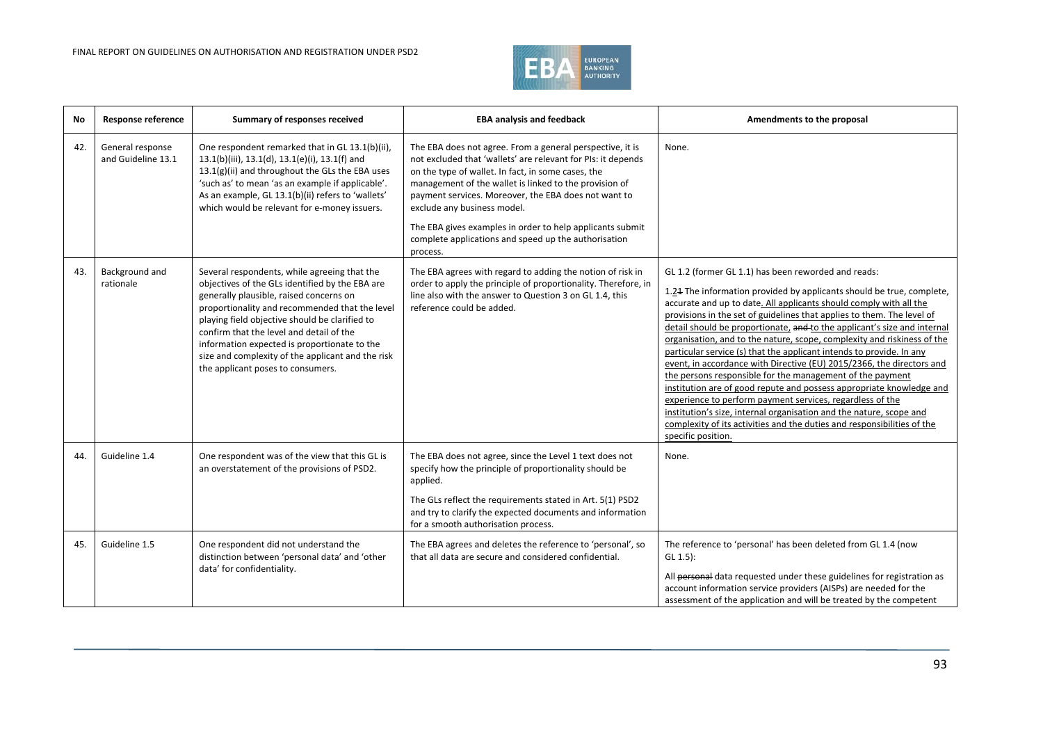| No | Response reference | Summary of responses received | EBA analysis and feedback | Amendments to the proposal |
|---|---|---|---|---|
| 42. | General response and Guideline 13.1 | One respondent remarked that in GL 13.1(b)(ii), 13.1(b)(iii), 13.1(d), 13.1(e)(i), 13.1(f) and 13.1(g)(ii) and throughout the GLs the EBA uses 'such as' to mean 'as an example if applicable'. As an example, GL 13.1(b)(ii) refers to 'wallets' which would be relevant for e-money issuers. | The EBA does not agree. From a general perspective, it is not excluded that 'wallets' are relevant for PIs: it depends on the type of wallet. In fact, in some cases, the management of the wallet is linked to the provision of payment services. Moreover, the EBA does not want to exclude any business model.<br><br>The EBA gives examples in order to help applicants submit complete applications and speed up the authorisation process. | None. |
| 43. | Background and rationale | Several respondents, while agreeing that the objectives of the GLs identified by the EBA are generally plausible, raised concerns on proportionality and recommended that the level playing field objective should be clarified to confirm that the level and detail of the information expected is proportionate to the size and complexity of the applicant and the risk the applicant poses to consumers. | The EBA agrees with regard to adding the notion of risk in order to apply the principle of proportionality. Therefore, in line also with the answer to Question 3 on GL 1.4, this reference could be added. | GL 1.2 (former GL 1.1) has been reworded and reads:<br><br>1.21 The information provided by applicants should be true, complete, accurate and up to date. All applicants should comply with all the provisions in the set of guidelines that applies to them. The level of detail should be proportionate, and to the applicant's size and internal organisation, and to the nature, scope, complexity and riskiness of the particular service (s) that the applicant intends to provide. In any event, in accordance with Directive (EU) 2015/2366, the directors and the persons responsible for the management of the payment institution are of good repute and possess appropriate knowledge and experience to perform payment services, regardless of the institution's size, internal organisation and the nature, scope and complexity of its activities and the duties and responsibilities of the specific position. |
| 44. | Guideline 1.4 | One respondent was of the view that this GL is an overstatement of the provisions of PSD2. | The EBA does not agree, since the Level 1 text does not specify how the principle of proportionality should be applied.<br><br>The GLs reflect the requirements stated in Art. 5(1) PSD2 and try to clarify the expected documents and information for a smooth authorisation process. | None. |
| 45. | Guideline 1.5 | One respondent did not understand the distinction between 'personal data' and 'other data' for confidentiality. | The EBA agrees and deletes the reference to 'personal', so that all data are secure and considered confidential. | The reference to 'personal' has been deleted from GL 1.4 (now GL 1.5):<br><br>All personal data requested under these guidelines for registration as account information service providers (AISPs) are needed for the assessment of the application and will be treated by the competent |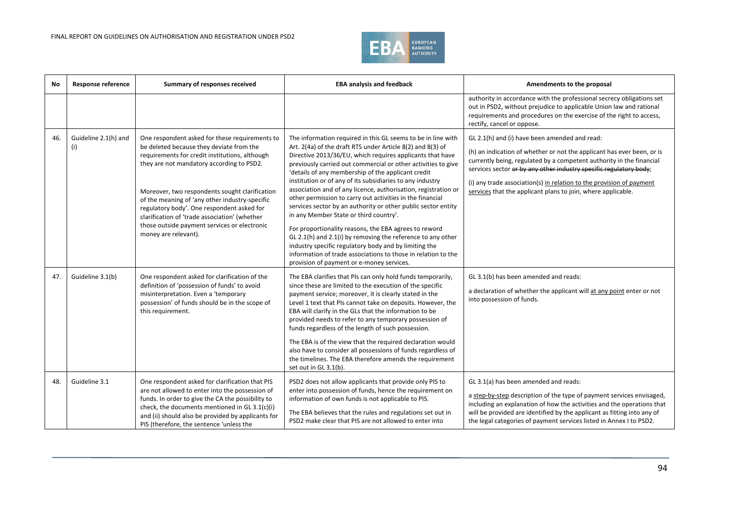| No | Response reference | Summary of responses received | EBA analysis and feedback | Amendments to the proposal |
|---|---|---|---|---|
| | | | | authority in accordance with the professional secrecy obligations set out in PSD2, without prejudice to applicable Union law and rational requirements and procedures on the exercise of the right to access, rectify, cancel or oppose. |
| 46. | Guideline 2.1(h) and (i) | One respondent asked for these requirements to be deleted because they deviate from the requirements for credit institutions, although they are not mandatory according to PSD2.<br><br>Moreover, two respondents sought clarification of the meaning of 'any other industry-specific regulatory body'. One respondent asked for clarification of 'trade association' (whether those outside payment services or electronic money are relevant). | The information required in this GL seems to be in line with Art. 2(4a) of the draft RTS under Article 8(2) and 8(3) of Directive 2013/36/EU, which requires applicants that have previously carried out commercial or other activities to give 'details of any membership of the applicant credit institution or of any of its subsidiaries to any industry association and of any licence, authorisation, registration or other permission to carry out activities in the financial services sector by an authority or other public sector entity in any Member State or third country'.<br><br>For proportionality reasons, the EBA agrees to reword GL 2.1(h) and 2.1(i) by removing the reference to any other industry specific regulatory body and by limiting the information of trade associations to those in relation to the provision of payment or e-money services. | GL 2.1(h) and (i) have been amended and read:<br><br>(h) an indication of whether or not the applicant has ever been, or is currently being, regulated by a competent authority in the financial services sector ~~or by any other industry specific regulatory body~~;<br><br>(i) any trade association(s) in relation to the provision of payment services that the applicant plans to join, where applicable. |
| 47. | Guideline 3.1(b) | One respondent asked for clarification of the definition of 'possession of funds' to avoid misinterpretation. Even a 'temporary possession' of funds should be in the scope of this requirement. | The EBA clarifies that PIs can only hold funds temporarily, since these are limited to the execution of the specific payment service; moreover, it is clearly stated in the Level 1 text that PIs cannot take on deposits. However, the EBA will clarify in the GLs that the information to be provided needs to refer to any temporary possession of funds regardless of the length of such possession.<br><br>The EBA is of the view that the required declaration would also have to consider all possessions of funds regardless of the timelines. The EBA therefore amends the requirement set out in GL 3.1(b). | GL 3.1(b) has been amended and reads:<br><br>a declaration of whether the applicant will at any point enter or not into possession of funds. |
| 48. | Guideline 3.1 | One respondent asked for clarification that PIS are not allowed to enter into the possession of funds. In order to give the CA the possibility to check, the documents mentioned in GL 3.1(c)(i) and (ii) should also be provided by applicants for PIS (therefore, the sentence 'unless the | PSD2 does not allow applicants that provide only PIS to enter into possession of funds, hence the requirement on information of own funds is not applicable to PIS.<br><br>The EBA believes that the rules and regulations set out in PSD2 make clear that PIS are not allowed to enter into | GL 3.1(a) has been amended and reads:<br><br>a step-by-step description of the type of payment services envisaged, including an explanation of how the activities and the operations that will be provided are identified by the applicant as fitting into any of the legal categories of payment services listed in Annex I to PSD2. |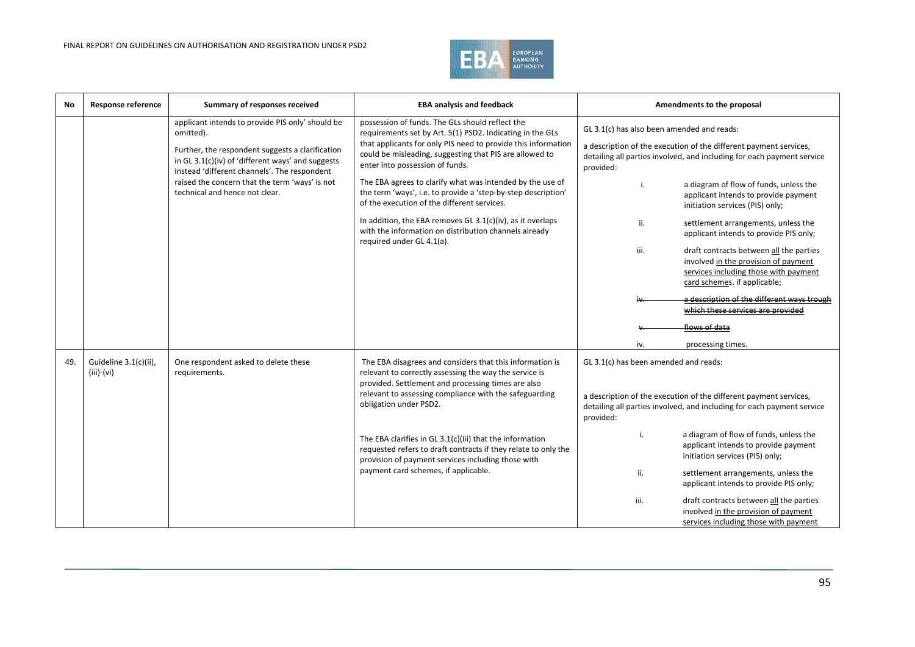| No | Response reference | Summary of responses received | EBA analysis and feedback | Amendments to the proposal |
|---|---|---|---|---|
| | | applicant intends to provide PIS only' should be omitted).<br><br>Further, the respondent suggests a clarification in GL 3.1(c)(iv) of 'different ways' and suggests instead 'different channels'. The respondent raised the concern that the term 'ways' is not technical and hence not clear. | possession of funds. The GLs should reflect the requirements set by Art. 5(1) PSD2. Indicating in the GLs that applicants for only PIS need to provide this information could be misleading, suggesting that PIS are allowed to enter into possession of funds.<br><br>The EBA agrees to clarify what was intended by the use of the term 'ways', i.e. to provide a 'step-by-step description' of the execution of the different services.<br><br>In addition, the EBA removes GL 3.1(c)(iv), as it overlaps with the information on distribution channels already required under GL 4.1(a). | GL 3.1(c) has also been amended and reads:<br><br>a description of the execution of the different payment services, detailing all parties involved, and including for each payment service provided:<br><br>i. a diagram of flow of funds, unless the applicant intends to provide payment initiation services (PIS) only;<br><br>ii. settlement arrangements, unless the applicant intends to provide PIS only;<br><br>iii. draft contracts between all the parties involved in the provision of payment services including those with payment card schemes, if applicable;<br><br>~~iv. a description of the different ways trough which these services are provided~~<br><br>~~v. flows of data~~<br><br>iv. processing times. |
| 49. | Guideline 3.1(c)(ii), (iii)-(vi) | One respondent asked to delete these requirements. | The EBA disagrees and considers that this information is relevant to correctly assessing the way the service is provided. Settlement and processing times are also relevant to assessing compliance with the safeguarding obligation under PSD2.<br><br>The EBA clarifies in GL 3.1(c)(iii) that the information requested refers to draft contracts if they relate to only the provision of payment services including those with payment card schemes, if applicable. | GL 3.1(c) has been amended and reads:<br><br>a description of the execution of the different payment services, detailing all parties involved, and including for each payment service provided:<br><br>i. a diagram of flow of funds, unless the applicant intends to provide payment initiation services (PIS) only;<br><br>ii. settlement arrangements, unless the applicant intends to provide PIS only;<br><br>iii. draft contracts between all the parties involved in the provision of payment services including those with payment |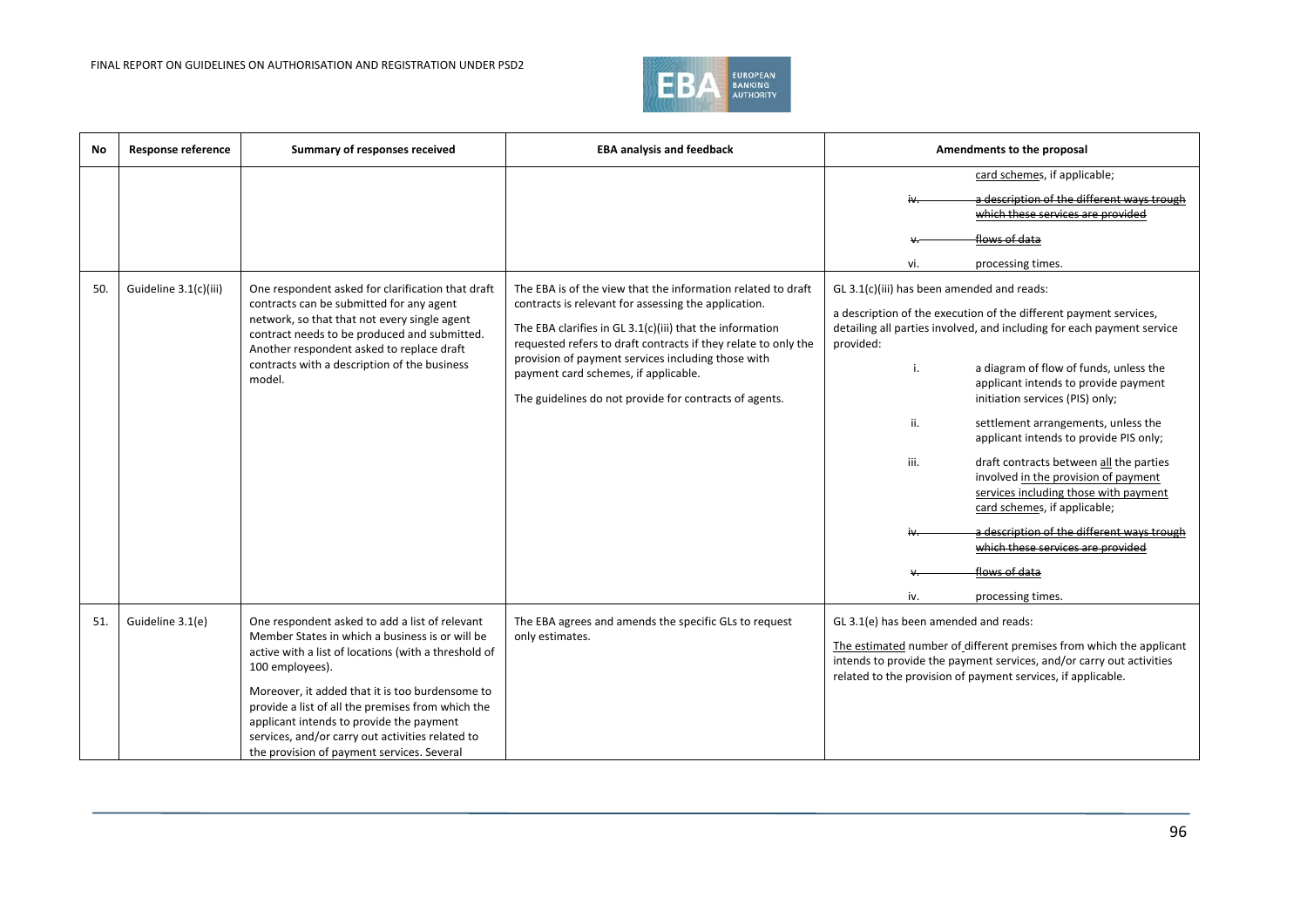| No | Response reference | Summary of responses received | EBA analysis and feedback | Amendments to the proposal |
|---|---|---|---|---|
| | | | | card schemes, if applicable;<br><br>~~iv. a description of the different ways trough which these services are provided~~<br><br>~~v. flows of data~~<br><br>vi. processing times. |
| 50. | Guideline 3.1(c)(iii) | One respondent asked for clarification that draft contracts can be submitted for any agent network, so that that not every single agent contract needs to be produced and submitted. Another respondent asked to replace draft contracts with a description of the business model. | The EBA is of the view that the information related to draft contracts is relevant for assessing the application.<br><br>The EBA clarifies in GL 3.1(c)(iii) that the information requested refers to draft contracts if they relate to only the provision of payment services including those with payment card schemes, if applicable.<br><br>The guidelines do not provide for contracts of agents. | GL 3.1(c)(iii) has been amended and reads:<br><br>a description of the execution of the different payment services, detailing all parties involved, and including for each payment service provided:<br><br>i. a diagram of flow of funds, unless the applicant intends to provide payment initiation services (PIS) only;<br><br>ii. settlement arrangements, unless the applicant intends to provide PIS only;<br><br>iii. draft contracts between <u>all</u> the parties involved <u>in the provision of payment services including those with payment card schemes</u>, if applicable;<br><br>~~iv. a description of the different ways trough which these services are provided~~<br><br>~~v. flows of data~~<br><br>iv. processing times. |
| 51. | Guideline 3.1(e) | One respondent asked to add a list of relevant Member States in which a business is or will be active with a list of locations (with a threshold of 100 employees).<br><br>Moreover, it added that it is too burdensome to provide a list of all the premises from which the applicant intends to provide the payment services, and/or carry out activities related to the provision of payment services. Several | The EBA agrees and amends the specific GLs to request only estimates. | GL 3.1(e) has been amended and reads:<br><br><u>The estimated</u> number of different premises from which the applicant intends to provide the payment services, and/or carry out activities related to the provision of payment services, if applicable. |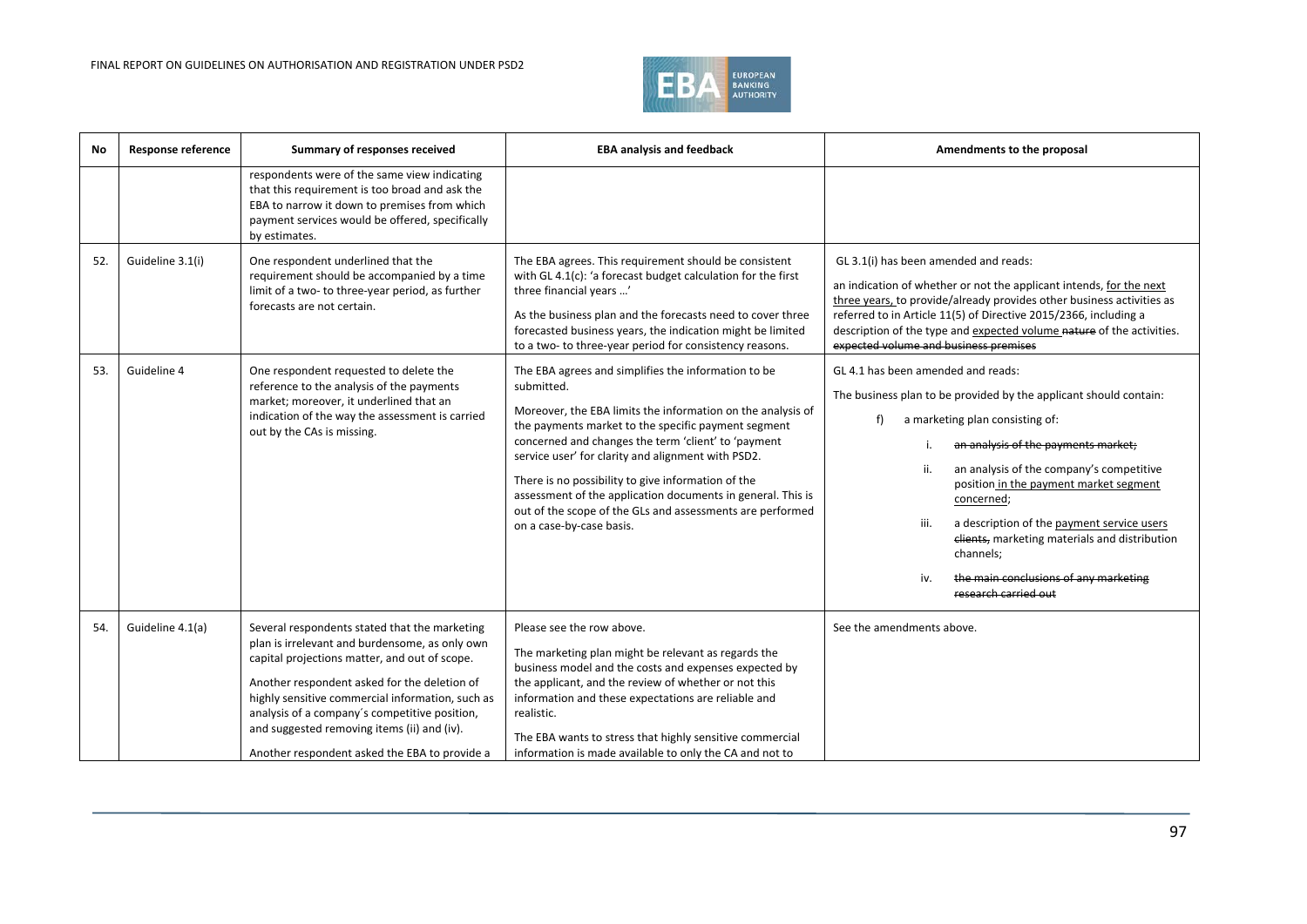| No | Response reference | Summary of responses received | EBA analysis and feedback | Amendments to the proposal |
|---|---|---|---|---|
| | | respondents were of the same view indicating that this requirement is too broad and ask the EBA to narrow it down to premises from which payment services would be offered, specifically by estimates. | | |
| 52. | Guideline 3.1(i) | One respondent underlined that the requirement should be accompanied by a time limit of a two- to three-year period, as further forecasts are not certain. | The EBA agrees. This requirement should be consistent with GL 4.1(c): 'a forecast budget calculation for the first three financial years …'<br><br>As the business plan and the forecasts need to cover three forecasted business years, the indication might be limited to a two- to three-year period for consistency reasons. | GL 3.1(i) has been amended and reads:<br><br>an indication of whether or not the applicant intends, <u>for the next three years,</u> to provide/already provides other business activities as referred to in Article 11(5) of Directive 2015/2366, including a description of the type and <u>expected volume</u> ~~nature~~ of the activities. ~~expected volume and business premises~~ |
| 53. | Guideline 4 | One respondent requested to delete the reference to the analysis of the payments market; moreover, it underlined that an indication of the way the assessment is carried out by the CAs is missing. | The EBA agrees and simplifies the information to be submitted.<br><br>Moreover, the EBA limits the information on the analysis of the payments market to the specific payment segment concerned and changes the term 'client' to 'payment service user' for clarity and alignment with PSD2.<br><br>There is no possibility to give information of the assessment of the application documents in general. This is out of the scope of the GLs and assessments are performed on a case-by-case basis. | GL 4.1 has been amended and reads:<br><br>The business plan to be provided by the applicant should contain:<br><br>f) a marketing plan consisting of:<br><br>i. ~~an analysis of the payments market;~~<br><br>ii. an analysis of the company's competitive position <u>in the payment market segment concerned</u>;<br><br>iii. a description of the <u>payment service users</u> ~~clients,~~ marketing materials and distribution channels;<br><br>iv. ~~the main conclusions of any marketing research carried out~~ |
| 54. | Guideline 4.1(a) | Several respondents stated that the marketing plan is irrelevant and burdensome, as only own capital projections matter, and out of scope.<br><br>Another respondent asked for the deletion of highly sensitive commercial information, such as analysis of a company´s competitive position, and suggested removing items (ii) and (iv).<br><br>Another respondent asked the EBA to provide a | Please see the row above.<br><br>The marketing plan might be relevant as regards the business model and the costs and expenses expected by the applicant, and the review of whether or not this information and these expectations are reliable and realistic.<br><br>The EBA wants to stress that highly sensitive commercial information is made available to only the CA and not to | See the amendments above. |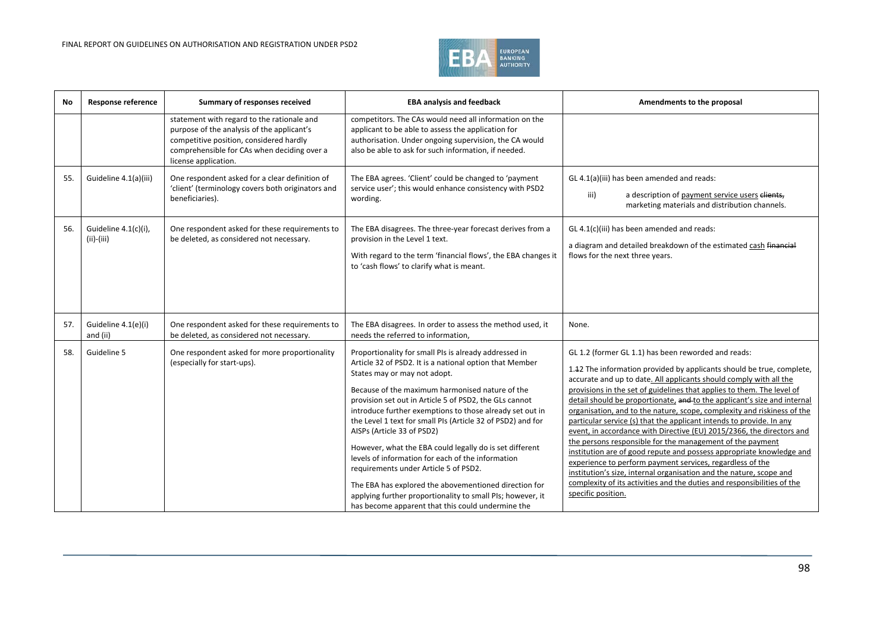| No | Response reference | Summary of responses received | EBA analysis and feedback | Amendments to the proposal |
|---|---|---|---|---|
| | | statement with regard to the rationale and purpose of the analysis of the applicant's competitive position, considered hardly comprehensible for CAs when deciding over a license application. | competitors. The CAs would need all information on the applicant to be able to assess the application for authorisation. Under ongoing supervision, the CA would also be able to ask for such information, if needed. | |
| 55. | Guideline 4.1(a)(iii) | One respondent asked for a clear definition of 'client' (terminology covers both originators and beneficiaries). | The EBA agrees. 'Client' could be changed to 'payment service user'; this would enhance consistency with PSD2 wording. | GL 4.1(a)(iii) has been amended and reads:<br>iii) a description of payment service users ~~clients,~~ marketing materials and distribution channels. |
| 56. | Guideline 4.1(c)(i), (ii)-(iii) | One respondent asked for these requirements to be deleted, as considered not necessary. | The EBA disagrees. The three-year forecast derives from a provision in the Level 1 text.<br>With regard to the term 'financial flows', the EBA changes it to 'cash flows' to clarify what is meant. | GL 4.1(c)(iii) has been amended and reads:<br>a diagram and detailed breakdown of the estimated cash ~~financial~~ flows for the next three years. |
| 57. | Guideline 4.1(e)(i) and (ii) | One respondent asked for these requirements to be deleted, as considered not necessary. | The EBA disagrees. In order to assess the method used, it needs the referred to information, | None. |
| 58. | Guideline 5 | One respondent asked for more proportionality (especially for start-ups). | Proportionality for small PIs is already addressed in Article 32 of PSD2. It is a national option that Member States may or may not adopt.<br>Because of the maximum harmonised nature of the provision set out in Article 5 of PSD2, the GLs cannot introduce further exemptions to those already set out in the Level 1 text for small PIs (Article 32 of PSD2) and for AISPs (Article 33 of PSD2)<br>However, what the EBA could legally do is set different levels of information for each of the information requirements under Article 5 of PSD2.<br>The EBA has explored the abovementioned direction for applying further proportionality to small PIs; however, it has become apparent that this could undermine the | GL 1.2 (former GL 1.1) has been reworded and reads:<br>1.~~1~~2 The information provided by applicants should be true, complete, accurate and up to date. All applicants should comply with all the provisions in the set of guidelines that applies to them. The level of detail should be proportionate, ~~and~~ to the applicant's size and internal organisation, and to the nature, scope, complexity and riskiness of the particular service (s) that the applicant intends to provide. In any event, in accordance with Directive (EU) 2015/2366, the directors and the persons responsible for the management of the payment institution are of good repute and possess appropriate knowledge and experience to perform payment services, regardless of the institution's size, internal organisation and the nature, scope and complexity of its activities and the duties and responsibilities of the specific position. |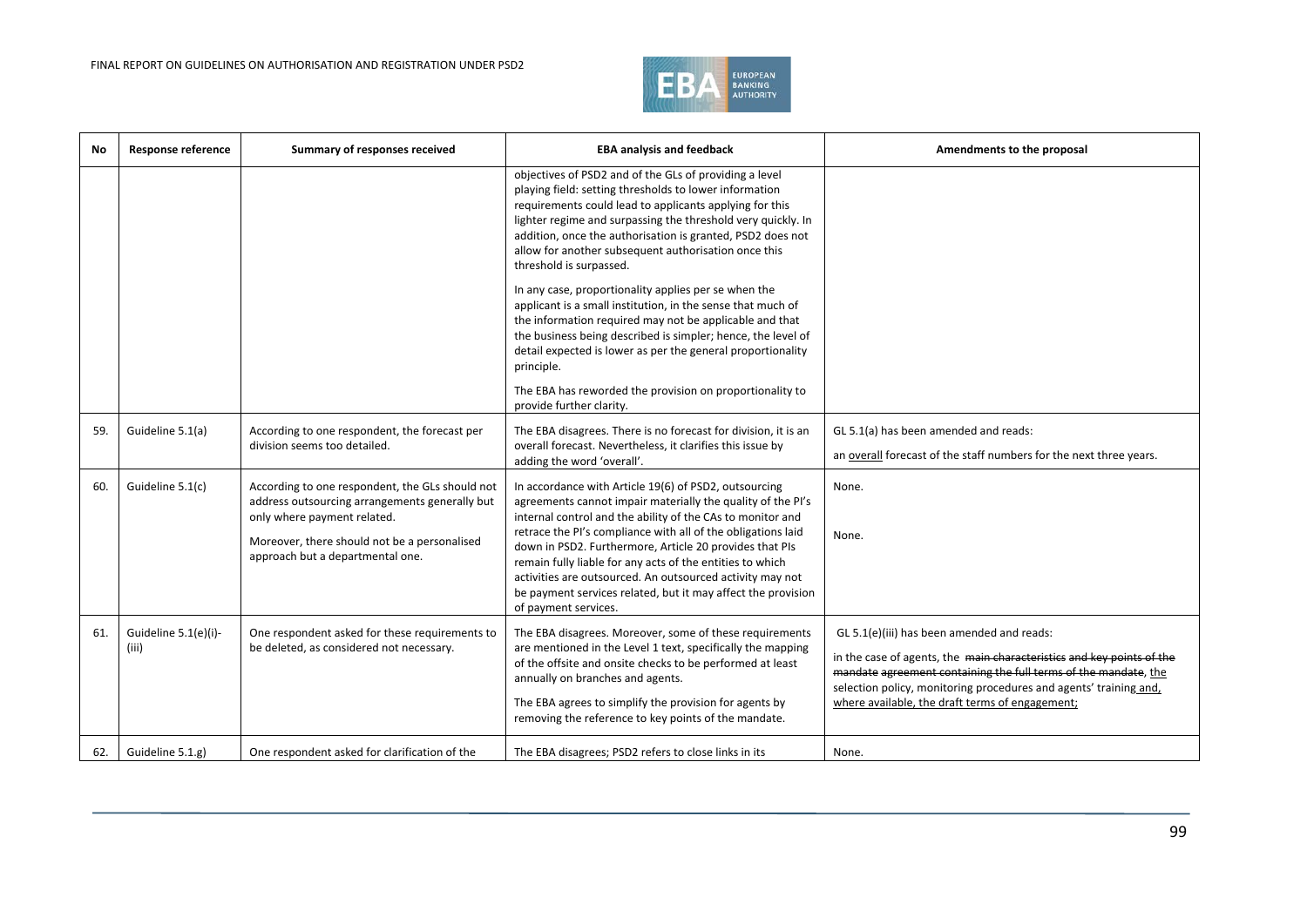| No | Response reference | Summary of responses received | EBA analysis and feedback | Amendments to the proposal |
|---|---|---|---|---|
| | | | objectives of PSD2 and of the GLs of providing a level playing field: setting thresholds to lower information requirements could lead to applicants applying for this lighter regime and surpassing the threshold very quickly. In addition, once the authorisation is granted, PSD2 does not allow for another subsequent authorisation once this threshold is surpassed.<br><br>In any case, proportionality applies per se when the applicant is a small institution, in the sense that much of the information required may not be applicable and that the business being described is simpler; hence, the level of detail expected is lower as per the general proportionality principle.<br><br>The EBA has reworded the provision on proportionality to provide further clarity. | |
| 59. | Guideline 5.1(a) | According to one respondent, the forecast per division seems too detailed. | The EBA disagrees. There is no forecast for division, it is an overall forecast. Nevertheless, it clarifies this issue by adding the word 'overall'. | GL 5.1(a) has been amended and reads:<br><br>an <u>overall</u> forecast of the staff numbers for the next three years. |
| 60. | Guideline 5.1(c) | According to one respondent, the GLs should not address outsourcing arrangements generally but only where payment related.<br><br>Moreover, there should not be a personalised approach but a departmental one. | In accordance with Article 19(6) of PSD2, outsourcing agreements cannot impair materially the quality of the PI's internal control and the ability of the CAs to monitor and retrace the PI's compliance with all of the obligations laid down in PSD2. Furthermore, Article 20 provides that PIs remain fully liable for any acts of the entities to which activities are outsourced. An outsourced activity may not be payment services related, but it may affect the provision of payment services. | None.<br><br>None. |
| 61. | Guideline 5.1(e)(i)-(iii) | One respondent asked for these requirements to be deleted, as considered not necessary. | The EBA disagrees. Moreover, some of these requirements are mentioned in the Level 1 text, specifically the mapping of the offsite and onsite checks to be performed at least annually on branches and agents.<br><br>The EBA agrees to simplify the provision for agents by removing the reference to key points of the mandate. | GL 5.1(e)(iii) has been amended and reads:<br><br>in the case of agents, the ~~main characteristics and key points of the mandate agreement containing the full terms of the mandate~~, <u>the</u> selection policy, monitoring procedures and agents' training <u>and, where available, the draft terms of engagement;</u> |
| 62. | Guideline 5.1.g) | One respondent asked for clarification of the | The EBA disagrees; PSD2 refers to close links in its | None. |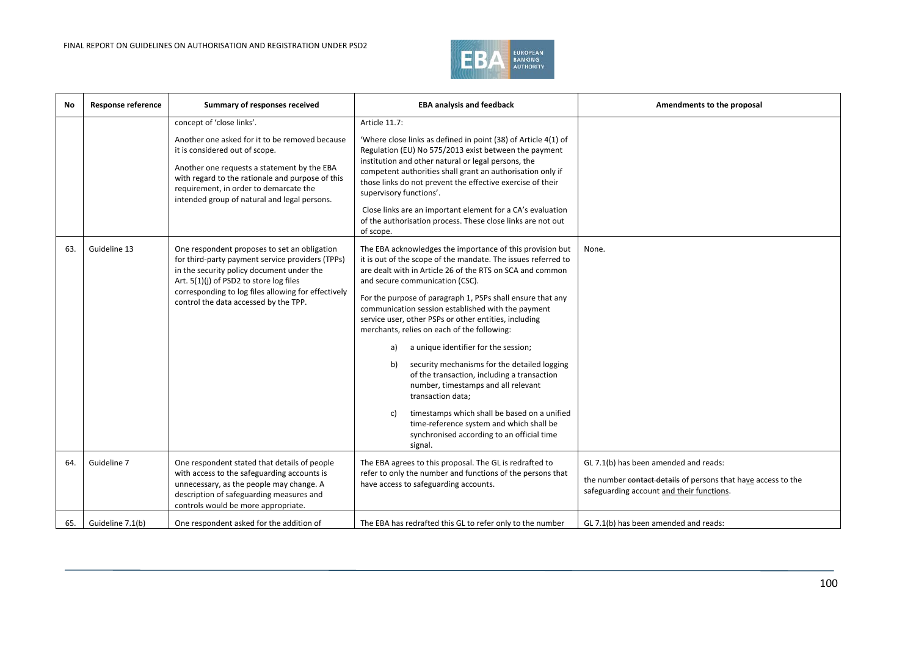| No | Response reference | Summary of responses received | EBA analysis and feedback | Amendments to the proposal |
|---|---|---|---|---|
| | | concept of 'close links'.<br><br>Another one asked for it to be removed because it is considered out of scope.<br><br>Another one requests a statement by the EBA with regard to the rationale and purpose of this requirement, in order to demarcate the intended group of natural and legal persons. | Article 11.7:<br><br>'Where close links as defined in point (38) of Article 4(1) of Regulation (EU) No 575/2013 exist between the payment institution and other natural or legal persons, the competent authorities shall grant an authorisation only if those links do not prevent the effective exercise of their supervisory functions'.<br><br>Close links are an important element for a CA's evaluation of the authorisation process. These close links are not out of scope. | |
| 63. | Guideline 13 | One respondent proposes to set an obligation for third-party payment service providers (TPPs) in the security policy document under the Art. 5(1)(j) of PSD2 to store log files corresponding to log files allowing for effectively control the data accessed by the TPP. | The EBA acknowledges the importance of this provision but it is out of the scope of the mandate. The issues referred to are dealt with in Article 26 of the RTS on SCA and common and secure communication (CSC).<br><br>For the purpose of paragraph 1, PSPs shall ensure that any communication session established with the payment service user, other PSPs or other entities, including merchants, relies on each of the following:<br><br>a) a unique identifier for the session;<br><br>b) security mechanisms for the detailed logging of the transaction, including a transaction number, timestamps and all relevant transaction data;<br><br>c) timestamps which shall be based on a unified time-reference system and which shall be synchronised according to an official time signal. | None. |
| 64. | Guideline 7 | One respondent stated that details of people with access to the safeguarding accounts is unnecessary, as the people may change. A description of safeguarding measures and controls would be more appropriate. | The EBA agrees to this proposal. The GL is redrafted to refer to only the number and functions of the persons that have access to safeguarding accounts. | GL 7.1(b) has been amended and reads:<br><br>the number ~~contact details~~ of persons that have access to the safeguarding account and their functions. |
| 65. | Guideline 7.1(b) | One respondent asked for the addition of | The EBA has redrafted this GL to refer only to the number | GL 7.1(b) has been amended and reads: |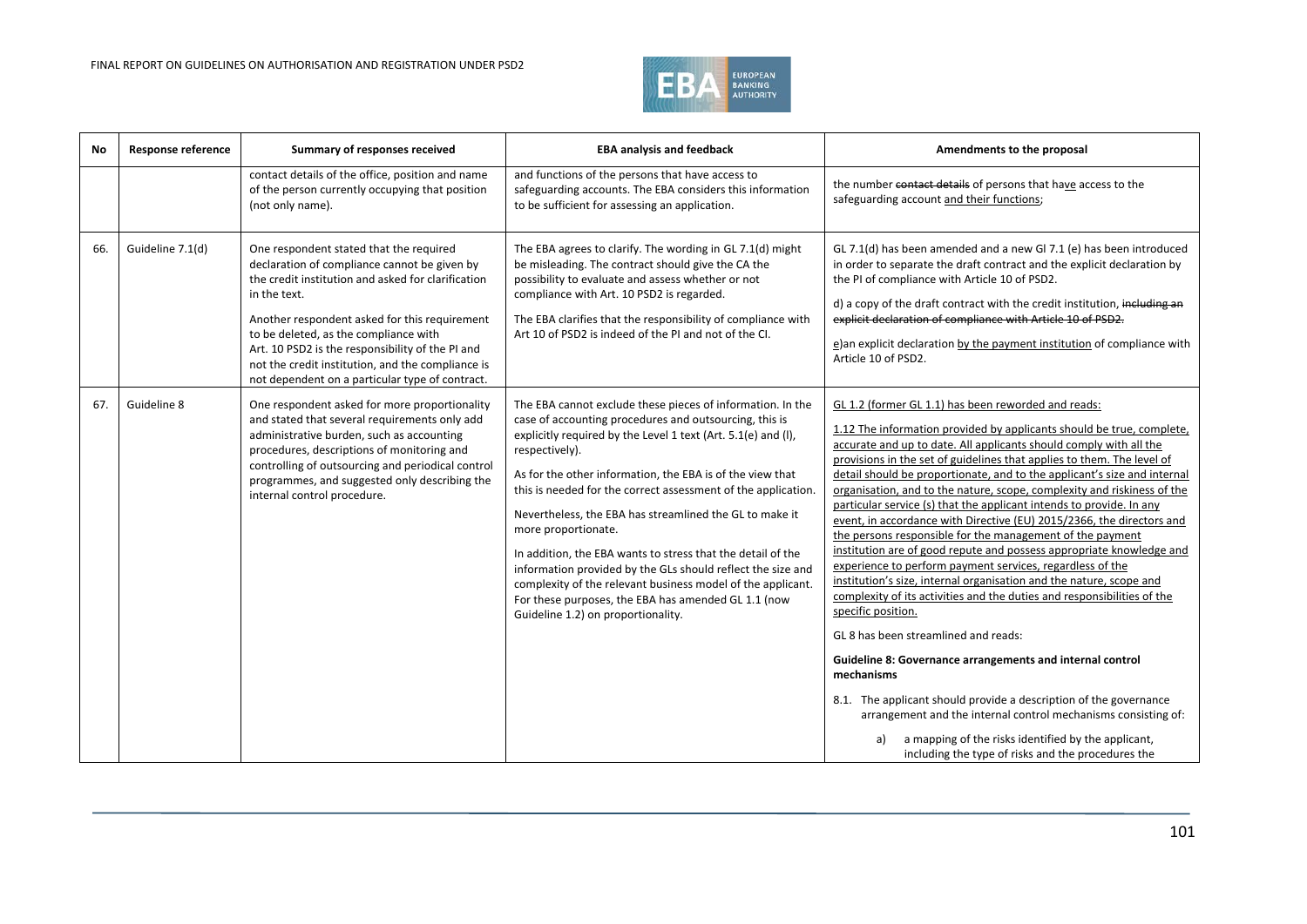| No | Response reference | Summary of responses received | EBA analysis and feedback | Amendments to the proposal |
|---|---|---|---|---|
| | | contact details of the office, position and name of the person currently occupying that position (not only name). | and functions of the persons that have access to safeguarding accounts. The EBA considers this information to be sufficient for assessing an application. | the number ~~contact details~~ of persons that have access to the safeguarding account and their functions; |
| 66. | Guideline 7.1(d) | One respondent stated that the required declaration of compliance cannot be given by the credit institution and asked for clarification in the text.<br><br>Another respondent asked for this requirement to be deleted, as the compliance with Art. 10 PSD2 is the responsibility of the PI and not the credit institution, and the compliance is not dependent on a particular type of contract. | The EBA agrees to clarify. The wording in GL 7.1(d) might be misleading. The contract should give the CA the possibility to evaluate and assess whether or not compliance with Art. 10 PSD2 is regarded.<br><br>The EBA clarifies that the responsibility of compliance with Art 10 of PSD2 is indeed of the PI and not of the CI. | GL 7.1(d) has been amended and a new Gl 7.1 (e) has been introduced in order to separate the draft contract and the explicit declaration by the PI of compliance with Article 10 of PSD2.<br><br>d) a copy of the draft contract with the credit institution, ~~including an explicit declaration of compliance with Article 10 of PSD2.~~<br><br>e)an explicit declaration by the payment institution of compliance with Article 10 of PSD2. |
| 67. | Guideline 8 | One respondent asked for more proportionality and stated that several requirements only add administrative burden, such as accounting procedures, descriptions of monitoring and controlling of outsourcing and periodical control programmes, and suggested only describing the internal control procedure. | The EBA cannot exclude these pieces of information. In the case of accounting procedures and outsourcing, this is explicitly required by the Level 1 text (Art. 5.1(e) and (l), respectively).<br><br>As for the other information, the EBA is of the view that this is needed for the correct assessment of the application.<br><br>Nevertheless, the EBA has streamlined the GL to make it more proportionate.<br><br>In addition, the EBA wants to stress that the detail of the information provided by the GLs should reflect the size and complexity of the relevant business model of the applicant. For these purposes, the EBA has amended GL 1.1 (now Guideline 1.2) on proportionality. | GL 1.2 (former GL 1.1) has been reworded and reads:<br><br>1.12 The information provided by applicants should be true, complete, accurate and up to date. All applicants should comply with all the provisions in the set of guidelines that applies to them. The level of detail should be proportionate, and to the applicant's size and internal organisation, and to the nature, scope, complexity and riskiness of the particular service (s) that the applicant intends to provide. In any event, in accordance with Directive (EU) 2015/2366, the directors and the persons responsible for the management of the payment institution are of good repute and possess appropriate knowledge and experience to perform payment services, regardless of the institution's size, internal organisation and the nature, scope and complexity of its activities and the duties and responsibilities of the specific position.<br><br>GL 8 has been streamlined and reads:<br><br>**Guideline 8: Governance arrangements and internal control mechanisms**<br><br>8.1. The applicant should provide a description of the governance arrangement and the internal control mechanisms consisting of:<br><br>a) a mapping of the risks identified by the applicant, including the type of risks and the procedures the |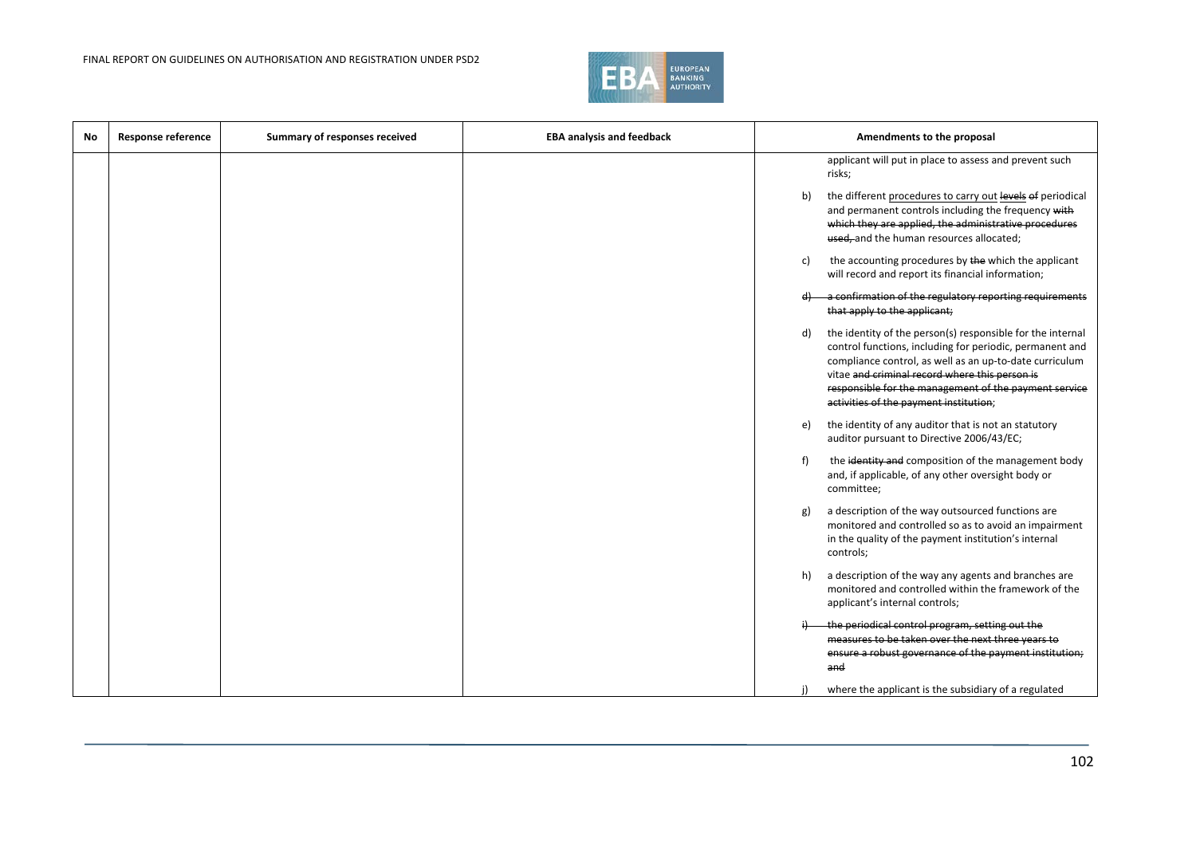| No | Response reference | Summary of responses received | EBA analysis and feedback | Amendments to the proposal |
|---|---|---|---|---|
| | | | | applicant will put in place to assess and prevent such risks;<br><br>b) the different procedures to carry out ~~levels of~~ periodical and permanent controls including the frequency ~~with which they are applied, the administrative procedures used,~~ and the human resources allocated;<br><br>c) the accounting procedures by ~~the~~ which the applicant will record and report its financial information;<br><br>~~d) a confirmation of the regulatory reporting requirements that apply to the applicant;~~<br><br>d) the identity of the person(s) responsible for the internal control functions, including for periodic, permanent and compliance control, as well as an up-to-date curriculum vitae ~~and criminal record where this person is responsible for the management of the payment service activities of the payment institution~~;<br><br>e) the identity of any auditor that is not an statutory auditor pursuant to Directive 2006/43/EC;<br><br>f) the ~~identity and~~ composition of the management body and, if applicable, of any other oversight body or committee;<br><br>g) a description of the way outsourced functions are monitored and controlled so as to avoid an impairment in the quality of the payment institution's internal controls;<br><br>h) a description of the way any agents and branches are monitored and controlled within the framework of the applicant's internal controls;<br><br>~~i) the periodical control program, setting out the measures to be taken over the next three years to ensure a robust governance of the payment institution; and~~<br><br>j) where the applicant is the subsidiary of a regulated |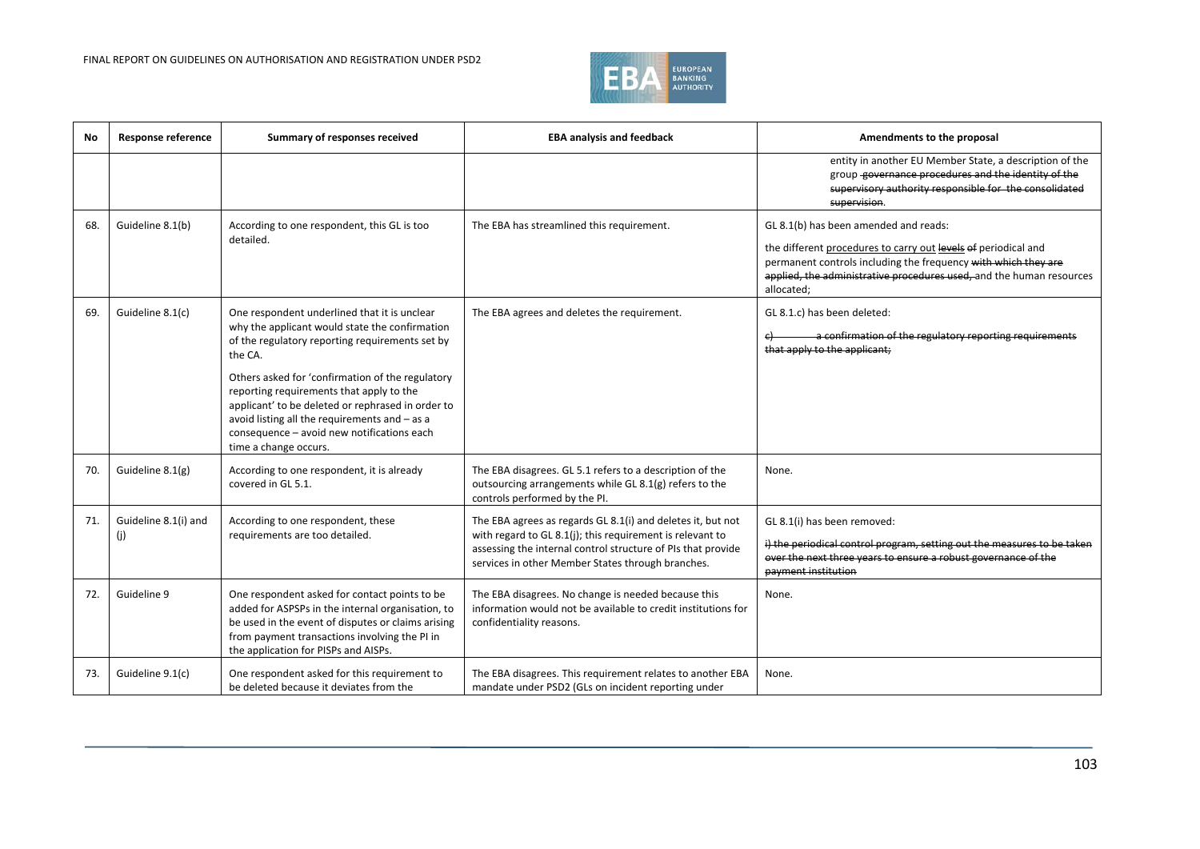| No | Response reference | Summary of responses received | EBA analysis and feedback | Amendments to the proposal |
|---|---|---|---|---|
| | | | | entity in another EU Member State, a description of the group ~~governance procedures and the identity of the supervisory authority responsible for the consolidated supervision~~. |
| 68. | Guideline 8.1(b) | According to one respondent, this GL is too detailed. | The EBA has streamlined this requirement. | GL 8.1(b) has been amended and reads:<br><br>the different <u>procedures to carry out</u> ~~levels of~~ periodical and permanent controls including the frequency ~~with which they are applied, the administrative procedures used,~~ and the human resources allocated; |
| 69. | Guideline 8.1(c) | One respondent underlined that it is unclear why the applicant would state the confirmation of the regulatory reporting requirements set by the CA.<br><br>Others asked for 'confirmation of the regulatory reporting requirements that apply to the applicant' to be deleted or rephrased in order to avoid listing all the requirements and – as a consequence – avoid new notifications each time a change occurs. | The EBA agrees and deletes the requirement. | GL 8.1.c) has been deleted:<br><br>~~c) a confirmation of the regulatory reporting requirements that apply to the applicant;~~ |
| 70. | Guideline 8.1(g) | According to one respondent, it is already covered in GL 5.1. | The EBA disagrees. GL 5.1 refers to a description of the outsourcing arrangements while GL 8.1(g) refers to the controls performed by the PI. | None. |
| 71. | Guideline 8.1(i) and (j) | According to one respondent, these requirements are too detailed. | The EBA agrees as regards GL 8.1(i) and deletes it, but not with regard to GL 8.1(j); this requirement is relevant to assessing the internal control structure of PIs that provide services in other Member States through branches. | GL 8.1(i) has been removed:<br><br>~~i) the periodical control program, setting out the measures to be taken over the next three years to ensure a robust governance of the payment institution~~ |
| 72. | Guideline 9 | One respondent asked for contact points to be added for ASPSPs in the internal organisation, to be used in the event of disputes or claims arising from payment transactions involving the PI in the application for PISPs and AISPs. | The EBA disagrees. No change is needed because this information would not be available to credit institutions for confidentiality reasons. | None. |
| 73. | Guideline 9.1(c) | One respondent asked for this requirement to be deleted because it deviates from the | The EBA disagrees. This requirement relates to another EBA mandate under PSD2 (GLs on incident reporting under | None. |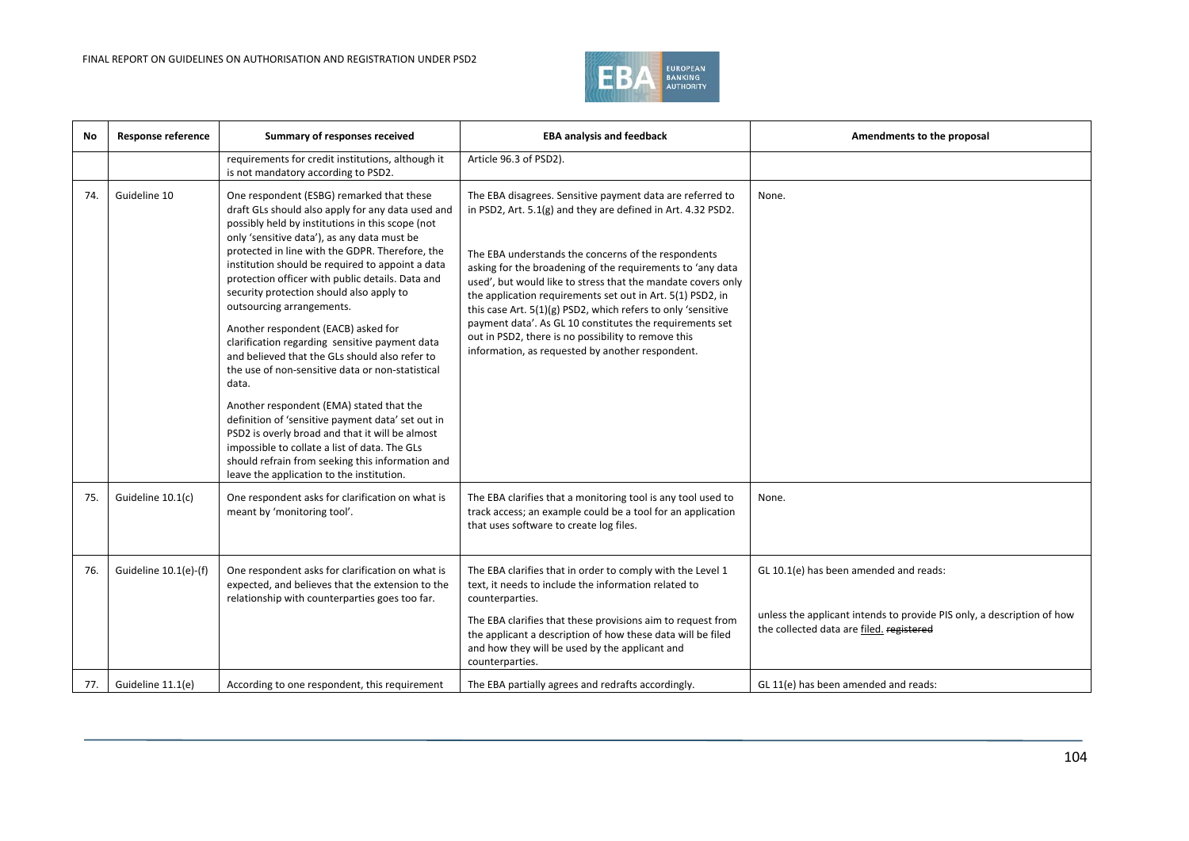| No | Response reference | Summary of responses received | EBA analysis and feedback | Amendments to the proposal |
|---|---|---|---|---|
| | | requirements for credit institutions, although it is not mandatory according to PSD2. | Article 96.3 of PSD2). | |
| 74. | Guideline 10 | One respondent (ESBG) remarked that these draft GLs should also apply for any data used and possibly held by institutions in this scope (not only 'sensitive data'), as any data must be protected in line with the GDPR. Therefore, the institution should be required to appoint a data protection officer with public details. Data and security protection should also apply to outsourcing arrangements.<br><br>Another respondent (EACB) asked for clarification regarding sensitive payment data and believed that the GLs should also refer to the use of non-sensitive data or non-statistical data.<br><br>Another respondent (EMA) stated that the definition of 'sensitive payment data' set out in PSD2 is overly broad and that it will be almost impossible to collate a list of data. The GLs should refrain from seeking this information and leave the application to the institution. | The EBA disagrees. Sensitive payment data are referred to in PSD2, Art. 5.1(g) and they are defined in Art. 4.32 PSD2.<br><br>The EBA understands the concerns of the respondents asking for the broadening of the requirements to 'any data used', but would like to stress that the mandate covers only the application requirements set out in Art. 5(1) PSD2, in this case Art. 5(1)(g) PSD2, which refers to only 'sensitive payment data'. As GL 10 constitutes the requirements set out in PSD2, there is no possibility to remove this information, as requested by another respondent. | None. |
| 75. | Guideline 10.1(c) | One respondent asks for clarification on what is meant by 'monitoring tool'. | The EBA clarifies that a monitoring tool is any tool used to track access; an example could be a tool for an application that uses software to create log files. | None. |
| 76. | Guideline 10.1(e)-(f) | One respondent asks for clarification on what is expected, and believes that the extension to the relationship with counterparties goes too far. | The EBA clarifies that in order to comply with the Level 1 text, it needs to include the information related to counterparties.<br><br>The EBA clarifies that these provisions aim to request from the applicant a description of how these data will be filed and how they will be used by the applicant and counterparties. | GL 10.1(e) has been amended and reads:<br><br>unless the applicant intends to provide PIS only, a description of how the collected data are filed. ~~registered~~ |
| 77. | Guideline 11.1(e) | According to one respondent, this requirement | The EBA partially agrees and redrafts accordingly. | GL 11(e) has been amended and reads: |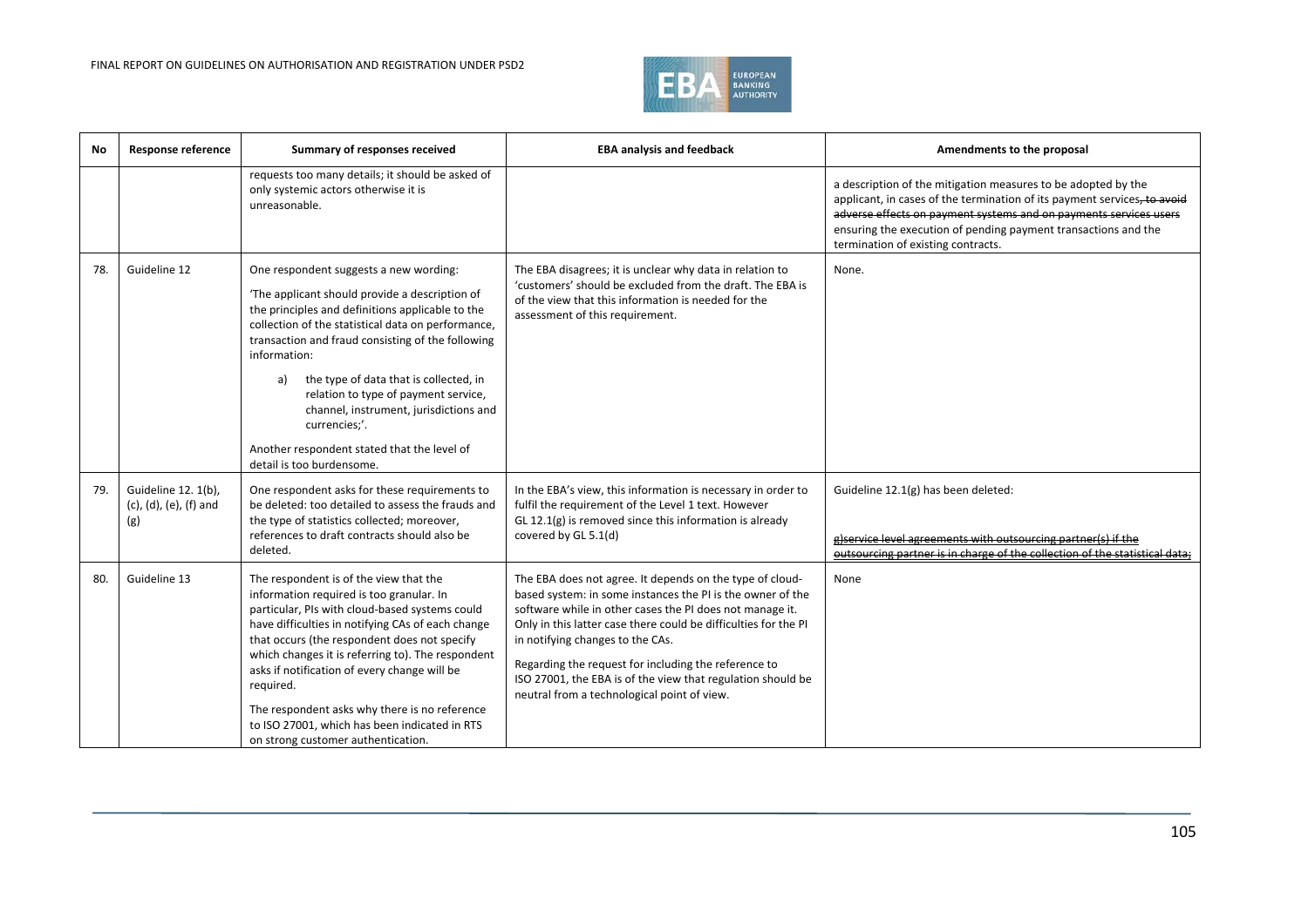| No | Response reference | Summary of responses received | EBA analysis and feedback | Amendments to the proposal |
|---|---|---|---|---|
| | | requests too many details; it should be asked of only systemic actors otherwise it is unreasonable. | | a description of the mitigation measures to be adopted by the applicant, in cases of the termination of its payment services~~, to avoid adverse effects on payment systems and on payments services users~~ ensuring the execution of pending payment transactions and the termination of existing contracts. |
| 78. | Guideline 12 | One respondent suggests a new wording:<br><br>'The applicant should provide a description of the principles and definitions applicable to the collection of the statistical data on performance, transaction and fraud consisting of the following information:<br><br>a) the type of data that is collected, in relation to type of payment service, channel, instrument, jurisdictions and currencies;'.<br><br>Another respondent stated that the level of detail is too burdensome. | The EBA disagrees; it is unclear why data in relation to 'customers' should be excluded from the draft. The EBA is of the view that this information is needed for the assessment of this requirement. | None. |
| 79. | Guideline 12. 1(b), (c), (d), (e), (f) and (g) | One respondent asks for these requirements to be deleted: too detailed to assess the frauds and the type of statistics collected; moreover, references to draft contracts should also be deleted. | In the EBA's view, this information is necessary in order to fulfil the requirement of the Level 1 text. However GL 12.1(g) is removed since this information is already covered by GL 5.1(d) | Guideline 12.1(g) has been deleted:<br><br>~~g)service level agreements with outsourcing partner(s) if the outsourcing partner is in charge of the collection of the statistical data;~~ |
| 80. | Guideline 13 | The respondent is of the view that the information required is too granular. In particular, PIs with cloud-based systems could have difficulties in notifying CAs of each change that occurs (the respondent does not specify which changes it is referring to). The respondent asks if notification of every change will be required.<br><br>The respondent asks why there is no reference to ISO 27001, which has been indicated in RTS on strong customer authentication. | The EBA does not agree. It depends on the type of cloud-based system: in some instances the PI is the owner of the software while in other cases the PI does not manage it. Only in this latter case there could be difficulties for the PI in notifying changes to the CAs.<br><br>Regarding the request for including the reference to ISO 27001, the EBA is of the view that regulation should be neutral from a technological point of view. | None |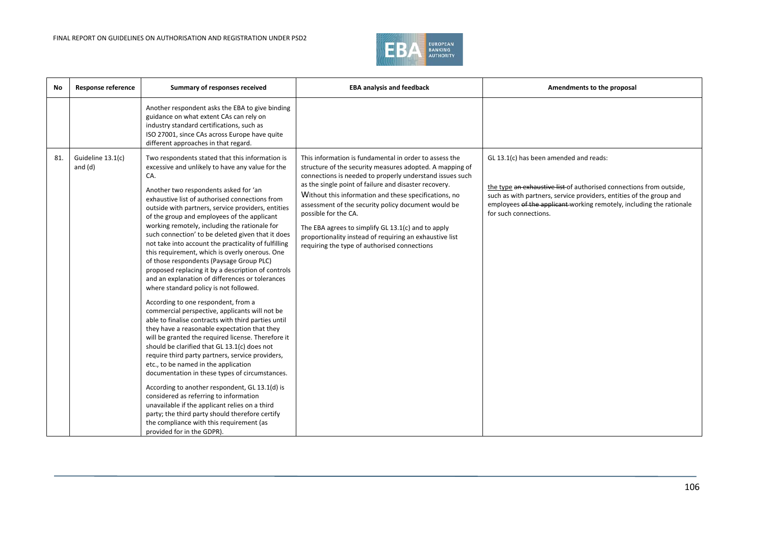| No | Response reference | Summary of responses received | EBA analysis and feedback | Amendments to the proposal |
|---|---|---|---|---|
| | | Another respondent asks the EBA to give binding guidance on what extent CAs can rely on industry standard certifications, such as ISO 27001, since CAs across Europe have quite different approaches in that regard. | | |
| 81. | Guideline 13.1(c) and (d) | Two respondents stated that this information is excessive and unlikely to have any value for the CA.<br><br>Another two respondents asked for 'an exhaustive list of authorised connections from outside with partners, service providers, entities of the group and employees of the applicant working remotely, including the rationale for such connection' to be deleted given that it does not take into account the practicality of fulfilling this requirement, which is overly onerous. One of those respondents (Paysage Group PLC) proposed replacing it by a description of controls and an explanation of differences or tolerances where standard policy is not followed.<br><br>According to one respondent, from a commercial perspective, applicants will not be able to finalise contracts with third parties until they have a reasonable expectation that they will be granted the required license. Therefore it should be clarified that GL 13.1(c) does not require third party partners, service providers, etc., to be named in the application documentation in these types of circumstances.<br><br>According to another respondent, GL 13.1(d) is considered as referring to information unavailable if the applicant relies on a third party; the third party should therefore certify the compliance with this requirement (as provided for in the GDPR). | This information is fundamental in order to assess the structure of the security measures adopted. A mapping of connections is needed to properly understand issues such as the single point of failure and disaster recovery. Without this information and these specifications, no assessment of the security policy document would be possible for the CA.<br><br>The EBA agrees to simplify GL 13.1(c) and to apply proportionality instead of requiring an exhaustive list requiring the type of authorised connections | GL 13.1(c) has been amended and reads:<br><br>the type ~~an exhaustive list~~ of authorised connections from outside, such as with partners, service providers, entities of the group and employees ~~of the applicant~~ working remotely, including the rationale for such connections. |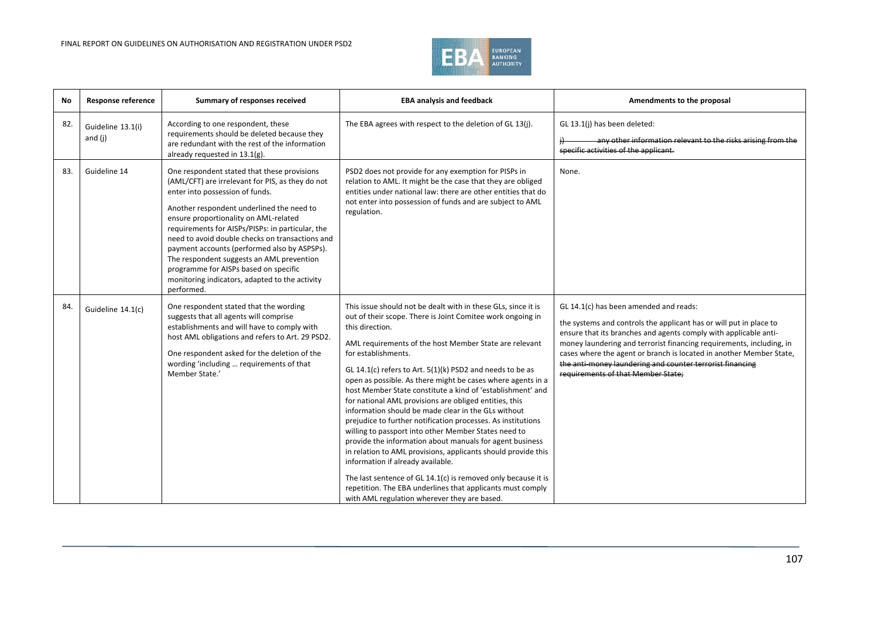| No | Response reference | Summary of responses received | EBA analysis and feedback | Amendments to the proposal |
|---|---|---|---|---|
| 82. | Guideline 13.1(i) and (j) | According to one respondent, these requirements should be deleted because they are redundant with the rest of the information already requested in 13.1(g). | The EBA agrees with respect to the deletion of GL 13(j). | GL 13.1(j) has been deleted:<br><br>~~j) any other information relevant to the risks arising from the specific activities of the applicant.~~ |
| 83. | Guideline 14 | One respondent stated that these provisions (AML/CFT) are irrelevant for PIS, as they do not enter into possession of funds.<br><br>Another respondent underlined the need to ensure proportionality on AML-related requirements for AISPs/PISPs: in particular, the need to avoid double checks on transactions and payment accounts (performed also by ASPSPs). The respondent suggests an AML prevention programme for AISPs based on specific monitoring indicators, adapted to the activity performed. | PSD2 does not provide for any exemption for PISPs in relation to AML. It might be the case that they are obliged entities under national law: there are other entities that do not enter into possession of funds and are subject to AML regulation. | None. |
| 84. | Guideline 14.1(c) | One respondent stated that the wording suggests that all agents will comprise establishments and will have to comply with host AML obligations and refers to Art. 29 PSD2.<br><br>One respondent asked for the deletion of the wording 'including … requirements of that Member State.' | This issue should not be dealt with in these GLs, since it is out of their scope. There is Joint Comitee work ongoing in this direction.<br><br>AML requirements of the host Member State are relevant for establishments.<br><br>GL 14.1(c) refers to Art. 5(1)(k) PSD2 and needs to be as open as possible. As there might be cases where agents in a host Member State constitute a kind of 'establishment' and for national AML provisions are obliged entities, this information should be made clear in the GLs without prejudice to further notification processes. As institutions willing to passport into other Member States need to provide the information about manuals for agent business in relation to AML provisions, applicants should provide this information if already available.<br><br>The last sentence of GL 14.1(c) is removed only because it is repetition. The EBA underlines that applicants must comply with AML regulation wherever they are based. | GL 14.1(c) has been amended and reads:<br><br>the systems and controls the applicant has or will put in place to ensure that its branches and agents comply with applicable anti-money laundering and terrorist financing requirements, including, in cases where the agent or branch is located in another Member State, ~~the anti-money laundering and counter terrorist financing requirements of that Member State;~~ |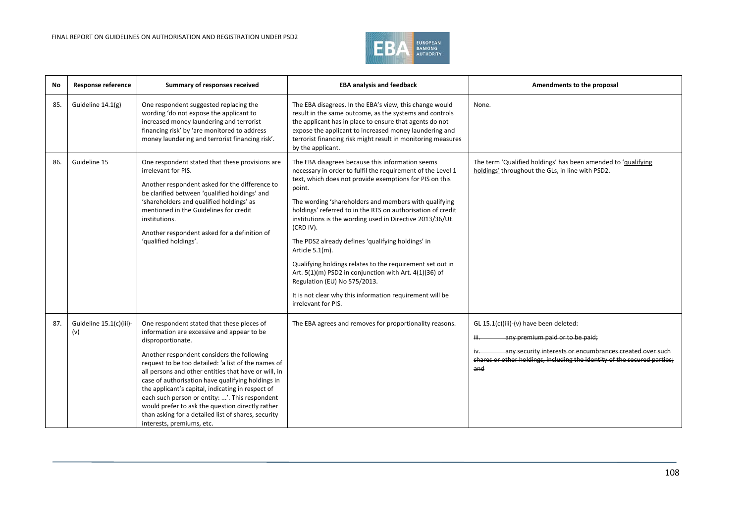| No | Response reference | Summary of responses received | EBA analysis and feedback | Amendments to the proposal |
|---|---|---|---|---|
| 85. | Guideline 14.1(g) | One respondent suggested replacing the wording 'do not expose the applicant to increased money laundering and terrorist financing risk' by 'are monitored to address money laundering and terrorist financing risk'. | The EBA disagrees. In the EBA's view, this change would result in the same outcome, as the systems and controls the applicant has in place to ensure that agents do not expose the applicant to increased money laundering and terrorist financing risk might result in monitoring measures by the applicant. | None. |
| 86. | Guideline 15 | One respondent stated that these provisions are irrelevant for PIS.<br><br>Another respondent asked for the difference to be clarified between 'qualified holdings' and 'shareholders and qualified holdings' as mentioned in the Guidelines for credit institutions.<br><br>Another respondent asked for a definition of 'qualified holdings'. | The EBA disagrees because this information seems necessary in order to fulfil the requirement of the Level 1 text, which does not provide exemptions for PIS on this point.<br><br>The wording 'shareholders and members with qualifying holdings' referred to in the RTS on authorisation of credit institutions is the wording used in Directive 2013/36/UE (CRD IV).<br><br>The PDS2 already defines 'qualifying holdings' in Article 5.1(m).<br><br>Qualifying holdings relates to the requirement set out in Art. 5(1)(m) PSD2 in conjunction with Art. 4(1)(36) of Regulation (EU) No 575/2013.<br><br>It is not clear why this information requirement will be irrelevant for PIS. | The term 'Qualified holdings' has been amended to '<u>qualifying holdings</u>' throughout the GLs, in line with PSD2. |
| 87. | Guideline 15.1(c)(iii)-(v) | One respondent stated that these pieces of information are excessive and appear to be disproportionate.<br><br>Another respondent considers the following request to be too detailed: 'a list of the names of all persons and other entities that have or will, in case of authorisation have qualifying holdings in the applicant's capital, indicating in respect of each such person or entity: ...'. This respondent would prefer to ask the question directly rather than asking for a detailed list of shares, security interests, premiums, etc. | The EBA agrees and removes for proportionality reasons. | GL 15.1(c)(iii)-(v) have been deleted:<br><br>~~iii. any premium paid or to be paid;~~<br><br>~~iv. any security interests or encumbrances created over such shares or other holdings, including the identity of the secured parties; and~~ |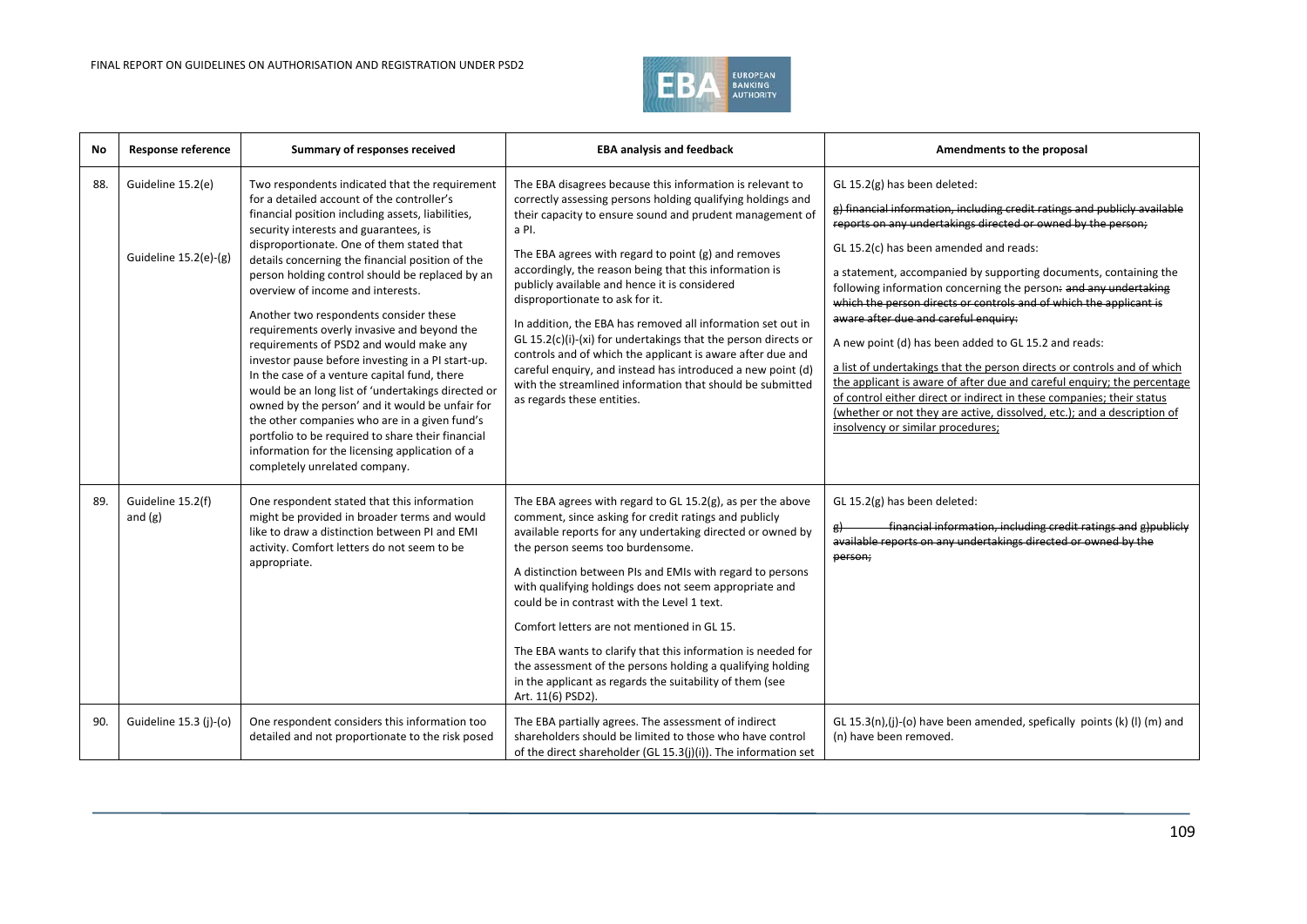| No | Response reference | Summary of responses received | EBA analysis and feedback | Amendments to the proposal |
|---|---|---|---|---|
| 88. | Guideline 15.2(e)<br><br>Guideline 15.2(e)-(g) | Two respondents indicated that the requirement for a detailed account of the controller's financial position including assets, liabilities, security interests and guarantees, is disproportionate. One of them stated that details concerning the financial position of the person holding control should be replaced by an overview of income and interests.<br><br>Another two respondents consider these requirements overly invasive and beyond the requirements of PSD2 and would make any investor pause before investing in a PI start-up. In the case of a venture capital fund, there would be an long list of 'undertakings directed or owned by the person' and it would be unfair for the other companies who are in a given fund's portfolio to be required to share their financial information for the licensing application of a completely unrelated company. | The EBA disagrees because this information is relevant to correctly assessing persons holding qualifying holdings and their capacity to ensure sound and prudent management of a PI.<br><br>The EBA agrees with regard to point (g) and removes accordingly, the reason being that this information is publicly available and hence it is considered disproportionate to ask for it.<br><br>In addition, the EBA has removed all information set out in GL 15.2(c)(i)-(xi) for undertakings that the person directs or controls and of which the applicant is aware after due and careful enquiry, and instead has introduced a new point (d) with the streamlined information that should be submitted as regards these entities. | GL 15.2(g) has been deleted:<br><br>~~g) financial information, including credit ratings and publicly available reports on any undertakings directed or owned by the person;~~<br><br>GL 15.2(c) has been amended and reads:<br><br>a statement, accompanied by supporting documents, containing the following information concerning the person~~: and any undertaking which the person directs or controls and of which the applicant is aware after due and careful enquiry:~~<br><br>A new point (d) has been added to GL 15.2 and reads:<br><br>a list of undertakings that the person directs or controls and of which the applicant is aware of after due and careful enquiry; the percentage of control either direct or indirect in these companies; their status (whether or not they are active, dissolved, etc.); and a description of insolvency or similar procedures; |
| 89. | Guideline 15.2(f) and (g) | One respondent stated that this information might be provided in broader terms and would like to draw a distinction between PI and EMI activity. Comfort letters do not seem to be appropriate. | The EBA agrees with regard to GL 15.2(g), as per the above comment, since asking for credit ratings and publicly available reports for any undertaking directed or owned by the person seems too burdensome.<br><br>A distinction between PIs and EMIs with regard to persons with qualifying holdings does not seem appropriate and could be in contrast with the Level 1 text.<br><br>Comfort letters are not mentioned in GL 15.<br><br>The EBA wants to clarify that this information is needed for the assessment of the persons holding a qualifying holding in the applicant as regards the suitability of them (see Art. 11(6) PSD2). | GL 15.2(g) has been deleted:<br><br>~~g) financial information, including credit ratings and g)publicly available reports on any undertakings directed or owned by the person;~~ |
| 90. | Guideline 15.3 (j)-(o) | One respondent considers this information too detailed and not proportionate to the risk posed | The EBA partially agrees. The assessment of indirect shareholders should be limited to those who have control of the direct shareholder (GL 15.3(j)(i)). The information set | GL 15.3(n),(j)-(o) have been amended, spefically points (k) (l) (m) and (n) have been removed. |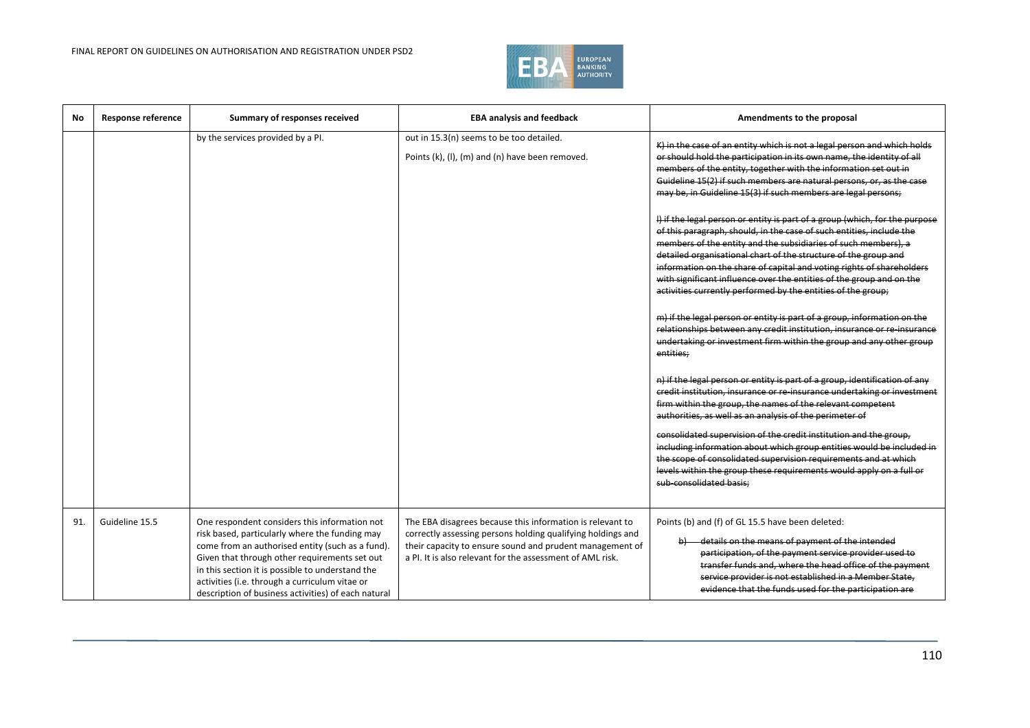| No | Response reference | Summary of responses received | EBA analysis and feedback | Amendments to the proposal |
|---|---|---|---|---|
| | | by the services provided by a PI. | out in 15.3(n) seems to be too detailed.<br><br>Points (k), (l), (m) and (n) have been removed. | ~~K) in the case of an entity which is not a legal person and which holds or should hold the participation in its own name, the identity of all members of the entity, together with the information set out in Guideline 15(2) if such members are natural persons, or, as the case may be, in Guideline 15(3) if such members are legal persons;~~<br><br>~~l) if the legal person or entity is part of a group (which, for the purpose of this paragraph, should, in the case of such entities, include the members of the entity and the subsidiaries of such members), a detailed organisational chart of the structure of the group and information on the share of capital and voting rights of shareholders with significant influence over the entities of the group and on the activities currently performed by the entities of the group;~~<br><br>~~m) if the legal person or entity is part of a group, information on the relationships between any credit institution, insurance or re-insurance undertaking or investment firm within the group and any other group entities;~~<br><br>~~n) if the legal person or entity is part of a group, identification of any credit institution, insurance or re-insurance undertaking or investment firm within the group, the names of the relevant competent authorities, as well as an analysis of the perimeter of~~<br><br>~~consolidated supervision of the credit institution and the group, including information about which group entities would be included in the scope of consolidated supervision requirements and at which levels within the group these requirements would apply on a full or sub-consolidated basis;~~ |
| 91. | Guideline 15.5 | One respondent considers this information not risk based, particularly where the funding may come from an authorised entity (such as a fund). Given that through other requirements set out in this section it is possible to understand the activities (i.e. through a curriculum vitae or description of business activities) of each natural | The EBA disagrees because this information is relevant to correctly assessing persons holding qualifying holdings and their capacity to ensure sound and prudent management of a PI. It is also relevant for the assessment of AML risk. | Points (b) and (f) of GL 15.5 have been deleted:<br><br>~~b) details on the means of payment of the intended participation, of the payment service provider used to transfer funds and, where the head office of the payment service provider is not established in a Member State, evidence that the funds used for the participation are~~ |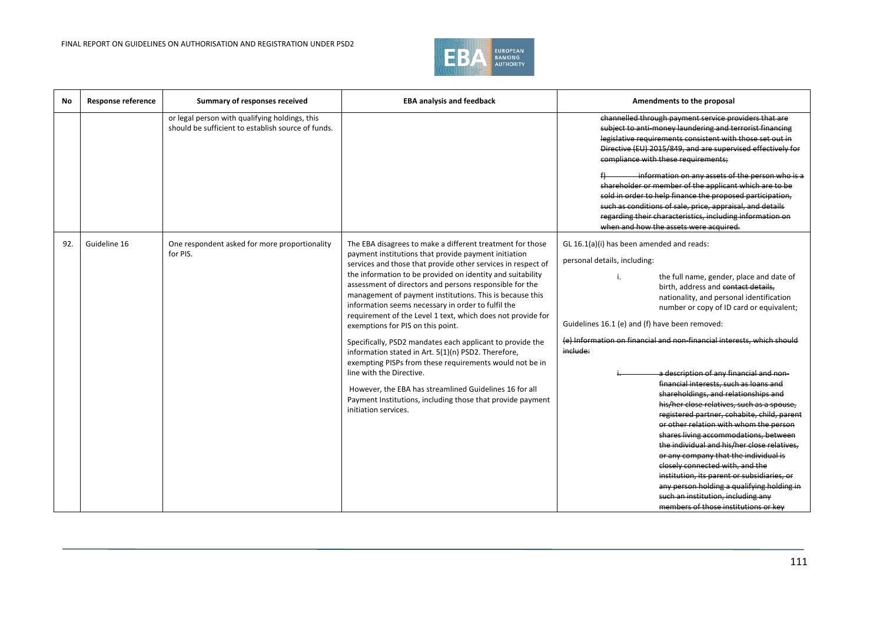| No | Response reference | Summary of responses received | EBA analysis and feedback | Amendments to the proposal |
|---|---|---|---|---|
| | | or legal person with qualifying holdings, this should be sufficient to establish source of funds. | | ~~channelled through payment service providers that are subject to anti-money laundering and terrorist financing legislative requirements consistent with those set out in Directive (EU) 2015/849, and are supervised effectively for compliance with these requirements;~~<br><br>~~f) information on any assets of the person who is a shareholder or member of the applicant which are to be sold in order to help finance the proposed participation, such as conditions of sale, price, appraisal, and details regarding their characteristics, including information on when and how the assets were acquired.~~ |
| 92. | Guideline 16 | One respondent asked for more proportionality for PIS. | The EBA disagrees to make a different treatment for those payment institutions that provide payment initiation services and those that provide other services in respect of the information to be provided on identity and suitability assessment of directors and persons responsible for the management of payment institutions. This is because this information seems necessary in order to fulfil the requirement of the Level 1 text, which does not provide for exemptions for PIS on this point.<br><br>Specifically, PSD2 mandates each applicant to provide the information stated in Art. 5(1)(n) PSD2. Therefore, exempting PISPs from these requirements would not be in line with the Directive.<br><br>However, the EBA has streamlined Guidelines 16 for all Payment Institutions, including those that provide payment initiation services. | GL 16.1(a)(i) has been amended and reads:<br><br>personal details, including:<br><br>i. the full name, gender, place and date of birth, address and ~~contact details,~~ nationality, and personal identification number or copy of ID card or equivalent;<br><br>Guidelines 16.1 (e) and (f) have been removed:<br><br>~~(e) Information on financial and non-financial interests, which should include:~~<br><br>~~i. a description of any financial and non-financial interests, such as loans and shareholdings, and relationships and his/her close relatives, such as a spouse, registered partner, cohabite, child, parent or other relation with whom the person shares living accommodations, between the individual and his/her close relatives, or any company that the individual is closely connected with, and the institution, its parent or subsidiaries, or any person holding a qualifying holding in such an institution, including any members of those institutions or key~~ |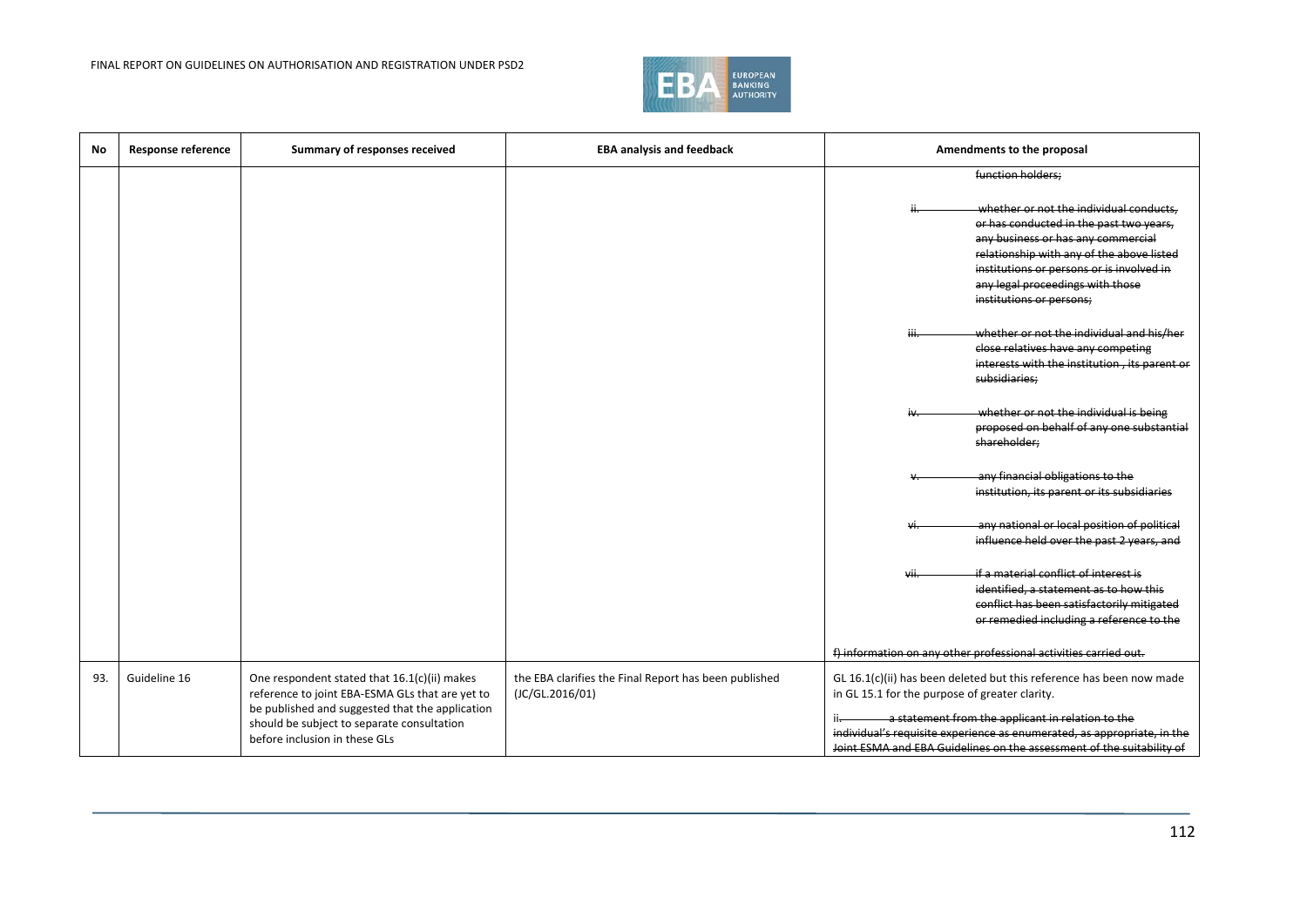| No | Response reference | Summary of responses received | EBA analysis and feedback | Amendments to the proposal |
|---|---|---|---|---|
| | | | | ~~function holders;~~<br><br>~~ii. whether or not the individual conducts, or has conducted in the past two years, any business or has any commercial relationship with any of the above listed institutions or persons or is involved in any legal proceedings with those institutions or persons;~~<br><br>~~iii. whether or not the individual and his/her close relatives have any competing interests with the institution , its parent or subsidiaries;~~<br><br>~~iv. whether or not the individual is being proposed on behalf of any one substantial shareholder;~~<br><br>~~v. any financial obligations to the institution, its parent or its subsidiaries~~<br><br>~~vi. any national or local position of political influence held over the past 2 years, and~~<br><br>~~vii. if a material conflict of interest is identified, a statement as to how this conflict has been satisfactorily mitigated or remedied including a reference to the~~<br><br>~~f) information on any other professional activities carried out.~~ |
| 93. | Guideline 16 | One respondent stated that 16.1(c)(ii) makes reference to joint EBA-ESMA GLs that are yet to be published and suggested that the application should be subject to separate consultation before inclusion in these GLs | the EBA clarifies the Final Report has been published (JC/GL.2016/01) | GL 16.1(c)(ii) has been deleted but this reference has been now made in GL 15.1 for the purpose of greater clarity.<br><br>~~ii. a statement from the applicant in relation to the individual's requisite experience as enumerated, as appropriate, in the Joint ESMA and EBA Guidelines on the assessment of the suitability of~~ |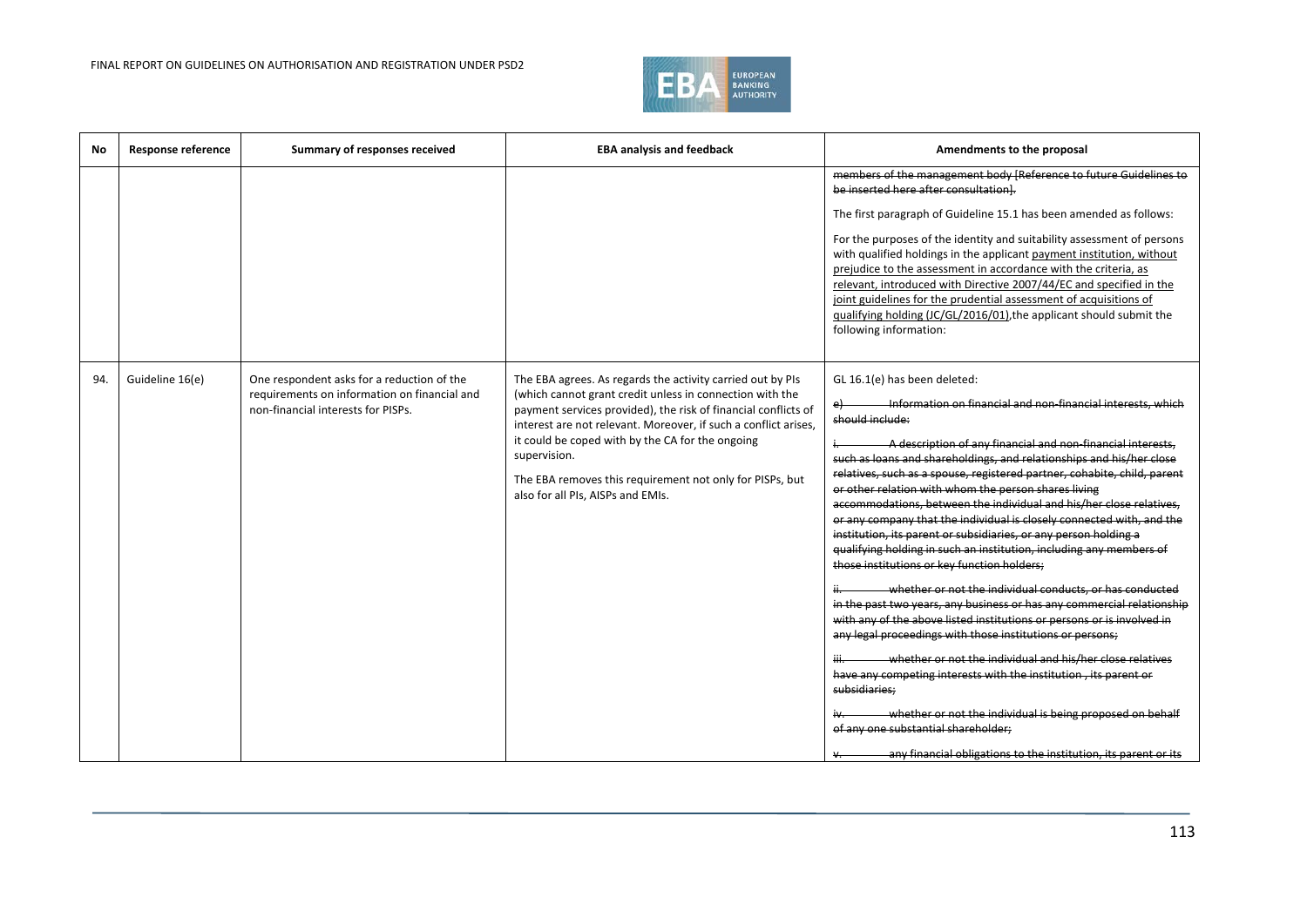| No | Response reference | Summary of responses received | EBA analysis and feedback | Amendments to the proposal |
|---|---|---|---|---|
| | | | | ~~members of the management body [Reference to future Guidelines to be inserted here after consultation].~~<br><br>The first paragraph of Guideline 15.1 has been amended as follows:<br><br>For the purposes of the identity and suitability assessment of persons with qualified holdings in the applicant payment institution, without prejudice to the assessment in accordance with the criteria, as relevant, introduced with Directive 2007/44/EC and specified in the joint guidelines for the prudential assessment of acquisitions of qualifying holding (JC/GL/2016/01),the applicant should submit the following information: |
| 94. | Guideline 16(e) | One respondent asks for a reduction of the requirements on information on financial and non-financial interests for PISPs. | The EBA agrees. As regards the activity carried out by PIs (which cannot grant credit unless in connection with the payment services provided), the risk of financial conflicts of interest are not relevant. Moreover, if such a conflict arises, it could be coped with by the CA for the ongoing supervision.<br><br>The EBA removes this requirement not only for PISPs, but also for all PIs, AISPs and EMIs. | GL 16.1(e) has been deleted:<br><br>~~e) Information on financial and non-financial interests, which should include:~~<br><br>~~i. A description of any financial and non-financial interests, such as loans and shareholdings, and relationships and his/her close relatives, such as a spouse, registered partner, cohabite, child, parent or other relation with whom the person shares living accommodations, between the individual and his/her close relatives, or any company that the individual is closely connected with, and the institution, its parent or subsidiaries, or any person holding a qualifying holding in such an institution, including any members of those institutions or key function holders;~~<br><br>~~ii. whether or not the individual conducts, or has conducted in the past two years, any business or has any commercial relationship with any of the above listed institutions or persons or is involved in any legal proceedings with those institutions or persons;~~<br><br>~~iii. whether or not the individual and his/her close relatives have any competing interests with the institution , its parent or subsidiaries;~~<br><br>~~iv. whether or not the individual is being proposed on behalf of any one substantial shareholder;~~<br><br>~~v. any financial obligations to the institution, its parent or its~~ |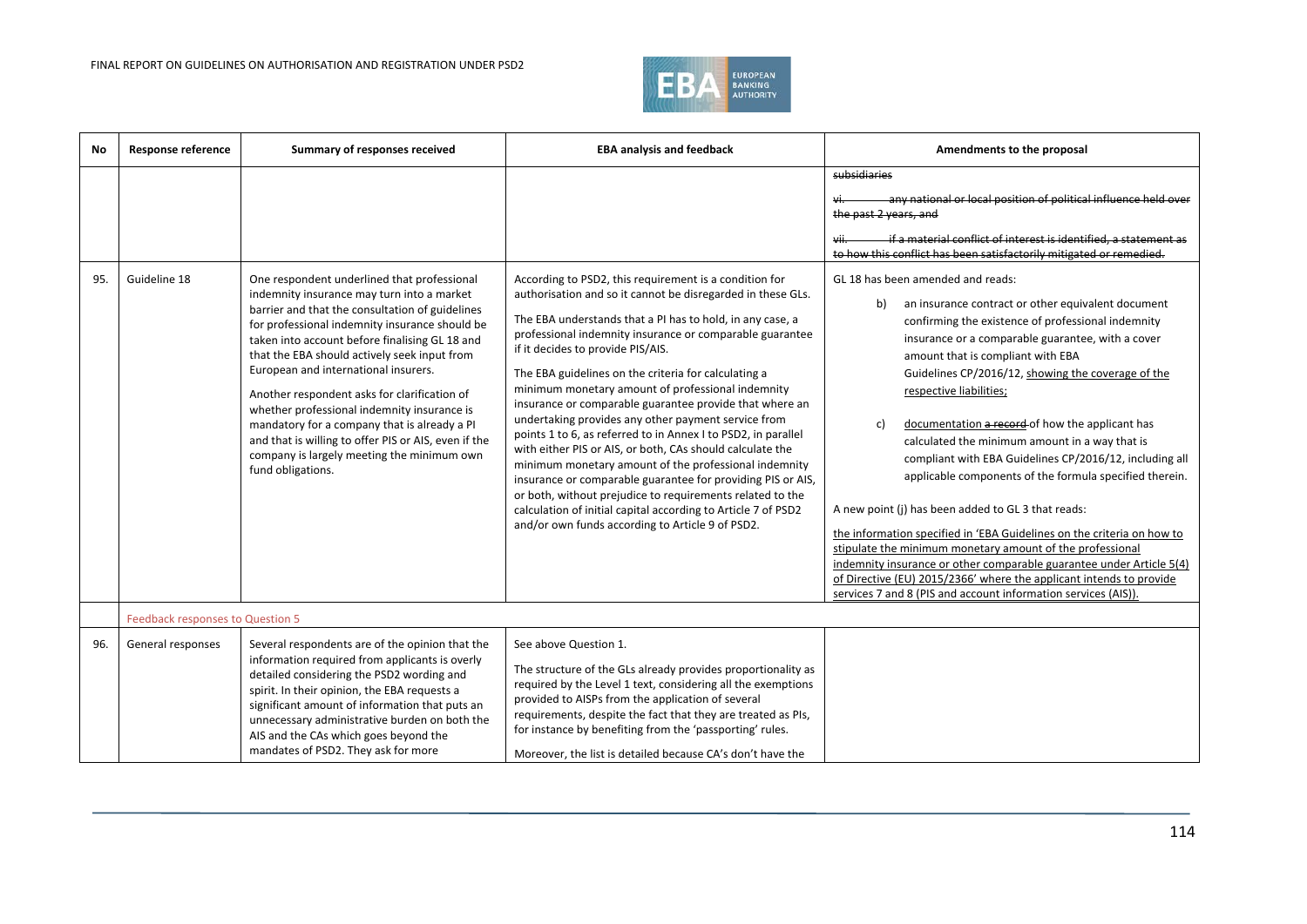| No | Response reference | Summary of responses received | EBA analysis and feedback | Amendments to the proposal |
|---|---|---|---|---|
| | | | | ~~subsidiaries~~<br>~~vi. any national or local position of political influence held over the past 2 years, and~~<br>~~vii. if a material conflict of interest is identified, a statement as to how this conflict has been satisfactorily mitigated or remedied.~~ |
| 95. | Guideline 18 | One respondent underlined that professional indemnity insurance may turn into a market barrier and that the consultation of guidelines for professional indemnity insurance should be taken into account before finalising GL 18 and that the EBA should actively seek input from European and international insurers.<br><br>Another respondent asks for clarification of whether professional indemnity insurance is mandatory for a company that is already a PI and that is willing to offer PIS or AIS, even if the company is largely meeting the minimum own fund obligations. | According to PSD2, this requirement is a condition for authorisation and so it cannot be disregarded in these GLs.<br><br>The EBA understands that a PI has to hold, in any case, a professional indemnity insurance or comparable guarantee if it decides to provide PIS/AIS.<br><br>The EBA guidelines on the criteria for calculating a minimum monetary amount of professional indemnity insurance or comparable guarantee provide that where an undertaking provides any other payment service from points 1 to 6, as referred to in Annex I to PSD2, in parallel with either PIS or AIS, or both, CAs should calculate the minimum monetary amount of the professional indemnity insurance or comparable guarantee for providing PIS or AIS, or both, without prejudice to requirements related to the calculation of initial capital according to Article 7 of PSD2 and/or own funds according to Article 9 of PSD2. | GL 18 has been amended and reads:<br><br>b) an insurance contract or other equivalent document confirming the existence of professional indemnity insurance or a comparable guarantee, with a cover amount that is compliant with EBA Guidelines CP/2016/12, <u>showing the coverage of the respective liabilities;</u><br><br>c) <u>documentation</u> ~~a record~~ of how the applicant has calculated the minimum amount in a way that is compliant with EBA Guidelines CP/2016/12, including all applicable components of the formula specified therein.<br><br>A new point (j) has been added to GL 3 that reads:<br><br><u>the information specified in 'EBA Guidelines on the criteria on how to stipulate the minimum monetary amount of the professional indemnity insurance or other comparable guarantee under Article 5(4) of Directive (EU) 2015/2366' where the applicant intends to provide services 7 and 8 (PIS and account information services (AIS)).</u> |
| | Feedback responses to Question 5 | | | |
| 96. | General responses | Several respondents are of the opinion that the information required from applicants is overly detailed considering the PSD2 wording and spirit. In their opinion, the EBA requests a significant amount of information that puts an unnecessary administrative burden on both the AIS and the CAs which goes beyond the mandates of PSD2. They ask for more | See above Question 1.<br><br>The structure of the GLs already provides proportionality as required by the Level 1 text, considering all the exemptions provided to AISPs from the application of several requirements, despite the fact that they are treated as PIs, for instance by benefiting from the 'passporting' rules.<br><br>Moreover, the list is detailed because CA's don't have the | |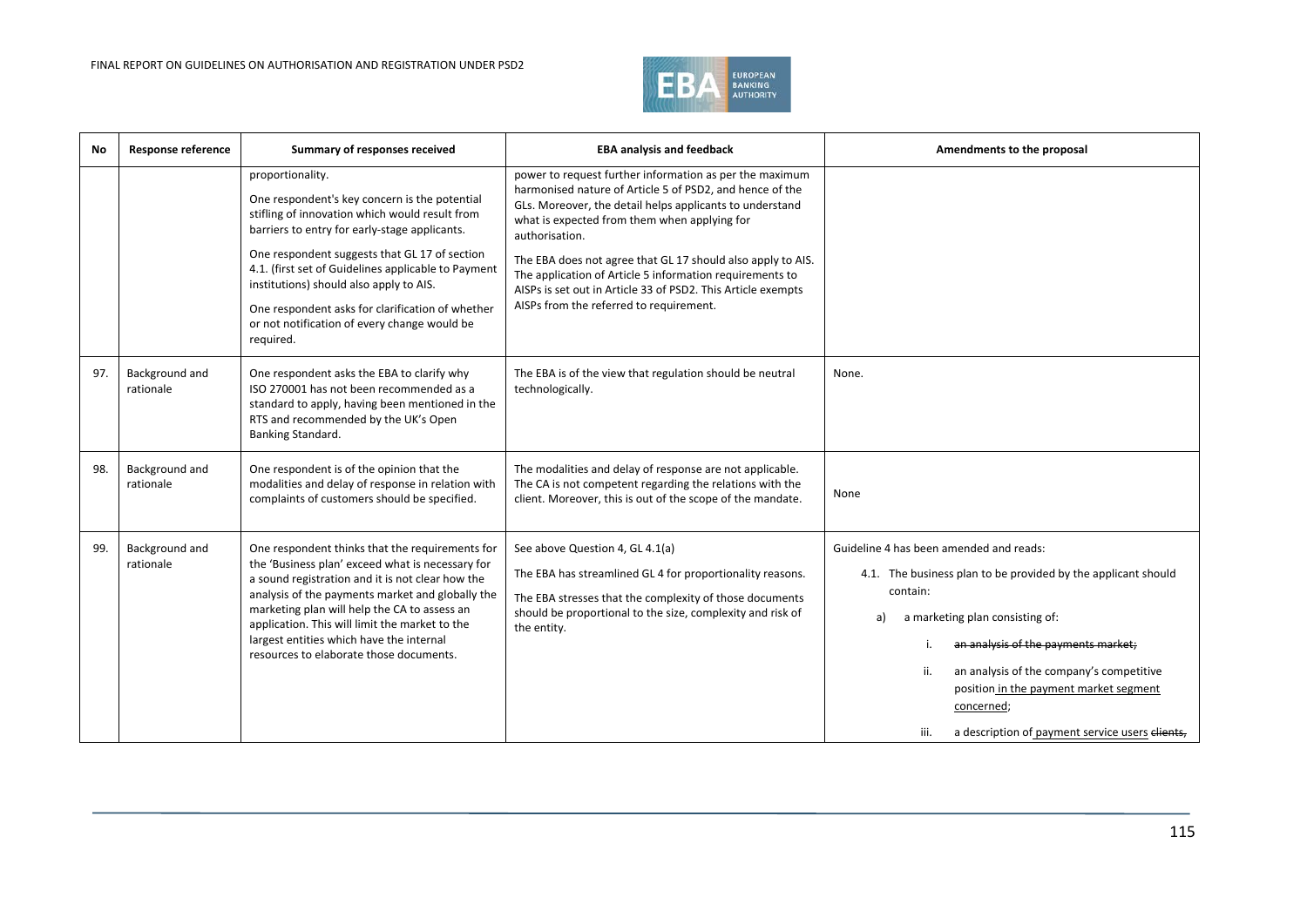| No | Response reference | Summary of responses received | EBA analysis and feedback | Amendments to the proposal |
|---|---|---|---|---|
| | | proportionality.<br><br>One respondent's key concern is the potential stifling of innovation which would result from barriers to entry for early-stage applicants.<br><br>One respondent suggests that GL 17 of section 4.1. (first set of Guidelines applicable to Payment institutions) should also apply to AIS.<br><br>One respondent asks for clarification of whether or not notification of every change would be required. | power to request further information as per the maximum harmonised nature of Article 5 of PSD2, and hence of the GLs. Moreover, the detail helps applicants to understand what is expected from them when applying for authorisation.<br><br>The EBA does not agree that GL 17 should also apply to AIS. The application of Article 5 information requirements to AISPs is set out in Article 33 of PSD2. This Article exempts AISPs from the referred to requirement. | |
| 97. | Background and rationale | One respondent asks the EBA to clarify why ISO 270001 has not been recommended as a standard to apply, having been mentioned in the RTS and recommended by the UK's Open Banking Standard. | The EBA is of the view that regulation should be neutral technologically. | None. |
| 98. | Background and rationale | One respondent is of the opinion that the modalities and delay of response in relation with complaints of customers should be specified. | The modalities and delay of response are not applicable. The CA is not competent regarding the relations with the client. Moreover, this is out of the scope of the mandate. | None |
| 99. | Background and rationale | One respondent thinks that the requirements for the 'Business plan' exceed what is necessary for a sound registration and it is not clear how the analysis of the payments market and globally the marketing plan will help the CA to assess an application. This will limit the market to the largest entities which have the internal resources to elaborate those documents. | See above Question 4, GL 4.1(a)<br><br>The EBA has streamlined GL 4 for proportionality reasons.<br><br>The EBA stresses that the complexity of those documents should be proportional to the size, complexity and risk of the entity. | Guideline 4 has been amended and reads:<br><br>4.1. The business plan to be provided by the applicant should contain:<br><br>a) a marketing plan consisting of:<br><br>i. ~~an analysis of the payments market;~~<br><br>ii. an analysis of the company's competitive position in the payment market segment concerned;<br><br>iii. a description of payment service users ~~clients,~~ |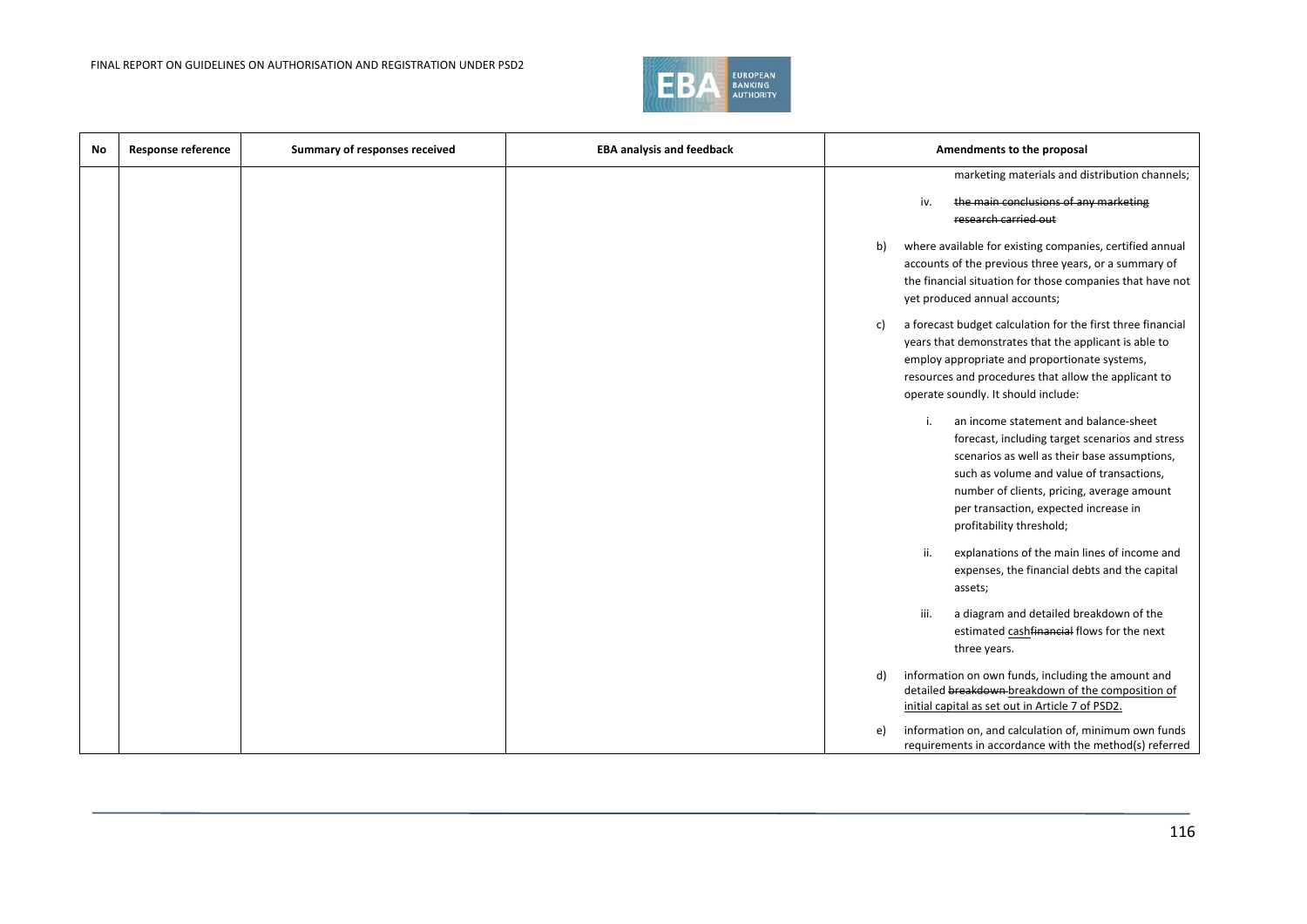| No | Response reference | Summary of responses received | EBA analysis and feedback | Amendments to the proposal |
|---|---|---|---|---|
| | | | | marketing materials and distribution channels;<br><br>iv. ~~the main conclusions of any marketing research carried out~~<br><br>b) where available for existing companies, certified annual accounts of the previous three years, or a summary of the financial situation for those companies that have not yet produced annual accounts;<br><br>c) a forecast budget calculation for the first three financial years that demonstrates that the applicant is able to employ appropriate and proportionate systems, resources and procedures that allow the applicant to operate soundly. It should include:<br><br>i. an income statement and balance-sheet forecast, including target scenarios and stress scenarios as well as their base assumptions, such as volume and value of transactions, number of clients, pricing, average amount per transaction, expected increase in profitability threshold;<br><br>ii. explanations of the main lines of income and expenses, the financial debts and the capital assets;<br><br>iii. a diagram and detailed breakdown of the estimated <u>cash</u>~~financial~~ flows for the next three years.<br><br>d) information on own funds, including the amount and detailed ~~breakdown~~ <u>breakdown of the composition of initial capital as set out in Article 7 of PSD2.</u><br><br>e) information on, and calculation of, minimum own funds requirements in accordance with the method(s) referred |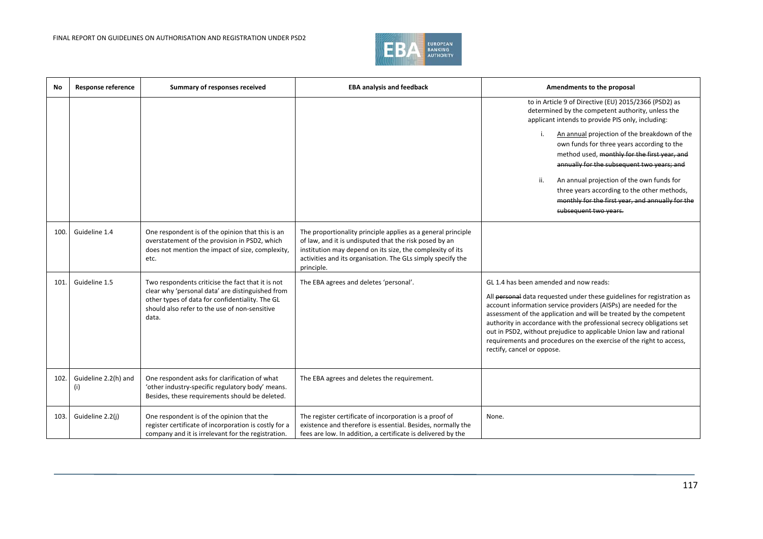| No | Response reference | Summary of responses received | EBA analysis and feedback | Amendments to the proposal |
|---|---|---|---|---|
| | | | | to in Article 9 of Directive (EU) 2015/2366 (PSD2) as determined by the competent authority, unless the applicant intends to provide PIS only, including:<br><br>i. <u>An annual</u> projection of the breakdown of the own funds for three years according to the method used, ~~monthly for the first year, and annually for the subsequent two years; and~~<br><br>ii. An annual projection of the own funds for three years according to the other methods, ~~monthly for the first year, and annually for the subsequent two years.~~ |
| 100. | Guideline 1.4 | One respondent is of the opinion that this is an overstatement of the provision in PSD2, which does not mention the impact of size, complexity, etc. | The proportionality principle applies as a general principle of law, and it is undisputed that the risk posed by an institution may depend on its size, the complexity of its activities and its organisation. The GLs simply specify the principle. | |
| 101. | Guideline 1.5 | Two respondents criticise the fact that it is not clear why 'personal data' are distinguished from other types of data for confidentiality. The GL should also refer to the use of non-sensitive data. | The EBA agrees and deletes 'personal'. | GL 1.4 has been amended and now reads:<br><br>All ~~personal~~ data requested under these guidelines for registration as account information service providers (AISPs) are needed for the assessment of the application and will be treated by the competent authority in accordance with the professional secrecy obligations set out in PSD2, without prejudice to applicable Union law and rational requirements and procedures on the exercise of the right to access, rectify, cancel or oppose. |
| 102. | Guideline 2.2(h) and (i) | One respondent asks for clarification of what 'other industry-specific regulatory body' means. Besides, these requirements should be deleted. | The EBA agrees and deletes the requirement. | |
| 103. | Guideline 2.2(j) | One respondent is of the opinion that the register certificate of incorporation is costly for a company and it is irrelevant for the registration. | The register certificate of incorporation is a proof of existence and therefore is essential. Besides, normally the fees are low. In addition, a certificate is delivered by the | None. |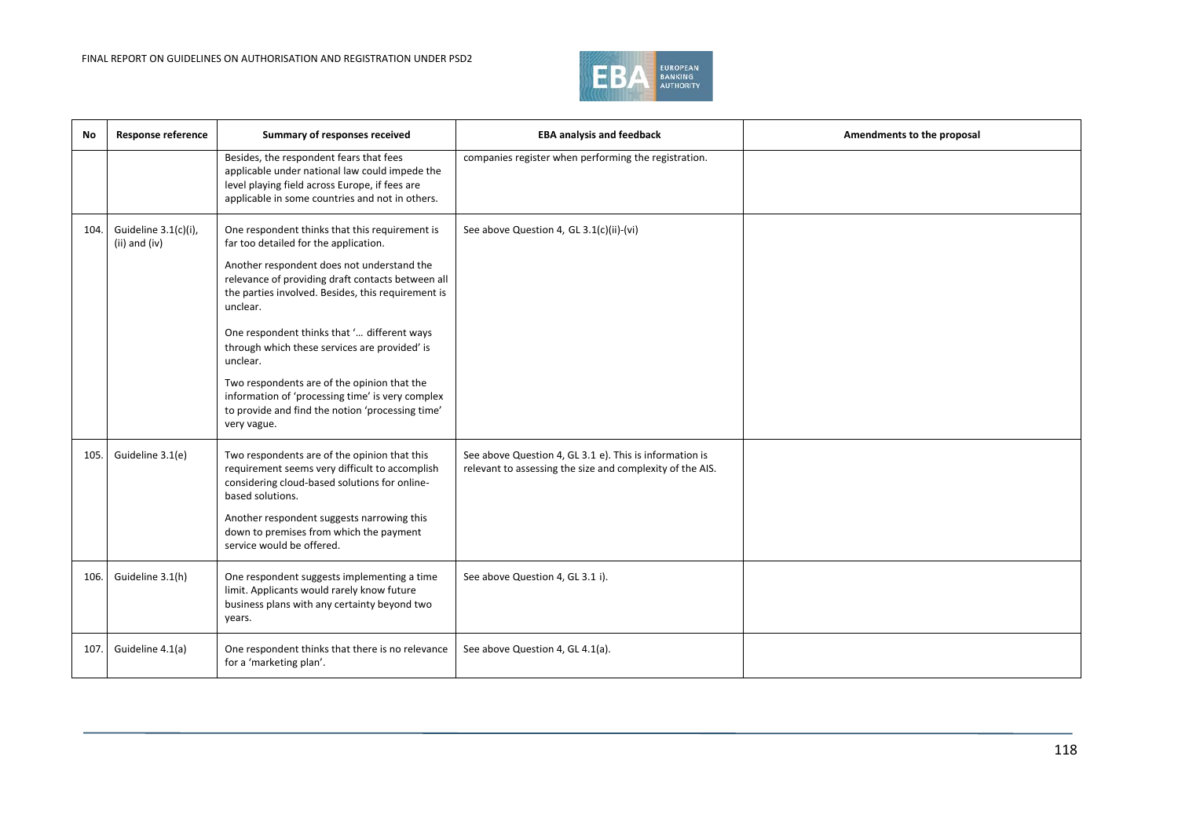| No | Response reference | Summary of responses received | EBA analysis and feedback | Amendments to the proposal |
|---|---|---|---|---|
| | | Besides, the respondent fears that fees applicable under national law could impede the level playing field across Europe, if fees are applicable in some countries and not in others. | companies register when performing the registration. | |
| 104. | Guideline 3.1(c)(i), (ii) and (iv) | One respondent thinks that this requirement is far too detailed for the application.<br><br>Another respondent does not understand the relevance of providing draft contacts between all the parties involved. Besides, this requirement is unclear.<br><br>One respondent thinks that '… different ways through which these services are provided' is unclear.<br><br>Two respondents are of the opinion that the information of 'processing time' is very complex to provide and find the notion 'processing time' very vague. | See above Question 4, GL 3.1(c)(ii)-(vi) | |
| 105. | Guideline 3.1(e) | Two respondents are of the opinion that this requirement seems very difficult to accomplish considering cloud-based solutions for online-based solutions.<br><br>Another respondent suggests narrowing this down to premises from which the payment service would be offered. | See above Question 4, GL 3.1 e). This is information is relevant to assessing the size and complexity of the AIS. | |
| 106. | Guideline 3.1(h) | One respondent suggests implementing a time limit. Applicants would rarely know future business plans with any certainty beyond two years. | See above Question 4, GL 3.1 i). | |
| 107. | Guideline 4.1(a) | One respondent thinks that there is no relevance for a 'marketing plan'. | See above Question 4, GL 4.1(a). | |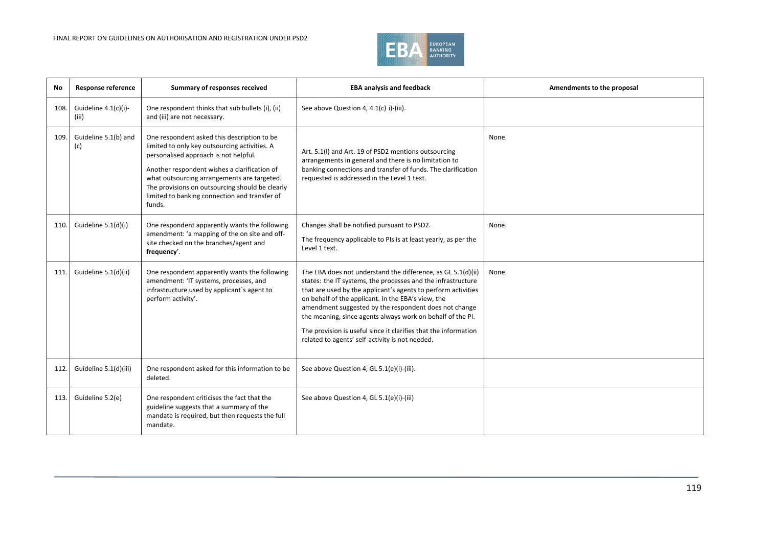| No | Response reference | Summary of responses received | EBA analysis and feedback | Amendments to the proposal |
|---|---|---|---|---|
| 108. | Guideline 4.1(c)(i)-(iii) | One respondent thinks that sub bullets (i), (ii) and (iii) are not necessary. | See above Question 4, 4.1(c) i)-(iii). | |
| 109. | Guideline 5.1(b) and (c) | One respondent asked this description to be limited to only key outsourcing activities. A personalised approach is not helpful.<br><br>Another respondent wishes a clarification of what outsourcing arrangements are targeted. The provisions on outsourcing should be clearly limited to banking connection and transfer of funds. | Art. 5.1(l) and Art. 19 of PSD2 mentions outsourcing arrangements in general and there is no limitation to banking connections and transfer of funds. The clarification requested is addressed in the Level 1 text. | None. |
| 110. | Guideline 5.1(d)(i) | One respondent apparently wants the following amendment: 'a mapping of the on site and off-site checked on the branches/agent and **frequency**'. | Changes shall be notified pursuant to PSD2.<br><br>The frequency applicable to PIs is at least yearly, as per the Level 1 text. | None. |
| 111. | Guideline 5.1(d)(ii) | One respondent apparently wants the following amendment: 'IT systems, processes, and infrastructure used by applicant`s agent to perform activity'. | The EBA does not understand the difference, as GL 5.1(d)(ii) states: the IT systems, the processes and the infrastructure that are used by the applicant's agents to perform activities on behalf of the applicant. In the EBA's view, the amendment suggested by the respondent does not change the meaning, since agents always work on behalf of the PI.<br><br>The provision is useful since it clarifies that the information related to agents' self-activity is not needed. | None. |
| 112. | Guideline 5.1(d)(iii) | One respondent asked for this information to be deleted. | See above Question 4, GL 5.1(e)(i)-(iii). | |
| 113. | Guideline 5.2(e) | One respondent criticises the fact that the guideline suggests that a summary of the mandate is required, but then requests the full mandate. | See above Question 4, GL 5.1(e)(i)-(iii) | |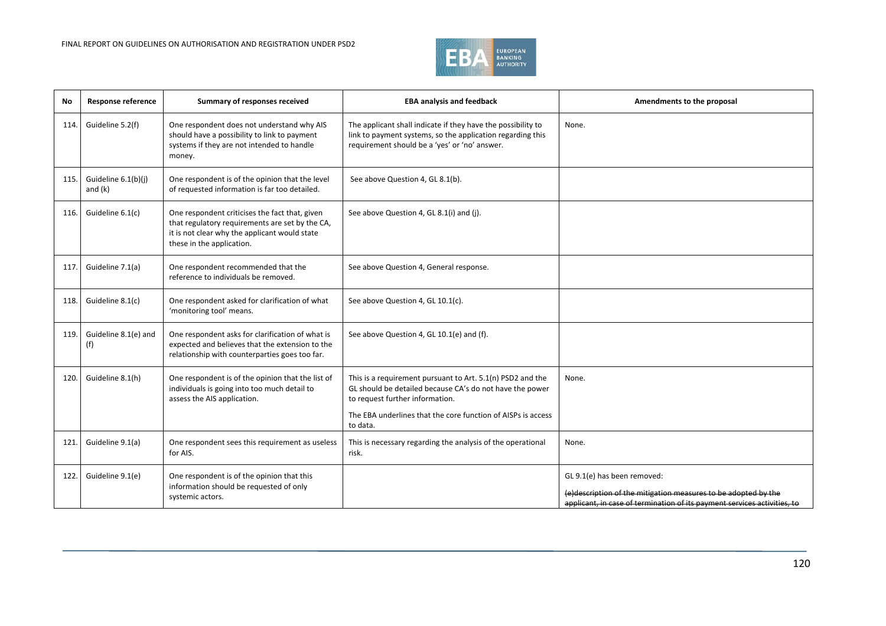| No | Response reference | Summary of responses received | EBA analysis and feedback | Amendments to the proposal |
|---|---|---|---|---|
| 114. | Guideline 5.2(f) | One respondent does not understand why AIS should have a possibility to link to payment systems if they are not intended to handle money. | The applicant shall indicate if they have the possibility to link to payment systems, so the application regarding this requirement should be a 'yes' or 'no' answer. | None. |
| 115. | Guideline 6.1(b)(j) and (k) | One respondent is of the opinion that the level of requested information is far too detailed. | See above Question 4, GL 8.1(b). | |
| 116. | Guideline 6.1(c) | One respondent criticises the fact that, given that regulatory requirements are set by the CA, it is not clear why the applicant would state these in the application. | See above Question 4, GL 8.1(i) and (j). | |
| 117. | Guideline 7.1(a) | One respondent recommended that the reference to individuals be removed. | See above Question 4, General response. | |
| 118. | Guideline 8.1(c) | One respondent asked for clarification of what 'monitoring tool' means. | See above Question 4, GL 10.1(c). | |
| 119. | Guideline 8.1(e) and (f) | One respondent asks for clarification of what is expected and believes that the extension to the relationship with counterparties goes too far. | See above Question 4, GL 10.1(e) and (f). | |
| 120. | Guideline 8.1(h) | One respondent is of the opinion that the list of individuals is going into too much detail to assess the AIS application. | This is a requirement pursuant to Art. 5.1(n) PSD2 and the GL should be detailed because CA's do not have the power to request further information.<br><br>The EBA underlines that the core function of AISPs is access to data. | None. |
| 121. | Guideline 9.1(a) | One respondent sees this requirement as useless for AIS. | This is necessary regarding the analysis of the operational risk. | None. |
| 122. | Guideline 9.1(e) | One respondent is of the opinion that this information should be requested of only systemic actors. | | GL 9.1(e) has been removed:<br><br>~~(e)description of the mitigation measures to be adopted by the applicant, in case of termination of its payment services activities, to~~ |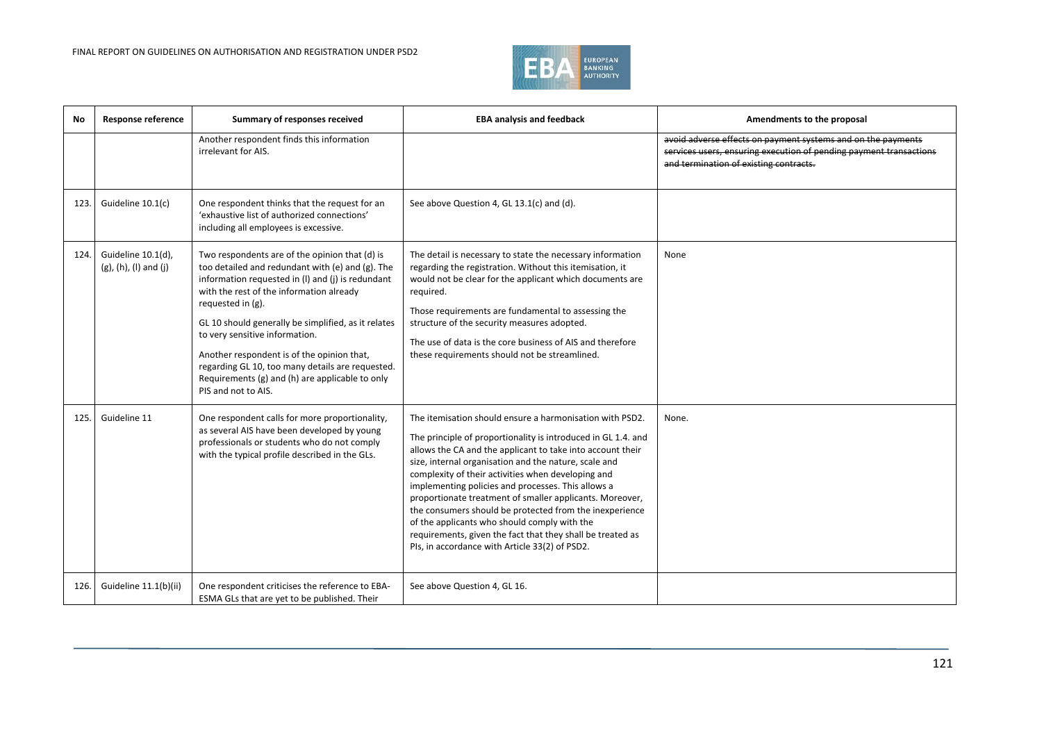| No | Response reference | Summary of responses received | EBA analysis and feedback | Amendments to the proposal |
|---|---|---|---|---|
| | | Another respondent finds this information irrelevant for AIS. | | ~~avoid adverse effects on payment systems and on the payments services users, ensuring execution of pending payment transactions and termination of existing contracts.~~ |
| 123. | Guideline 10.1(c) | One respondent thinks that the request for an 'exhaustive list of authorized connections' including all employees is excessive. | See above Question 4, GL 13.1(c) and (d). | |
| 124. | Guideline 10.1(d), (g), (h), (l) and (j) | Two respondents are of the opinion that (d) is too detailed and redundant with (e) and (g). The information requested in (l) and (j) is redundant with the rest of the information already requested in (g).<br><br>GL 10 should generally be simplified, as it relates to very sensitive information.<br><br>Another respondent is of the opinion that, regarding GL 10, too many details are requested. Requirements (g) and (h) are applicable to only PIS and not to AIS. | The detail is necessary to state the necessary information regarding the registration. Without this itemisation, it would not be clear for the applicant which documents are required.<br><br>Those requirements are fundamental to assessing the structure of the security measures adopted.<br><br>The use of data is the core business of AIS and therefore these requirements should not be streamlined. | None |
| 125. | Guideline 11 | One respondent calls for more proportionality, as several AIS have been developed by young professionals or students who do not comply with the typical profile described in the GLs. | The itemisation should ensure a harmonisation with PSD2.<br><br>The principle of proportionality is introduced in GL 1.4. and allows the CA and the applicant to take into account their size, internal organisation and the nature, scale and complexity of their activities when developing and implementing policies and processes. This allows a proportionate treatment of smaller applicants. Moreover, the consumers should be protected from the inexperience of the applicants who should comply with the requirements, given the fact that they shall be treated as PIs, in accordance with Article 33(2) of PSD2. | None. |
| 126. | Guideline 11.1(b)(ii) | One respondent criticises the reference to EBA-ESMA GLs that are yet to be published. Their | See above Question 4, GL 16. | |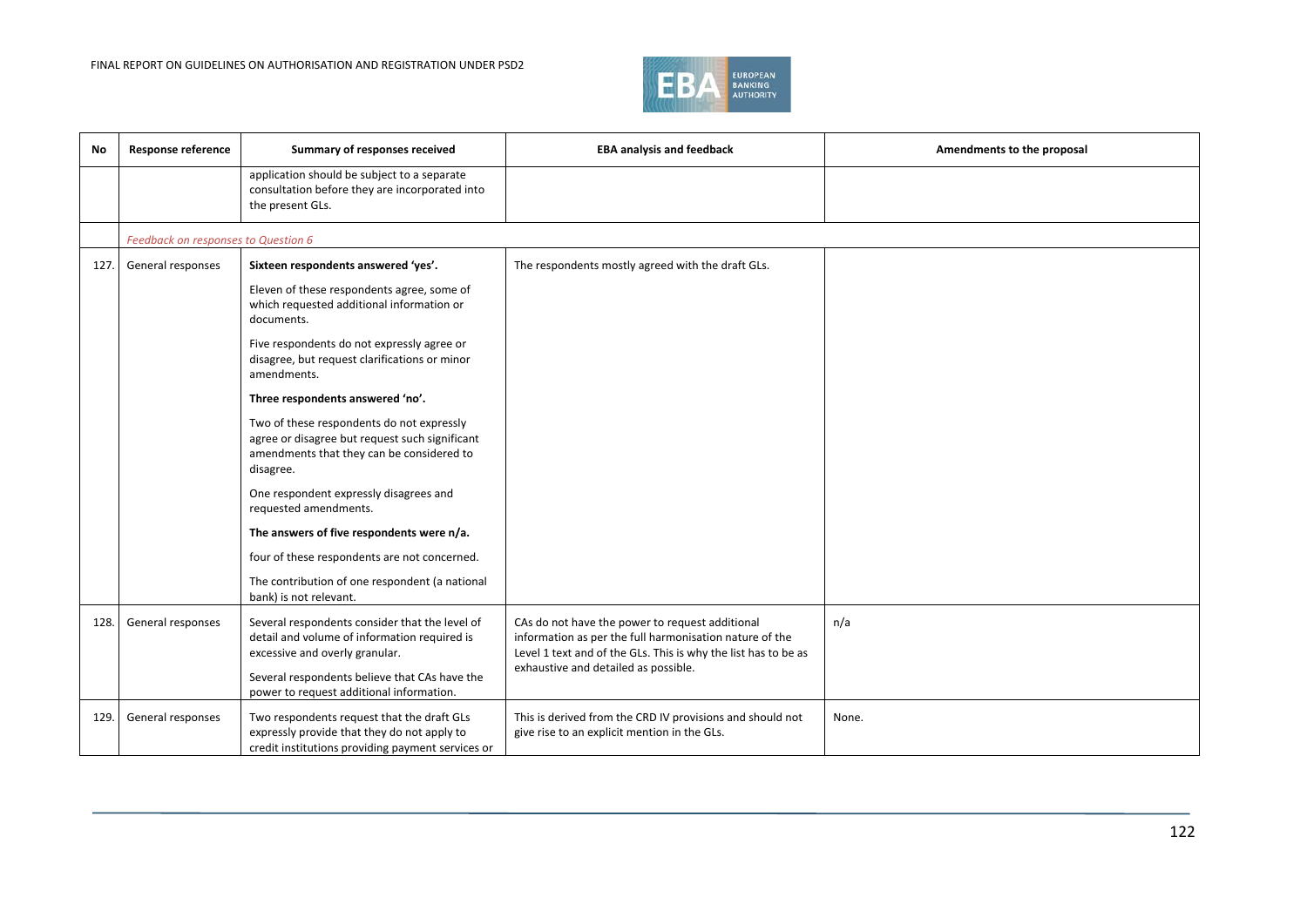| No | Response reference | Summary of responses received | EBA analysis and feedback | Amendments to the proposal |
|---|---|---|---|---|
| | | application should be subject to a separate consultation before they are incorporated into the present GLs. | | |
| | *Feedback on responses to Question 6* | | | |
| 127. | General responses | **Sixteen respondents answered 'yes'.**<br><br>Eleven of these respondents agree, some of which requested additional information or documents.<br><br>Five respondents do not expressly agree or disagree, but request clarifications or minor amendments.<br><br>**Three respondents answered 'no'.**<br><br>Two of these respondents do not expressly agree or disagree but request such significant amendments that they can be considered to disagree.<br><br>One respondent expressly disagrees and requested amendments.<br><br>**The answers of five respondents were n/a.**<br><br>four of these respondents are not concerned.<br><br>The contribution of one respondent (a national bank) is not relevant. | The respondents mostly agreed with the draft GLs. | |
| 128. | General responses | Several respondents consider that the level of detail and volume of information required is excessive and overly granular.<br><br>Several respondents believe that CAs have the power to request additional information. | CAs do not have the power to request additional information as per the full harmonisation nature of the Level 1 text and of the GLs. This is why the list has to be as exhaustive and detailed as possible. | n/a |
| 129. | General responses | Two respondents request that the draft GLs expressly provide that they do not apply to credit institutions providing payment services or | This is derived from the CRD IV provisions and should not give rise to an explicit mention in the GLs. | None. |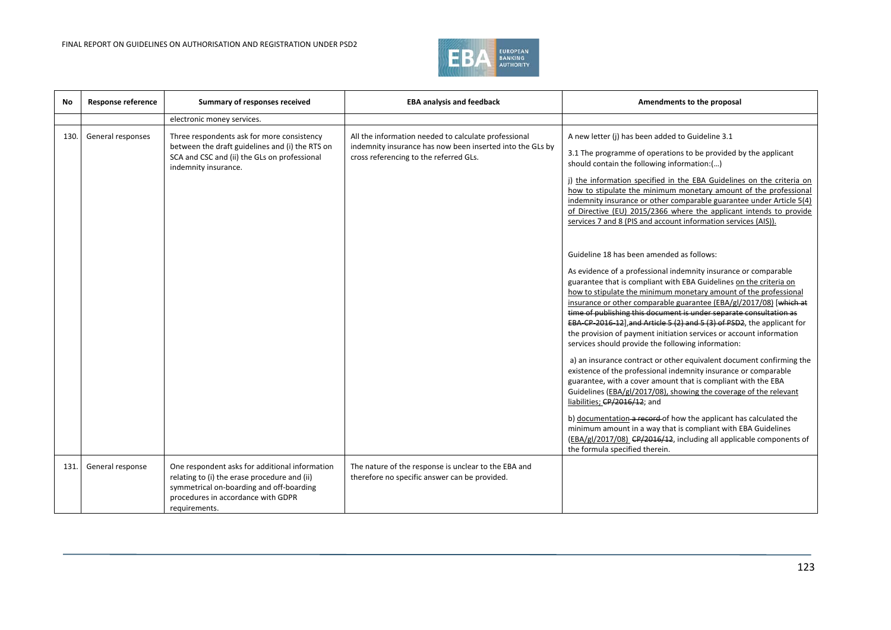| No | Response reference | Summary of responses received | EBA analysis and feedback | Amendments to the proposal |
|---|---|---|---|---|
| | | electronic money services. | | |
| 130. | General responses | Three respondents ask for more consistency between the draft guidelines and (i) the RTS on SCA and CSC and (ii) the GLs on professional indemnity insurance. | All the information needed to calculate professional indemnity insurance has now been inserted into the GLs by cross referencing to the referred GLs. | A new letter (j) has been added to Guideline 3.1<br><br>3.1 The programme of operations to be provided by the applicant should contain the following information:(…)<br><br>j) the information specified in the EBA Guidelines on the criteria on how to stipulate the minimum monetary amount of the professional indemnity insurance or other comparable guarantee under Article 5(4) of Directive (EU) 2015/2366 where the applicant intends to provide services 7 and 8 (PIS and account information services (AIS)).<br><br>Guideline 18 has been amended as follows:<br><br>As evidence of a professional indemnity insurance or comparable guarantee that is compliant with EBA Guidelines on the criteria on how to stipulate the minimum monetary amount of the professional insurance or other comparable guarantee (EBA/gl/2017/08) [~~which at time of publishing this document is under separate consultation as EBA-CP-2016-12~~],~~and Article 5 (2) and 5 (3) of PSD2~~, the applicant for the provision of payment initiation services or account information services should provide the following information:<br><br>a) an insurance contract or other equivalent document confirming the existence of the professional indemnity insurance or comparable guarantee, with a cover amount that is compliant with the EBA Guidelines (EBA/gl/2017/08), showing the coverage of the relevant liabilities; ~~CP/2016/12~~; and<br><br>b) documentation ~~a record~~ of how the applicant has calculated the minimum amount in a way that is compliant with EBA Guidelines (EBA/gl/2017/08) ~~CP/2016/12~~, including all applicable components of the formula specified therein. |
| 131. | General response | One respondent asks for additional information relating to (i) the erase procedure and (ii) symmetrical on-boarding and off-boarding procedures in accordance with GDPR requirements. | The nature of the response is unclear to the EBA and therefore no specific answer can be provided. | |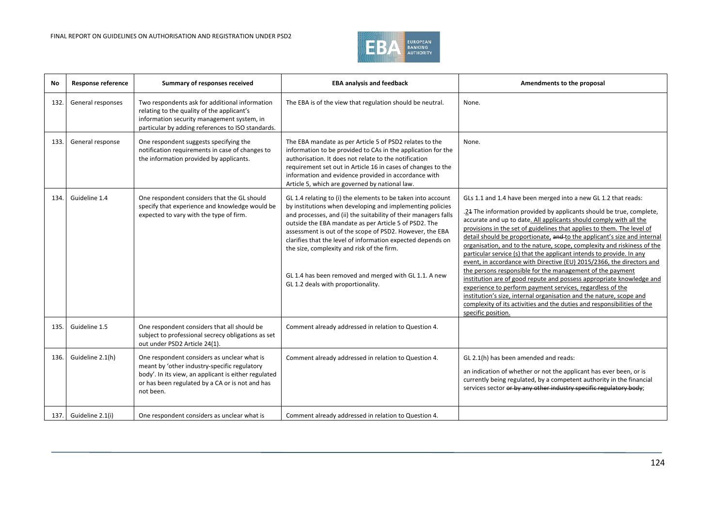| No | Response reference | Summary of responses received | EBA analysis and feedback | Amendments to the proposal |
|---|---|---|---|---|
| 132. | General responses | Two respondents ask for additional information relating to the quality of the applicant's information security management system, in particular by adding references to ISO standards. | The EBA is of the view that regulation should be neutral. | None. |
| 133. | General response | One respondent suggests specifying the notification requirements in case of changes to the information provided by applicants. | The EBA mandate as per Article 5 of PSD2 relates to the information to be provided to CAs in the application for the authorisation. It does not relate to the notification requirement set out in Article 16 in cases of changes to the information and evidence provided in accordance with Article 5, which are governed by national law. | None. |
| 134. | Guideline 1.4 | One respondent considers that the GL should specify that experience and knowledge would be expected to vary with the type of firm. | GL 1.4 relating to (i) the elements to be taken into account by institutions when developing and implementing policies and processes, and (ii) the suitability of their managers falls outside the EBA mandate as per Article 5 of PSD2. The assessment is out of the scope of PSD2. However, the EBA clarifies that the level of information expected depends on the size, complexity and risk of the firm.<br><br>GL 1.4 has been removed and merged with GL 1.1. A new GL 1.2 deals with proportionality. | GLs 1.1 and 1.4 have been merged into a new GL 1.2 that reads:<br><br>.2~~1~~ The information provided by applicants should be true, complete, accurate and up to date. All applicants should comply with all the provisions in the set of guidelines that applies to them. The level of detail should be proportionate, ~~and~~ to the applicant's size and internal organisation, and to the nature, scope, complexity and riskiness of the particular service (s) that the applicant intends to provide. In any event, in accordance with Directive (EU) 2015/2366, the directors and the persons responsible for the management of the payment institution are of good repute and possess appropriate knowledge and experience to perform payment services, regardless of the institution's size, internal organisation and the nature, scope and complexity of its activities and the duties and responsibilities of the specific position. |
| 135. | Guideline 1.5 | One respondent considers that all should be subject to professional secrecy obligations as set out under PSD2 Article 24(1). | Comment already addressed in relation to Question 4. | |
| 136. | Guideline 2.1(h) | One respondent considers as unclear what is meant by 'other industry-specific regulatory body'. In its view, an applicant is either regulated or has been regulated by a CA or is not and has not been. | Comment already addressed in relation to Question 4. | GL 2.1(h) has been amended and reads:<br><br>an indication of whether or not the applicant has ever been, or is currently being regulated, by a competent authority in the financial services sector ~~or by any other industry specific regulatory body~~; |
| 137. | Guideline 2.1(i) | One respondent considers as unclear what is | Comment already addressed in relation to Question 4. | |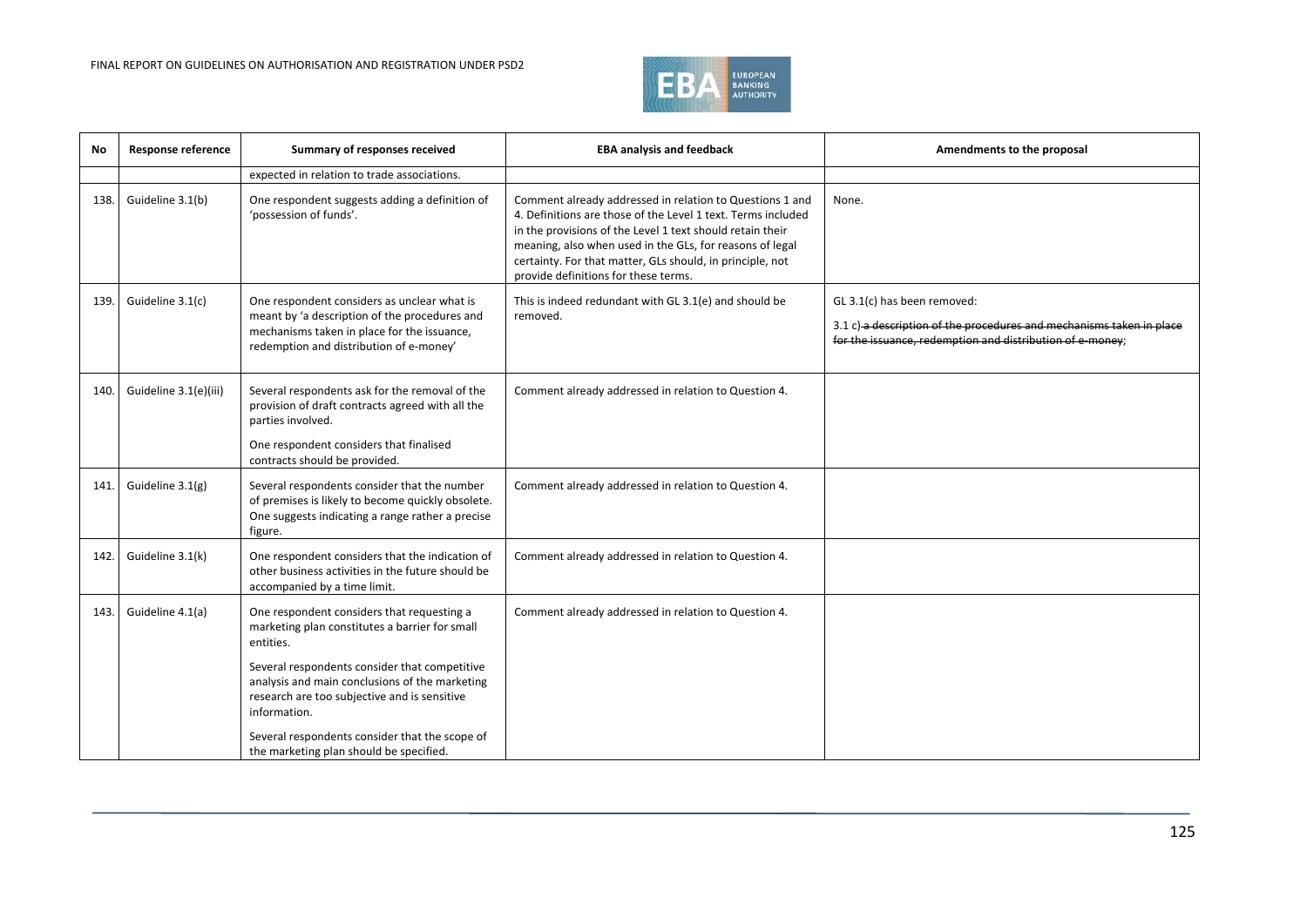| No | Response reference | Summary of responses received | EBA analysis and feedback | Amendments to the proposal |
|---|---|---|---|---|
| | | expected in relation to trade associations. | | |
| 138. | Guideline 3.1(b) | One respondent suggests adding a definition of 'possession of funds'. | Comment already addressed in relation to Questions 1 and 4. Definitions are those of the Level 1 text. Terms included in the provisions of the Level 1 text should retain their meaning, also when used in the GLs, for reasons of legal certainty. For that matter, GLs should, in principle, not provide definitions for these terms. | None. |
| 139. | Guideline 3.1(c) | One respondent considers as unclear what is meant by 'a description of the procedures and mechanisms taken in place for the issuance, redemption and distribution of e-money' | This is indeed redundant with GL 3.1(e) and should be removed. | GL 3.1(c) has been removed:<br><br>3.1 c) ~~a description of the procedures and mechanisms taken in place for the issuance, redemption and distribution of e-money~~; |
| 140. | Guideline 3.1(e)(iii) | Several respondents ask for the removal of the provision of draft contracts agreed with all the parties involved.<br><br>One respondent considers that finalised contracts should be provided. | Comment already addressed in relation to Question 4. | |
| 141. | Guideline 3.1(g) | Several respondents consider that the number of premises is likely to become quickly obsolete. One suggests indicating a range rather a precise figure. | Comment already addressed in relation to Question 4. | |
| 142. | Guideline 3.1(k) | One respondent considers that the indication of other business activities in the future should be accompanied by a time limit. | Comment already addressed in relation to Question 4. | |
| 143. | Guideline 4.1(a) | One respondent considers that requesting a marketing plan constitutes a barrier for small entities.<br><br>Several respondents consider that competitive analysis and main conclusions of the marketing research are too subjective and is sensitive information.<br><br>Several respondents consider that the scope of the marketing plan should be specified. | Comment already addressed in relation to Question 4. | |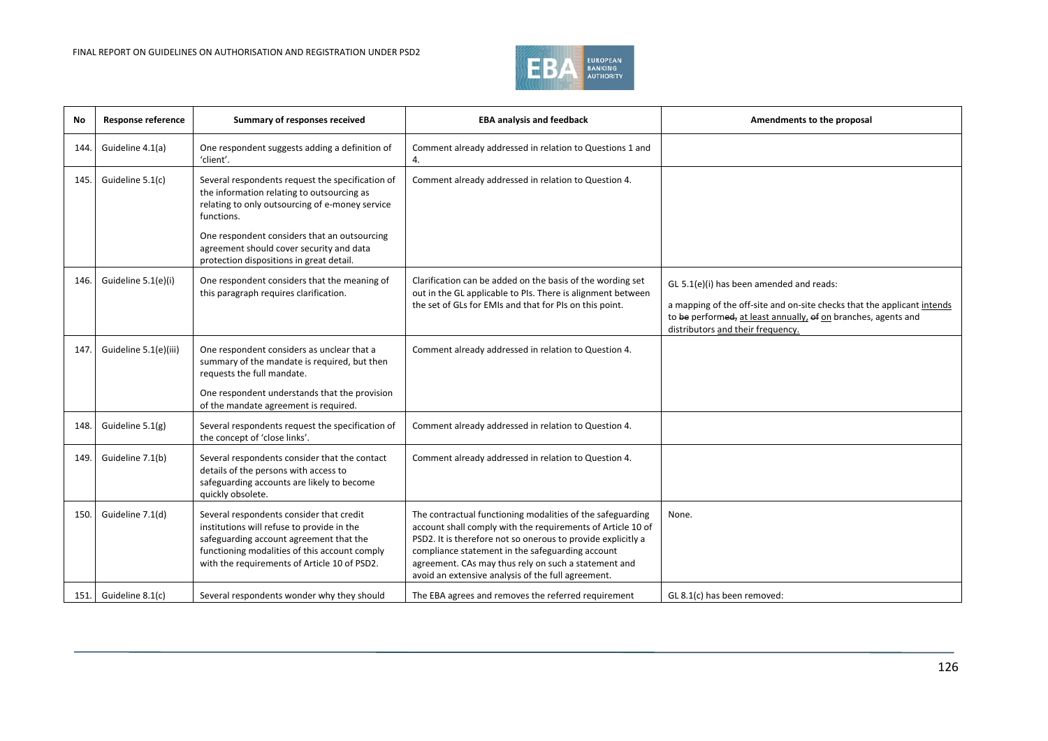| No | Response reference | Summary of responses received | EBA analysis and feedback | Amendments to the proposal |
|---|---|---|---|---|
| 144. | Guideline 4.1(a) | One respondent suggests adding a definition of 'client'. | Comment already addressed in relation to Questions 1 and 4. | |
| 145. | Guideline 5.1(c) | Several respondents request the specification of the information relating to outsourcing as relating to only outsourcing of e-money service functions.<br><br>One respondent considers that an outsourcing agreement should cover security and data protection dispositions in great detail. | Comment already addressed in relation to Question 4. | |
| 146. | Guideline 5.1(e)(i) | One respondent considers that the meaning of this paragraph requires clarification. | Clarification can be added on the basis of the wording set out in the GL applicable to PIs. There is alignment between the set of GLs for EMIs and that for PIs on this point. | GL 5.1(e)(i) has been amended and reads:<br><br>a mapping of the off-site and on-site checks that the applicant ~~intends~~ intends to ~~be~~ performed~~,~~ at least annually, ~~of~~ on branches, agents and distributors and their frequency. |
| 147. | Guideline 5.1(e)(iii) | One respondent considers as unclear that a summary of the mandate is required, but then requests the full mandate.<br><br>One respondent understands that the provision of the mandate agreement is required. | Comment already addressed in relation to Question 4. | |
| 148. | Guideline 5.1(g) | Several respondents request the specification of the concept of 'close links'. | Comment already addressed in relation to Question 4. | |
| 149. | Guideline 7.1(b) | Several respondents consider that the contact details of the persons with access to safeguarding accounts are likely to become quickly obsolete. | Comment already addressed in relation to Question 4. | |
| 150. | Guideline 7.1(d) | Several respondents consider that credit institutions will refuse to provide in the safeguarding account agreement that the functioning modalities of this account comply with the requirements of Article 10 of PSD2. | The contractual functioning modalities of the safeguarding account shall comply with the requirements of Article 10 of PSD2. It is therefore not so onerous to provide explicitly a compliance statement in the safeguarding account agreement. CAs may thus rely on such a statement and avoid an extensive analysis of the full agreement. | None. |
| 151. | Guideline 8.1(c) | Several respondents wonder why they should | The EBA agrees and removes the referred requirement | GL 8.1(c) has been removed: |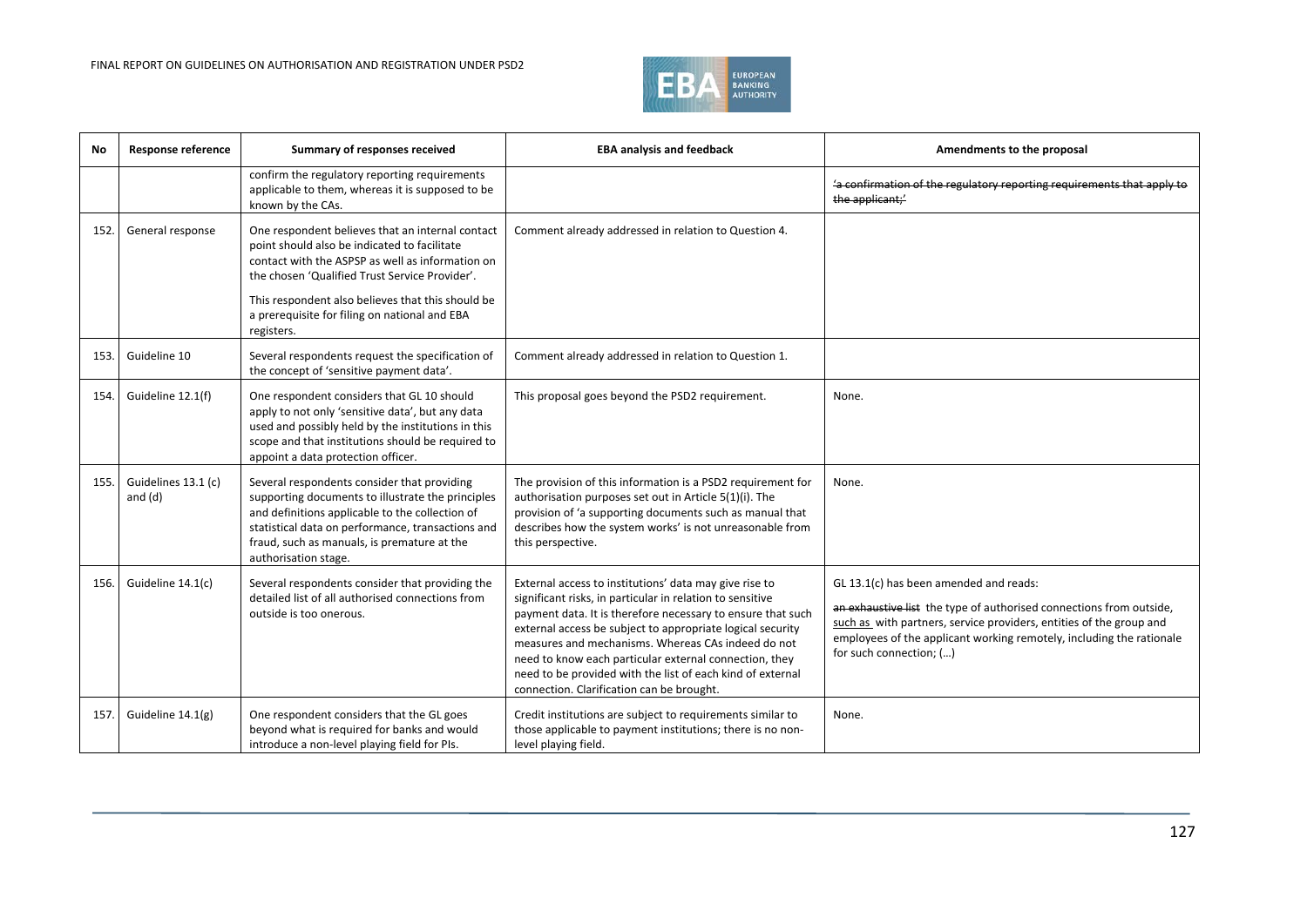| No | Response reference | Summary of responses received | EBA analysis and feedback | Amendments to the proposal |
|---|---|---|---|---|
| | | confirm the regulatory reporting requirements applicable to them, whereas it is supposed to be known by the CAs. | | ~~'a confirmation of the regulatory reporting requirements that apply to the applicant;'~~ |
| 152. | General response | One respondent believes that an internal contact point should also be indicated to facilitate contact with the ASPSP as well as information on the chosen 'Qualified Trust Service Provider'. <br><br> This respondent also believes that this should be a prerequisite for filing on national and EBA registers. | Comment already addressed in relation to Question 4. | |
| 153. | Guideline 10 | Several respondents request the specification of the concept of 'sensitive payment data'. | Comment already addressed in relation to Question 1. | |
| 154. | Guideline 12.1(f) | One respondent considers that GL 10 should apply to not only 'sensitive data', but any data used and possibly held by the institutions in this scope and that institutions should be required to appoint a data protection officer. | This proposal goes beyond the PSD2 requirement. | None. |
| 155. | Guidelines 13.1 (c) and (d) | Several respondents consider that providing supporting documents to illustrate the principles and definitions applicable to the collection of statistical data on performance, transactions and fraud, such as manuals, is premature at the authorisation stage. | The provision of this information is a PSD2 requirement for authorisation purposes set out in Article 5(1)(i). The provision of 'a supporting documents such as manual that describes how the system works' is not unreasonable from this perspective. | None. |
| 156. | Guideline 14.1(c) | Several respondents consider that providing the detailed list of all authorised connections from outside is too onerous. | External access to institutions' data may give rise to significant risks, in particular in relation to sensitive payment data. It is therefore necessary to ensure that such external access be subject to appropriate logical security measures and mechanisms. Whereas CAs indeed do not need to know each particular external connection, they need to be provided with the list of each kind of external connection. Clarification can be brought. | GL 13.1(c) has been amended and reads: <br><br> ~~an exhaustive list~~ the type of authorised connections from outside, <u>such as</u> with partners, service providers, entities of the group and employees of the applicant working remotely, including the rationale for such connection; (…) |
| 157. | Guideline 14.1(g) | One respondent considers that the GL goes beyond what is required for banks and would introduce a non-level playing field for PIs. | Credit institutions are subject to requirements similar to those applicable to payment institutions; there is no non-level playing field. | None. |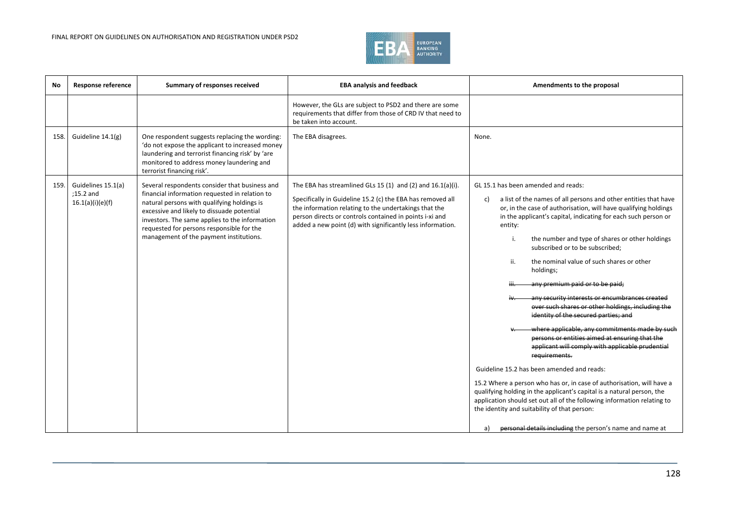| No | Response reference | Summary of responses received | EBA analysis and feedback | Amendments to the proposal |
|---|---|---|---|---|
| | | | However, the GLs are subject to PSD2 and there are some requirements that differ from those of CRD IV that need to be taken into account. | |
| 158. | Guideline 14.1(g) | One respondent suggests replacing the wording: 'do not expose the applicant to increased money laundering and terrorist financing risk' by 'are monitored to address money laundering and terrorist financing risk'. | The EBA disagrees. | None. |
| 159. | Guidelines 15.1(a) ;15.2 and 16.1(a)(i)(e)(f) | Several respondents consider that business and financial information requested in relation to natural persons with qualifying holdings is excessive and likely to dissuade potential investors. The same applies to the information requested for persons responsible for the management of the payment institutions. | The EBA has streamlined GLs 15 (1) and (2) and 16.1(a)(i).<br><br>Specifically in Guideline 15.2 (c) the EBA has removed all the information relating to the undertakings that the person directs or controls contained in points i-xi and added a new point (d) with significantly less information. | GL 15.1 has been amended and reads:<br><br>c) a list of the names of all persons and other entities that have or, in the case of authorisation, will have qualifying holdings in the applicant's capital, indicating for each such person or entity:<br><br>i. the number and type of shares or other holdings subscribed or to be subscribed;<br><br>ii. the nominal value of such shares or other holdings;<br><br>~~iii. any premium paid or to be paid;~~<br><br>~~iv. any security interests or encumbrances created over such shares or other holdings, including the identity of the secured parties; and~~<br><br>~~v. where applicable, any commitments made by such persons or entities aimed at ensuring that the applicant will comply with applicable prudential requirements.~~<br><br>Guideline 15.2 has been amended and reads:<br><br>15.2 Where a person who has or, in case of authorisation, will have a qualifying holding in the applicant's capital is a natural person, the application should set out all of the following information relating to the identity and suitability of that person:<br><br>a) ~~personal details including~~ the person's name and name at |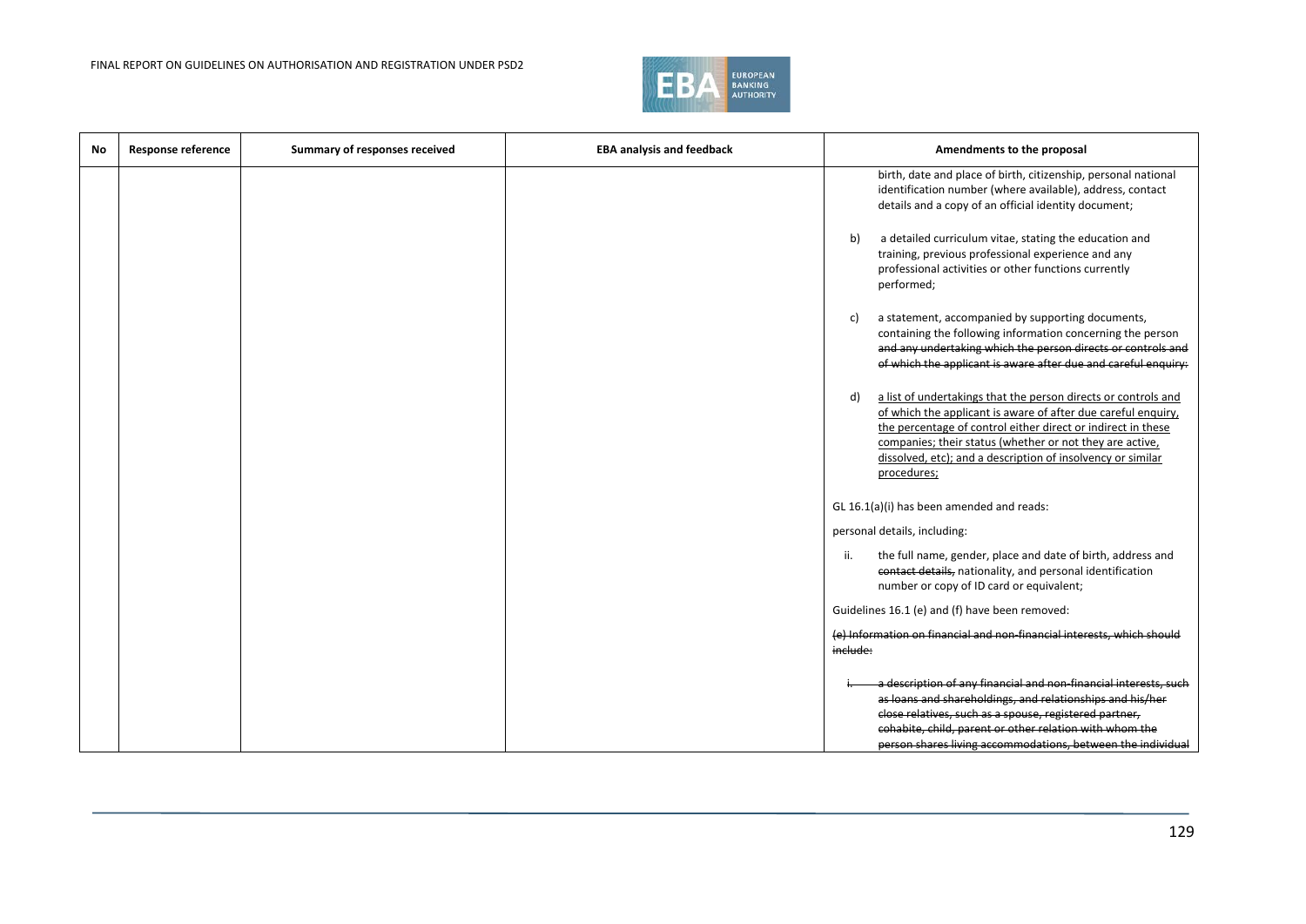| No | Response reference | Summary of responses received | EBA analysis and feedback | Amendments to the proposal |
|---|---|---|---|---|
| | | | | birth, date and place of birth, citizenship, personal national identification number (where available), address, contact details and a copy of an official identity document;<br><br>b) a detailed curriculum vitae, stating the education and training, previous professional experience and any professional activities or other functions currently performed;<br><br>c) a statement, accompanied by supporting documents, containing the following information concerning the person ~~and any undertaking which the person directs or controls and of which the applicant is aware after due and careful enquiry:~~<br><br>d) <u>a list of undertakings that the person directs or controls and of which the applicant is aware of after due careful enquiry, the percentage of control either direct or indirect in these companies; their status (whether or not they are active, dissolved, etc); and a description of insolvency or similar procedures;</u><br><br>GL 16.1(a)(i) has been amended and reads:<br><br>personal details, including:<br><br>ii. the full name, gender, place and date of birth, address and ~~contact details,~~ nationality, and personal identification number or copy of ID card or equivalent;<br><br>Guidelines 16.1 (e) and (f) have been removed:<br><br>~~(e) Information on financial and non-financial interests, which should include:~~<br><br>~~i. a description of any financial and non-financial interests, such as loans and shareholdings, and relationships and his/her close relatives, such as a spouse, registered partner, cohabite, child, parent or other relation with whom the person shares living accommodations, between the individual~~ |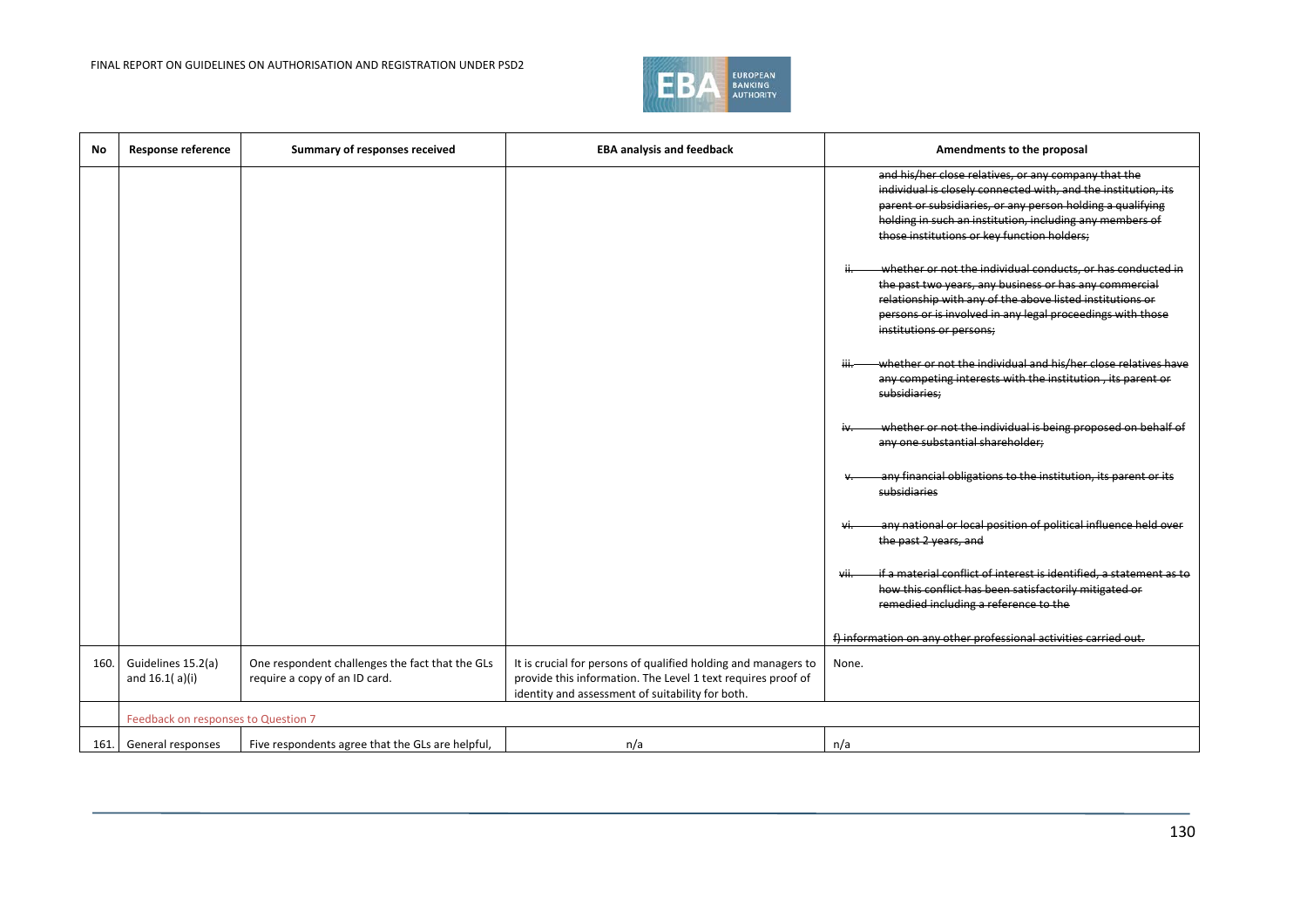| No | Response reference | Summary of responses received | EBA analysis and feedback | Amendments to the proposal |
|---|---|---|---|---|
| | | | | ~~and his/her close relatives, or any company that the individual is closely connected with, and the institution, its parent or subsidiaries, or any person holding a qualifying holding in such an institution, including any members of those institutions or key function holders;~~<br><br>~~ii. whether or not the individual conducts, or has conducted in the past two years, any business or has any commercial relationship with any of the above listed institutions or persons or is involved in any legal proceedings with those institutions or persons;~~<br><br>~~iii. whether or not the individual and his/her close relatives have any competing interests with the institution , its parent or subsidiaries;~~<br><br>~~iv. whether or not the individual is being proposed on behalf of any one substantial shareholder;~~<br><br>~~v. any financial obligations to the institution, its parent or its subsidiaries~~<br><br>~~vi. any national or local position of political influence held over the past 2 years, and~~<br><br>~~vii. if a material conflict of interest is identified, a statement as to how this conflict has been satisfactorily mitigated or remedied including a reference to the~~<br><br>~~f) information on any other professional activities carried out.~~ |
| 160. | Guidelines 15.2(a) and 16.1( a)(i) | One respondent challenges the fact that the GLs require a copy of an ID card. | It is crucial for persons of qualified holding and managers to provide this information. The Level 1 text requires proof of identity and assessment of suitability for both. | None. |
| | Feedback on responses to Question 7 | | | |
| 161. | General responses | Five respondents agree that the GLs are helpful, | n/a | n/a |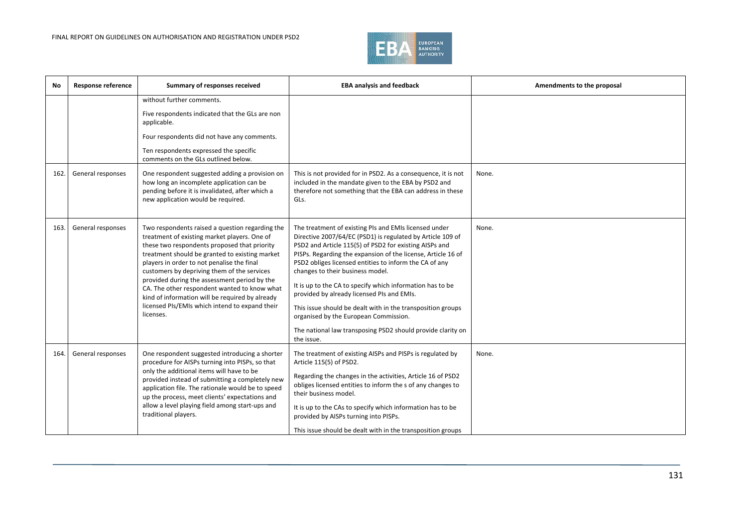| No | Response reference | Summary of responses received | EBA analysis and feedback | Amendments to the proposal |
|---|---|---|---|---|
| | | without further comments.<br><br>Five respondents indicated that the GLs are non applicable.<br><br>Four respondents did not have any comments.<br><br>Ten respondents expressed the specific comments on the GLs outlined below. | | |
| 162. | General responses | One respondent suggested adding a provision on how long an incomplete application can be pending before it is invalidated, after which a new application would be required. | This is not provided for in PSD2. As a consequence, it is not included in the mandate given to the EBA by PSD2 and therefore not something that the EBA can address in these GLs. | None. |
| 163. | General responses | Two respondents raised a question regarding the treatment of existing market players. One of these two respondents proposed that priority treatment should be granted to existing market players in order to not penalise the final customers by depriving them of the services provided during the assessment period by the CA. The other respondent wanted to know what kind of information will be required by already licensed PIs/EMIs which intend to expand their licenses. | The treatment of existing PIs and EMIs licensed under Directive 2007/64/EC (PSD1) is regulated by Article 109 of PSD2 and Article 115(5) of PSD2 for existing AISPs and PISPs. Regarding the expansion of the license, Article 16 of PSD2 obliges licensed entities to inform the CA of any changes to their business model.<br><br>It is up to the CA to specify which information has to be provided by already licensed PIs and EMIs.<br><br>This issue should be dealt with in the transposition groups organised by the European Commission.<br><br>The national law transposing PSD2 should provide clarity on the issue. | None. |
| 164. | General responses | One respondent suggested introducing a shorter procedure for AISPs turning into PISPs, so that only the additional items will have to be provided instead of submitting a completely new application file. The rationale would be to speed up the process, meet clients' expectations and allow a level playing field among start-ups and traditional players. | The treatment of existing AISPs and PISPs is regulated by Article 115(5) of PSD2.<br><br>Regarding the changes in the activities, Article 16 of PSD2 obliges licensed entities to inform the s of any changes to their business model.<br><br>It is up to the CAs to specify which information has to be provided by AISPs turning into PISPs.<br><br>This issue should be dealt with in the transposition groups | None. |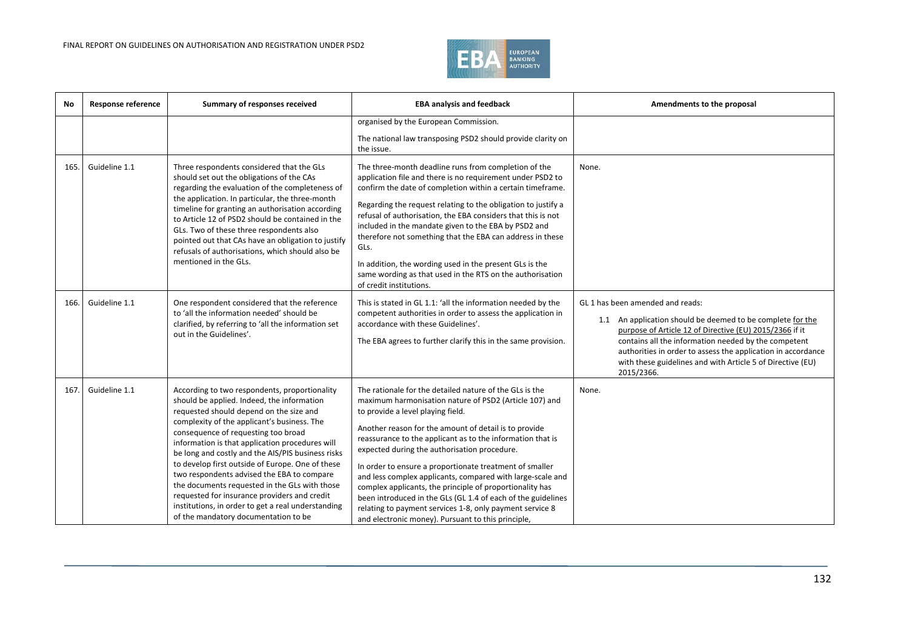| No | Response reference | Summary of responses received | EBA analysis and feedback | Amendments to the proposal |
|---|---|---|---|---|
| | | | organised by the European Commission.<br><br>The national law transposing PSD2 should provide clarity on the issue. | |
| 165. | Guideline 1.1 | Three respondents considered that the GLs should set out the obligations of the CAs regarding the evaluation of the completeness of the application. In particular, the three-month timeline for granting an authorisation according to Article 12 of PSD2 should be contained in the GLs. Two of these three respondents also pointed out that CAs have an obligation to justify refusals of authorisations, which should also be mentioned in the GLs. | The three-month deadline runs from completion of the application file and there is no requirement under PSD2 to confirm the date of completion within a certain timeframe.<br><br>Regarding the request relating to the obligation to justify a refusal of authorisation, the EBA considers that this is not included in the mandate given to the EBA by PSD2 and therefore not something that the EBA can address in these GLs.<br><br>In addition, the wording used in the present GLs is the same wording as that used in the RTS on the authorisation of credit institutions. | None. |
| 166. | Guideline 1.1 | One respondent considered that the reference to 'all the information needed' should be clarified, by referring to 'all the information set out in the Guidelines'. | This is stated in GL 1.1: 'all the information needed by the competent authorities in order to assess the application in accordance with these Guidelines'.<br><br>The EBA agrees to further clarify this in the same provision. | GL 1 has been amended and reads:<br><br>1.1 An application should be deemed to be complete for the purpose of Article 12 of Directive (EU) 2015/2366 if it contains all the information needed by the competent authorities in order to assess the application in accordance with these guidelines and with Article 5 of Directive (EU) 2015/2366. |
| 167. | Guideline 1.1 | According to two respondents, proportionality should be applied. Indeed, the information requested should depend on the size and complexity of the applicant's business. The consequence of requesting too broad information is that application procedures will be long and costly and the AIS/PIS business risks to develop first outside of Europe. One of these two respondents advised the EBA to compare the documents requested in the GLs with those requested for insurance providers and credit institutions, in order to get a real understanding of the mandatory documentation to be | The rationale for the detailed nature of the GLs is the maximum harmonisation nature of PSD2 (Article 107) and to provide a level playing field.<br><br>Another reason for the amount of detail is to provide reassurance to the applicant as to the information that is expected during the authorisation procedure.<br><br>In order to ensure a proportionate treatment of smaller and less complex applicants, compared with large-scale and complex applicants, the principle of proportionality has been introduced in the GLs (GL 1.4 of each of the guidelines relating to payment services 1-8, only payment service 8 and electronic money). Pursuant to this principle, | None. |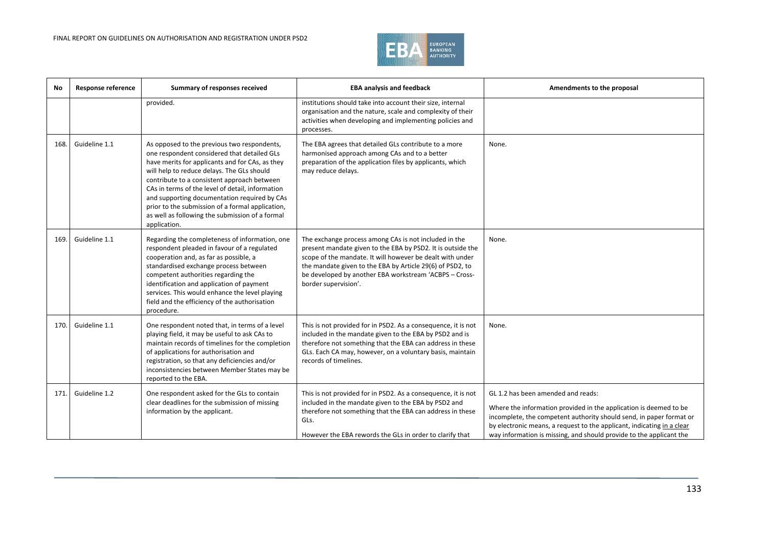| No | Response reference | Summary of responses received | EBA analysis and feedback | Amendments to the proposal |
|---|---|---|---|---|
| | | provided. | institutions should take into account their size, internal organisation and the nature, scale and complexity of their activities when developing and implementing policies and processes. | |
| 168. | Guideline 1.1 | As opposed to the previous two respondents, one respondent considered that detailed GLs have merits for applicants and for CAs, as they will help to reduce delays. The GLs should contribute to a consistent approach between CAs in terms of the level of detail, information and supporting documentation required by CAs prior to the submission of a formal application, as well as following the submission of a formal application. | The EBA agrees that detailed GLs contribute to a more harmonised approach among CAs and to a better preparation of the application files by applicants, which may reduce delays. | None. |
| 169. | Guideline 1.1 | Regarding the completeness of information, one respondent pleaded in favour of a regulated cooperation and, as far as possible, a standardised exchange process between competent authorities regarding the identification and application of payment services. This would enhance the level playing field and the efficiency of the authorisation procedure. | The exchange process among CAs is not included in the present mandate given to the EBA by PSD2. It is outside the scope of the mandate. It will however be dealt with under the mandate given to the EBA by Article 29(6) of PSD2, to be developed by another EBA workstream 'ACBPS – Cross-border supervision'. | None. |
| 170. | Guideline 1.1 | One respondent noted that, in terms of a level playing field, it may be useful to ask CAs to maintain records of timelines for the completion of applications for authorisation and registration, so that any deficiencies and/or inconsistencies between Member States may be reported to the EBA. | This is not provided for in PSD2. As a consequence, it is not included in the mandate given to the EBA by PSD2 and is therefore not something that the EBA can address in these GLs. Each CA may, however, on a voluntary basis, maintain records of timelines. | None. |
| 171. | Guideline 1.2 | One respondent asked for the GLs to contain clear deadlines for the submission of missing information by the applicant. | This is not provided for in PSD2. As a consequence, it is not included in the mandate given to the EBA by PSD2 and therefore not something that the EBA can address in these GLs.<br><br>However the EBA rewords the GLs in order to clarify that | GL 1.2 has been amended and reads:<br><br>Where the information provided in the application is deemed to be incomplete, the competent authority should send, in paper format or by electronic means, a request to the applicant, indicating <u>in a clear</u> <u>way</u> information is missing, and should provide to the applicant the |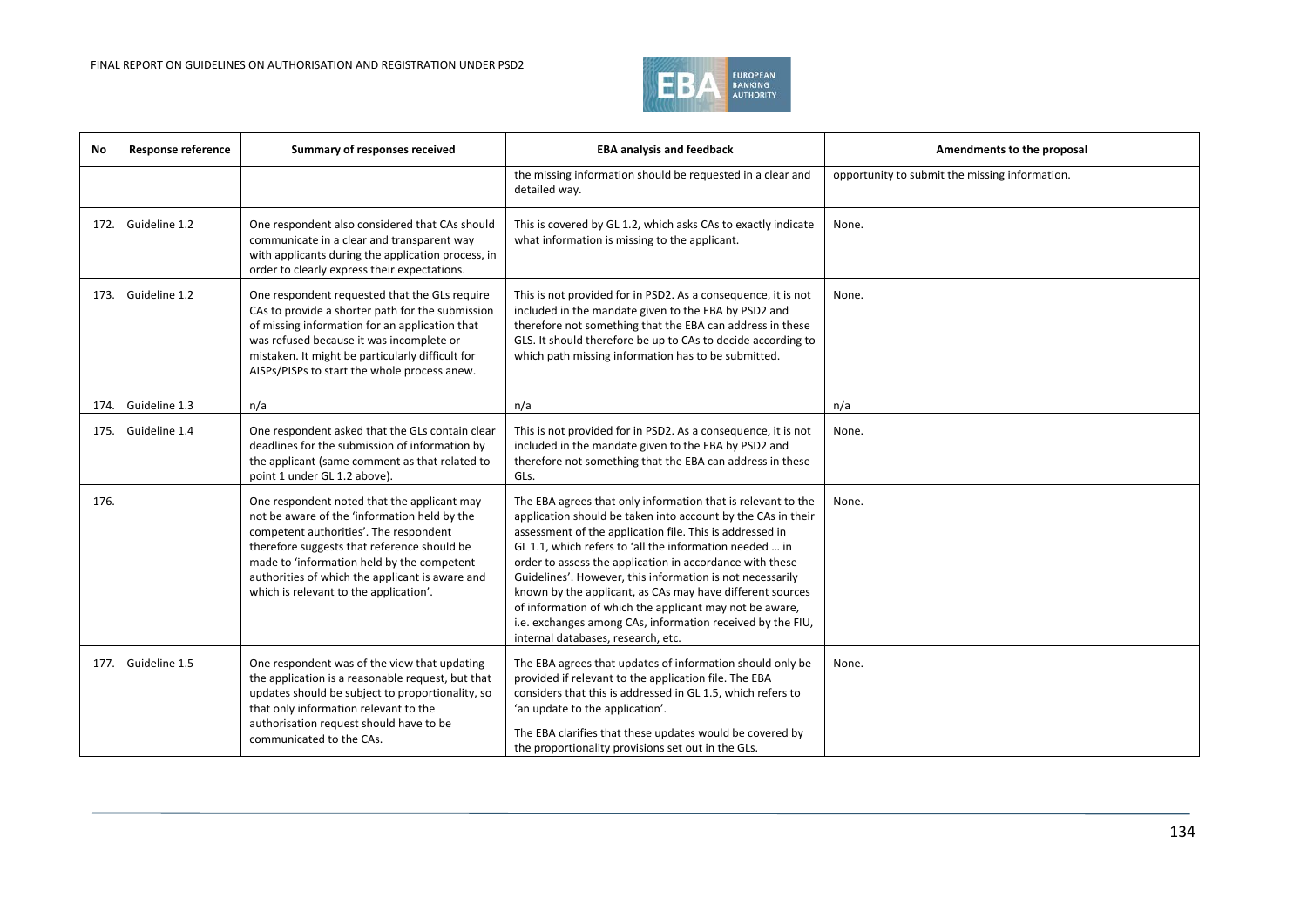| No | Response reference | Summary of responses received | EBA analysis and feedback | Amendments to the proposal |
|---|---|---|---|---|
| | | | the missing information should be requested in a clear and detailed way. | opportunity to submit the missing information. |
| 172. | Guideline 1.2 | One respondent also considered that CAs should communicate in a clear and transparent way with applicants during the application process, in order to clearly express their expectations. | This is covered by GL 1.2, which asks CAs to exactly indicate what information is missing to the applicant. | None. |
| 173. | Guideline 1.2 | One respondent requested that the GLs require CAs to provide a shorter path for the submission of missing information for an application that was refused because it was incomplete or mistaken. It might be particularly difficult for AISPs/PISPs to start the whole process anew. | This is not provided for in PSD2. As a consequence, it is not included in the mandate given to the EBA by PSD2 and therefore not something that the EBA can address in these GLS. It should therefore be up to CAs to decide according to which path missing information has to be submitted. | None. |
| 174. | Guideline 1.3 | n/a | n/a | n/a |
| 175. | Guideline 1.4 | One respondent asked that the GLs contain clear deadlines for the submission of information by the applicant (same comment as that related to point 1 under GL 1.2 above). | This is not provided for in PSD2. As a consequence, it is not included in the mandate given to the EBA by PSD2 and therefore not something that the EBA can address in these GLs. | None. |
| 176. | | One respondent noted that the applicant may not be aware of the 'information held by the competent authorities'. The respondent therefore suggests that reference should be made to 'information held by the competent authorities of which the applicant is aware and which is relevant to the application'. | The EBA agrees that only information that is relevant to the application should be taken into account by the CAs in their assessment of the application file. This is addressed in GL 1.1, which refers to 'all the information needed … in order to assess the application in accordance with these Guidelines'. However, this information is not necessarily known by the applicant, as CAs may have different sources of information of which the applicant may not be aware, i.e. exchanges among CAs, information received by the FIU, internal databases, research, etc. | None. |
| 177. | Guideline 1.5 | One respondent was of the view that updating the application is a reasonable request, but that updates should be subject to proportionality, so that only information relevant to the authorisation request should have to be communicated to the CAs. | The EBA agrees that updates of information should only be provided if relevant to the application file. The EBA considers that this is addressed in GL 1.5, which refers to 'an update to the application'.<br><br>The EBA clarifies that these updates would be covered by the proportionality provisions set out in the GLs. | None. |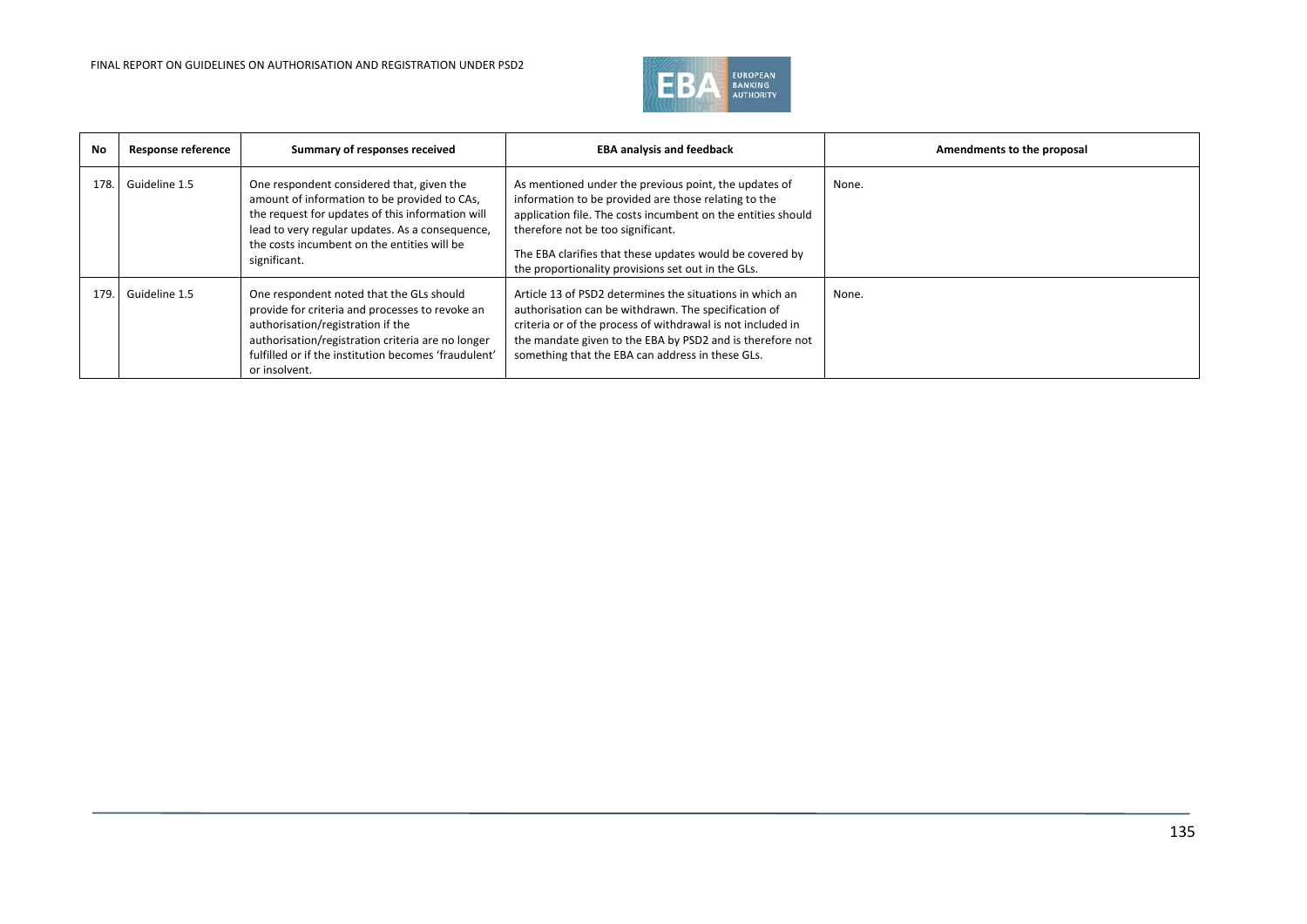| No | Response reference | Summary of responses received | EBA analysis and feedback | Amendments to the proposal |
|---|---|---|---|---|
| 178. | Guideline 1.5 | One respondent considered that, given the amount of information to be provided to CAs, the request for updates of this information will lead to very regular updates. As a consequence, the costs incumbent on the entities will be significant. | As mentioned under the previous point, the updates of information to be provided are those relating to the application file. The costs incumbent on the entities should therefore not be too significant.<br><br>The EBA clarifies that these updates would be covered by the proportionality provisions set out in the GLs. | None. |
| 179. | Guideline 1.5 | One respondent noted that the GLs should provide for criteria and processes to revoke an authorisation/registration if the authorisation/registration criteria are no longer fulfilled or if the institution becomes 'fraudulent' or insolvent. | Article 13 of PSD2 determines the situations in which an authorisation can be withdrawn. The specification of criteria or of the process of withdrawal is not included in the mandate given to the EBA by PSD2 and is therefore not something that the EBA can address in these GLs. | None. |